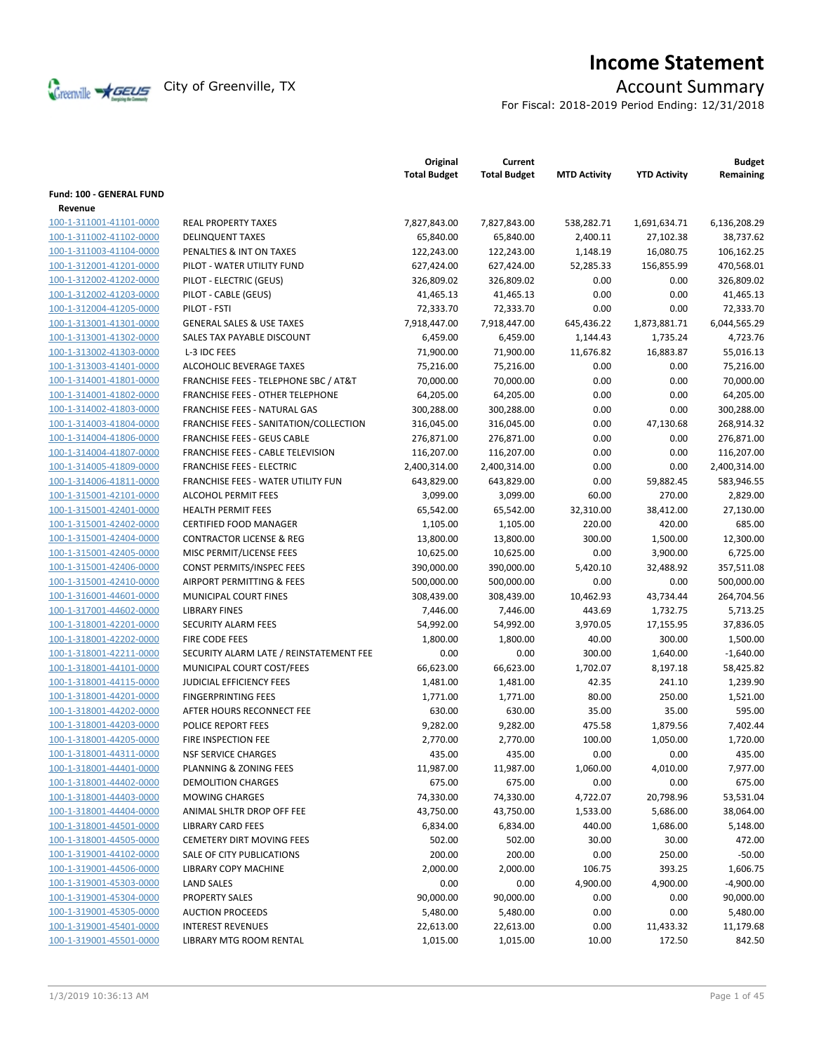# Income Statement

City of Greenville, TX

## Account Summary

For Fiscal: 2018-2019 Period Ending: 12/31/2018

| | | Original Total Budget | Current Total Budget | MTD Activity | YTD Activity | Budget Remaining |
|---|---|---|---|---|---|---|
| **Fund: 100 - GENERAL FUND** | | | | | | |
| **Revenue** | | | | | | |
| 100-1-311001-41101-0000 | REAL PROPERTY TAXES | 7,827,843.00 | 7,827,843.00 | 538,282.71 | 1,691,634.71 | 6,136,208.29 |
| 100-1-311002-41102-0000 | DELINQUENT TAXES | 65,840.00 | 65,840.00 | 2,400.11 | 27,102.38 | 38,737.62 |
| 100-1-311003-41104-0000 | PENALTIES & INT ON TAXES | 122,243.00 | 122,243.00 | 1,148.19 | 16,080.75 | 106,162.25 |
| 100-1-312001-41201-0000 | PILOT - WATER UTILITY FUND | 627,424.00 | 627,424.00 | 52,285.33 | 156,855.99 | 470,568.01 |
| 100-1-312002-41202-0000 | PILOT - ELECTRIC (GEUS) | 326,809.02 | 326,809.02 | 0.00 | 0.00 | 326,809.02 |
| 100-1-312002-41203-0000 | PILOT - CABLE (GEUS) | 41,465.13 | 41,465.13 | 0.00 | 0.00 | 41,465.13 |
| 100-1-312004-41205-0000 | PILOT - FSTI | 72,333.70 | 72,333.70 | 0.00 | 0.00 | 72,333.70 |
| 100-1-313001-41301-0000 | GENERAL SALES & USE TAXES | 7,918,447.00 | 7,918,447.00 | 645,436.22 | 1,873,881.71 | 6,044,565.29 |
| 100-1-313001-41302-0000 | SALES TAX PAYABLE DISCOUNT | 6,459.00 | 6,459.00 | 1,144.43 | 1,735.24 | 4,723.76 |
| 100-1-313002-41303-0000 | L-3 IDC FEES | 71,900.00 | 71,900.00 | 11,676.82 | 16,883.87 | 55,016.13 |
| 100-1-313003-41401-0000 | ALCOHOLIC BEVERAGE TAXES | 75,216.00 | 75,216.00 | 0.00 | 0.00 | 75,216.00 |
| 100-1-314001-41801-0000 | FRANCHISE FEES - TELEPHONE SBC / AT&T | 70,000.00 | 70,000.00 | 0.00 | 0.00 | 70,000.00 |
| 100-1-314001-41802-0000 | FRANCHISE FEES - OTHER TELEPHONE | 64,205.00 | 64,205.00 | 0.00 | 0.00 | 64,205.00 |
| 100-1-314002-41803-0000 | FRANCHISE FEES - NATURAL GAS | 300,288.00 | 300,288.00 | 0.00 | 0.00 | 300,288.00 |
| 100-1-314003-41804-0000 | FRANCHISE FEES - SANITATION/COLLECTION | 316,045.00 | 316,045.00 | 0.00 | 47,130.68 | 268,914.32 |
| 100-1-314004-41806-0000 | FRANCHISE FEES - GEUS CABLE | 276,871.00 | 276,871.00 | 0.00 | 0.00 | 276,871.00 |
| 100-1-314004-41807-0000 | FRANCHISE FEES - CABLE TELEVISION | 116,207.00 | 116,207.00 | 0.00 | 0.00 | 116,207.00 |
| 100-1-314005-41809-0000 | FRANCHISE FEES - ELECTRIC | 2,400,314.00 | 2,400,314.00 | 0.00 | 0.00 | 2,400,314.00 |
| 100-1-314006-41811-0000 | FRANCHISE FEES - WATER UTILITY FUN | 643,829.00 | 643,829.00 | 0.00 | 59,882.45 | 583,946.55 |
| 100-1-315001-42101-0000 | ALCOHOL PERMIT FEES | 3,099.00 | 3,099.00 | 60.00 | 270.00 | 2,829.00 |
| 100-1-315001-42401-0000 | HEALTH PERMIT FEES | 65,542.00 | 65,542.00 | 32,310.00 | 38,412.00 | 27,130.00 |
| 100-1-315001-42402-0000 | CERTIFIED FOOD MANAGER | 1,105.00 | 1,105.00 | 220.00 | 420.00 | 685.00 |
| 100-1-315001-42404-0000 | CONTRACTOR LICENSE & REG | 13,800.00 | 13,800.00 | 300.00 | 1,500.00 | 12,300.00 |
| 100-1-315001-42405-0000 | MISC PERMIT/LICENSE FEES | 10,625.00 | 10,625.00 | 0.00 | 3,900.00 | 6,725.00 |
| 100-1-315001-42406-0000 | CONST PERMITS/INSPEC FEES | 390,000.00 | 390,000.00 | 5,420.10 | 32,488.92 | 357,511.08 |
| 100-1-315001-42410-0000 | AIRPORT PERMITTING & FEES | 500,000.00 | 500,000.00 | 0.00 | 0.00 | 500,000.00 |
| 100-1-316001-44601-0000 | MUNICIPAL COURT FINES | 308,439.00 | 308,439.00 | 10,462.93 | 43,734.44 | 264,704.56 |
| 100-1-317001-44602-0000 | LIBRARY FINES | 7,446.00 | 7,446.00 | 443.69 | 1,732.75 | 5,713.25 |
| 100-1-318001-42201-0000 | SECURITY ALARM FEES | 54,992.00 | 54,992.00 | 3,970.05 | 17,155.95 | 37,836.05 |
| 100-1-318001-42202-0000 | FIRE CODE FEES | 1,800.00 | 1,800.00 | 40.00 | 300.00 | 1,500.00 |
| 100-1-318001-42211-0000 | SECURITY ALARM LATE / REINSTATEMENT FEE | 0.00 | 0.00 | 300.00 | 1,640.00 | -1,640.00 |
| 100-1-318001-44101-0000 | MUNICIPAL COURT COST/FEES | 66,623.00 | 66,623.00 | 1,702.07 | 8,197.18 | 58,425.82 |
| 100-1-318001-44115-0000 | JUDICIAL EFFICIENCY FEES | 1,481.00 | 1,481.00 | 42.35 | 241.10 | 1,239.90 |
| 100-1-318001-44201-0000 | FINGERPRINTING FEES | 1,771.00 | 1,771.00 | 80.00 | 250.00 | 1,521.00 |
| 100-1-318001-44202-0000 | AFTER HOURS RECONNECT FEE | 630.00 | 630.00 | 35.00 | 35.00 | 595.00 |
| 100-1-318001-44203-0000 | POLICE REPORT FEES | 9,282.00 | 9,282.00 | 475.58 | 1,879.56 | 7,402.44 |
| 100-1-318001-44205-0000 | FIRE INSPECTION FEE | 2,770.00 | 2,770.00 | 100.00 | 1,050.00 | 1,720.00 |
| 100-1-318001-44311-0000 | NSF SERVICE CHARGES | 435.00 | 435.00 | 0.00 | 0.00 | 435.00 |
| 100-1-318001-44401-0000 | PLANNING & ZONING FEES | 11,987.00 | 11,987.00 | 1,060.00 | 4,010.00 | 7,977.00 |
| 100-1-318001-44402-0000 | DEMOLITION CHARGES | 675.00 | 675.00 | 0.00 | 0.00 | 675.00 |
| 100-1-318001-44403-0000 | MOWING CHARGES | 74,330.00 | 74,330.00 | 4,722.07 | 20,798.96 | 53,531.04 |
| 100-1-318001-44404-0000 | ANIMAL SHLTR DROP OFF FEE | 43,750.00 | 43,750.00 | 1,533.00 | 5,686.00 | 38,064.00 |
| 100-1-318001-44501-0000 | LIBRARY CARD FEES | 6,834.00 | 6,834.00 | 440.00 | 1,686.00 | 5,148.00 |
| 100-1-318001-44505-0000 | CEMETERY DIRT MOVING FEES | 502.00 | 502.00 | 30.00 | 30.00 | 472.00 |
| 100-1-319001-44102-0000 | SALE OF CITY PUBLICATIONS | 200.00 | 200.00 | 0.00 | 250.00 | -50.00 |
| 100-1-319001-44506-0000 | LIBRARY COPY MACHINE | 2,000.00 | 2,000.00 | 106.75 | 393.25 | 1,606.75 |
| 100-1-319001-45303-0000 | LAND SALES | 0.00 | 0.00 | 4,900.00 | 4,900.00 | -4,900.00 |
| 100-1-319001-45304-0000 | PROPERTY SALES | 90,000.00 | 90,000.00 | 0.00 | 0.00 | 90,000.00 |
| 100-1-319001-45305-0000 | AUCTION PROCEEDS | 5,480.00 | 5,480.00 | 0.00 | 0.00 | 5,480.00 |
| 100-1-319001-45401-0000 | INTEREST REVENUES | 22,613.00 | 22,613.00 | 0.00 | 11,433.32 | 11,179.68 |
| 100-1-319001-45501-0000 | LIBRARY MTG ROOM RENTAL | 1,015.00 | 1,015.00 | 10.00 | 172.50 | 842.50 |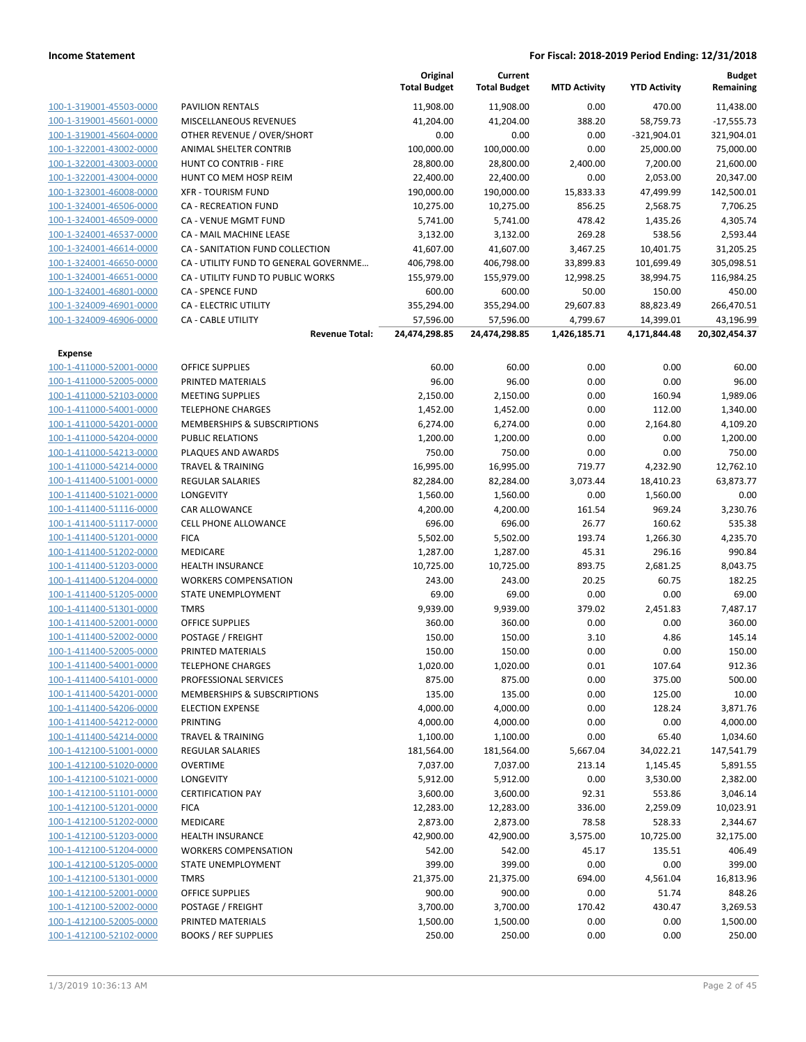| | | Original Total Budget | Current Total Budget | MTD Activity | YTD Activity | Budget Remaining |
|---|---|---|---|---|---|---|
| 100-1-319001-45503-0000 | PAVILION RENTALS | 11,908.00 | 11,908.00 | 0.00 | 470.00 | 11,438.00 |
| 100-1-319001-45601-0000 | MISCELLANEOUS REVENUES | 41,204.00 | 41,204.00 | 388.20 | 58,759.73 | -17,555.73 |
| 100-1-319001-45604-0000 | OTHER REVENUE / OVER/SHORT | 0.00 | 0.00 | 0.00 | -321,904.01 | 321,904.01 |
| 100-1-322001-43002-0000 | ANIMAL SHELTER CONTRIB | 100,000.00 | 100,000.00 | 0.00 | 25,000.00 | 75,000.00 |
| 100-1-322001-43003-0000 | HUNT CO CONTRIB - FIRE | 28,800.00 | 28,800.00 | 2,400.00 | 7,200.00 | 21,600.00 |
| 100-1-322001-43004-0000 | HUNT CO MEM HOSP REIM | 22,400.00 | 22,400.00 | 0.00 | 2,053.00 | 20,347.00 |
| 100-1-323001-46008-0000 | XFR - TOURISM FUND | 190,000.00 | 190,000.00 | 15,833.33 | 47,499.99 | 142,500.01 |
| 100-1-324001-46506-0000 | CA - RECREATION FUND | 10,275.00 | 10,275.00 | 856.25 | 2,568.75 | 7,706.25 |
| 100-1-324001-46509-0000 | CA - VENUE MGMT FUND | 5,741.00 | 5,741.00 | 478.42 | 1,435.26 | 4,305.74 |
| 100-1-324001-46537-0000 | CA - MAIL MACHINE LEASE | 3,132.00 | 3,132.00 | 269.28 | 538.56 | 2,593.44 |
| 100-1-324001-46614-0000 | CA - SANITATION FUND COLLECTION | 41,607.00 | 41,607.00 | 3,467.25 | 10,401.75 | 31,205.25 |
| 100-1-324001-46650-0000 | CA - UTILITY FUND TO GENERAL GOVERNME… | 406,798.00 | 406,798.00 | 33,899.83 | 101,699.49 | 305,098.51 |
| 100-1-324001-46651-0000 | CA - UTILITY FUND TO PUBLIC WORKS | 155,979.00 | 155,979.00 | 12,998.25 | 38,994.75 | 116,984.25 |
| 100-1-324001-46801-0000 | CA - SPENCE FUND | 600.00 | 600.00 | 50.00 | 150.00 | 450.00 |
| 100-1-324009-46901-0000 | CA - ELECTRIC UTILITY | 355,294.00 | 355,294.00 | 29,607.83 | 88,823.49 | 266,470.51 |
| 100-1-324009-46906-0000 | CA - CABLE UTILITY | 57,596.00 | 57,596.00 | 4,799.67 | 14,399.01 | 43,196.99 |
| | **Revenue Total:** | **24,474,298.85** | **24,474,298.85** | **1,426,185.71** | **4,171,844.48** | **20,302,454.37** |
| **Expense** | | | | | | |
| 100-1-411000-52001-0000 | OFFICE SUPPLIES | 60.00 | 60.00 | 0.00 | 0.00 | 60.00 |
| 100-1-411000-52005-0000 | PRINTED MATERIALS | 96.00 | 96.00 | 0.00 | 0.00 | 96.00 |
| 100-1-411000-52103-0000 | MEETING SUPPLIES | 2,150.00 | 2,150.00 | 0.00 | 160.94 | 1,989.06 |
| 100-1-411000-54001-0000 | TELEPHONE CHARGES | 1,452.00 | 1,452.00 | 0.00 | 112.00 | 1,340.00 |
| 100-1-411000-54201-0000 | MEMBERSHIPS & SUBSCRIPTIONS | 6,274.00 | 6,274.00 | 0.00 | 2,164.80 | 4,109.20 |
| 100-1-411000-54204-0000 | PUBLIC RELATIONS | 1,200.00 | 1,200.00 | 0.00 | 0.00 | 1,200.00 |
| 100-1-411000-54213-0000 | PLAQUES AND AWARDS | 750.00 | 750.00 | 0.00 | 0.00 | 750.00 |
| 100-1-411000-54214-0000 | TRAVEL & TRAINING | 16,995.00 | 16,995.00 | 719.77 | 4,232.90 | 12,762.10 |
| 100-1-411400-51001-0000 | REGULAR SALARIES | 82,284.00 | 82,284.00 | 3,073.44 | 18,410.23 | 63,873.77 |
| 100-1-411400-51021-0000 | LONGEVITY | 1,560.00 | 1,560.00 | 0.00 | 1,560.00 | 0.00 |
| 100-1-411400-51116-0000 | CAR ALLOWANCE | 4,200.00 | 4,200.00 | 161.54 | 969.24 | 3,230.76 |
| 100-1-411400-51117-0000 | CELL PHONE ALLOWANCE | 696.00 | 696.00 | 26.77 | 160.62 | 535.38 |
| 100-1-411400-51201-0000 | FICA | 5,502.00 | 5,502.00 | 193.74 | 1,266.30 | 4,235.70 |
| 100-1-411400-51202-0000 | MEDICARE | 1,287.00 | 1,287.00 | 45.31 | 296.16 | 990.84 |
| 100-1-411400-51203-0000 | HEALTH INSURANCE | 10,725.00 | 10,725.00 | 893.75 | 2,681.25 | 8,043.75 |
| 100-1-411400-51204-0000 | WORKERS COMPENSATION | 243.00 | 243.00 | 20.25 | 60.75 | 182.25 |
| 100-1-411400-51205-0000 | STATE UNEMPLOYMENT | 69.00 | 69.00 | 0.00 | 0.00 | 69.00 |
| 100-1-411400-51301-0000 | TMRS | 9,939.00 | 9,939.00 | 379.02 | 2,451.83 | 7,487.17 |
| 100-1-411400-52001-0000 | OFFICE SUPPLIES | 360.00 | 360.00 | 0.00 | 0.00 | 360.00 |
| 100-1-411400-52002-0000 | POSTAGE / FREIGHT | 150.00 | 150.00 | 3.10 | 4.86 | 145.14 |
| 100-1-411400-52005-0000 | PRINTED MATERIALS | 150.00 | 150.00 | 0.00 | 0.00 | 150.00 |
| 100-1-411400-54001-0000 | TELEPHONE CHARGES | 1,020.00 | 1,020.00 | 0.01 | 107.64 | 912.36 |
| 100-1-411400-54101-0000 | PROFESSIONAL SERVICES | 875.00 | 875.00 | 0.00 | 375.00 | 500.00 |
| 100-1-411400-54201-0000 | MEMBERSHIPS & SUBSCRIPTIONS | 135.00 | 135.00 | 0.00 | 125.00 | 10.00 |
| 100-1-411400-54206-0000 | ELECTION EXPENSE | 4,000.00 | 4,000.00 | 0.00 | 128.24 | 3,871.76 |
| 100-1-411400-54212-0000 | PRINTING | 4,000.00 | 4,000.00 | 0.00 | 0.00 | 4,000.00 |
| 100-1-411400-54214-0000 | TRAVEL & TRAINING | 1,100.00 | 1,100.00 | 0.00 | 65.40 | 1,034.60 |
| 100-1-412100-51001-0000 | REGULAR SALARIES | 181,564.00 | 181,564.00 | 5,667.04 | 34,022.21 | 147,541.79 |
| 100-1-412100-51020-0000 | OVERTIME | 7,037.00 | 7,037.00 | 213.14 | 1,145.45 | 5,891.55 |
| 100-1-412100-51021-0000 | LONGEVITY | 5,912.00 | 5,912.00 | 0.00 | 3,530.00 | 2,382.00 |
| 100-1-412100-51101-0000 | CERTIFICATION PAY | 3,600.00 | 3,600.00 | 92.31 | 553.86 | 3,046.14 |
| 100-1-412100-51201-0000 | FICA | 12,283.00 | 12,283.00 | 336.00 | 2,259.09 | 10,023.91 |
| 100-1-412100-51202-0000 | MEDICARE | 2,873.00 | 2,873.00 | 78.58 | 528.33 | 2,344.67 |
| 100-1-412100-51203-0000 | HEALTH INSURANCE | 42,900.00 | 42,900.00 | 3,575.00 | 10,725.00 | 32,175.00 |
| 100-1-412100-51204-0000 | WORKERS COMPENSATION | 542.00 | 542.00 | 45.17 | 135.51 | 406.49 |
| 100-1-412100-51205-0000 | STATE UNEMPLOYMENT | 399.00 | 399.00 | 0.00 | 0.00 | 399.00 |
| 100-1-412100-51301-0000 | TMRS | 21,375.00 | 21,375.00 | 694.00 | 4,561.04 | 16,813.96 |
| 100-1-412100-52001-0000 | OFFICE SUPPLIES | 900.00 | 900.00 | 0.00 | 51.74 | 848.26 |
| 100-1-412100-52002-0000 | POSTAGE / FREIGHT | 3,700.00 | 3,700.00 | 170.42 | 430.47 | 3,269.53 |
| 100-1-412100-52005-0000 | PRINTED MATERIALS | 1,500.00 | 1,500.00 | 0.00 | 0.00 | 1,500.00 |
| 100-1-412100-52102-0000 | BOOKS / REF SUPPLIES | 250.00 | 250.00 | 0.00 | 0.00 | 250.00 |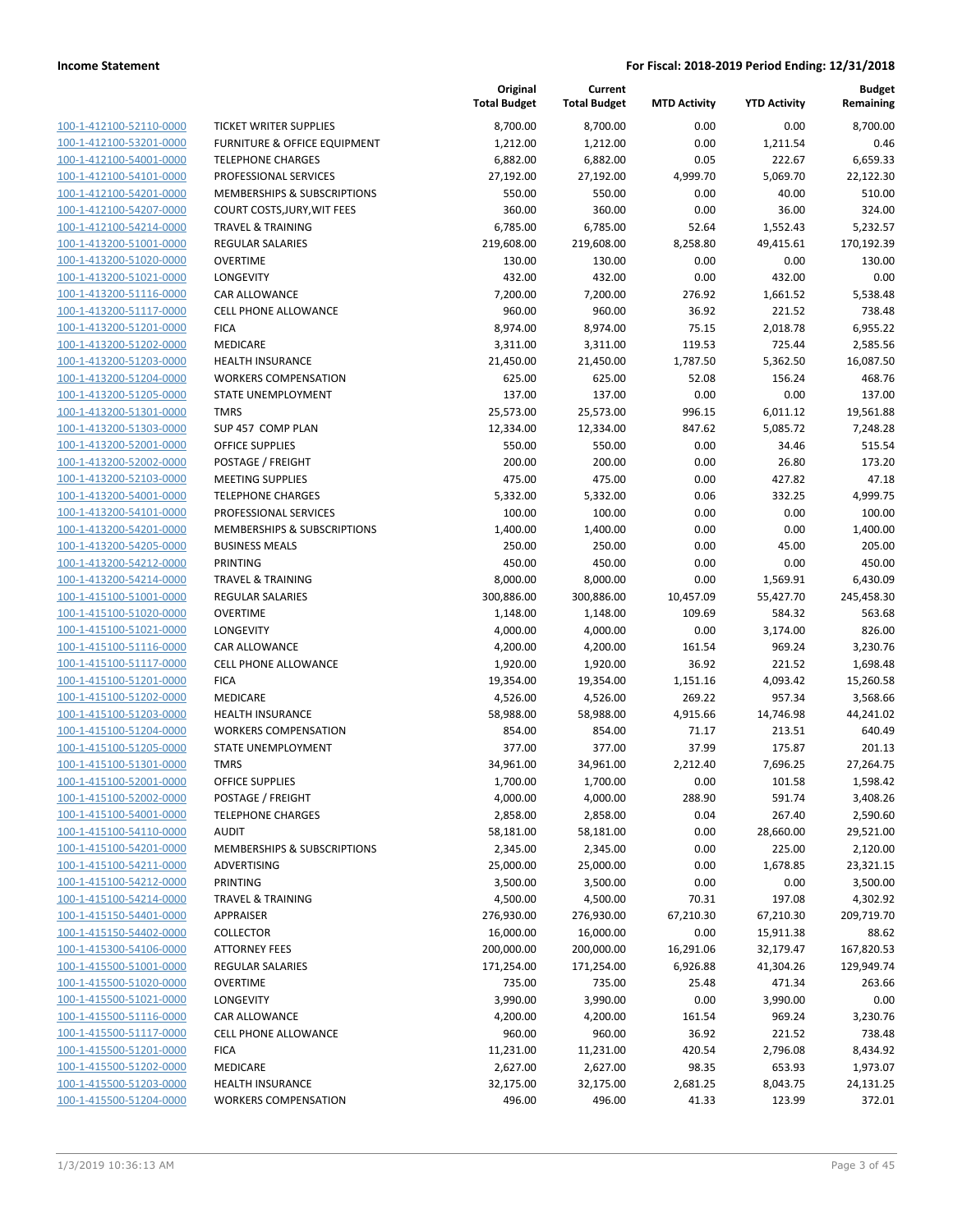| | | Original Total Budget | Current Total Budget | MTD Activity | YTD Activity | Budget Remaining |
|---|---|---|---|---|---|---|
| 100-1-412100-52110-0000 | TICKET WRITER SUPPLIES | 8,700.00 | 8,700.00 | 0.00 | 0.00 | 8,700.00 |
| 100-1-412100-53201-0000 | FURNITURE & OFFICE EQUIPMENT | 1,212.00 | 1,212.00 | 0.00 | 1,211.54 | 0.46 |
| 100-1-412100-54001-0000 | TELEPHONE CHARGES | 6,882.00 | 6,882.00 | 0.05 | 222.67 | 6,659.33 |
| 100-1-412100-54101-0000 | PROFESSIONAL SERVICES | 27,192.00 | 27,192.00 | 4,999.70 | 5,069.70 | 22,122.30 |
| 100-1-412100-54201-0000 | MEMBERSHIPS & SUBSCRIPTIONS | 550.00 | 550.00 | 0.00 | 40.00 | 510.00 |
| 100-1-412100-54207-0000 | COURT COSTS,JURY,WIT FEES | 360.00 | 360.00 | 0.00 | 36.00 | 324.00 |
| 100-1-412100-54214-0000 | TRAVEL & TRAINING | 6,785.00 | 6,785.00 | 52.64 | 1,552.43 | 5,232.57 |
| 100-1-413200-51001-0000 | REGULAR SALARIES | 219,608.00 | 219,608.00 | 8,258.80 | 49,415.61 | 170,192.39 |
| 100-1-413200-51020-0000 | OVERTIME | 130.00 | 130.00 | 0.00 | 0.00 | 130.00 |
| 100-1-413200-51021-0000 | LONGEVITY | 432.00 | 432.00 | 0.00 | 432.00 | 0.00 |
| 100-1-413200-51116-0000 | CAR ALLOWANCE | 7,200.00 | 7,200.00 | 276.92 | 1,661.52 | 5,538.48 |
| 100-1-413200-51117-0000 | CELL PHONE ALLOWANCE | 960.00 | 960.00 | 36.92 | 221.52 | 738.48 |
| 100-1-413200-51201-0000 | FICA | 8,974.00 | 8,974.00 | 75.15 | 2,018.78 | 6,955.22 |
| 100-1-413200-51202-0000 | MEDICARE | 3,311.00 | 3,311.00 | 119.53 | 725.44 | 2,585.56 |
| 100-1-413200-51203-0000 | HEALTH INSURANCE | 21,450.00 | 21,450.00 | 1,787.50 | 5,362.50 | 16,087.50 |
| 100-1-413200-51204-0000 | WORKERS COMPENSATION | 625.00 | 625.00 | 52.08 | 156.24 | 468.76 |
| 100-1-413200-51205-0000 | STATE UNEMPLOYMENT | 137.00 | 137.00 | 0.00 | 0.00 | 137.00 |
| 100-1-413200-51301-0000 | TMRS | 25,573.00 | 25,573.00 | 996.15 | 6,011.12 | 19,561.88 |
| 100-1-413200-51303-0000 | SUP 457 COMP PLAN | 12,334.00 | 12,334.00 | 847.62 | 5,085.72 | 7,248.28 |
| 100-1-413200-52001-0000 | OFFICE SUPPLIES | 550.00 | 550.00 | 0.00 | 34.46 | 515.54 |
| 100-1-413200-52002-0000 | POSTAGE / FREIGHT | 200.00 | 200.00 | 0.00 | 26.80 | 173.20 |
| 100-1-413200-52103-0000 | MEETING SUPPLIES | 475.00 | 475.00 | 0.00 | 427.82 | 47.18 |
| 100-1-413200-54001-0000 | TELEPHONE CHARGES | 5,332.00 | 5,332.00 | 0.06 | 332.25 | 4,999.75 |
| 100-1-413200-54101-0000 | PROFESSIONAL SERVICES | 100.00 | 100.00 | 0.00 | 0.00 | 100.00 |
| 100-1-413200-54201-0000 | MEMBERSHIPS & SUBSCRIPTIONS | 1,400.00 | 1,400.00 | 0.00 | 0.00 | 1,400.00 |
| 100-1-413200-54205-0000 | BUSINESS MEALS | 250.00 | 250.00 | 0.00 | 45.00 | 205.00 |
| 100-1-413200-54212-0000 | PRINTING | 450.00 | 450.00 | 0.00 | 0.00 | 450.00 |
| 100-1-413200-54214-0000 | TRAVEL & TRAINING | 8,000.00 | 8,000.00 | 0.00 | 1,569.91 | 6,430.09 |
| 100-1-415100-51001-0000 | REGULAR SALARIES | 300,886.00 | 300,886.00 | 10,457.09 | 55,427.70 | 245,458.30 |
| 100-1-415100-51020-0000 | OVERTIME | 1,148.00 | 1,148.00 | 109.69 | 584.32 | 563.68 |
| 100-1-415100-51021-0000 | LONGEVITY | 4,000.00 | 4,000.00 | 0.00 | 3,174.00 | 826.00 |
| 100-1-415100-51116-0000 | CAR ALLOWANCE | 4,200.00 | 4,200.00 | 161.54 | 969.24 | 3,230.76 |
| 100-1-415100-51117-0000 | CELL PHONE ALLOWANCE | 1,920.00 | 1,920.00 | 36.92 | 221.52 | 1,698.48 |
| 100-1-415100-51201-0000 | FICA | 19,354.00 | 19,354.00 | 1,151.16 | 4,093.42 | 15,260.58 |
| 100-1-415100-51202-0000 | MEDICARE | 4,526.00 | 4,526.00 | 269.22 | 957.34 | 3,568.66 |
| 100-1-415100-51203-0000 | HEALTH INSURANCE | 58,988.00 | 58,988.00 | 4,915.66 | 14,746.98 | 44,241.02 |
| 100-1-415100-51204-0000 | WORKERS COMPENSATION | 854.00 | 854.00 | 71.17 | 213.51 | 640.49 |
| 100-1-415100-51205-0000 | STATE UNEMPLOYMENT | 377.00 | 377.00 | 37.99 | 175.87 | 201.13 |
| 100-1-415100-51301-0000 | TMRS | 34,961.00 | 34,961.00 | 2,212.40 | 7,696.25 | 27,264.75 |
| 100-1-415100-52001-0000 | OFFICE SUPPLIES | 1,700.00 | 1,700.00 | 0.00 | 101.58 | 1,598.42 |
| 100-1-415100-52002-0000 | POSTAGE / FREIGHT | 4,000.00 | 4,000.00 | 288.90 | 591.74 | 3,408.26 |
| 100-1-415100-54001-0000 | TELEPHONE CHARGES | 2,858.00 | 2,858.00 | 0.04 | 267.40 | 2,590.60 |
| 100-1-415100-54110-0000 | AUDIT | 58,181.00 | 58,181.00 | 0.00 | 28,660.00 | 29,521.00 |
| 100-1-415100-54201-0000 | MEMBERSHIPS & SUBSCRIPTIONS | 2,345.00 | 2,345.00 | 0.00 | 225.00 | 2,120.00 |
| 100-1-415100-54211-0000 | ADVERTISING | 25,000.00 | 25,000.00 | 0.00 | 1,678.85 | 23,321.15 |
| 100-1-415100-54212-0000 | PRINTING | 3,500.00 | 3,500.00 | 0.00 | 0.00 | 3,500.00 |
| 100-1-415100-54214-0000 | TRAVEL & TRAINING | 4,500.00 | 4,500.00 | 70.31 | 197.08 | 4,302.92 |
| 100-1-415150-54401-0000 | APPRAISER | 276,930.00 | 276,930.00 | 67,210.30 | 67,210.30 | 209,719.70 |
| 100-1-415150-54402-0000 | COLLECTOR | 16,000.00 | 16,000.00 | 0.00 | 15,911.38 | 88.62 |
| 100-1-415300-54106-0000 | ATTORNEY FEES | 200,000.00 | 200,000.00 | 16,291.06 | 32,179.47 | 167,820.53 |
| 100-1-415500-51001-0000 | REGULAR SALARIES | 171,254.00 | 171,254.00 | 6,926.88 | 41,304.26 | 129,949.74 |
| 100-1-415500-51020-0000 | OVERTIME | 735.00 | 735.00 | 25.48 | 471.34 | 263.66 |
| 100-1-415500-51021-0000 | LONGEVITY | 3,990.00 | 3,990.00 | 0.00 | 3,990.00 | 0.00 |
| 100-1-415500-51116-0000 | CAR ALLOWANCE | 4,200.00 | 4,200.00 | 161.54 | 969.24 | 3,230.76 |
| 100-1-415500-51117-0000 | CELL PHONE ALLOWANCE | 960.00 | 960.00 | 36.92 | 221.52 | 738.48 |
| 100-1-415500-51201-0000 | FICA | 11,231.00 | 11,231.00 | 420.54 | 2,796.08 | 8,434.92 |
| 100-1-415500-51202-0000 | MEDICARE | 2,627.00 | 2,627.00 | 98.35 | 653.93 | 1,973.07 |
| 100-1-415500-51203-0000 | HEALTH INSURANCE | 32,175.00 | 32,175.00 | 2,681.25 | 8,043.75 | 24,131.25 |
| 100-1-415500-51204-0000 | WORKERS COMPENSATION | 496.00 | 496.00 | 41.33 | 123.99 | 372.01 |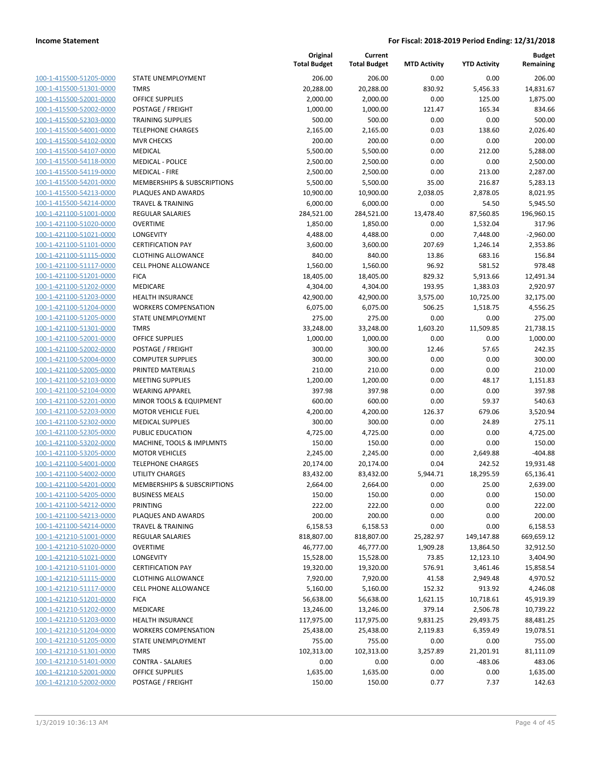**Income Statement** — **For Fiscal: 2018-2019 Period Ending: 12/31/2018**

| | | Original Total Budget | Current Total Budget | MTD Activity | YTD Activity | Budget Remaining |
|---|---|---|---|---|---|---|
| 100-1-415500-51205-0000 | STATE UNEMPLOYMENT | 206.00 | 206.00 | 0.00 | 0.00 | 206.00 |
| 100-1-415500-51301-0000 | TMRS | 20,288.00 | 20,288.00 | 830.92 | 5,456.33 | 14,831.67 |
| 100-1-415500-52001-0000 | OFFICE SUPPLIES | 2,000.00 | 2,000.00 | 0.00 | 125.00 | 1,875.00 |
| 100-1-415500-52002-0000 | POSTAGE / FREIGHT | 1,000.00 | 1,000.00 | 121.47 | 165.34 | 834.66 |
| 100-1-415500-52303-0000 | TRAINING SUPPLIES | 500.00 | 500.00 | 0.00 | 0.00 | 500.00 |
| 100-1-415500-54001-0000 | TELEPHONE CHARGES | 2,165.00 | 2,165.00 | 0.03 | 138.60 | 2,026.40 |
| 100-1-415500-54102-0000 | MVR CHECKS | 200.00 | 200.00 | 0.00 | 0.00 | 200.00 |
| 100-1-415500-54107-0000 | MEDICAL | 5,500.00 | 5,500.00 | 0.00 | 212.00 | 5,288.00 |
| 100-1-415500-54118-0000 | MEDICAL - POLICE | 2,500.00 | 2,500.00 | 0.00 | 0.00 | 2,500.00 |
| 100-1-415500-54119-0000 | MEDICAL - FIRE | 2,500.00 | 2,500.00 | 0.00 | 213.00 | 2,287.00 |
| 100-1-415500-54201-0000 | MEMBERSHIPS & SUBSCRIPTIONS | 5,500.00 | 5,500.00 | 35.00 | 216.87 | 5,283.13 |
| 100-1-415500-54213-0000 | PLAQUES AND AWARDS | 10,900.00 | 10,900.00 | 2,038.05 | 2,878.05 | 8,021.95 |
| 100-1-415500-54214-0000 | TRAVEL & TRAINING | 6,000.00 | 6,000.00 | 0.00 | 54.50 | 5,945.50 |
| 100-1-421100-51001-0000 | REGULAR SALARIES | 284,521.00 | 284,521.00 | 13,478.40 | 87,560.85 | 196,960.15 |
| 100-1-421100-51020-0000 | OVERTIME | 1,850.00 | 1,850.00 | 0.00 | 1,532.04 | 317.96 |
| 100-1-421100-51021-0000 | LONGEVITY | 4,488.00 | 4,488.00 | 0.00 | 7,448.00 | -2,960.00 |
| 100-1-421100-51101-0000 | CERTIFICATION PAY | 3,600.00 | 3,600.00 | 207.69 | 1,246.14 | 2,353.86 |
| 100-1-421100-51115-0000 | CLOTHING ALLOWANCE | 840.00 | 840.00 | 13.86 | 683.16 | 156.84 |
| 100-1-421100-51117-0000 | CELL PHONE ALLOWANCE | 1,560.00 | 1,560.00 | 96.92 | 581.52 | 978.48 |
| 100-1-421100-51201-0000 | FICA | 18,405.00 | 18,405.00 | 829.32 | 5,913.66 | 12,491.34 |
| 100-1-421100-51202-0000 | MEDICARE | 4,304.00 | 4,304.00 | 193.95 | 1,383.03 | 2,920.97 |
| 100-1-421100-51203-0000 | HEALTH INSURANCE | 42,900.00 | 42,900.00 | 3,575.00 | 10,725.00 | 32,175.00 |
| 100-1-421100-51204-0000 | WORKERS COMPENSATION | 6,075.00 | 6,075.00 | 506.25 | 1,518.75 | 4,556.25 |
| 100-1-421100-51205-0000 | STATE UNEMPLOYMENT | 275.00 | 275.00 | 0.00 | 0.00 | 275.00 |
| 100-1-421100-51301-0000 | TMRS | 33,248.00 | 33,248.00 | 1,603.20 | 11,509.85 | 21,738.15 |
| 100-1-421100-52001-0000 | OFFICE SUPPLIES | 1,000.00 | 1,000.00 | 0.00 | 0.00 | 1,000.00 |
| 100-1-421100-52002-0000 | POSTAGE / FREIGHT | 300.00 | 300.00 | 12.46 | 57.65 | 242.35 |
| 100-1-421100-52004-0000 | COMPUTER SUPPLIES | 300.00 | 300.00 | 0.00 | 0.00 | 300.00 |
| 100-1-421100-52005-0000 | PRINTED MATERIALS | 210.00 | 210.00 | 0.00 | 0.00 | 210.00 |
| 100-1-421100-52103-0000 | MEETING SUPPLIES | 1,200.00 | 1,200.00 | 0.00 | 48.17 | 1,151.83 |
| 100-1-421100-52104-0000 | WEARING APPAREL | 397.98 | 397.98 | 0.00 | 0.00 | 397.98 |
| 100-1-421100-52201-0000 | MINOR TOOLS & EQUIPMENT | 600.00 | 600.00 | 0.00 | 59.37 | 540.63 |
| 100-1-421100-52203-0000 | MOTOR VEHICLE FUEL | 4,200.00 | 4,200.00 | 126.37 | 679.06 | 3,520.94 |
| 100-1-421100-52302-0000 | MEDICAL SUPPLIES | 300.00 | 300.00 | 0.00 | 24.89 | 275.11 |
| 100-1-421100-52305-0000 | PUBLIC EDUCATION | 4,725.00 | 4,725.00 | 0.00 | 0.00 | 4,725.00 |
| 100-1-421100-53202-0000 | MACHINE, TOOLS & IMPLMNTS | 150.00 | 150.00 | 0.00 | 0.00 | 150.00 |
| 100-1-421100-53205-0000 | MOTOR VEHICLES | 2,245.00 | 2,245.00 | 0.00 | 2,649.88 | -404.88 |
| 100-1-421100-54001-0000 | TELEPHONE CHARGES | 20,174.00 | 20,174.00 | 0.04 | 242.52 | 19,931.48 |
| 100-1-421100-54002-0000 | UTILITY CHARGES | 83,432.00 | 83,432.00 | 5,944.71 | 18,295.59 | 65,136.41 |
| 100-1-421100-54201-0000 | MEMBERSHIPS & SUBSCRIPTIONS | 2,664.00 | 2,664.00 | 0.00 | 25.00 | 2,639.00 |
| 100-1-421100-54205-0000 | BUSINESS MEALS | 150.00 | 150.00 | 0.00 | 0.00 | 150.00 |
| 100-1-421100-54212-0000 | PRINTING | 222.00 | 222.00 | 0.00 | 0.00 | 222.00 |
| 100-1-421100-54213-0000 | PLAQUES AND AWARDS | 200.00 | 200.00 | 0.00 | 0.00 | 200.00 |
| 100-1-421100-54214-0000 | TRAVEL & TRAINING | 6,158.53 | 6,158.53 | 0.00 | 0.00 | 6,158.53 |
| 100-1-421210-51001-0000 | REGULAR SALARIES | 818,807.00 | 818,807.00 | 25,282.97 | 149,147.88 | 669,659.12 |
| 100-1-421210-51020-0000 | OVERTIME | 46,777.00 | 46,777.00 | 1,909.28 | 13,864.50 | 32,912.50 |
| 100-1-421210-51021-0000 | LONGEVITY | 15,528.00 | 15,528.00 | 73.85 | 12,123.10 | 3,404.90 |
| 100-1-421210-51101-0000 | CERTIFICATION PAY | 19,320.00 | 19,320.00 | 576.91 | 3,461.46 | 15,858.54 |
| 100-1-421210-51115-0000 | CLOTHING ALLOWANCE | 7,920.00 | 7,920.00 | 41.58 | 2,949.48 | 4,970.52 |
| 100-1-421210-51117-0000 | CELL PHONE ALLOWANCE | 5,160.00 | 5,160.00 | 152.32 | 913.92 | 4,246.08 |
| 100-1-421210-51201-0000 | FICA | 56,638.00 | 56,638.00 | 1,621.15 | 10,718.61 | 45,919.39 |
| 100-1-421210-51202-0000 | MEDICARE | 13,246.00 | 13,246.00 | 379.14 | 2,506.78 | 10,739.22 |
| 100-1-421210-51203-0000 | HEALTH INSURANCE | 117,975.00 | 117,975.00 | 9,831.25 | 29,493.75 | 88,481.25 |
| 100-1-421210-51204-0000 | WORKERS COMPENSATION | 25,438.00 | 25,438.00 | 2,119.83 | 6,359.49 | 19,078.51 |
| 100-1-421210-51205-0000 | STATE UNEMPLOYMENT | 755.00 | 755.00 | 0.00 | 0.00 | 755.00 |
| 100-1-421210-51301-0000 | TMRS | 102,313.00 | 102,313.00 | 3,257.89 | 21,201.91 | 81,111.09 |
| 100-1-421210-51401-0000 | CONTRA - SALARIES | 0.00 | 0.00 | 0.00 | -483.06 | 483.06 |
| 100-1-421210-52001-0000 | OFFICE SUPPLIES | 1,635.00 | 1,635.00 | 0.00 | 0.00 | 1,635.00 |
| 100-1-421210-52002-0000 | POSTAGE / FREIGHT | 150.00 | 150.00 | 0.77 | 7.37 | 142.63 |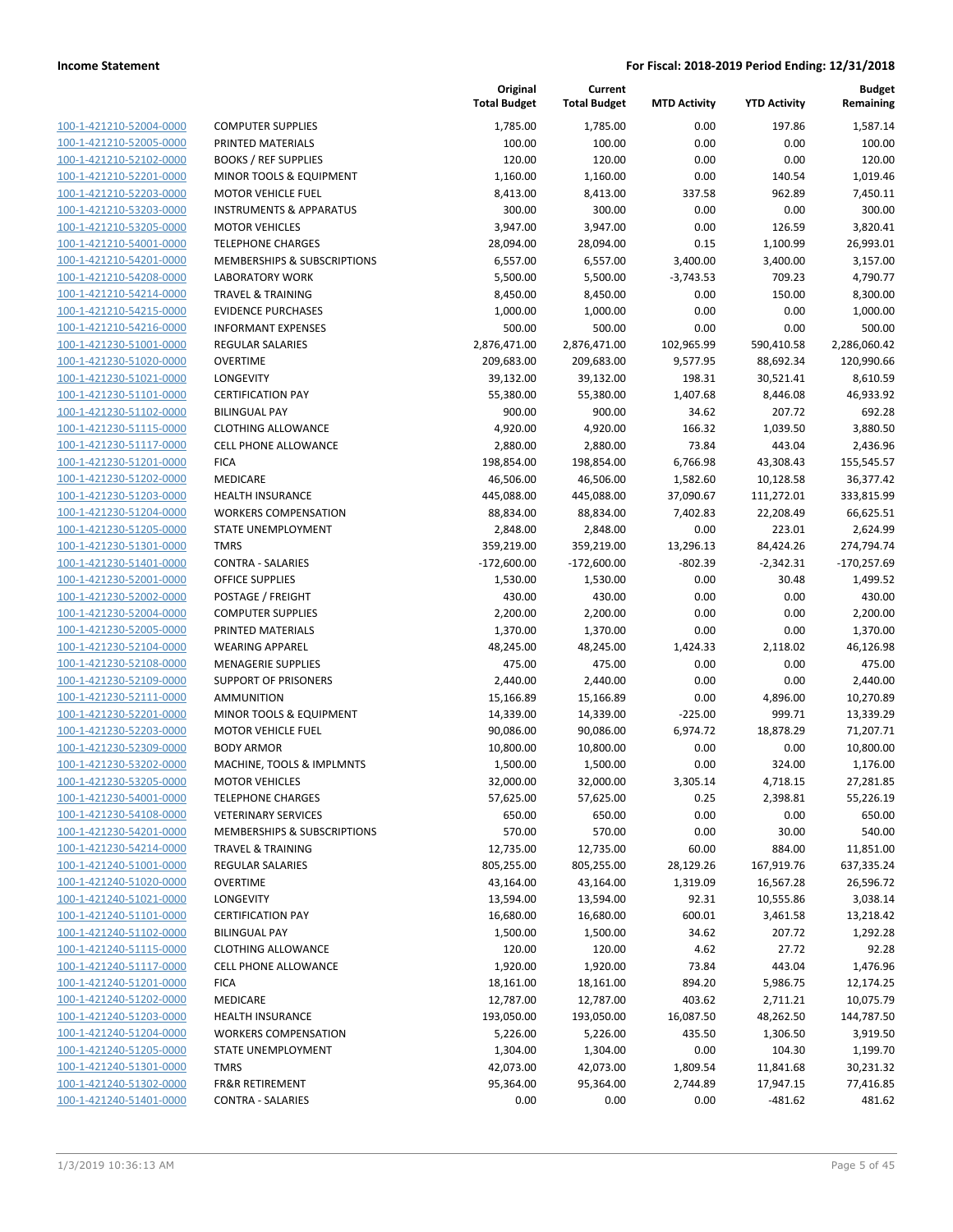| | | Original Total Budget | Current Total Budget | MTD Activity | YTD Activity | Budget Remaining |
|---|---|---|---|---|---|---|
| 100-1-421210-52004-0000 | COMPUTER SUPPLIES | 1,785.00 | 1,785.00 | 0.00 | 197.86 | 1,587.14 |
| 100-1-421210-52005-0000 | PRINTED MATERIALS | 100.00 | 100.00 | 0.00 | 0.00 | 100.00 |
| 100-1-421210-52102-0000 | BOOKS / REF SUPPLIES | 120.00 | 120.00 | 0.00 | 0.00 | 120.00 |
| 100-1-421210-52201-0000 | MINOR TOOLS & EQUIPMENT | 1,160.00 | 1,160.00 | 0.00 | 140.54 | 1,019.46 |
| 100-1-421210-52203-0000 | MOTOR VEHICLE FUEL | 8,413.00 | 8,413.00 | 337.58 | 962.89 | 7,450.11 |
| 100-1-421210-53203-0000 | INSTRUMENTS & APPARATUS | 300.00 | 300.00 | 0.00 | 0.00 | 300.00 |
| 100-1-421210-53205-0000 | MOTOR VEHICLES | 3,947.00 | 3,947.00 | 0.00 | 126.59 | 3,820.41 |
| 100-1-421210-54001-0000 | TELEPHONE CHARGES | 28,094.00 | 28,094.00 | 0.15 | 1,100.99 | 26,993.01 |
| 100-1-421210-54201-0000 | MEMBERSHIPS & SUBSCRIPTIONS | 6,557.00 | 6,557.00 | 3,400.00 | 3,400.00 | 3,157.00 |
| 100-1-421210-54208-0000 | LABORATORY WORK | 5,500.00 | 5,500.00 | -3,743.53 | 709.23 | 4,790.77 |
| 100-1-421210-54214-0000 | TRAVEL & TRAINING | 8,450.00 | 8,450.00 | 0.00 | 150.00 | 8,300.00 |
| 100-1-421210-54215-0000 | EVIDENCE PURCHASES | 1,000.00 | 1,000.00 | 0.00 | 0.00 | 1,000.00 |
| 100-1-421210-54216-0000 | INFORMANT EXPENSES | 500.00 | 500.00 | 0.00 | 0.00 | 500.00 |
| 100-1-421230-51001-0000 | REGULAR SALARIES | 2,876,471.00 | 2,876,471.00 | 102,965.99 | 590,410.58 | 2,286,060.42 |
| 100-1-421230-51020-0000 | OVERTIME | 209,683.00 | 209,683.00 | 9,577.95 | 88,692.34 | 120,990.66 |
| 100-1-421230-51021-0000 | LONGEVITY | 39,132.00 | 39,132.00 | 198.31 | 30,521.41 | 8,610.59 |
| 100-1-421230-51101-0000 | CERTIFICATION PAY | 55,380.00 | 55,380.00 | 1,407.68 | 8,446.08 | 46,933.92 |
| 100-1-421230-51102-0000 | BILINGUAL PAY | 900.00 | 900.00 | 34.62 | 207.72 | 692.28 |
| 100-1-421230-51115-0000 | CLOTHING ALLOWANCE | 4,920.00 | 4,920.00 | 166.32 | 1,039.50 | 3,880.50 |
| 100-1-421230-51117-0000 | CELL PHONE ALLOWANCE | 2,880.00 | 2,880.00 | 73.84 | 443.04 | 2,436.96 |
| 100-1-421230-51201-0000 | FICA | 198,854.00 | 198,854.00 | 6,766.98 | 43,308.43 | 155,545.57 |
| 100-1-421230-51202-0000 | MEDICARE | 46,506.00 | 46,506.00 | 1,582.60 | 10,128.58 | 36,377.42 |
| 100-1-421230-51203-0000 | HEALTH INSURANCE | 445,088.00 | 445,088.00 | 37,090.67 | 111,272.01 | 333,815.99 |
| 100-1-421230-51204-0000 | WORKERS COMPENSATION | 88,834.00 | 88,834.00 | 7,402.83 | 22,208.49 | 66,625.51 |
| 100-1-421230-51205-0000 | STATE UNEMPLOYMENT | 2,848.00 | 2,848.00 | 0.00 | 223.01 | 2,624.99 |
| 100-1-421230-51301-0000 | TMRS | 359,219.00 | 359,219.00 | 13,296.13 | 84,424.26 | 274,794.74 |
| 100-1-421230-51401-0000 | CONTRA - SALARIES | -172,600.00 | -172,600.00 | -802.39 | -2,342.31 | -170,257.69 |
| 100-1-421230-52001-0000 | OFFICE SUPPLIES | 1,530.00 | 1,530.00 | 0.00 | 30.48 | 1,499.52 |
| 100-1-421230-52002-0000 | POSTAGE / FREIGHT | 430.00 | 430.00 | 0.00 | 0.00 | 430.00 |
| 100-1-421230-52004-0000 | COMPUTER SUPPLIES | 2,200.00 | 2,200.00 | 0.00 | 0.00 | 2,200.00 |
| 100-1-421230-52005-0000 | PRINTED MATERIALS | 1,370.00 | 1,370.00 | 0.00 | 0.00 | 1,370.00 |
| 100-1-421230-52104-0000 | WEARING APPAREL | 48,245.00 | 48,245.00 | 1,424.33 | 2,118.02 | 46,126.98 |
| 100-1-421230-52108-0000 | MENAGERIE SUPPLIES | 475.00 | 475.00 | 0.00 | 0.00 | 475.00 |
| 100-1-421230-52109-0000 | SUPPORT OF PRISONERS | 2,440.00 | 2,440.00 | 0.00 | 0.00 | 2,440.00 |
| 100-1-421230-52111-0000 | AMMUNITION | 15,166.89 | 15,166.89 | 0.00 | 4,896.00 | 10,270.89 |
| 100-1-421230-52201-0000 | MINOR TOOLS & EQUIPMENT | 14,339.00 | 14,339.00 | -225.00 | 999.71 | 13,339.29 |
| 100-1-421230-52203-0000 | MOTOR VEHICLE FUEL | 90,086.00 | 90,086.00 | 6,974.72 | 18,878.29 | 71,207.71 |
| 100-1-421230-52309-0000 | BODY ARMOR | 10,800.00 | 10,800.00 | 0.00 | 0.00 | 10,800.00 |
| 100-1-421230-53202-0000 | MACHINE, TOOLS & IMPLMNTS | 1,500.00 | 1,500.00 | 0.00 | 324.00 | 1,176.00 |
| 100-1-421230-53205-0000 | MOTOR VEHICLES | 32,000.00 | 32,000.00 | 3,305.14 | 4,718.15 | 27,281.85 |
| 100-1-421230-54001-0000 | TELEPHONE CHARGES | 57,625.00 | 57,625.00 | 0.25 | 2,398.81 | 55,226.19 |
| 100-1-421230-54108-0000 | VETERINARY SERVICES | 650.00 | 650.00 | 0.00 | 0.00 | 650.00 |
| 100-1-421230-54201-0000 | MEMBERSHIPS & SUBSCRIPTIONS | 570.00 | 570.00 | 0.00 | 30.00 | 540.00 |
| 100-1-421230-54214-0000 | TRAVEL & TRAINING | 12,735.00 | 12,735.00 | 60.00 | 884.00 | 11,851.00 |
| 100-1-421240-51001-0000 | REGULAR SALARIES | 805,255.00 | 805,255.00 | 28,129.26 | 167,919.76 | 637,335.24 |
| 100-1-421240-51020-0000 | OVERTIME | 43,164.00 | 43,164.00 | 1,319.09 | 16,567.28 | 26,596.72 |
| 100-1-421240-51021-0000 | LONGEVITY | 13,594.00 | 13,594.00 | 92.31 | 10,555.86 | 3,038.14 |
| 100-1-421240-51101-0000 | CERTIFICATION PAY | 16,680.00 | 16,680.00 | 600.01 | 3,461.58 | 13,218.42 |
| 100-1-421240-51102-0000 | BILINGUAL PAY | 1,500.00 | 1,500.00 | 34.62 | 207.72 | 1,292.28 |
| 100-1-421240-51115-0000 | CLOTHING ALLOWANCE | 120.00 | 120.00 | 4.62 | 27.72 | 92.28 |
| 100-1-421240-51117-0000 | CELL PHONE ALLOWANCE | 1,920.00 | 1,920.00 | 73.84 | 443.04 | 1,476.96 |
| 100-1-421240-51201-0000 | FICA | 18,161.00 | 18,161.00 | 894.20 | 5,986.75 | 12,174.25 |
| 100-1-421240-51202-0000 | MEDICARE | 12,787.00 | 12,787.00 | 403.62 | 2,711.21 | 10,075.79 |
| 100-1-421240-51203-0000 | HEALTH INSURANCE | 193,050.00 | 193,050.00 | 16,087.50 | 48,262.50 | 144,787.50 |
| 100-1-421240-51204-0000 | WORKERS COMPENSATION | 5,226.00 | 5,226.00 | 435.50 | 1,306.50 | 3,919.50 |
| 100-1-421240-51205-0000 | STATE UNEMPLOYMENT | 1,304.00 | 1,304.00 | 0.00 | 104.30 | 1,199.70 |
| 100-1-421240-51301-0000 | TMRS | 42,073.00 | 42,073.00 | 1,809.54 | 11,841.68 | 30,231.32 |
| 100-1-421240-51302-0000 | FR&R RETIREMENT | 95,364.00 | 95,364.00 | 2,744.89 | 17,947.15 | 77,416.85 |
| 100-1-421240-51401-0000 | CONTRA - SALARIES | 0.00 | 0.00 | 0.00 | -481.62 | 481.62 |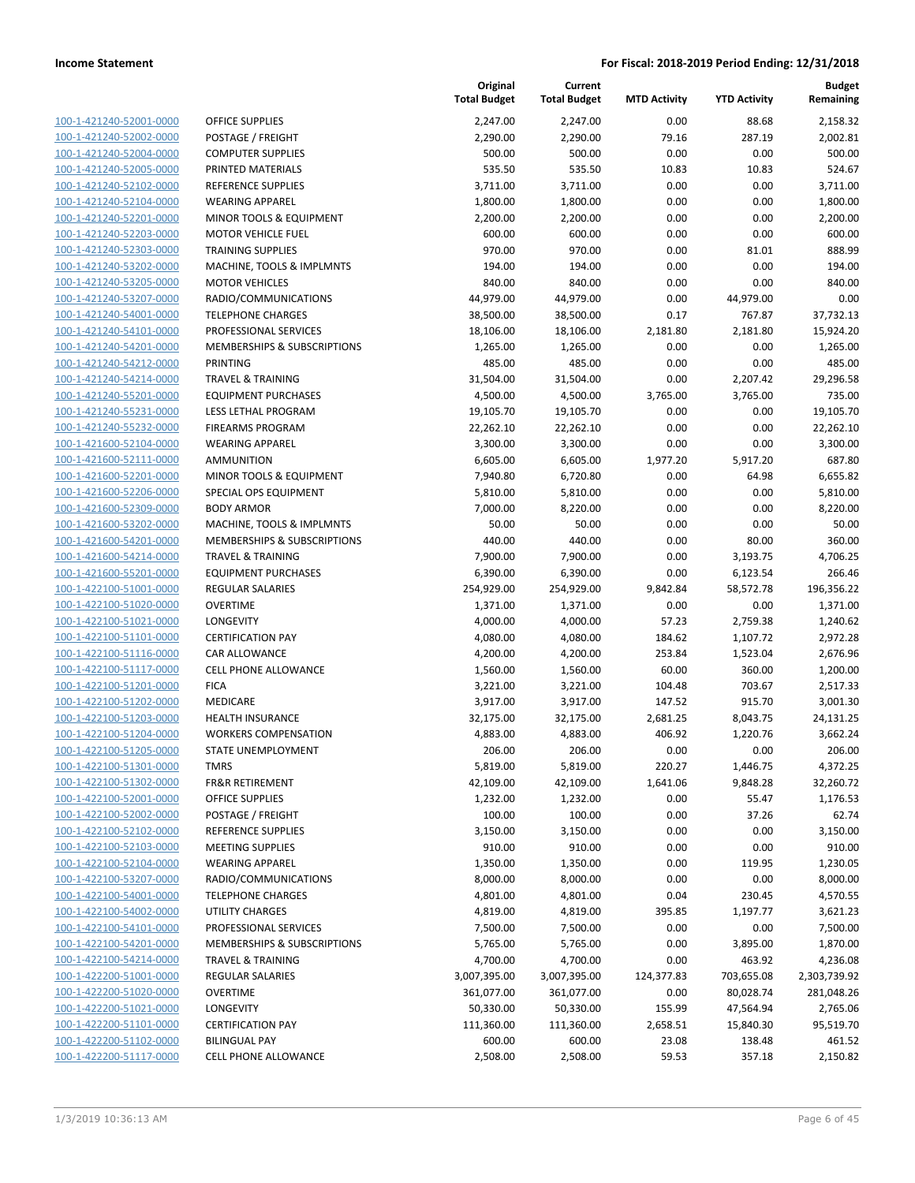| | | Original Total Budget | Current Total Budget | MTD Activity | YTD Activity | Budget Remaining |
|---|---|---|---|---|---|---|
| 100-1-421240-52001-0000 | OFFICE SUPPLIES | 2,247.00 | 2,247.00 | 0.00 | 88.68 | 2,158.32 |
| 100-1-421240-52002-0000 | POSTAGE / FREIGHT | 2,290.00 | 2,290.00 | 79.16 | 287.19 | 2,002.81 |
| 100-1-421240-52004-0000 | COMPUTER SUPPLIES | 500.00 | 500.00 | 0.00 | 0.00 | 500.00 |
| 100-1-421240-52005-0000 | PRINTED MATERIALS | 535.50 | 535.50 | 10.83 | 10.83 | 524.67 |
| 100-1-421240-52102-0000 | REFERENCE SUPPLIES | 3,711.00 | 3,711.00 | 0.00 | 0.00 | 3,711.00 |
| 100-1-421240-52104-0000 | WEARING APPAREL | 1,800.00 | 1,800.00 | 0.00 | 0.00 | 1,800.00 |
| 100-1-421240-52201-0000 | MINOR TOOLS & EQUIPMENT | 2,200.00 | 2,200.00 | 0.00 | 0.00 | 2,200.00 |
| 100-1-421240-52203-0000 | MOTOR VEHICLE FUEL | 600.00 | 600.00 | 0.00 | 0.00 | 600.00 |
| 100-1-421240-52303-0000 | TRAINING SUPPLIES | 970.00 | 970.00 | 0.00 | 81.01 | 888.99 |
| 100-1-421240-53202-0000 | MACHINE, TOOLS & IMPLMNTS | 194.00 | 194.00 | 0.00 | 0.00 | 194.00 |
| 100-1-421240-53205-0000 | MOTOR VEHICLES | 840.00 | 840.00 | 0.00 | 0.00 | 840.00 |
| 100-1-421240-53207-0000 | RADIO/COMMUNICATIONS | 44,979.00 | 44,979.00 | 0.00 | 44,979.00 | 0.00 |
| 100-1-421240-54001-0000 | TELEPHONE CHARGES | 38,500.00 | 38,500.00 | 0.17 | 767.87 | 37,732.13 |
| 100-1-421240-54101-0000 | PROFESSIONAL SERVICES | 18,106.00 | 18,106.00 | 2,181.80 | 2,181.80 | 15,924.20 |
| 100-1-421240-54201-0000 | MEMBERSHIPS & SUBSCRIPTIONS | 1,265.00 | 1,265.00 | 0.00 | 0.00 | 1,265.00 |
| 100-1-421240-54212-0000 | PRINTING | 485.00 | 485.00 | 0.00 | 0.00 | 485.00 |
| 100-1-421240-54214-0000 | TRAVEL & TRAINING | 31,504.00 | 31,504.00 | 0.00 | 2,207.42 | 29,296.58 |
| 100-1-421240-55201-0000 | EQUIPMENT PURCHASES | 4,500.00 | 4,500.00 | 3,765.00 | 3,765.00 | 735.00 |
| 100-1-421240-55231-0000 | LESS LETHAL PROGRAM | 19,105.70 | 19,105.70 | 0.00 | 0.00 | 19,105.70 |
| 100-1-421240-55232-0000 | FIREARMS PROGRAM | 22,262.10 | 22,262.10 | 0.00 | 0.00 | 22,262.10 |
| 100-1-421600-52104-0000 | WEARING APPAREL | 3,300.00 | 3,300.00 | 0.00 | 0.00 | 3,300.00 |
| 100-1-421600-52111-0000 | AMMUNITION | 6,605.00 | 6,605.00 | 1,977.20 | 5,917.20 | 687.80 |
| 100-1-421600-52201-0000 | MINOR TOOLS & EQUIPMENT | 7,940.80 | 6,720.80 | 0.00 | 64.98 | 6,655.82 |
| 100-1-421600-52206-0000 | SPECIAL OPS EQUIPMENT | 5,810.00 | 5,810.00 | 0.00 | 0.00 | 5,810.00 |
| 100-1-421600-52309-0000 | BODY ARMOR | 7,000.00 | 8,220.00 | 0.00 | 0.00 | 8,220.00 |
| 100-1-421600-53202-0000 | MACHINE, TOOLS & IMPLMNTS | 50.00 | 50.00 | 0.00 | 0.00 | 50.00 |
| 100-1-421600-54201-0000 | MEMBERSHIPS & SUBSCRIPTIONS | 440.00 | 440.00 | 0.00 | 80.00 | 360.00 |
| 100-1-421600-54214-0000 | TRAVEL & TRAINING | 7,900.00 | 7,900.00 | 0.00 | 3,193.75 | 4,706.25 |
| 100-1-421600-55201-0000 | EQUIPMENT PURCHASES | 6,390.00 | 6,390.00 | 0.00 | 6,123.54 | 266.46 |
| 100-1-422100-51001-0000 | REGULAR SALARIES | 254,929.00 | 254,929.00 | 9,842.84 | 58,572.78 | 196,356.22 |
| 100-1-422100-51020-0000 | OVERTIME | 1,371.00 | 1,371.00 | 0.00 | 0.00 | 1,371.00 |
| 100-1-422100-51021-0000 | LONGEVITY | 4,000.00 | 4,000.00 | 57.23 | 2,759.38 | 1,240.62 |
| 100-1-422100-51101-0000 | CERTIFICATION PAY | 4,080.00 | 4,080.00 | 184.62 | 1,107.72 | 2,972.28 |
| 100-1-422100-51116-0000 | CAR ALLOWANCE | 4,200.00 | 4,200.00 | 253.84 | 1,523.04 | 2,676.96 |
| 100-1-422100-51117-0000 | CELL PHONE ALLOWANCE | 1,560.00 | 1,560.00 | 60.00 | 360.00 | 1,200.00 |
| 100-1-422100-51201-0000 | FICA | 3,221.00 | 3,221.00 | 104.48 | 703.67 | 2,517.33 |
| 100-1-422100-51202-0000 | MEDICARE | 3,917.00 | 3,917.00 | 147.52 | 915.70 | 3,001.30 |
| 100-1-422100-51203-0000 | HEALTH INSURANCE | 32,175.00 | 32,175.00 | 2,681.25 | 8,043.75 | 24,131.25 |
| 100-1-422100-51204-0000 | WORKERS COMPENSATION | 4,883.00 | 4,883.00 | 406.92 | 1,220.76 | 3,662.24 |
| 100-1-422100-51205-0000 | STATE UNEMPLOYMENT | 206.00 | 206.00 | 0.00 | 0.00 | 206.00 |
| 100-1-422100-51301-0000 | TMRS | 5,819.00 | 5,819.00 | 220.27 | 1,446.75 | 4,372.25 |
| 100-1-422100-51302-0000 | FR&R RETIREMENT | 42,109.00 | 42,109.00 | 1,641.06 | 9,848.28 | 32,260.72 |
| 100-1-422100-52001-0000 | OFFICE SUPPLIES | 1,232.00 | 1,232.00 | 0.00 | 55.47 | 1,176.53 |
| 100-1-422100-52002-0000 | POSTAGE / FREIGHT | 100.00 | 100.00 | 0.00 | 37.26 | 62.74 |
| 100-1-422100-52102-0000 | REFERENCE SUPPLIES | 3,150.00 | 3,150.00 | 0.00 | 0.00 | 3,150.00 |
| 100-1-422100-52103-0000 | MEETING SUPPLIES | 910.00 | 910.00 | 0.00 | 0.00 | 910.00 |
| 100-1-422100-52104-0000 | WEARING APPAREL | 1,350.00 | 1,350.00 | 0.00 | 119.95 | 1,230.05 |
| 100-1-422100-53207-0000 | RADIO/COMMUNICATIONS | 8,000.00 | 8,000.00 | 0.00 | 0.00 | 8,000.00 |
| 100-1-422100-54001-0000 | TELEPHONE CHARGES | 4,801.00 | 4,801.00 | 0.04 | 230.45 | 4,570.55 |
| 100-1-422100-54002-0000 | UTILITY CHARGES | 4,819.00 | 4,819.00 | 395.85 | 1,197.77 | 3,621.23 |
| 100-1-422100-54101-0000 | PROFESSIONAL SERVICES | 7,500.00 | 7,500.00 | 0.00 | 0.00 | 7,500.00 |
| 100-1-422100-54201-0000 | MEMBERSHIPS & SUBSCRIPTIONS | 5,765.00 | 5,765.00 | 0.00 | 3,895.00 | 1,870.00 |
| 100-1-422100-54214-0000 | TRAVEL & TRAINING | 4,700.00 | 4,700.00 | 0.00 | 463.92 | 4,236.08 |
| 100-1-422200-51001-0000 | REGULAR SALARIES | 3,007,395.00 | 3,007,395.00 | 124,377.83 | 703,655.08 | 2,303,739.92 |
| 100-1-422200-51020-0000 | OVERTIME | 361,077.00 | 361,077.00 | 0.00 | 80,028.74 | 281,048.26 |
| 100-1-422200-51021-0000 | LONGEVITY | 50,330.00 | 50,330.00 | 155.99 | 47,564.94 | 2,765.06 |
| 100-1-422200-51101-0000 | CERTIFICATION PAY | 111,360.00 | 111,360.00 | 2,658.51 | 15,840.30 | 95,519.70 |
| 100-1-422200-51102-0000 | BILINGUAL PAY | 600.00 | 600.00 | 23.08 | 138.48 | 461.52 |
| 100-1-422200-51117-0000 | CELL PHONE ALLOWANCE | 2,508.00 | 2,508.00 | 59.53 | 357.18 | 2,150.82 |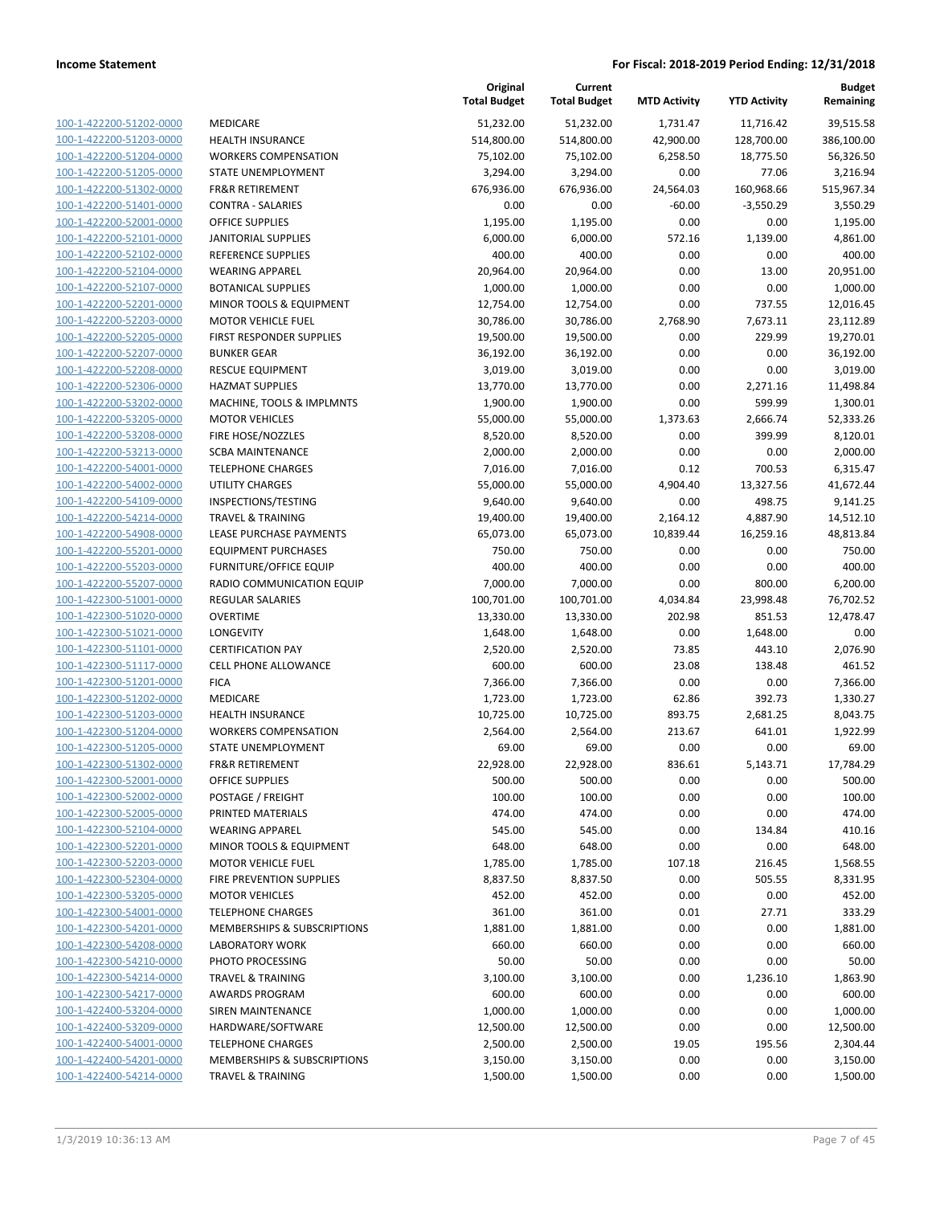| | | Original Total Budget | Current Total Budget | MTD Activity | YTD Activity | Budget Remaining |
|---|---|---|---|---|---|---|
| 100-1-422200-51202-0000 | MEDICARE | 51,232.00 | 51,232.00 | 1,731.47 | 11,716.42 | 39,515.58 |
| 100-1-422200-51203-0000 | HEALTH INSURANCE | 514,800.00 | 514,800.00 | 42,900.00 | 128,700.00 | 386,100.00 |
| 100-1-422200-51204-0000 | WORKERS COMPENSATION | 75,102.00 | 75,102.00 | 6,258.50 | 18,775.50 | 56,326.50 |
| 100-1-422200-51205-0000 | STATE UNEMPLOYMENT | 3,294.00 | 3,294.00 | 0.00 | 77.06 | 3,216.94 |
| 100-1-422200-51302-0000 | FR&R RETIREMENT | 676,936.00 | 676,936.00 | 24,564.03 | 160,968.66 | 515,967.34 |
| 100-1-422200-51401-0000 | CONTRA - SALARIES | 0.00 | 0.00 | -60.00 | -3,550.29 | 3,550.29 |
| 100-1-422200-52001-0000 | OFFICE SUPPLIES | 1,195.00 | 1,195.00 | 0.00 | 0.00 | 1,195.00 |
| 100-1-422200-52101-0000 | JANITORIAL SUPPLIES | 6,000.00 | 6,000.00 | 572.16 | 1,139.00 | 4,861.00 |
| 100-1-422200-52102-0000 | REFERENCE SUPPLIES | 400.00 | 400.00 | 0.00 | 0.00 | 400.00 |
| 100-1-422200-52104-0000 | WEARING APPAREL | 20,964.00 | 20,964.00 | 0.00 | 13.00 | 20,951.00 |
| 100-1-422200-52107-0000 | BOTANICAL SUPPLIES | 1,000.00 | 1,000.00 | 0.00 | 0.00 | 1,000.00 |
| 100-1-422200-52201-0000 | MINOR TOOLS & EQUIPMENT | 12,754.00 | 12,754.00 | 0.00 | 737.55 | 12,016.45 |
| 100-1-422200-52203-0000 | MOTOR VEHICLE FUEL | 30,786.00 | 30,786.00 | 2,768.90 | 7,673.11 | 23,112.89 |
| 100-1-422200-52205-0000 | FIRST RESPONDER SUPPLIES | 19,500.00 | 19,500.00 | 0.00 | 229.99 | 19,270.01 |
| 100-1-422200-52207-0000 | BUNKER GEAR | 36,192.00 | 36,192.00 | 0.00 | 0.00 | 36,192.00 |
| 100-1-422200-52208-0000 | RESCUE EQUIPMENT | 3,019.00 | 3,019.00 | 0.00 | 0.00 | 3,019.00 |
| 100-1-422200-52306-0000 | HAZMAT SUPPLIES | 13,770.00 | 13,770.00 | 0.00 | 2,271.16 | 11,498.84 |
| 100-1-422200-53202-0000 | MACHINE, TOOLS & IMPLMNTS | 1,900.00 | 1,900.00 | 0.00 | 599.99 | 1,300.01 |
| 100-1-422200-53205-0000 | MOTOR VEHICLES | 55,000.00 | 55,000.00 | 1,373.63 | 2,666.74 | 52,333.26 |
| 100-1-422200-53208-0000 | FIRE HOSE/NOZZLES | 8,520.00 | 8,520.00 | 0.00 | 399.99 | 8,120.01 |
| 100-1-422200-53213-0000 | SCBA MAINTENANCE | 2,000.00 | 2,000.00 | 0.00 | 0.00 | 2,000.00 |
| 100-1-422200-54001-0000 | TELEPHONE CHARGES | 7,016.00 | 7,016.00 | 0.12 | 700.53 | 6,315.47 |
| 100-1-422200-54002-0000 | UTILITY CHARGES | 55,000.00 | 55,000.00 | 4,904.40 | 13,327.56 | 41,672.44 |
| 100-1-422200-54109-0000 | INSPECTIONS/TESTING | 9,640.00 | 9,640.00 | 0.00 | 498.75 | 9,141.25 |
| 100-1-422200-54214-0000 | TRAVEL & TRAINING | 19,400.00 | 19,400.00 | 2,164.12 | 4,887.90 | 14,512.10 |
| 100-1-422200-54908-0000 | LEASE PURCHASE PAYMENTS | 65,073.00 | 65,073.00 | 10,839.44 | 16,259.16 | 48,813.84 |
| 100-1-422200-55201-0000 | EQUIPMENT PURCHASES | 750.00 | 750.00 | 0.00 | 0.00 | 750.00 |
| 100-1-422200-55203-0000 | FURNITURE/OFFICE EQUIP | 400.00 | 400.00 | 0.00 | 0.00 | 400.00 |
| 100-1-422200-55207-0000 | RADIO COMMUNICATION EQUIP | 7,000.00 | 7,000.00 | 0.00 | 800.00 | 6,200.00 |
| 100-1-422300-51001-0000 | REGULAR SALARIES | 100,701.00 | 100,701.00 | 4,034.84 | 23,998.48 | 76,702.52 |
| 100-1-422300-51020-0000 | OVERTIME | 13,330.00 | 13,330.00 | 202.98 | 851.53 | 12,478.47 |
| 100-1-422300-51021-0000 | LONGEVITY | 1,648.00 | 1,648.00 | 0.00 | 1,648.00 | 0.00 |
| 100-1-422300-51101-0000 | CERTIFICATION PAY | 2,520.00 | 2,520.00 | 73.85 | 443.10 | 2,076.90 |
| 100-1-422300-51117-0000 | CELL PHONE ALLOWANCE | 600.00 | 600.00 | 23.08 | 138.48 | 461.52 |
| 100-1-422300-51201-0000 | FICA | 7,366.00 | 7,366.00 | 0.00 | 0.00 | 7,366.00 |
| 100-1-422300-51202-0000 | MEDICARE | 1,723.00 | 1,723.00 | 62.86 | 392.73 | 1,330.27 |
| 100-1-422300-51203-0000 | HEALTH INSURANCE | 10,725.00 | 10,725.00 | 893.75 | 2,681.25 | 8,043.75 |
| 100-1-422300-51204-0000 | WORKERS COMPENSATION | 2,564.00 | 2,564.00 | 213.67 | 641.01 | 1,922.99 |
| 100-1-422300-51205-0000 | STATE UNEMPLOYMENT | 69.00 | 69.00 | 0.00 | 0.00 | 69.00 |
| 100-1-422300-51302-0000 | FR&R RETIREMENT | 22,928.00 | 22,928.00 | 836.61 | 5,143.71 | 17,784.29 |
| 100-1-422300-52001-0000 | OFFICE SUPPLIES | 500.00 | 500.00 | 0.00 | 0.00 | 500.00 |
| 100-1-422300-52002-0000 | POSTAGE / FREIGHT | 100.00 | 100.00 | 0.00 | 0.00 | 100.00 |
| 100-1-422300-52005-0000 | PRINTED MATERIALS | 474.00 | 474.00 | 0.00 | 0.00 | 474.00 |
| 100-1-422300-52104-0000 | WEARING APPAREL | 545.00 | 545.00 | 0.00 | 134.84 | 410.16 |
| 100-1-422300-52201-0000 | MINOR TOOLS & EQUIPMENT | 648.00 | 648.00 | 0.00 | 0.00 | 648.00 |
| 100-1-422300-52203-0000 | MOTOR VEHICLE FUEL | 1,785.00 | 1,785.00 | 107.18 | 216.45 | 1,568.55 |
| 100-1-422300-52304-0000 | FIRE PREVENTION SUPPLIES | 8,837.50 | 8,837.50 | 0.00 | 505.55 | 8,331.95 |
| 100-1-422300-53205-0000 | MOTOR VEHICLES | 452.00 | 452.00 | 0.00 | 0.00 | 452.00 |
| 100-1-422300-54001-0000 | TELEPHONE CHARGES | 361.00 | 361.00 | 0.01 | 27.71 | 333.29 |
| 100-1-422300-54201-0000 | MEMBERSHIPS & SUBSCRIPTIONS | 1,881.00 | 1,881.00 | 0.00 | 0.00 | 1,881.00 |
| 100-1-422300-54208-0000 | LABORATORY WORK | 660.00 | 660.00 | 0.00 | 0.00 | 660.00 |
| 100-1-422300-54210-0000 | PHOTO PROCESSING | 50.00 | 50.00 | 0.00 | 0.00 | 50.00 |
| 100-1-422300-54214-0000 | TRAVEL & TRAINING | 3,100.00 | 3,100.00 | 0.00 | 1,236.10 | 1,863.90 |
| 100-1-422300-54217-0000 | AWARDS PROGRAM | 600.00 | 600.00 | 0.00 | 0.00 | 600.00 |
| 100-1-422400-53204-0000 | SIREN MAINTENANCE | 1,000.00 | 1,000.00 | 0.00 | 0.00 | 1,000.00 |
| 100-1-422400-53209-0000 | HARDWARE/SOFTWARE | 12,500.00 | 12,500.00 | 0.00 | 0.00 | 12,500.00 |
| 100-1-422400-54001-0000 | TELEPHONE CHARGES | 2,500.00 | 2,500.00 | 19.05 | 195.56 | 2,304.44 |
| 100-1-422400-54201-0000 | MEMBERSHIPS & SUBSCRIPTIONS | 3,150.00 | 3,150.00 | 0.00 | 0.00 | 3,150.00 |
| 100-1-422400-54214-0000 | TRAVEL & TRAINING | 1,500.00 | 1,500.00 | 0.00 | 0.00 | 1,500.00 |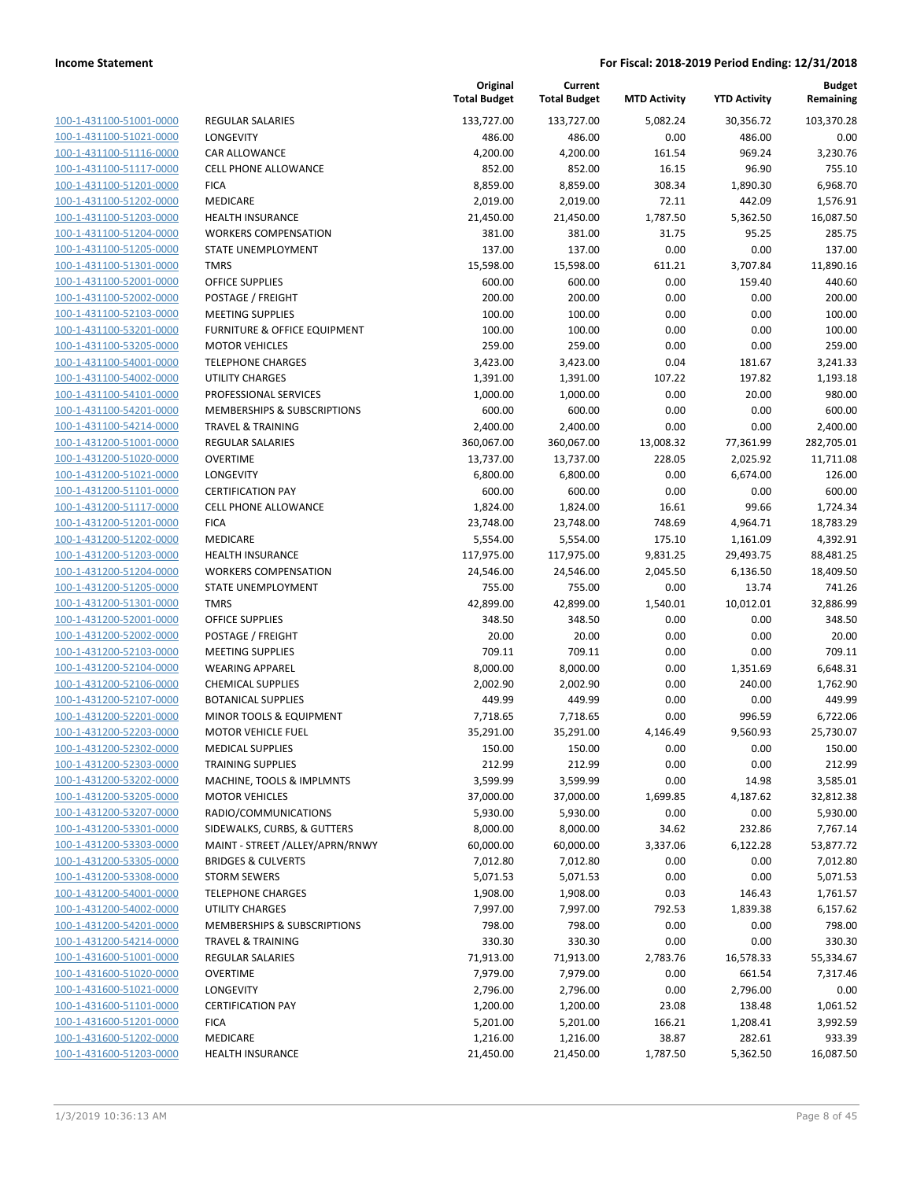| | | Original Total Budget | Current Total Budget | MTD Activity | YTD Activity | Budget Remaining |
|---|---|---|---|---|---|---|
| 100-1-431100-51001-0000 | REGULAR SALARIES | 133,727.00 | 133,727.00 | 5,082.24 | 30,356.72 | 103,370.28 |
| 100-1-431100-51021-0000 | LONGEVITY | 486.00 | 486.00 | 0.00 | 486.00 | 0.00 |
| 100-1-431100-51116-0000 | CAR ALLOWANCE | 4,200.00 | 4,200.00 | 161.54 | 969.24 | 3,230.76 |
| 100-1-431100-51117-0000 | CELL PHONE ALLOWANCE | 852.00 | 852.00 | 16.15 | 96.90 | 755.10 |
| 100-1-431100-51201-0000 | FICA | 8,859.00 | 8,859.00 | 308.34 | 1,890.30 | 6,968.70 |
| 100-1-431100-51202-0000 | MEDICARE | 2,019.00 | 2,019.00 | 72.11 | 442.09 | 1,576.91 |
| 100-1-431100-51203-0000 | HEALTH INSURANCE | 21,450.00 | 21,450.00 | 1,787.50 | 5,362.50 | 16,087.50 |
| 100-1-431100-51204-0000 | WORKERS COMPENSATION | 381.00 | 381.00 | 31.75 | 95.25 | 285.75 |
| 100-1-431100-51205-0000 | STATE UNEMPLOYMENT | 137.00 | 137.00 | 0.00 | 0.00 | 137.00 |
| 100-1-431100-51301-0000 | TMRS | 15,598.00 | 15,598.00 | 611.21 | 3,707.84 | 11,890.16 |
| 100-1-431100-52001-0000 | OFFICE SUPPLIES | 600.00 | 600.00 | 0.00 | 159.40 | 440.60 |
| 100-1-431100-52002-0000 | POSTAGE / FREIGHT | 200.00 | 200.00 | 0.00 | 0.00 | 200.00 |
| 100-1-431100-52103-0000 | MEETING SUPPLIES | 100.00 | 100.00 | 0.00 | 0.00 | 100.00 |
| 100-1-431100-53201-0000 | FURNITURE & OFFICE EQUIPMENT | 100.00 | 100.00 | 0.00 | 0.00 | 100.00 |
| 100-1-431100-53205-0000 | MOTOR VEHICLES | 259.00 | 259.00 | 0.00 | 0.00 | 259.00 |
| 100-1-431100-54001-0000 | TELEPHONE CHARGES | 3,423.00 | 3,423.00 | 0.04 | 181.67 | 3,241.33 |
| 100-1-431100-54002-0000 | UTILITY CHARGES | 1,391.00 | 1,391.00 | 107.22 | 197.82 | 1,193.18 |
| 100-1-431100-54101-0000 | PROFESSIONAL SERVICES | 1,000.00 | 1,000.00 | 0.00 | 20.00 | 980.00 |
| 100-1-431100-54201-0000 | MEMBERSHIPS & SUBSCRIPTIONS | 600.00 | 600.00 | 0.00 | 0.00 | 600.00 |
| 100-1-431100-54214-0000 | TRAVEL & TRAINING | 2,400.00 | 2,400.00 | 0.00 | 0.00 | 2,400.00 |
| 100-1-431200-51001-0000 | REGULAR SALARIES | 360,067.00 | 360,067.00 | 13,008.32 | 77,361.99 | 282,705.01 |
| 100-1-431200-51020-0000 | OVERTIME | 13,737.00 | 13,737.00 | 228.05 | 2,025.92 | 11,711.08 |
| 100-1-431200-51021-0000 | LONGEVITY | 6,800.00 | 6,800.00 | 0.00 | 6,674.00 | 126.00 |
| 100-1-431200-51101-0000 | CERTIFICATION PAY | 600.00 | 600.00 | 0.00 | 0.00 | 600.00 |
| 100-1-431200-51117-0000 | CELL PHONE ALLOWANCE | 1,824.00 | 1,824.00 | 16.61 | 99.66 | 1,724.34 |
| 100-1-431200-51201-0000 | FICA | 23,748.00 | 23,748.00 | 748.69 | 4,964.71 | 18,783.29 |
| 100-1-431200-51202-0000 | MEDICARE | 5,554.00 | 5,554.00 | 175.10 | 1,161.09 | 4,392.91 |
| 100-1-431200-51203-0000 | HEALTH INSURANCE | 117,975.00 | 117,975.00 | 9,831.25 | 29,493.75 | 88,481.25 |
| 100-1-431200-51204-0000 | WORKERS COMPENSATION | 24,546.00 | 24,546.00 | 2,045.50 | 6,136.50 | 18,409.50 |
| 100-1-431200-51205-0000 | STATE UNEMPLOYMENT | 755.00 | 755.00 | 0.00 | 13.74 | 741.26 |
| 100-1-431200-51301-0000 | TMRS | 42,899.00 | 42,899.00 | 1,540.01 | 10,012.01 | 32,886.99 |
| 100-1-431200-52001-0000 | OFFICE SUPPLIES | 348.50 | 348.50 | 0.00 | 0.00 | 348.50 |
| 100-1-431200-52002-0000 | POSTAGE / FREIGHT | 20.00 | 20.00 | 0.00 | 0.00 | 20.00 |
| 100-1-431200-52103-0000 | MEETING SUPPLIES | 709.11 | 709.11 | 0.00 | 0.00 | 709.11 |
| 100-1-431200-52104-0000 | WEARING APPAREL | 8,000.00 | 8,000.00 | 0.00 | 1,351.69 | 6,648.31 |
| 100-1-431200-52106-0000 | CHEMICAL SUPPLIES | 2,002.90 | 2,002.90 | 0.00 | 240.00 | 1,762.90 |
| 100-1-431200-52107-0000 | BOTANICAL SUPPLIES | 449.99 | 449.99 | 0.00 | 0.00 | 449.99 |
| 100-1-431200-52201-0000 | MINOR TOOLS & EQUIPMENT | 7,718.65 | 7,718.65 | 0.00 | 996.59 | 6,722.06 |
| 100-1-431200-52203-0000 | MOTOR VEHICLE FUEL | 35,291.00 | 35,291.00 | 4,146.49 | 9,560.93 | 25,730.07 |
| 100-1-431200-52302-0000 | MEDICAL SUPPLIES | 150.00 | 150.00 | 0.00 | 0.00 | 150.00 |
| 100-1-431200-52303-0000 | TRAINING SUPPLIES | 212.99 | 212.99 | 0.00 | 0.00 | 212.99 |
| 100-1-431200-53202-0000 | MACHINE, TOOLS & IMPLMNTS | 3,599.99 | 3,599.99 | 0.00 | 14.98 | 3,585.01 |
| 100-1-431200-53205-0000 | MOTOR VEHICLES | 37,000.00 | 37,000.00 | 1,699.85 | 4,187.62 | 32,812.38 |
| 100-1-431200-53207-0000 | RADIO/COMMUNICATIONS | 5,930.00 | 5,930.00 | 0.00 | 0.00 | 5,930.00 |
| 100-1-431200-53301-0000 | SIDEWALKS, CURBS, & GUTTERS | 8,000.00 | 8,000.00 | 34.62 | 232.86 | 7,767.14 |
| 100-1-431200-53303-0000 | MAINT - STREET /ALLEY/APRN/RNWY | 60,000.00 | 60,000.00 | 3,337.06 | 6,122.28 | 53,877.72 |
| 100-1-431200-53305-0000 | BRIDGES & CULVERTS | 7,012.80 | 7,012.80 | 0.00 | 0.00 | 7,012.80 |
| 100-1-431200-53308-0000 | STORM SEWERS | 5,071.53 | 5,071.53 | 0.00 | 0.00 | 5,071.53 |
| 100-1-431200-54001-0000 | TELEPHONE CHARGES | 1,908.00 | 1,908.00 | 0.03 | 146.43 | 1,761.57 |
| 100-1-431200-54002-0000 | UTILITY CHARGES | 7,997.00 | 7,997.00 | 792.53 | 1,839.38 | 6,157.62 |
| 100-1-431200-54201-0000 | MEMBERSHIPS & SUBSCRIPTIONS | 798.00 | 798.00 | 0.00 | 0.00 | 798.00 |
| 100-1-431200-54214-0000 | TRAVEL & TRAINING | 330.30 | 330.30 | 0.00 | 0.00 | 330.30 |
| 100-1-431600-51001-0000 | REGULAR SALARIES | 71,913.00 | 71,913.00 | 2,783.76 | 16,578.33 | 55,334.67 |
| 100-1-431600-51020-0000 | OVERTIME | 7,979.00 | 7,979.00 | 0.00 | 661.54 | 7,317.46 |
| 100-1-431600-51021-0000 | LONGEVITY | 2,796.00 | 2,796.00 | 0.00 | 2,796.00 | 0.00 |
| 100-1-431600-51101-0000 | CERTIFICATION PAY | 1,200.00 | 1,200.00 | 23.08 | 138.48 | 1,061.52 |
| 100-1-431600-51201-0000 | FICA | 5,201.00 | 5,201.00 | 166.21 | 1,208.41 | 3,992.59 |
| 100-1-431600-51202-0000 | MEDICARE | 1,216.00 | 1,216.00 | 38.87 | 282.61 | 933.39 |
| 100-1-431600-51203-0000 | HEALTH INSURANCE | 21,450.00 | 21,450.00 | 1,787.50 | 5,362.50 | 16,087.50 |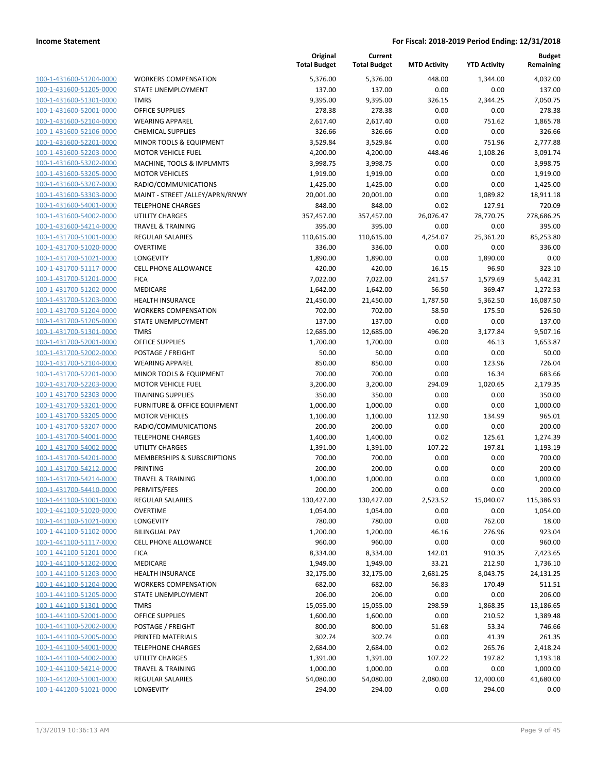| | | Original Total Budget | Current Total Budget | MTD Activity | YTD Activity | Budget Remaining |
|---|---|---|---|---|---|---|
| 100-1-431600-51204-0000 | WORKERS COMPENSATION | 5,376.00 | 5,376.00 | 448.00 | 1,344.00 | 4,032.00 |
| 100-1-431600-51205-0000 | STATE UNEMPLOYMENT | 137.00 | 137.00 | 0.00 | 0.00 | 137.00 |
| 100-1-431600-51301-0000 | TMRS | 9,395.00 | 9,395.00 | 326.15 | 2,344.25 | 7,050.75 |
| 100-1-431600-52001-0000 | OFFICE SUPPLIES | 278.38 | 278.38 | 0.00 | 0.00 | 278.38 |
| 100-1-431600-52104-0000 | WEARING APPAREL | 2,617.40 | 2,617.40 | 0.00 | 751.62 | 1,865.78 |
| 100-1-431600-52106-0000 | CHEMICAL SUPPLIES | 326.66 | 326.66 | 0.00 | 0.00 | 326.66 |
| 100-1-431600-52201-0000 | MINOR TOOLS & EQUIPMENT | 3,529.84 | 3,529.84 | 0.00 | 751.96 | 2,777.88 |
| 100-1-431600-52203-0000 | MOTOR VEHICLE FUEL | 4,200.00 | 4,200.00 | 448.46 | 1,108.26 | 3,091.74 |
| 100-1-431600-53202-0000 | MACHINE, TOOLS & IMPLMNTS | 3,998.75 | 3,998.75 | 0.00 | 0.00 | 3,998.75 |
| 100-1-431600-53205-0000 | MOTOR VEHICLES | 1,919.00 | 1,919.00 | 0.00 | 0.00 | 1,919.00 |
| 100-1-431600-53207-0000 | RADIO/COMMUNICATIONS | 1,425.00 | 1,425.00 | 0.00 | 0.00 | 1,425.00 |
| 100-1-431600-53303-0000 | MAINT - STREET /ALLEY/APRN/RNWY | 20,001.00 | 20,001.00 | 0.00 | 1,089.82 | 18,911.18 |
| 100-1-431600-54001-0000 | TELEPHONE CHARGES | 848.00 | 848.00 | 0.02 | 127.91 | 720.09 |
| 100-1-431600-54002-0000 | UTILITY CHARGES | 357,457.00 | 357,457.00 | 26,076.47 | 78,770.75 | 278,686.25 |
| 100-1-431600-54214-0000 | TRAVEL & TRAINING | 395.00 | 395.00 | 0.00 | 0.00 | 395.00 |
| 100-1-431700-51001-0000 | REGULAR SALARIES | 110,615.00 | 110,615.00 | 4,254.07 | 25,361.20 | 85,253.80 |
| 100-1-431700-51020-0000 | OVERTIME | 336.00 | 336.00 | 0.00 | 0.00 | 336.00 |
| 100-1-431700-51021-0000 | LONGEVITY | 1,890.00 | 1,890.00 | 0.00 | 1,890.00 | 0.00 |
| 100-1-431700-51117-0000 | CELL PHONE ALLOWANCE | 420.00 | 420.00 | 16.15 | 96.90 | 323.10 |
| 100-1-431700-51201-0000 | FICA | 7,022.00 | 7,022.00 | 241.57 | 1,579.69 | 5,442.31 |
| 100-1-431700-51202-0000 | MEDICARE | 1,642.00 | 1,642.00 | 56.50 | 369.47 | 1,272.53 |
| 100-1-431700-51203-0000 | HEALTH INSURANCE | 21,450.00 | 21,450.00 | 1,787.50 | 5,362.50 | 16,087.50 |
| 100-1-431700-51204-0000 | WORKERS COMPENSATION | 702.00 | 702.00 | 58.50 | 175.50 | 526.50 |
| 100-1-431700-51205-0000 | STATE UNEMPLOYMENT | 137.00 | 137.00 | 0.00 | 0.00 | 137.00 |
| 100-1-431700-51301-0000 | TMRS | 12,685.00 | 12,685.00 | 496.20 | 3,177.84 | 9,507.16 |
| 100-1-431700-52001-0000 | OFFICE SUPPLIES | 1,700.00 | 1,700.00 | 0.00 | 46.13 | 1,653.87 |
| 100-1-431700-52002-0000 | POSTAGE / FREIGHT | 50.00 | 50.00 | 0.00 | 0.00 | 50.00 |
| 100-1-431700-52104-0000 | WEARING APPAREL | 850.00 | 850.00 | 0.00 | 123.96 | 726.04 |
| 100-1-431700-52201-0000 | MINOR TOOLS & EQUIPMENT | 700.00 | 700.00 | 0.00 | 16.34 | 683.66 |
| 100-1-431700-52203-0000 | MOTOR VEHICLE FUEL | 3,200.00 | 3,200.00 | 294.09 | 1,020.65 | 2,179.35 |
| 100-1-431700-52303-0000 | TRAINING SUPPLIES | 350.00 | 350.00 | 0.00 | 0.00 | 350.00 |
| 100-1-431700-53201-0000 | FURNITURE & OFFICE EQUIPMENT | 1,000.00 | 1,000.00 | 0.00 | 0.00 | 1,000.00 |
| 100-1-431700-53205-0000 | MOTOR VEHICLES | 1,100.00 | 1,100.00 | 112.90 | 134.99 | 965.01 |
| 100-1-431700-53207-0000 | RADIO/COMMUNICATIONS | 200.00 | 200.00 | 0.00 | 0.00 | 200.00 |
| 100-1-431700-54001-0000 | TELEPHONE CHARGES | 1,400.00 | 1,400.00 | 0.02 | 125.61 | 1,274.39 |
| 100-1-431700-54002-0000 | UTILITY CHARGES | 1,391.00 | 1,391.00 | 107.22 | 197.81 | 1,193.19 |
| 100-1-431700-54201-0000 | MEMBERSHIPS & SUBSCRIPTIONS | 700.00 | 700.00 | 0.00 | 0.00 | 700.00 |
| 100-1-431700-54212-0000 | PRINTING | 200.00 | 200.00 | 0.00 | 0.00 | 200.00 |
| 100-1-431700-54214-0000 | TRAVEL & TRAINING | 1,000.00 | 1,000.00 | 0.00 | 0.00 | 1,000.00 |
| 100-1-431700-54410-0000 | PERMITS/FEES | 200.00 | 200.00 | 0.00 | 0.00 | 200.00 |
| 100-1-441100-51001-0000 | REGULAR SALARIES | 130,427.00 | 130,427.00 | 2,523.52 | 15,040.07 | 115,386.93 |
| 100-1-441100-51020-0000 | OVERTIME | 1,054.00 | 1,054.00 | 0.00 | 0.00 | 1,054.00 |
| 100-1-441100-51021-0000 | LONGEVITY | 780.00 | 780.00 | 0.00 | 762.00 | 18.00 |
| 100-1-441100-51102-0000 | BILINGUAL PAY | 1,200.00 | 1,200.00 | 46.16 | 276.96 | 923.04 |
| 100-1-441100-51117-0000 | CELL PHONE ALLOWANCE | 960.00 | 960.00 | 0.00 | 0.00 | 960.00 |
| 100-1-441100-51201-0000 | FICA | 8,334.00 | 8,334.00 | 142.01 | 910.35 | 7,423.65 |
| 100-1-441100-51202-0000 | MEDICARE | 1,949.00 | 1,949.00 | 33.21 | 212.90 | 1,736.10 |
| 100-1-441100-51203-0000 | HEALTH INSURANCE | 32,175.00 | 32,175.00 | 2,681.25 | 8,043.75 | 24,131.25 |
| 100-1-441100-51204-0000 | WORKERS COMPENSATION | 682.00 | 682.00 | 56.83 | 170.49 | 511.51 |
| 100-1-441100-51205-0000 | STATE UNEMPLOYMENT | 206.00 | 206.00 | 0.00 | 0.00 | 206.00 |
| 100-1-441100-51301-0000 | TMRS | 15,055.00 | 15,055.00 | 298.59 | 1,868.35 | 13,186.65 |
| 100-1-441100-52001-0000 | OFFICE SUPPLIES | 1,600.00 | 1,600.00 | 0.00 | 210.52 | 1,389.48 |
| 100-1-441100-52002-0000 | POSTAGE / FREIGHT | 800.00 | 800.00 | 51.68 | 53.34 | 746.66 |
| 100-1-441100-52005-0000 | PRINTED MATERIALS | 302.74 | 302.74 | 0.00 | 41.39 | 261.35 |
| 100-1-441100-54001-0000 | TELEPHONE CHARGES | 2,684.00 | 2,684.00 | 0.02 | 265.76 | 2,418.24 |
| 100-1-441100-54002-0000 | UTILITY CHARGES | 1,391.00 | 1,391.00 | 107.22 | 197.82 | 1,193.18 |
| 100-1-441100-54214-0000 | TRAVEL & TRAINING | 1,000.00 | 1,000.00 | 0.00 | 0.00 | 1,000.00 |
| 100-1-441200-51001-0000 | REGULAR SALARIES | 54,080.00 | 54,080.00 | 2,080.00 | 12,400.00 | 41,680.00 |
| 100-1-441200-51021-0000 | LONGEVITY | 294.00 | 294.00 | 0.00 | 294.00 | 0.00 |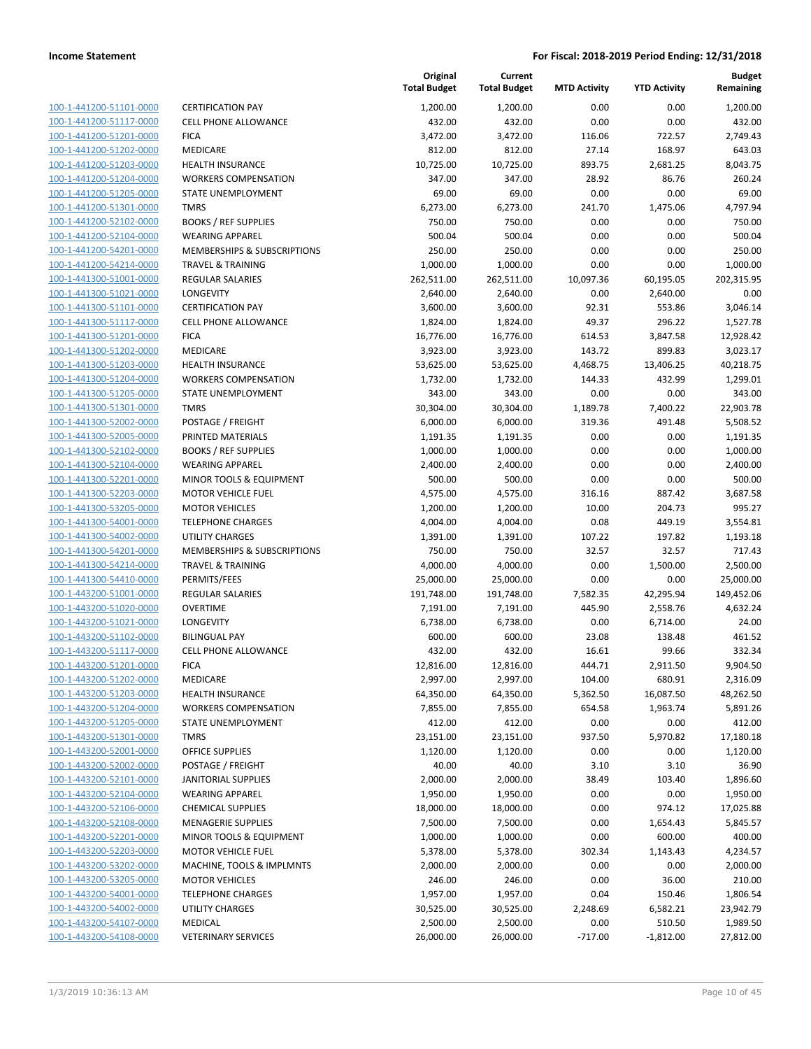| | | Original Total Budget | Current Total Budget | MTD Activity | YTD Activity | Budget Remaining |
|---|---|---|---|---|---|---|
| 100-1-441200-51101-0000 | CERTIFICATION PAY | 1,200.00 | 1,200.00 | 0.00 | 0.00 | 1,200.00 |
| 100-1-441200-51117-0000 | CELL PHONE ALLOWANCE | 432.00 | 432.00 | 0.00 | 0.00 | 432.00 |
| 100-1-441200-51201-0000 | FICA | 3,472.00 | 3,472.00 | 116.06 | 722.57 | 2,749.43 |
| 100-1-441200-51202-0000 | MEDICARE | 812.00 | 812.00 | 27.14 | 168.97 | 643.03 |
| 100-1-441200-51203-0000 | HEALTH INSURANCE | 10,725.00 | 10,725.00 | 893.75 | 2,681.25 | 8,043.75 |
| 100-1-441200-51204-0000 | WORKERS COMPENSATION | 347.00 | 347.00 | 28.92 | 86.76 | 260.24 |
| 100-1-441200-51205-0000 | STATE UNEMPLOYMENT | 69.00 | 69.00 | 0.00 | 0.00 | 69.00 |
| 100-1-441200-51301-0000 | TMRS | 6,273.00 | 6,273.00 | 241.70 | 1,475.06 | 4,797.94 |
| 100-1-441200-52102-0000 | BOOKS / REF SUPPLIES | 750.00 | 750.00 | 0.00 | 0.00 | 750.00 |
| 100-1-441200-52104-0000 | WEARING APPAREL | 500.04 | 500.04 | 0.00 | 0.00 | 500.04 |
| 100-1-441200-54201-0000 | MEMBERSHIPS & SUBSCRIPTIONS | 250.00 | 250.00 | 0.00 | 0.00 | 250.00 |
| 100-1-441200-54214-0000 | TRAVEL & TRAINING | 1,000.00 | 1,000.00 | 0.00 | 0.00 | 1,000.00 |
| 100-1-441300-51001-0000 | REGULAR SALARIES | 262,511.00 | 262,511.00 | 10,097.36 | 60,195.05 | 202,315.95 |
| 100-1-441300-51021-0000 | LONGEVITY | 2,640.00 | 2,640.00 | 0.00 | 2,640.00 | 0.00 |
| 100-1-441300-51101-0000 | CERTIFICATION PAY | 3,600.00 | 3,600.00 | 92.31 | 553.86 | 3,046.14 |
| 100-1-441300-51117-0000 | CELL PHONE ALLOWANCE | 1,824.00 | 1,824.00 | 49.37 | 296.22 | 1,527.78 |
| 100-1-441300-51201-0000 | FICA | 16,776.00 | 16,776.00 | 614.53 | 3,847.58 | 12,928.42 |
| 100-1-441300-51202-0000 | MEDICARE | 3,923.00 | 3,923.00 | 143.72 | 899.83 | 3,023.17 |
| 100-1-441300-51203-0000 | HEALTH INSURANCE | 53,625.00 | 53,625.00 | 4,468.75 | 13,406.25 | 40,218.75 |
| 100-1-441300-51204-0000 | WORKERS COMPENSATION | 1,732.00 | 1,732.00 | 144.33 | 432.99 | 1,299.01 |
| 100-1-441300-51205-0000 | STATE UNEMPLOYMENT | 343.00 | 343.00 | 0.00 | 0.00 | 343.00 |
| 100-1-441300-51301-0000 | TMRS | 30,304.00 | 30,304.00 | 1,189.78 | 7,400.22 | 22,903.78 |
| 100-1-441300-52002-0000 | POSTAGE / FREIGHT | 6,000.00 | 6,000.00 | 319.36 | 491.48 | 5,508.52 |
| 100-1-441300-52005-0000 | PRINTED MATERIALS | 1,191.35 | 1,191.35 | 0.00 | 0.00 | 1,191.35 |
| 100-1-441300-52102-0000 | BOOKS / REF SUPPLIES | 1,000.00 | 1,000.00 | 0.00 | 0.00 | 1,000.00 |
| 100-1-441300-52104-0000 | WEARING APPAREL | 2,400.00 | 2,400.00 | 0.00 | 0.00 | 2,400.00 |
| 100-1-441300-52201-0000 | MINOR TOOLS & EQUIPMENT | 500.00 | 500.00 | 0.00 | 0.00 | 500.00 |
| 100-1-441300-52203-0000 | MOTOR VEHICLE FUEL | 4,575.00 | 4,575.00 | 316.16 | 887.42 | 3,687.58 |
| 100-1-441300-53205-0000 | MOTOR VEHICLES | 1,200.00 | 1,200.00 | 10.00 | 204.73 | 995.27 |
| 100-1-441300-54001-0000 | TELEPHONE CHARGES | 4,004.00 | 4,004.00 | 0.08 | 449.19 | 3,554.81 |
| 100-1-441300-54002-0000 | UTILITY CHARGES | 1,391.00 | 1,391.00 | 107.22 | 197.82 | 1,193.18 |
| 100-1-441300-54201-0000 | MEMBERSHIPS & SUBSCRIPTIONS | 750.00 | 750.00 | 32.57 | 32.57 | 717.43 |
| 100-1-441300-54214-0000 | TRAVEL & TRAINING | 4,000.00 | 4,000.00 | 0.00 | 1,500.00 | 2,500.00 |
| 100-1-441300-54410-0000 | PERMITS/FEES | 25,000.00 | 25,000.00 | 0.00 | 0.00 | 25,000.00 |
| 100-1-443200-51001-0000 | REGULAR SALARIES | 191,748.00 | 191,748.00 | 7,582.35 | 42,295.94 | 149,452.06 |
| 100-1-443200-51020-0000 | OVERTIME | 7,191.00 | 7,191.00 | 445.90 | 2,558.76 | 4,632.24 |
| 100-1-443200-51021-0000 | LONGEVITY | 6,738.00 | 6,738.00 | 0.00 | 6,714.00 | 24.00 |
| 100-1-443200-51102-0000 | BILINGUAL PAY | 600.00 | 600.00 | 23.08 | 138.48 | 461.52 |
| 100-1-443200-51117-0000 | CELL PHONE ALLOWANCE | 432.00 | 432.00 | 16.61 | 99.66 | 332.34 |
| 100-1-443200-51201-0000 | FICA | 12,816.00 | 12,816.00 | 444.71 | 2,911.50 | 9,904.50 |
| 100-1-443200-51202-0000 | MEDICARE | 2,997.00 | 2,997.00 | 104.00 | 680.91 | 2,316.09 |
| 100-1-443200-51203-0000 | HEALTH INSURANCE | 64,350.00 | 64,350.00 | 5,362.50 | 16,087.50 | 48,262.50 |
| 100-1-443200-51204-0000 | WORKERS COMPENSATION | 7,855.00 | 7,855.00 | 654.58 | 1,963.74 | 5,891.26 |
| 100-1-443200-51205-0000 | STATE UNEMPLOYMENT | 412.00 | 412.00 | 0.00 | 0.00 | 412.00 |
| 100-1-443200-51301-0000 | TMRS | 23,151.00 | 23,151.00 | 937.50 | 5,970.82 | 17,180.18 |
| 100-1-443200-52001-0000 | OFFICE SUPPLIES | 1,120.00 | 1,120.00 | 0.00 | 0.00 | 1,120.00 |
| 100-1-443200-52002-0000 | POSTAGE / FREIGHT | 40.00 | 40.00 | 3.10 | 3.10 | 36.90 |
| 100-1-443200-52101-0000 | JANITORIAL SUPPLIES | 2,000.00 | 2,000.00 | 38.49 | 103.40 | 1,896.60 |
| 100-1-443200-52104-0000 | WEARING APPAREL | 1,950.00 | 1,950.00 | 0.00 | 0.00 | 1,950.00 |
| 100-1-443200-52106-0000 | CHEMICAL SUPPLIES | 18,000.00 | 18,000.00 | 0.00 | 974.12 | 17,025.88 |
| 100-1-443200-52108-0000 | MENAGERIE SUPPLIES | 7,500.00 | 7,500.00 | 0.00 | 1,654.43 | 5,845.57 |
| 100-1-443200-52201-0000 | MINOR TOOLS & EQUIPMENT | 1,000.00 | 1,000.00 | 0.00 | 600.00 | 400.00 |
| 100-1-443200-52203-0000 | MOTOR VEHICLE FUEL | 5,378.00 | 5,378.00 | 302.34 | 1,143.43 | 4,234.57 |
| 100-1-443200-53202-0000 | MACHINE, TOOLS & IMPLMNTS | 2,000.00 | 2,000.00 | 0.00 | 0.00 | 2,000.00 |
| 100-1-443200-53205-0000 | MOTOR VEHICLES | 246.00 | 246.00 | 0.00 | 36.00 | 210.00 |
| 100-1-443200-54001-0000 | TELEPHONE CHARGES | 1,957.00 | 1,957.00 | 0.04 | 150.46 | 1,806.54 |
| 100-1-443200-54002-0000 | UTILITY CHARGES | 30,525.00 | 30,525.00 | 2,248.69 | 6,582.21 | 23,942.79 |
| 100-1-443200-54107-0000 | MEDICAL | 2,500.00 | 2,500.00 | 0.00 | 510.50 | 1,989.50 |
| 100-1-443200-54108-0000 | VETERINARY SERVICES | 26,000.00 | 26,000.00 | -717.00 | -1,812.00 | 27,812.00 |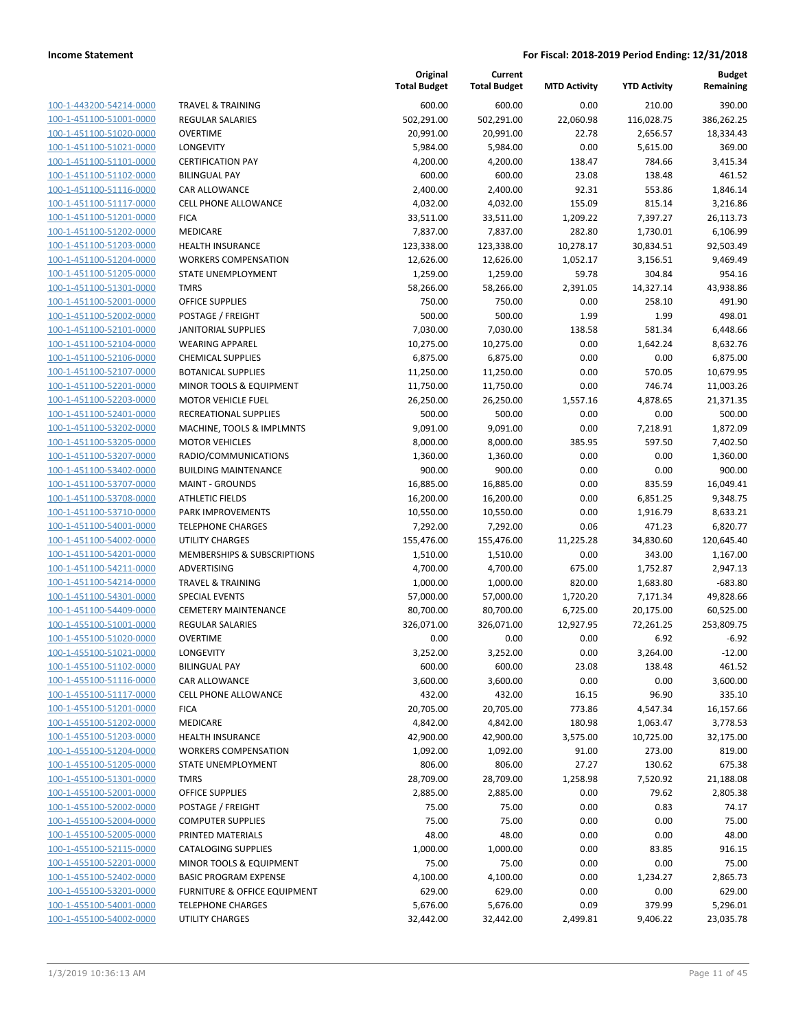**Income Statement** | **For Fiscal: 2018-2019 Period Ending: 12/31/2018**

| | | Original Total Budget | Current Total Budget | MTD Activity | YTD Activity | Budget Remaining |
|---|---|---|---|---|---|---|
| 100-1-443200-54214-0000 | TRAVEL & TRAINING | 600.00 | 600.00 | 0.00 | 210.00 | 390.00 |
| 100-1-451100-51001-0000 | REGULAR SALARIES | 502,291.00 | 502,291.00 | 22,060.98 | 116,028.75 | 386,262.25 |
| 100-1-451100-51020-0000 | OVERTIME | 20,991.00 | 20,991.00 | 22.78 | 2,656.57 | 18,334.43 |
| 100-1-451100-51021-0000 | LONGEVITY | 5,984.00 | 5,984.00 | 0.00 | 5,615.00 | 369.00 |
| 100-1-451100-51101-0000 | CERTIFICATION PAY | 4,200.00 | 4,200.00 | 138.47 | 784.66 | 3,415.34 |
| 100-1-451100-51102-0000 | BILINGUAL PAY | 600.00 | 600.00 | 23.08 | 138.48 | 461.52 |
| 100-1-451100-51116-0000 | CAR ALLOWANCE | 2,400.00 | 2,400.00 | 92.31 | 553.86 | 1,846.14 |
| 100-1-451100-51117-0000 | CELL PHONE ALLOWANCE | 4,032.00 | 4,032.00 | 155.09 | 815.14 | 3,216.86 |
| 100-1-451100-51201-0000 | FICA | 33,511.00 | 33,511.00 | 1,209.22 | 7,397.27 | 26,113.73 |
| 100-1-451100-51202-0000 | MEDICARE | 7,837.00 | 7,837.00 | 282.80 | 1,730.01 | 6,106.99 |
| 100-1-451100-51203-0000 | HEALTH INSURANCE | 123,338.00 | 123,338.00 | 10,278.17 | 30,834.51 | 92,503.49 |
| 100-1-451100-51204-0000 | WORKERS COMPENSATION | 12,626.00 | 12,626.00 | 1,052.17 | 3,156.51 | 9,469.49 |
| 100-1-451100-51205-0000 | STATE UNEMPLOYMENT | 1,259.00 | 1,259.00 | 59.78 | 304.84 | 954.16 |
| 100-1-451100-51301-0000 | TMRS | 58,266.00 | 58,266.00 | 2,391.05 | 14,327.14 | 43,938.86 |
| 100-1-451100-52001-0000 | OFFICE SUPPLIES | 750.00 | 750.00 | 0.00 | 258.10 | 491.90 |
| 100-1-451100-52002-0000 | POSTAGE / FREIGHT | 500.00 | 500.00 | 1.99 | 1.99 | 498.01 |
| 100-1-451100-52101-0000 | JANITORIAL SUPPLIES | 7,030.00 | 7,030.00 | 138.58 | 581.34 | 6,448.66 |
| 100-1-451100-52104-0000 | WEARING APPAREL | 10,275.00 | 10,275.00 | 0.00 | 1,642.24 | 8,632.76 |
| 100-1-451100-52106-0000 | CHEMICAL SUPPLIES | 6,875.00 | 6,875.00 | 0.00 | 0.00 | 6,875.00 |
| 100-1-451100-52107-0000 | BOTANICAL SUPPLIES | 11,250.00 | 11,250.00 | 0.00 | 570.05 | 10,679.95 |
| 100-1-451100-52201-0000 | MINOR TOOLS & EQUIPMENT | 11,750.00 | 11,750.00 | 0.00 | 746.74 | 11,003.26 |
| 100-1-451100-52203-0000 | MOTOR VEHICLE FUEL | 26,250.00 | 26,250.00 | 1,557.16 | 4,878.65 | 21,371.35 |
| 100-1-451100-52401-0000 | RECREATIONAL SUPPLIES | 500.00 | 500.00 | 0.00 | 0.00 | 500.00 |
| 100-1-451100-53202-0000 | MACHINE, TOOLS & IMPLMNTS | 9,091.00 | 9,091.00 | 0.00 | 7,218.91 | 1,872.09 |
| 100-1-451100-53205-0000 | MOTOR VEHICLES | 8,000.00 | 8,000.00 | 385.95 | 597.50 | 7,402.50 |
| 100-1-451100-53207-0000 | RADIO/COMMUNICATIONS | 1,360.00 | 1,360.00 | 0.00 | 0.00 | 1,360.00 |
| 100-1-451100-53402-0000 | BUILDING MAINTENANCE | 900.00 | 900.00 | 0.00 | 0.00 | 900.00 |
| 100-1-451100-53707-0000 | MAINT - GROUNDS | 16,885.00 | 16,885.00 | 0.00 | 835.59 | 16,049.41 |
| 100-1-451100-53708-0000 | ATHLETIC FIELDS | 16,200.00 | 16,200.00 | 0.00 | 6,851.25 | 9,348.75 |
| 100-1-451100-53710-0000 | PARK IMPROVEMENTS | 10,550.00 | 10,550.00 | 0.00 | 1,916.79 | 8,633.21 |
| 100-1-451100-54001-0000 | TELEPHONE CHARGES | 7,292.00 | 7,292.00 | 0.06 | 471.23 | 6,820.77 |
| 100-1-451100-54002-0000 | UTILITY CHARGES | 155,476.00 | 155,476.00 | 11,225.28 | 34,830.60 | 120,645.40 |
| 100-1-451100-54201-0000 | MEMBERSHIPS & SUBSCRIPTIONS | 1,510.00 | 1,510.00 | 0.00 | 343.00 | 1,167.00 |
| 100-1-451100-54211-0000 | ADVERTISING | 4,700.00 | 4,700.00 | 675.00 | 1,752.87 | 2,947.13 |
| 100-1-451100-54214-0000 | TRAVEL & TRAINING | 1,000.00 | 1,000.00 | 820.00 | 1,683.80 | -683.80 |
| 100-1-451100-54301-0000 | SPECIAL EVENTS | 57,000.00 | 57,000.00 | 1,720.20 | 7,171.34 | 49,828.66 |
| 100-1-451100-54409-0000 | CEMETERY MAINTENANCE | 80,700.00 | 80,700.00 | 6,725.00 | 20,175.00 | 60,525.00 |
| 100-1-455100-51001-0000 | REGULAR SALARIES | 326,071.00 | 326,071.00 | 12,927.95 | 72,261.25 | 253,809.75 |
| 100-1-455100-51020-0000 | OVERTIME | 0.00 | 0.00 | 0.00 | 6.92 | -6.92 |
| 100-1-455100-51021-0000 | LONGEVITY | 3,252.00 | 3,252.00 | 0.00 | 3,264.00 | -12.00 |
| 100-1-455100-51102-0000 | BILINGUAL PAY | 600.00 | 600.00 | 23.08 | 138.48 | 461.52 |
| 100-1-455100-51116-0000 | CAR ALLOWANCE | 3,600.00 | 3,600.00 | 0.00 | 0.00 | 3,600.00 |
| 100-1-455100-51117-0000 | CELL PHONE ALLOWANCE | 432.00 | 432.00 | 16.15 | 96.90 | 335.10 |
| 100-1-455100-51201-0000 | FICA | 20,705.00 | 20,705.00 | 773.86 | 4,547.34 | 16,157.66 |
| 100-1-455100-51202-0000 | MEDICARE | 4,842.00 | 4,842.00 | 180.98 | 1,063.47 | 3,778.53 |
| 100-1-455100-51203-0000 | HEALTH INSURANCE | 42,900.00 | 42,900.00 | 3,575.00 | 10,725.00 | 32,175.00 |
| 100-1-455100-51204-0000 | WORKERS COMPENSATION | 1,092.00 | 1,092.00 | 91.00 | 273.00 | 819.00 |
| 100-1-455100-51205-0000 | STATE UNEMPLOYMENT | 806.00 | 806.00 | 27.27 | 130.62 | 675.38 |
| 100-1-455100-51301-0000 | TMRS | 28,709.00 | 28,709.00 | 1,258.98 | 7,520.92 | 21,188.08 |
| 100-1-455100-52001-0000 | OFFICE SUPPLIES | 2,885.00 | 2,885.00 | 0.00 | 79.62 | 2,805.38 |
| 100-1-455100-52002-0000 | POSTAGE / FREIGHT | 75.00 | 75.00 | 0.00 | 0.83 | 74.17 |
| 100-1-455100-52004-0000 | COMPUTER SUPPLIES | 75.00 | 75.00 | 0.00 | 0.00 | 75.00 |
| 100-1-455100-52005-0000 | PRINTED MATERIALS | 48.00 | 48.00 | 0.00 | 0.00 | 48.00 |
| 100-1-455100-52115-0000 | CATALOGING SUPPLIES | 1,000.00 | 1,000.00 | 0.00 | 83.85 | 916.15 |
| 100-1-455100-52201-0000 | MINOR TOOLS & EQUIPMENT | 75.00 | 75.00 | 0.00 | 0.00 | 75.00 |
| 100-1-455100-52402-0000 | BASIC PROGRAM EXPENSE | 4,100.00 | 4,100.00 | 0.00 | 1,234.27 | 2,865.73 |
| 100-1-455100-53201-0000 | FURNITURE & OFFICE EQUIPMENT | 629.00 | 629.00 | 0.00 | 0.00 | 629.00 |
| 100-1-455100-54001-0000 | TELEPHONE CHARGES | 5,676.00 | 5,676.00 | 0.09 | 379.99 | 5,296.01 |
| 100-1-455100-54002-0000 | UTILITY CHARGES | 32,442.00 | 32,442.00 | 2,499.81 | 9,406.22 | 23,035.78 |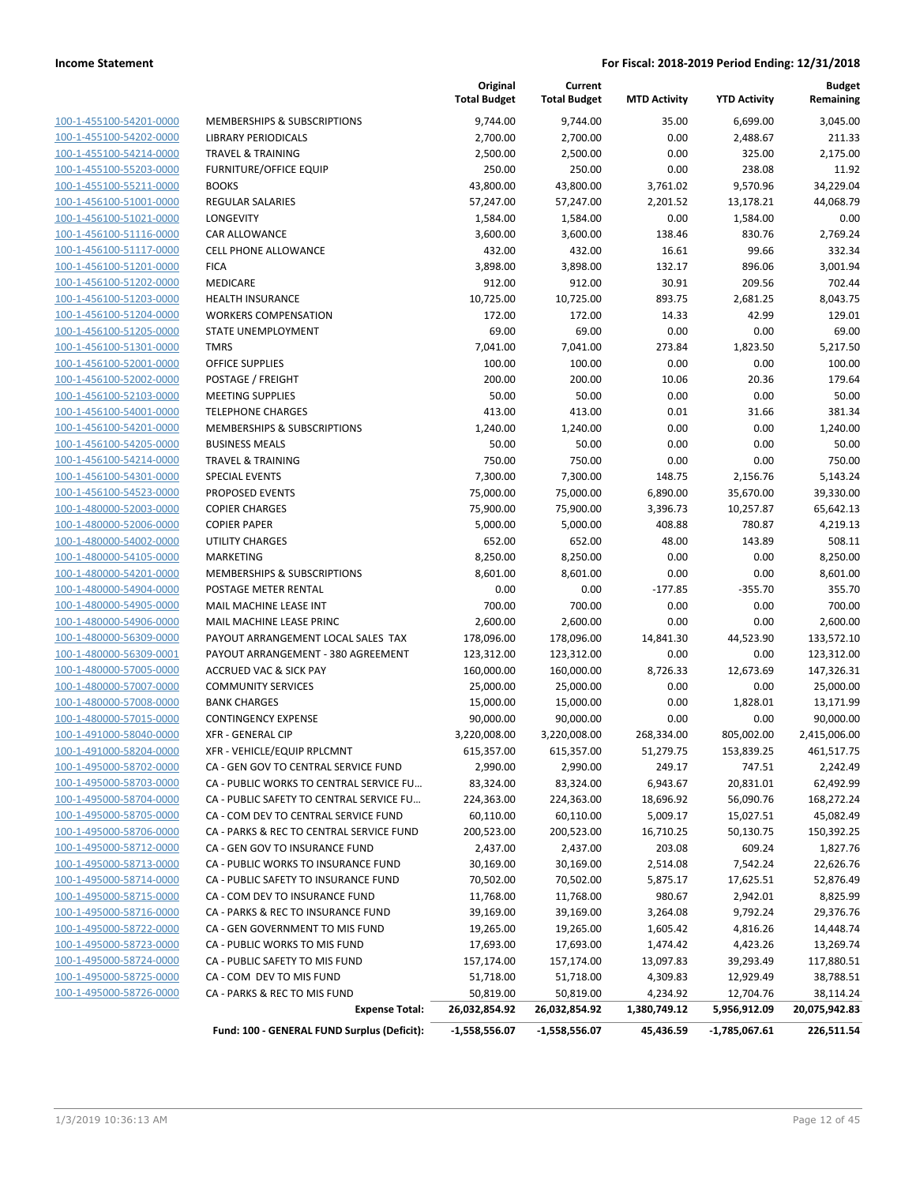| | | Original Total Budget | Current Total Budget | MTD Activity | YTD Activity | Budget Remaining |
|---|---|---|---|---|---|---|
| 100-1-455100-54201-0000 | MEMBERSHIPS & SUBSCRIPTIONS | 9,744.00 | 9,744.00 | 35.00 | 6,699.00 | 3,045.00 |
| 100-1-455100-54202-0000 | LIBRARY PERIODICALS | 2,700.00 | 2,700.00 | 0.00 | 2,488.67 | 211.33 |
| 100-1-455100-54214-0000 | TRAVEL & TRAINING | 2,500.00 | 2,500.00 | 0.00 | 325.00 | 2,175.00 |
| 100-1-455100-55203-0000 | FURNITURE/OFFICE EQUIP | 250.00 | 250.00 | 0.00 | 238.08 | 11.92 |
| 100-1-455100-55211-0000 | BOOKS | 43,800.00 | 43,800.00 | 3,761.02 | 9,570.96 | 34,229.04 |
| 100-1-456100-51001-0000 | REGULAR SALARIES | 57,247.00 | 57,247.00 | 2,201.52 | 13,178.21 | 44,068.79 |
| 100-1-456100-51021-0000 | LONGEVITY | 1,584.00 | 1,584.00 | 0.00 | 1,584.00 | 0.00 |
| 100-1-456100-51116-0000 | CAR ALLOWANCE | 3,600.00 | 3,600.00 | 138.46 | 830.76 | 2,769.24 |
| 100-1-456100-51117-0000 | CELL PHONE ALLOWANCE | 432.00 | 432.00 | 16.61 | 99.66 | 332.34 |
| 100-1-456100-51201-0000 | FICA | 3,898.00 | 3,898.00 | 132.17 | 896.06 | 3,001.94 |
| 100-1-456100-51202-0000 | MEDICARE | 912.00 | 912.00 | 30.91 | 209.56 | 702.44 |
| 100-1-456100-51203-0000 | HEALTH INSURANCE | 10,725.00 | 10,725.00 | 893.75 | 2,681.25 | 8,043.75 |
| 100-1-456100-51204-0000 | WORKERS COMPENSATION | 172.00 | 172.00 | 14.33 | 42.99 | 129.01 |
| 100-1-456100-51205-0000 | STATE UNEMPLOYMENT | 69.00 | 69.00 | 0.00 | 0.00 | 69.00 |
| 100-1-456100-51301-0000 | TMRS | 7,041.00 | 7,041.00 | 273.84 | 1,823.50 | 5,217.50 |
| 100-1-456100-52001-0000 | OFFICE SUPPLIES | 100.00 | 100.00 | 0.00 | 0.00 | 100.00 |
| 100-1-456100-52002-0000 | POSTAGE / FREIGHT | 200.00 | 200.00 | 10.06 | 20.36 | 179.64 |
| 100-1-456100-52103-0000 | MEETING SUPPLIES | 50.00 | 50.00 | 0.00 | 0.00 | 50.00 |
| 100-1-456100-54001-0000 | TELEPHONE CHARGES | 413.00 | 413.00 | 0.01 | 31.66 | 381.34 |
| 100-1-456100-54201-0000 | MEMBERSHIPS & SUBSCRIPTIONS | 1,240.00 | 1,240.00 | 0.00 | 0.00 | 1,240.00 |
| 100-1-456100-54205-0000 | BUSINESS MEALS | 50.00 | 50.00 | 0.00 | 0.00 | 50.00 |
| 100-1-456100-54214-0000 | TRAVEL & TRAINING | 750.00 | 750.00 | 0.00 | 0.00 | 750.00 |
| 100-1-456100-54301-0000 | SPECIAL EVENTS | 7,300.00 | 7,300.00 | 148.75 | 2,156.76 | 5,143.24 |
| 100-1-456100-54523-0000 | PROPOSED EVENTS | 75,000.00 | 75,000.00 | 6,890.00 | 35,670.00 | 39,330.00 |
| 100-1-480000-52003-0000 | COPIER CHARGES | 75,900.00 | 75,900.00 | 3,396.73 | 10,257.87 | 65,642.13 |
| 100-1-480000-52006-0000 | COPIER PAPER | 5,000.00 | 5,000.00 | 408.88 | 780.87 | 4,219.13 |
| 100-1-480000-54002-0000 | UTILITY CHARGES | 652.00 | 652.00 | 48.00 | 143.89 | 508.11 |
| 100-1-480000-54105-0000 | MARKETING | 8,250.00 | 8,250.00 | 0.00 | 0.00 | 8,250.00 |
| 100-1-480000-54201-0000 | MEMBERSHIPS & SUBSCRIPTIONS | 8,601.00 | 8,601.00 | 0.00 | 0.00 | 8,601.00 |
| 100-1-480000-54904-0000 | POSTAGE METER RENTAL | 0.00 | 0.00 | -177.85 | -355.70 | 355.70 |
| 100-1-480000-54905-0000 | MAIL MACHINE LEASE INT | 700.00 | 700.00 | 0.00 | 0.00 | 700.00 |
| 100-1-480000-54906-0000 | MAIL MACHINE LEASE PRINC | 2,600.00 | 2,600.00 | 0.00 | 0.00 | 2,600.00 |
| 100-1-480000-56309-0000 | PAYOUT ARRANGEMENT LOCAL SALES TAX | 178,096.00 | 178,096.00 | 14,841.30 | 44,523.90 | 133,572.10 |
| 100-1-480000-56309-0001 | PAYOUT ARRANGEMENT - 380 AGREEMENT | 123,312.00 | 123,312.00 | 0.00 | 0.00 | 123,312.00 |
| 100-1-480000-57005-0000 | ACCRUED VAC & SICK PAY | 160,000.00 | 160,000.00 | 8,726.33 | 12,673.69 | 147,326.31 |
| 100-1-480000-57007-0000 | COMMUNITY SERVICES | 25,000.00 | 25,000.00 | 0.00 | 0.00 | 25,000.00 |
| 100-1-480000-57008-0000 | BANK CHARGES | 15,000.00 | 15,000.00 | 0.00 | 1,828.01 | 13,171.99 |
| 100-1-480000-57015-0000 | CONTINGENCY EXPENSE | 90,000.00 | 90,000.00 | 0.00 | 0.00 | 90,000.00 |
| 100-1-491000-58040-0000 | XFR - GENERAL CIP | 3,220,008.00 | 3,220,008.00 | 268,334.00 | 805,002.00 | 2,415,006.00 |
| 100-1-491000-58204-0000 | XFR - VEHICLE/EQUIP RPLCMNT | 615,357.00 | 615,357.00 | 51,279.75 | 153,839.25 | 461,517.75 |
| 100-1-495000-58702-0000 | CA - GEN GOV TO CENTRAL SERVICE FUND | 2,990.00 | 2,990.00 | 249.17 | 747.51 | 2,242.49 |
| 100-1-495000-58703-0000 | CA - PUBLIC WORKS TO CENTRAL SERVICE FU… | 83,324.00 | 83,324.00 | 6,943.67 | 20,831.01 | 62,492.99 |
| 100-1-495000-58704-0000 | CA - PUBLIC SAFETY TO CENTRAL SERVICE FU… | 224,363.00 | 224,363.00 | 18,696.92 | 56,090.76 | 168,272.24 |
| 100-1-495000-58705-0000 | CA - COM DEV TO CENTRAL SERVICE FUND | 60,110.00 | 60,110.00 | 5,009.17 | 15,027.51 | 45,082.49 |
| 100-1-495000-58706-0000 | CA - PARKS & REC TO CENTRAL SERVICE FUND | 200,523.00 | 200,523.00 | 16,710.25 | 50,130.75 | 150,392.25 |
| 100-1-495000-58712-0000 | CA - GEN GOV TO INSURANCE FUND | 2,437.00 | 2,437.00 | 203.08 | 609.24 | 1,827.76 |
| 100-1-495000-58713-0000 | CA - PUBLIC WORKS TO INSURANCE FUND | 30,169.00 | 30,169.00 | 2,514.08 | 7,542.24 | 22,626.76 |
| 100-1-495000-58714-0000 | CA - PUBLIC SAFETY TO INSURANCE FUND | 70,502.00 | 70,502.00 | 5,875.17 | 17,625.51 | 52,876.49 |
| 100-1-495000-58715-0000 | CA - COM DEV TO INSURANCE FUND | 11,768.00 | 11,768.00 | 980.67 | 2,942.01 | 8,825.99 |
| 100-1-495000-58716-0000 | CA - PARKS & REC TO INSURANCE FUND | 39,169.00 | 39,169.00 | 3,264.08 | 9,792.24 | 29,376.76 |
| 100-1-495000-58722-0000 | CA - GEN GOVERNMENT TO MIS FUND | 19,265.00 | 19,265.00 | 1,605.42 | 4,816.26 | 14,448.74 |
| 100-1-495000-58723-0000 | CA - PUBLIC WORKS TO MIS FUND | 17,693.00 | 17,693.00 | 1,474.42 | 4,423.26 | 13,269.74 |
| 100-1-495000-58724-0000 | CA - PUBLIC SAFETY TO MIS FUND | 157,174.00 | 157,174.00 | 13,097.83 | 39,293.49 | 117,880.51 |
| 100-1-495000-58725-0000 | CA - COM DEV TO MIS FUND | 51,718.00 | 51,718.00 | 4,309.83 | 12,929.49 | 38,788.51 |
| 100-1-495000-58726-0000 | CA - PARKS & REC TO MIS FUND | 50,819.00 | 50,819.00 | 4,234.92 | 12,704.76 | 38,114.24 |
| | **Expense Total:** | **26,032,854.92** | **26,032,854.92** | **1,380,749.12** | **5,956,912.09** | **20,075,942.83** |
| | **Fund: 100 - GENERAL FUND Surplus (Deficit):** | **-1,558,556.07** | **-1,558,556.07** | **45,436.59** | **-1,785,067.61** | **226,511.54** |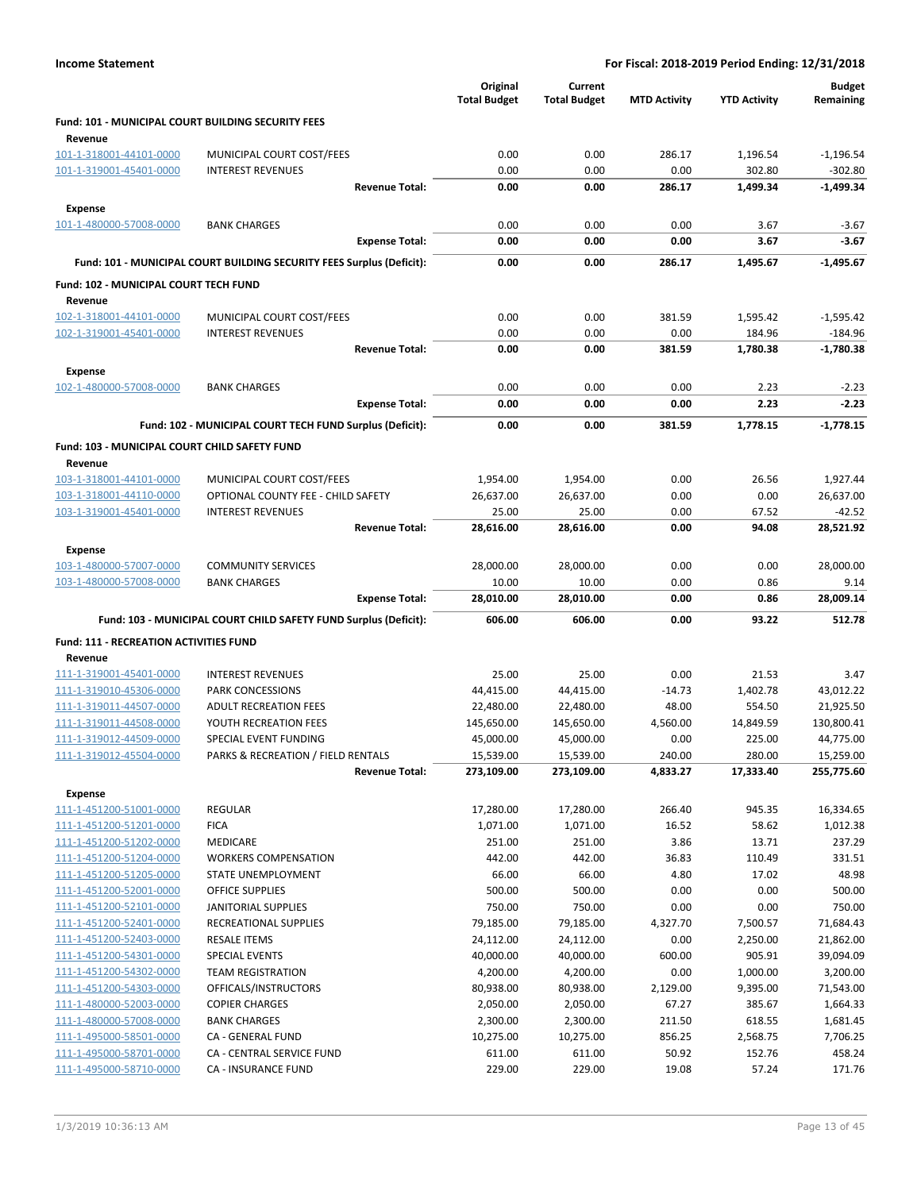**Income Statement** | **For Fiscal: 2018-2019 Period Ending: 12/31/2018**

| | | Original Total Budget | Current Total Budget | MTD Activity | YTD Activity | Budget Remaining |
|---|---|---|---|---|---|---|
| **Fund: 101 - MUNICIPAL COURT BUILDING SECURITY FEES** | | | | | | |
| **Revenue** | | | | | | |
| 101-1-318001-44101-0000 | MUNICIPAL COURT COST/FEES | 0.00 | 0.00 | 286.17 | 1,196.54 | -1,196.54 |
| 101-1-319001-45401-0000 | INTEREST REVENUES | 0.00 | 0.00 | 0.00 | 302.80 | -302.80 |
| | **Revenue Total:** | **0.00** | **0.00** | **286.17** | **1,499.34** | **-1,499.34** |
| **Expense** | | | | | | |
| 101-1-480000-57008-0000 | BANK CHARGES | 0.00 | 0.00 | 0.00 | 3.67 | -3.67 |
| | **Expense Total:** | **0.00** | **0.00** | **0.00** | **3.67** | **-3.67** |
| | **Fund: 101 - MUNICIPAL COURT BUILDING SECURITY FEES Surplus (Deficit):** | **0.00** | **0.00** | **286.17** | **1,495.67** | **-1,495.67** |
| **Fund: 102 - MUNICIPAL COURT TECH FUND** | | | | | | |
| **Revenue** | | | | | | |
| 102-1-318001-44101-0000 | MUNICIPAL COURT COST/FEES | 0.00 | 0.00 | 381.59 | 1,595.42 | -1,595.42 |
| 102-1-319001-45401-0000 | INTEREST REVENUES | 0.00 | 0.00 | 0.00 | 184.96 | -184.96 |
| | **Revenue Total:** | **0.00** | **0.00** | **381.59** | **1,780.38** | **-1,780.38** |
| **Expense** | | | | | | |
| 102-1-480000-57008-0000 | BANK CHARGES | 0.00 | 0.00 | 0.00 | 2.23 | -2.23 |
| | **Expense Total:** | **0.00** | **0.00** | **0.00** | **2.23** | **-2.23** |
| | **Fund: 102 - MUNICIPAL COURT TECH FUND Surplus (Deficit):** | **0.00** | **0.00** | **381.59** | **1,778.15** | **-1,778.15** |
| **Fund: 103 - MUNICIPAL COURT CHILD SAFETY FUND** | | | | | | |
| **Revenue** | | | | | | |
| 103-1-318001-44101-0000 | MUNICIPAL COURT COST/FEES | 1,954.00 | 1,954.00 | 0.00 | 26.56 | 1,927.44 |
| 103-1-318001-44110-0000 | OPTIONAL COUNTY FEE - CHILD SAFETY | 26,637.00 | 26,637.00 | 0.00 | 0.00 | 26,637.00 |
| 103-1-319001-45401-0000 | INTEREST REVENUES | 25.00 | 25.00 | 0.00 | 67.52 | -42.52 |
| | **Revenue Total:** | **28,616.00** | **28,616.00** | **0.00** | **94.08** | **28,521.92** |
| **Expense** | | | | | | |
| 103-1-480000-57007-0000 | COMMUNITY SERVICES | 28,000.00 | 28,000.00 | 0.00 | 0.00 | 28,000.00 |
| 103-1-480000-57008-0000 | BANK CHARGES | 10.00 | 10.00 | 0.00 | 0.86 | 9.14 |
| | **Expense Total:** | **28,010.00** | **28,010.00** | **0.00** | **0.86** | **28,009.14** |
| | **Fund: 103 - MUNICIPAL COURT CHILD SAFETY FUND Surplus (Deficit):** | **606.00** | **606.00** | **0.00** | **93.22** | **512.78** |
| **Fund: 111 - RECREATION ACTIVITIES FUND** | | | | | | |
| **Revenue** | | | | | | |
| 111-1-319001-45401-0000 | INTEREST REVENUES | 25.00 | 25.00 | 0.00 | 21.53 | 3.47 |
| 111-1-319010-45306-0000 | PARK CONCESSIONS | 44,415.00 | 44,415.00 | -14.73 | 1,402.78 | 43,012.22 |
| 111-1-319011-44507-0000 | ADULT RECREATION FEES | 22,480.00 | 22,480.00 | 48.00 | 554.50 | 21,925.50 |
| 111-1-319011-44508-0000 | YOUTH RECREATION FEES | 145,650.00 | 145,650.00 | 4,560.00 | 14,849.59 | 130,800.41 |
| 111-1-319012-44509-0000 | SPECIAL EVENT FUNDING | 45,000.00 | 45,000.00 | 0.00 | 225.00 | 44,775.00 |
| 111-1-319012-45504-0000 | PARKS & RECREATION / FIELD RENTALS | 15,539.00 | 15,539.00 | 240.00 | 280.00 | 15,259.00 |
| | **Revenue Total:** | **273,109.00** | **273,109.00** | **4,833.27** | **17,333.40** | **255,775.60** |
| **Expense** | | | | | | |
| 111-1-451200-51001-0000 | REGULAR | 17,280.00 | 17,280.00 | 266.40 | 945.35 | 16,334.65 |
| 111-1-451200-51201-0000 | FICA | 1,071.00 | 1,071.00 | 16.52 | 58.62 | 1,012.38 |
| 111-1-451200-51202-0000 | MEDICARE | 251.00 | 251.00 | 3.86 | 13.71 | 237.29 |
| 111-1-451200-51204-0000 | WORKERS COMPENSATION | 442.00 | 442.00 | 36.83 | 110.49 | 331.51 |
| 111-1-451200-51205-0000 | STATE UNEMPLOYMENT | 66.00 | 66.00 | 4.80 | 17.02 | 48.98 |
| 111-1-451200-52001-0000 | OFFICE SUPPLIES | 500.00 | 500.00 | 0.00 | 0.00 | 500.00 |
| 111-1-451200-52101-0000 | JANITORIAL SUPPLIES | 750.00 | 750.00 | 0.00 | 0.00 | 750.00 |
| 111-1-451200-52401-0000 | RECREATIONAL SUPPLIES | 79,185.00 | 79,185.00 | 4,327.70 | 7,500.57 | 71,684.43 |
| 111-1-451200-52403-0000 | RESALE ITEMS | 24,112.00 | 24,112.00 | 0.00 | 2,250.00 | 21,862.00 |
| 111-1-451200-54301-0000 | SPECIAL EVENTS | 40,000.00 | 40,000.00 | 600.00 | 905.91 | 39,094.09 |
| 111-1-451200-54302-0000 | TEAM REGISTRATION | 4,200.00 | 4,200.00 | 0.00 | 1,000.00 | 3,200.00 |
| 111-1-451200-54303-0000 | OFFICALS/INSTRUCTORS | 80,938.00 | 80,938.00 | 2,129.00 | 9,395.00 | 71,543.00 |
| 111-1-480000-52003-0000 | COPIER CHARGES | 2,050.00 | 2,050.00 | 67.27 | 385.67 | 1,664.33 |
| 111-1-480000-57008-0000 | BANK CHARGES | 2,300.00 | 2,300.00 | 211.50 | 618.55 | 1,681.45 |
| 111-1-495000-58501-0000 | CA - GENERAL FUND | 10,275.00 | 10,275.00 | 856.25 | 2,568.75 | 7,706.25 |
| 111-1-495000-58701-0000 | CA - CENTRAL SERVICE FUND | 611.00 | 611.00 | 50.92 | 152.76 | 458.24 |
| 111-1-495000-58710-0000 | CA - INSURANCE FUND | 229.00 | 229.00 | 19.08 | 57.24 | 171.76 |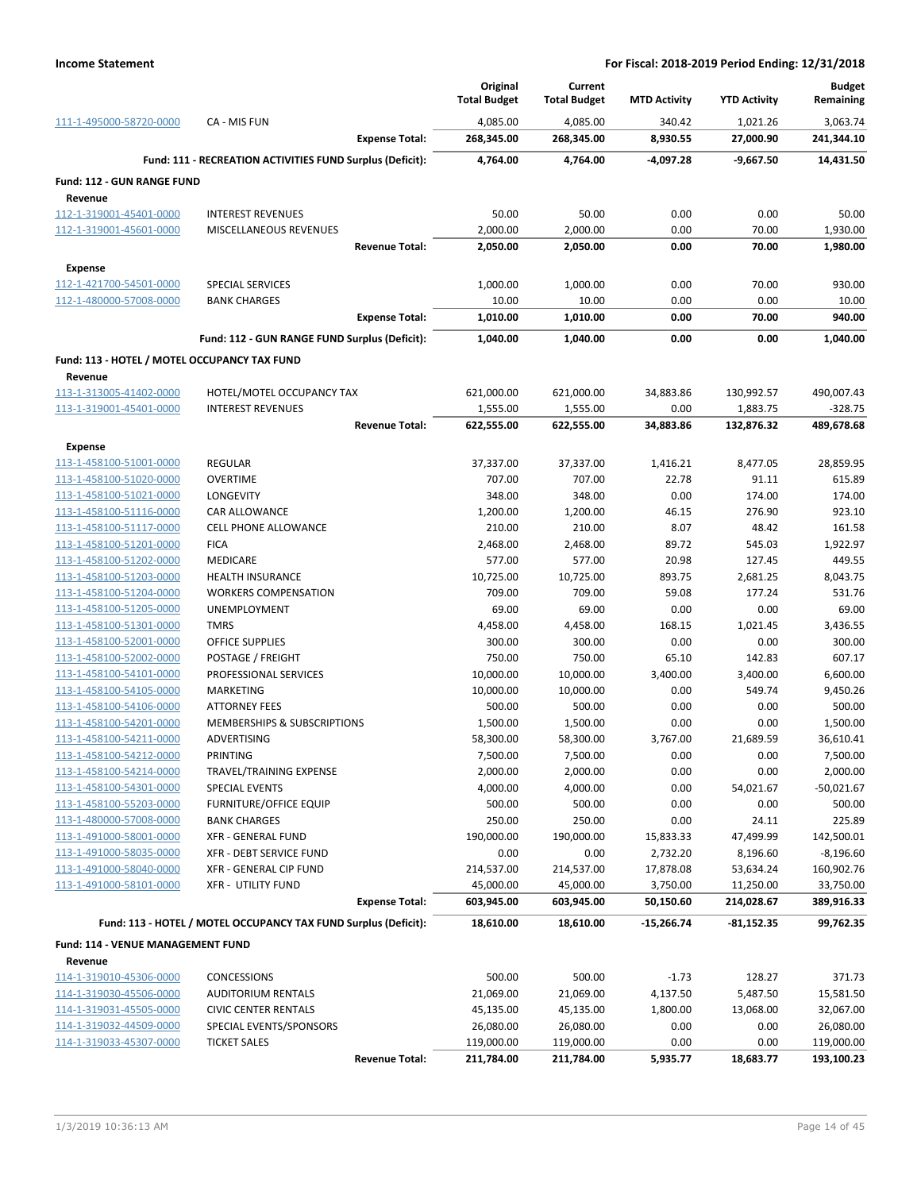## Income Statement

**For Fiscal: 2018-2019 Period Ending: 12/31/2018**

| | | Original Total Budget | Current Total Budget | MTD Activity | YTD Activity | Budget Remaining |
|---|---|---|---|---|---|---|
| 111-1-495000-58720-0000 | CA - MIS FUN | 4,085.00 | 4,085.00 | 340.42 | 1,021.26 | 3,063.74 |
| | **Expense Total:** | **268,345.00** | **268,345.00** | **8,930.55** | **27,000.90** | **241,344.10** |
| | **Fund: 111 - RECREATION ACTIVITIES FUND Surplus (Deficit):** | **4,764.00** | **4,764.00** | **-4,097.28** | **-9,667.50** | **14,431.50** |
| **Fund: 112 - GUN RANGE FUND** | | | | | | |
| **Revenue** | | | | | | |
| 112-1-319001-45401-0000 | INTEREST REVENUES | 50.00 | 50.00 | 0.00 | 0.00 | 50.00 |
| 112-1-319001-45601-0000 | MISCELLANEOUS REVENUES | 2,000.00 | 2,000.00 | 0.00 | 70.00 | 1,930.00 |
| | **Revenue Total:** | **2,050.00** | **2,050.00** | **0.00** | **70.00** | **1,980.00** |
| **Expense** | | | | | | |
| 112-1-421700-54501-0000 | SPECIAL SERVICES | 1,000.00 | 1,000.00 | 0.00 | 70.00 | 930.00 |
| 112-1-480000-57008-0000 | BANK CHARGES | 10.00 | 10.00 | 0.00 | 0.00 | 10.00 |
| | **Expense Total:** | **1,010.00** | **1,010.00** | **0.00** | **70.00** | **940.00** |
| | **Fund: 112 - GUN RANGE FUND Surplus (Deficit):** | **1,040.00** | **1,040.00** | **0.00** | **0.00** | **1,040.00** |
| **Fund: 113 - HOTEL / MOTEL OCCUPANCY TAX FUND** | | | | | | |
| **Revenue** | | | | | | |
| 113-1-313005-41402-0000 | HOTEL/MOTEL OCCUPANCY TAX | 621,000.00 | 621,000.00 | 34,883.86 | 130,992.57 | 490,007.43 |
| 113-1-319001-45401-0000 | INTEREST REVENUES | 1,555.00 | 1,555.00 | 0.00 | 1,883.75 | -328.75 |
| | **Revenue Total:** | **622,555.00** | **622,555.00** | **34,883.86** | **132,876.32** | **489,678.68** |
| **Expense** | | | | | | |
| 113-1-458100-51001-0000 | REGULAR | 37,337.00 | 37,337.00 | 1,416.21 | 8,477.05 | 28,859.95 |
| 113-1-458100-51020-0000 | OVERTIME | 707.00 | 707.00 | 22.78 | 91.11 | 615.89 |
| 113-1-458100-51021-0000 | LONGEVITY | 348.00 | 348.00 | 0.00 | 174.00 | 174.00 |
| 113-1-458100-51116-0000 | CAR ALLOWANCE | 1,200.00 | 1,200.00 | 46.15 | 276.90 | 923.10 |
| 113-1-458100-51117-0000 | CELL PHONE ALLOWANCE | 210.00 | 210.00 | 8.07 | 48.42 | 161.58 |
| 113-1-458100-51201-0000 | FICA | 2,468.00 | 2,468.00 | 89.72 | 545.03 | 1,922.97 |
| 113-1-458100-51202-0000 | MEDICARE | 577.00 | 577.00 | 20.98 | 127.45 | 449.55 |
| 113-1-458100-51203-0000 | HEALTH INSURANCE | 10,725.00 | 10,725.00 | 893.75 | 2,681.25 | 8,043.75 |
| 113-1-458100-51204-0000 | WORKERS COMPENSATION | 709.00 | 709.00 | 59.08 | 177.24 | 531.76 |
| 113-1-458100-51205-0000 | UNEMPLOYMENT | 69.00 | 69.00 | 0.00 | 0.00 | 69.00 |
| 113-1-458100-51301-0000 | TMRS | 4,458.00 | 4,458.00 | 168.15 | 1,021.45 | 3,436.55 |
| 113-1-458100-52001-0000 | OFFICE SUPPLIES | 300.00 | 300.00 | 0.00 | 0.00 | 300.00 |
| 113-1-458100-52002-0000 | POSTAGE / FREIGHT | 750.00 | 750.00 | 65.10 | 142.83 | 607.17 |
| 113-1-458100-54101-0000 | PROFESSIONAL SERVICES | 10,000.00 | 10,000.00 | 3,400.00 | 3,400.00 | 6,600.00 |
| 113-1-458100-54105-0000 | MARKETING | 10,000.00 | 10,000.00 | 0.00 | 549.74 | 9,450.26 |
| 113-1-458100-54106-0000 | ATTORNEY FEES | 500.00 | 500.00 | 0.00 | 0.00 | 500.00 |
| 113-1-458100-54201-0000 | MEMBERSHIPS & SUBSCRIPTIONS | 1,500.00 | 1,500.00 | 0.00 | 0.00 | 1,500.00 |
| 113-1-458100-54211-0000 | ADVERTISING | 58,300.00 | 58,300.00 | 3,767.00 | 21,689.59 | 36,610.41 |
| 113-1-458100-54212-0000 | PRINTING | 7,500.00 | 7,500.00 | 0.00 | 0.00 | 7,500.00 |
| 113-1-458100-54214-0000 | TRAVEL/TRAINING EXPENSE | 2,000.00 | 2,000.00 | 0.00 | 0.00 | 2,000.00 |
| 113-1-458100-54301-0000 | SPECIAL EVENTS | 4,000.00 | 4,000.00 | 0.00 | 54,021.67 | -50,021.67 |
| 113-1-458100-55203-0000 | FURNITURE/OFFICE EQUIP | 500.00 | 500.00 | 0.00 | 0.00 | 500.00 |
| 113-1-480000-57008-0000 | BANK CHARGES | 250.00 | 250.00 | 0.00 | 24.11 | 225.89 |
| 113-1-491000-58001-0000 | XFR - GENERAL FUND | 190,000.00 | 190,000.00 | 15,833.33 | 47,499.99 | 142,500.01 |
| 113-1-491000-58035-0000 | XFR - DEBT SERVICE FUND | 0.00 | 0.00 | 2,732.20 | 8,196.60 | -8,196.60 |
| 113-1-491000-58040-0000 | XFR - GENERAL CIP FUND | 214,537.00 | 214,537.00 | 17,878.08 | 53,634.24 | 160,902.76 |
| 113-1-491000-58101-0000 | XFR - UTILITY FUND | 45,000.00 | 45,000.00 | 3,750.00 | 11,250.00 | 33,750.00 |
| | **Expense Total:** | **603,945.00** | **603,945.00** | **50,150.60** | **214,028.67** | **389,916.33** |
| | **Fund: 113 - HOTEL / MOTEL OCCUPANCY TAX FUND Surplus (Deficit):** | **18,610.00** | **18,610.00** | **-15,266.74** | **-81,152.35** | **99,762.35** |
| **Fund: 114 - VENUE MANAGEMENT FUND** | | | | | | |
| **Revenue** | | | | | | |
| 114-1-319010-45306-0000 | CONCESSIONS | 500.00 | 500.00 | -1.73 | 128.27 | 371.73 |
| 114-1-319030-45506-0000 | AUDITORIUM RENTALS | 21,069.00 | 21,069.00 | 4,137.50 | 5,487.50 | 15,581.50 |
| 114-1-319031-45505-0000 | CIVIC CENTER RENTALS | 45,135.00 | 45,135.00 | 1,800.00 | 13,068.00 | 32,067.00 |
| 114-1-319032-44509-0000 | SPECIAL EVENTS/SPONSORS | 26,080.00 | 26,080.00 | 0.00 | 0.00 | 26,080.00 |
| 114-1-319033-45307-0000 | TICKET SALES | 119,000.00 | 119,000.00 | 0.00 | 0.00 | 119,000.00 |
| | **Revenue Total:** | **211,784.00** | **211,784.00** | **5,935.77** | **18,683.77** | **193,100.23** |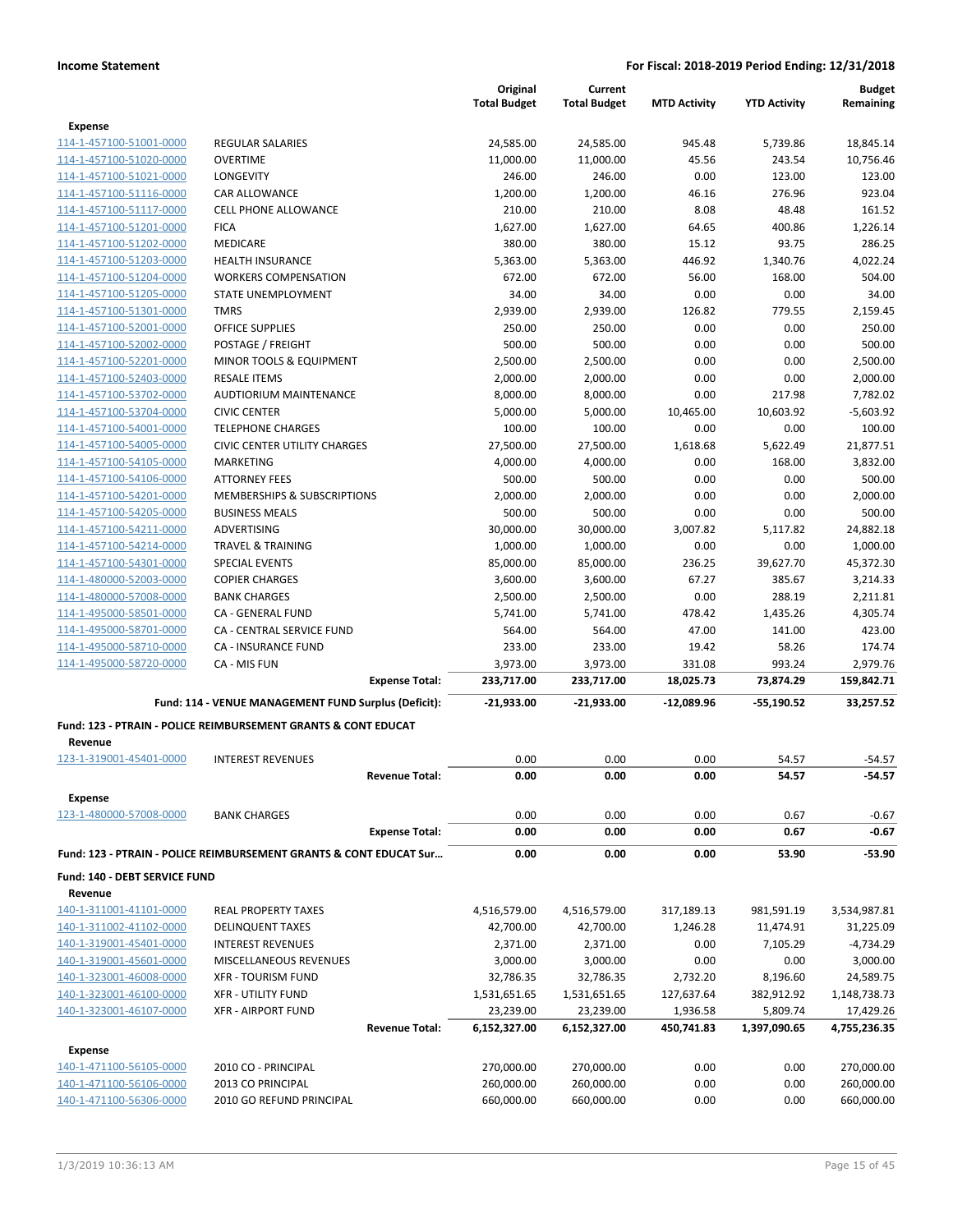| | | Original Total Budget | Current Total Budget | MTD Activity | YTD Activity | Budget Remaining |
|---|---|---|---|---|---|---|
| **Expense** | | | | | | |
| 114-1-457100-51001-0000 | REGULAR SALARIES | 24,585.00 | 24,585.00 | 945.48 | 5,739.86 | 18,845.14 |
| 114-1-457100-51020-0000 | OVERTIME | 11,000.00 | 11,000.00 | 45.56 | 243.54 | 10,756.46 |
| 114-1-457100-51021-0000 | LONGEVITY | 246.00 | 246.00 | 0.00 | 123.00 | 123.00 |
| 114-1-457100-51116-0000 | CAR ALLOWANCE | 1,200.00 | 1,200.00 | 46.16 | 276.96 | 923.04 |
| 114-1-457100-51117-0000 | CELL PHONE ALLOWANCE | 210.00 | 210.00 | 8.08 | 48.48 | 161.52 |
| 114-1-457100-51201-0000 | FICA | 1,627.00 | 1,627.00 | 64.65 | 400.86 | 1,226.14 |
| 114-1-457100-51202-0000 | MEDICARE | 380.00 | 380.00 | 15.12 | 93.75 | 286.25 |
| 114-1-457100-51203-0000 | HEALTH INSURANCE | 5,363.00 | 5,363.00 | 446.92 | 1,340.76 | 4,022.24 |
| 114-1-457100-51204-0000 | WORKERS COMPENSATION | 672.00 | 672.00 | 56.00 | 168.00 | 504.00 |
| 114-1-457100-51205-0000 | STATE UNEMPLOYMENT | 34.00 | 34.00 | 0.00 | 0.00 | 34.00 |
| 114-1-457100-51301-0000 | TMRS | 2,939.00 | 2,939.00 | 126.82 | 779.55 | 2,159.45 |
| 114-1-457100-52001-0000 | OFFICE SUPPLIES | 250.00 | 250.00 | 0.00 | 0.00 | 250.00 |
| 114-1-457100-52002-0000 | POSTAGE / FREIGHT | 500.00 | 500.00 | 0.00 | 0.00 | 500.00 |
| 114-1-457100-52201-0000 | MINOR TOOLS & EQUIPMENT | 2,500.00 | 2,500.00 | 0.00 | 0.00 | 2,500.00 |
| 114-1-457100-52403-0000 | RESALE ITEMS | 2,000.00 | 2,000.00 | 0.00 | 0.00 | 2,000.00 |
| 114-1-457100-53702-0000 | AUDTIORIUM MAINTENANCE | 8,000.00 | 8,000.00 | 0.00 | 217.98 | 7,782.02 |
| 114-1-457100-53704-0000 | CIVIC CENTER | 5,000.00 | 5,000.00 | 10,465.00 | 10,603.92 | -5,603.92 |
| 114-1-457100-54001-0000 | TELEPHONE CHARGES | 100.00 | 100.00 | 0.00 | 0.00 | 100.00 |
| 114-1-457100-54005-0000 | CIVIC CENTER UTILITY CHARGES | 27,500.00 | 27,500.00 | 1,618.68 | 5,622.49 | 21,877.51 |
| 114-1-457100-54105-0000 | MARKETING | 4,000.00 | 4,000.00 | 0.00 | 168.00 | 3,832.00 |
| 114-1-457100-54106-0000 | ATTORNEY FEES | 500.00 | 500.00 | 0.00 | 0.00 | 500.00 |
| 114-1-457100-54201-0000 | MEMBERSHIPS & SUBSCRIPTIONS | 2,000.00 | 2,000.00 | 0.00 | 0.00 | 2,000.00 |
| 114-1-457100-54205-0000 | BUSINESS MEALS | 500.00 | 500.00 | 0.00 | 0.00 | 500.00 |
| 114-1-457100-54211-0000 | ADVERTISING | 30,000.00 | 30,000.00 | 3,007.82 | 5,117.82 | 24,882.18 |
| 114-1-457100-54214-0000 | TRAVEL & TRAINING | 1,000.00 | 1,000.00 | 0.00 | 0.00 | 1,000.00 |
| 114-1-457100-54301-0000 | SPECIAL EVENTS | 85,000.00 | 85,000.00 | 236.25 | 39,627.70 | 45,372.30 |
| 114-1-480000-52003-0000 | COPIER CHARGES | 3,600.00 | 3,600.00 | 67.27 | 385.67 | 3,214.33 |
| 114-1-480000-57008-0000 | BANK CHARGES | 2,500.00 | 2,500.00 | 0.00 | 288.19 | 2,211.81 |
| 114-1-495000-58501-0000 | CA - GENERAL FUND | 5,741.00 | 5,741.00 | 478.42 | 1,435.26 | 4,305.74 |
| 114-1-495000-58701-0000 | CA - CENTRAL SERVICE FUND | 564.00 | 564.00 | 47.00 | 141.00 | 423.00 |
| 114-1-495000-58710-0000 | CA - INSURANCE FUND | 233.00 | 233.00 | 19.42 | 58.26 | 174.74 |
| 114-1-495000-58720-0000 | CA - MIS FUN | 3,973.00 | 3,973.00 | 331.08 | 993.24 | 2,979.76 |
| | **Expense Total:** | **233,717.00** | **233,717.00** | **18,025.73** | **73,874.29** | **159,842.71** |
| | **Fund: 114 - VENUE MANAGEMENT FUND Surplus (Deficit):** | **-21,933.00** | **-21,933.00** | **-12,089.96** | **-55,190.52** | **33,257.52** |
| **Fund: 123 - PTRAIN - POLICE REIMBURSEMENT GRANTS & CONT EDUCAT** | | | | | | |
| **Revenue** | | | | | | |
| 123-1-319001-45401-0000 | INTEREST REVENUES | 0.00 | 0.00 | 0.00 | 54.57 | -54.57 |
| | **Revenue Total:** | **0.00** | **0.00** | **0.00** | **54.57** | **-54.57** |
| **Expense** | | | | | | |
| 123-1-480000-57008-0000 | BANK CHARGES | 0.00 | 0.00 | 0.00 | 0.67 | -0.67 |
| | **Expense Total:** | **0.00** | **0.00** | **0.00** | **0.67** | **-0.67** |
| **Fund: 123 - PTRAIN - POLICE REIMBURSEMENT GRANTS & CONT EDUCAT Sur...** | | **0.00** | **0.00** | **0.00** | **53.90** | **-53.90** |
| **Fund: 140 - DEBT SERVICE FUND** | | | | | | |
| **Revenue** | | | | | | |
| 140-1-311001-41101-0000 | REAL PROPERTY TAXES | 4,516,579.00 | 4,516,579.00 | 317,189.13 | 981,591.19 | 3,534,987.81 |
| 140-1-311002-41102-0000 | DELINQUENT TAXES | 42,700.00 | 42,700.00 | 1,246.28 | 11,474.91 | 31,225.09 |
| 140-1-319001-45401-0000 | INTEREST REVENUES | 2,371.00 | 2,371.00 | 0.00 | 7,105.29 | -4,734.29 |
| 140-1-319001-45601-0000 | MISCELLANEOUS REVENUES | 3,000.00 | 3,000.00 | 0.00 | 0.00 | 3,000.00 |
| 140-1-323001-46008-0000 | XFR - TOURISM FUND | 32,786.35 | 32,786.35 | 2,732.20 | 8,196.60 | 24,589.75 |
| 140-1-323001-46100-0000 | XFR - UTILITY FUND | 1,531,651.65 | 1,531,651.65 | 127,637.64 | 382,912.92 | 1,148,738.73 |
| 140-1-323001-46107-0000 | XFR - AIRPORT FUND | 23,239.00 | 23,239.00 | 1,936.58 | 5,809.74 | 17,429.26 |
| | **Revenue Total:** | **6,152,327.00** | **6,152,327.00** | **450,741.83** | **1,397,090.65** | **4,755,236.35** |
| **Expense** | | | | | | |
| 140-1-471100-56105-0000 | 2010 CO - PRINCIPAL | 270,000.00 | 270,000.00 | 0.00 | 0.00 | 270,000.00 |
| 140-1-471100-56106-0000 | 2013 CO PRINCIPAL | 260,000.00 | 260,000.00 | 0.00 | 0.00 | 260,000.00 |
| 140-1-471100-56306-0000 | 2010 GO REFUND PRINCIPAL | 660,000.00 | 660,000.00 | 0.00 | 0.00 | 660,000.00 |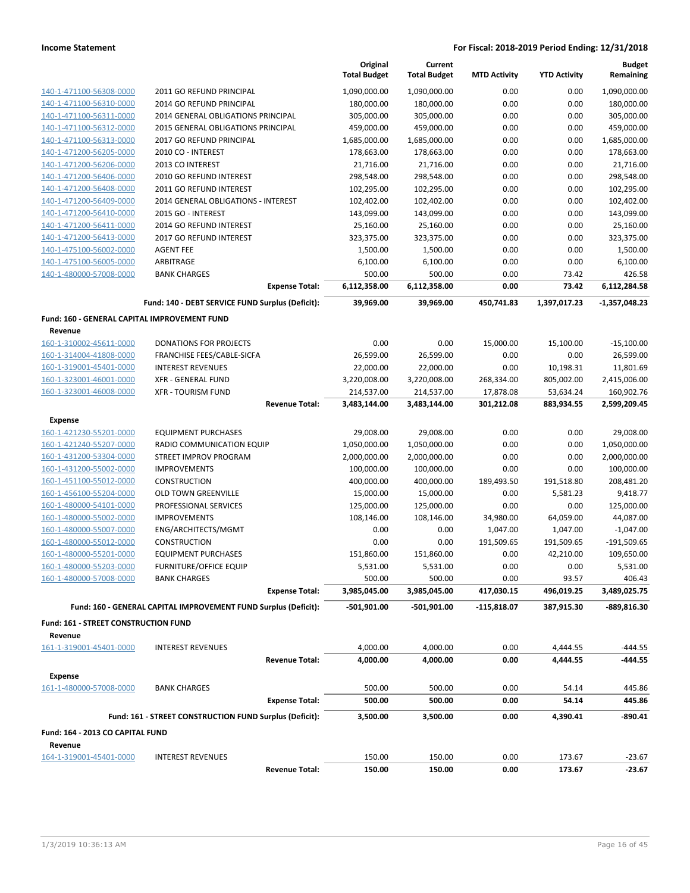| | | Original Total Budget | Current Total Budget | MTD Activity | YTD Activity | Budget Remaining |
|---|---|---|---|---|---|---|
| 140-1-471100-56308-0000 | 2011 GO REFUND PRINCIPAL | 1,090,000.00 | 1,090,000.00 | 0.00 | 0.00 | 1,090,000.00 |
| 140-1-471100-56310-0000 | 2014 GO REFUND PRINCIPAL | 180,000.00 | 180,000.00 | 0.00 | 0.00 | 180,000.00 |
| 140-1-471100-56311-0000 | 2014 GENERAL OBLIGATIONS PRINCIPAL | 305,000.00 | 305,000.00 | 0.00 | 0.00 | 305,000.00 |
| 140-1-471100-56312-0000 | 2015 GENERAL OBLIGATIONS PRINCIPAL | 459,000.00 | 459,000.00 | 0.00 | 0.00 | 459,000.00 |
| 140-1-471100-56313-0000 | 2017 GO REFUND PRINCIPAL | 1,685,000.00 | 1,685,000.00 | 0.00 | 0.00 | 1,685,000.00 |
| 140-1-471200-56205-0000 | 2010 CO - INTEREST | 178,663.00 | 178,663.00 | 0.00 | 0.00 | 178,663.00 |
| 140-1-471200-56206-0000 | 2013 CO INTEREST | 21,716.00 | 21,716.00 | 0.00 | 0.00 | 21,716.00 |
| 140-1-471200-56406-0000 | 2010 GO REFUND INTEREST | 298,548.00 | 298,548.00 | 0.00 | 0.00 | 298,548.00 |
| 140-1-471200-56408-0000 | 2011 GO REFUND INTEREST | 102,295.00 | 102,295.00 | 0.00 | 0.00 | 102,295.00 |
| 140-1-471200-56409-0000 | 2014 GENERAL OBLIGATIONS - INTEREST | 102,402.00 | 102,402.00 | 0.00 | 0.00 | 102,402.00 |
| 140-1-471200-56410-0000 | 2015 GO - INTEREST | 143,099.00 | 143,099.00 | 0.00 | 0.00 | 143,099.00 |
| 140-1-471200-56411-0000 | 2014 GO REFUND INTEREST | 25,160.00 | 25,160.00 | 0.00 | 0.00 | 25,160.00 |
| 140-1-471200-56413-0000 | 2017 GO REFUND INTEREST | 323,375.00 | 323,375.00 | 0.00 | 0.00 | 323,375.00 |
| 140-1-475100-56002-0000 | AGENT FEE | 1,500.00 | 1,500.00 | 0.00 | 0.00 | 1,500.00 |
| 140-1-475100-56005-0000 | ARBITRAGE | 6,100.00 | 6,100.00 | 0.00 | 0.00 | 6,100.00 |
| 140-1-480000-57008-0000 | BANK CHARGES | 500.00 | 500.00 | 0.00 | 73.42 | 426.58 |
| | **Expense Total:** | **6,112,358.00** | **6,112,358.00** | **0.00** | **73.42** | **6,112,284.58** |
| | **Fund: 140 - DEBT SERVICE FUND Surplus (Deficit):** | **39,969.00** | **39,969.00** | **450,741.83** | **1,397,017.23** | **-1,357,048.23** |
| **Fund: 160 - GENERAL CAPITAL IMPROVEMENT FUND** | | | | | | |
| **Revenue** | | | | | | |
| 160-1-310002-45611-0000 | DONATIONS FOR PROJECTS | 0.00 | 0.00 | 15,000.00 | 15,100.00 | -15,100.00 |
| 160-1-314004-41808-0000 | FRANCHISE FEES/CABLE-SICFA | 26,599.00 | 26,599.00 | 0.00 | 0.00 | 26,599.00 |
| 160-1-319001-45401-0000 | INTEREST REVENUES | 22,000.00 | 22,000.00 | 0.00 | 10,198.31 | 11,801.69 |
| 160-1-323001-46001-0000 | XFR - GENERAL FUND | 3,220,008.00 | 3,220,008.00 | 268,334.00 | 805,002.00 | 2,415,006.00 |
| 160-1-323001-46008-0000 | XFR - TOURISM FUND | 214,537.00 | 214,537.00 | 17,878.08 | 53,634.24 | 160,902.76 |
| | **Revenue Total:** | **3,483,144.00** | **3,483,144.00** | **301,212.08** | **883,934.55** | **2,599,209.45** |
| **Expense** | | | | | | |
| 160-1-421230-55201-0000 | EQUIPMENT PURCHASES | 29,008.00 | 29,008.00 | 0.00 | 0.00 | 29,008.00 |
| 160-1-421240-55207-0000 | RADIO COMMUNICATION EQUIP | 1,050,000.00 | 1,050,000.00 | 0.00 | 0.00 | 1,050,000.00 |
| 160-1-431200-53304-0000 | STREET IMPROV PROGRAM | 2,000,000.00 | 2,000,000.00 | 0.00 | 0.00 | 2,000,000.00 |
| 160-1-431200-55002-0000 | IMPROVEMENTS | 100,000.00 | 100,000.00 | 0.00 | 0.00 | 100,000.00 |
| 160-1-451100-55012-0000 | CONSTRUCTION | 400,000.00 | 400,000.00 | 189,493.50 | 191,518.80 | 208,481.20 |
| 160-1-456100-55204-0000 | OLD TOWN GREENVILLE | 15,000.00 | 15,000.00 | 0.00 | 5,581.23 | 9,418.77 |
| 160-1-480000-54101-0000 | PROFESSIONAL SERVICES | 125,000.00 | 125,000.00 | 0.00 | 0.00 | 125,000.00 |
| 160-1-480000-55002-0000 | IMPROVEMENTS | 108,146.00 | 108,146.00 | 34,980.00 | 64,059.00 | 44,087.00 |
| 160-1-480000-55007-0000 | ENG/ARCHITECTS/MGMT | 0.00 | 0.00 | 1,047.00 | 1,047.00 | -1,047.00 |
| 160-1-480000-55012-0000 | CONSTRUCTION | 0.00 | 0.00 | 191,509.65 | 191,509.65 | -191,509.65 |
| 160-1-480000-55201-0000 | EQUIPMENT PURCHASES | 151,860.00 | 151,860.00 | 0.00 | 42,210.00 | 109,650.00 |
| 160-1-480000-55203-0000 | FURNITURE/OFFICE EQUIP | 5,531.00 | 5,531.00 | 0.00 | 0.00 | 5,531.00 |
| 160-1-480000-57008-0000 | BANK CHARGES | 500.00 | 500.00 | 0.00 | 93.57 | 406.43 |
| | **Expense Total:** | **3,985,045.00** | **3,985,045.00** | **417,030.15** | **496,019.25** | **3,489,025.75** |
| | **Fund: 160 - GENERAL CAPITAL IMPROVEMENT FUND Surplus (Deficit):** | **-501,901.00** | **-501,901.00** | **-115,818.07** | **387,915.30** | **-889,816.30** |
| **Fund: 161 - STREET CONSTRUCTION FUND** | | | | | | |
| **Revenue** | | | | | | |
| 161-1-319001-45401-0000 | INTEREST REVENUES | 4,000.00 | 4,000.00 | 0.00 | 4,444.55 | -444.55 |
| | **Revenue Total:** | **4,000.00** | **4,000.00** | **0.00** | **4,444.55** | **-444.55** |
| **Expense** | | | | | | |
| 161-1-480000-57008-0000 | BANK CHARGES | 500.00 | 500.00 | 0.00 | 54.14 | 445.86 |
| | **Expense Total:** | **500.00** | **500.00** | **0.00** | **54.14** | **445.86** |
| | **Fund: 161 - STREET CONSTRUCTION FUND Surplus (Deficit):** | **3,500.00** | **3,500.00** | **0.00** | **4,390.41** | **-890.41** |
| **Fund: 164 - 2013 CO CAPITAL FUND** | | | | | | |
| **Revenue** | | | | | | |
| 164-1-319001-45401-0000 | INTEREST REVENUES | 150.00 | 150.00 | 0.00 | 173.67 | -23.67 |
| | **Revenue Total:** | **150.00** | **150.00** | **0.00** | **173.67** | **-23.67** |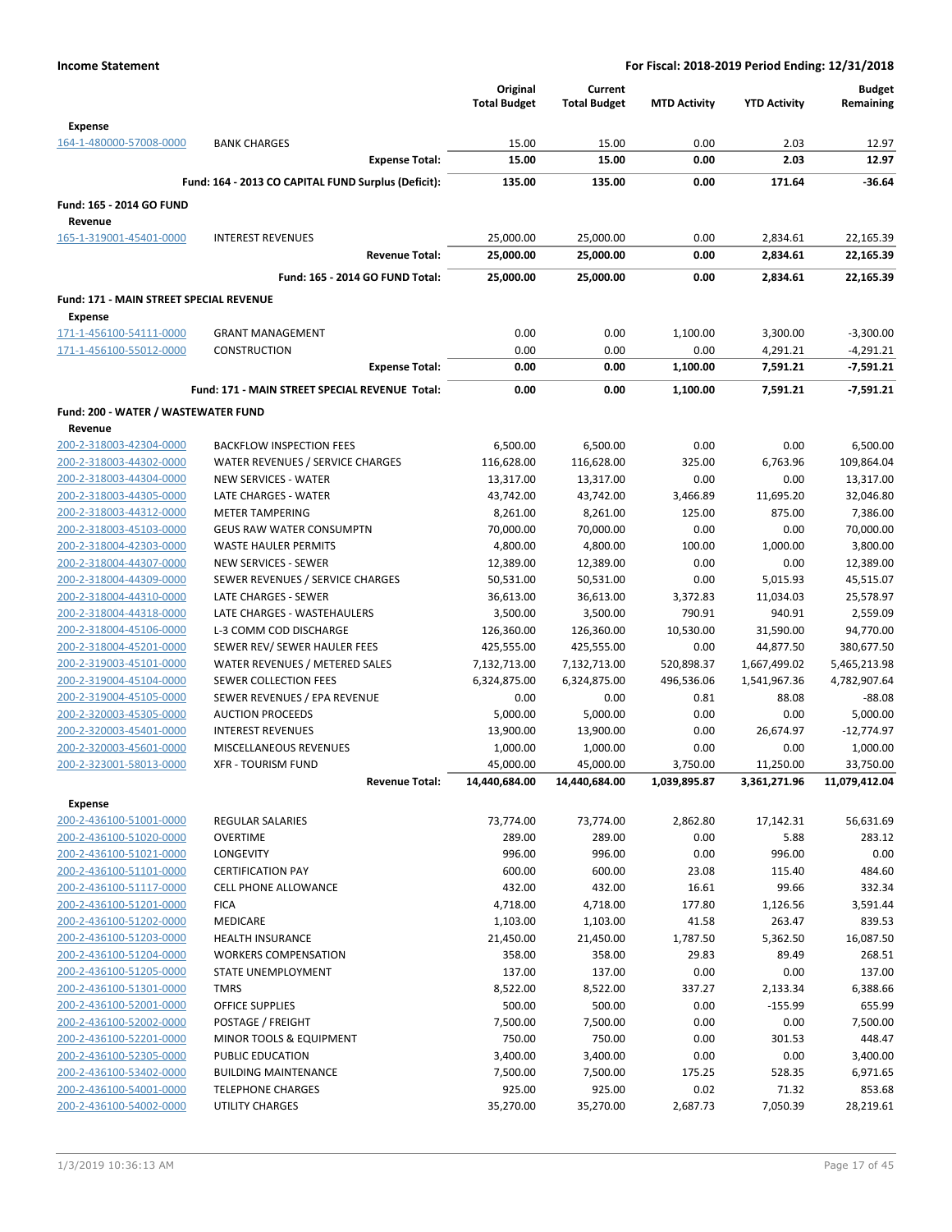| | | Original Total Budget | Current Total Budget | MTD Activity | YTD Activity | Budget Remaining |
|---|---|---|---|---|---|---|
| **Expense** | | | | | | |
| 164-1-480000-57008-0000 | BANK CHARGES | 15.00 | 15.00 | 0.00 | 2.03 | 12.97 |
| | **Expense Total:** | **15.00** | **15.00** | **0.00** | **2.03** | **12.97** |
| | **Fund: 164 - 2013 CO CAPITAL FUND Surplus (Deficit):** | **135.00** | **135.00** | **0.00** | **171.64** | **-36.64** |
| **Fund: 165 - 2014 GO FUND** | | | | | | |
| **Revenue** | | | | | | |
| 165-1-319001-45401-0000 | INTEREST REVENUES | 25,000.00 | 25,000.00 | 0.00 | 2,834.61 | 22,165.39 |
| | **Revenue Total:** | **25,000.00** | **25,000.00** | **0.00** | **2,834.61** | **22,165.39** |
| | **Fund: 165 - 2014 GO FUND Total:** | **25,000.00** | **25,000.00** | **0.00** | **2,834.61** | **22,165.39** |
| **Fund: 171 - MAIN STREET SPECIAL REVENUE** | | | | | | |
| **Expense** | | | | | | |
| 171-1-456100-54111-0000 | GRANT MANAGEMENT | 0.00 | 0.00 | 1,100.00 | 3,300.00 | -3,300.00 |
| 171-1-456100-55012-0000 | CONSTRUCTION | 0.00 | 0.00 | 0.00 | 4,291.21 | -4,291.21 |
| | **Expense Total:** | **0.00** | **0.00** | **1,100.00** | **7,591.21** | **-7,591.21** |
| | **Fund: 171 - MAIN STREET SPECIAL REVENUE Total:** | **0.00** | **0.00** | **1,100.00** | **7,591.21** | **-7,591.21** |
| **Fund: 200 - WATER / WASTEWATER FUND** | | | | | | |
| **Revenue** | | | | | | |
| 200-2-318003-42304-0000 | BACKFLOW INSPECTION FEES | 6,500.00 | 6,500.00 | 0.00 | 0.00 | 6,500.00 |
| 200-2-318003-44302-0000 | WATER REVENUES / SERVICE CHARGES | 116,628.00 | 116,628.00 | 325.00 | 6,763.96 | 109,864.04 |
| 200-2-318003-44304-0000 | NEW SERVICES - WATER | 13,317.00 | 13,317.00 | 0.00 | 0.00 | 13,317.00 |
| 200-2-318003-44305-0000 | LATE CHARGES - WATER | 43,742.00 | 43,742.00 | 3,466.89 | 11,695.20 | 32,046.80 |
| 200-2-318003-44312-0000 | METER TAMPERING | 8,261.00 | 8,261.00 | 125.00 | 875.00 | 7,386.00 |
| 200-2-318003-45103-0000 | GEUS RAW WATER CONSUMPTN | 70,000.00 | 70,000.00 | 0.00 | 0.00 | 70,000.00 |
| 200-2-318004-42303-0000 | WASTE HAULER PERMITS | 4,800.00 | 4,800.00 | 100.00 | 1,000.00 | 3,800.00 |
| 200-2-318004-44307-0000 | NEW SERVICES - SEWER | 12,389.00 | 12,389.00 | 0.00 | 0.00 | 12,389.00 |
| 200-2-318004-44309-0000 | SEWER REVENUES / SERVICE CHARGES | 50,531.00 | 50,531.00 | 0.00 | 5,015.93 | 45,515.07 |
| 200-2-318004-44310-0000 | LATE CHARGES - SEWER | 36,613.00 | 36,613.00 | 3,372.83 | 11,034.03 | 25,578.97 |
| 200-2-318004-44318-0000 | LATE CHARGES - WASTEHAULERS | 3,500.00 | 3,500.00 | 790.91 | 940.91 | 2,559.09 |
| 200-2-318004-45106-0000 | L-3 COMM COD DISCHARGE | 126,360.00 | 126,360.00 | 10,530.00 | 31,590.00 | 94,770.00 |
| 200-2-318004-45201-0000 | SEWER REV/ SEWER HAULER FEES | 425,555.00 | 425,555.00 | 0.00 | 44,877.50 | 380,677.50 |
| 200-2-319003-45101-0000 | WATER REVENUES / METERED SALES | 7,132,713.00 | 7,132,713.00 | 520,898.37 | 1,667,499.02 | 5,465,213.98 |
| 200-2-319004-45104-0000 | SEWER COLLECTION FEES | 6,324,875.00 | 6,324,875.00 | 496,536.06 | 1,541,967.36 | 4,782,907.64 |
| 200-2-319004-45105-0000 | SEWER REVENUES / EPA REVENUE | 0.00 | 0.00 | 0.81 | 88.08 | -88.08 |
| 200-2-320003-45305-0000 | AUCTION PROCEEDS | 5,000.00 | 5,000.00 | 0.00 | 0.00 | 5,000.00 |
| 200-2-320003-45401-0000 | INTEREST REVENUES | 13,900.00 | 13,900.00 | 0.00 | 26,674.97 | -12,774.97 |
| 200-2-320003-45601-0000 | MISCELLANEOUS REVENUES | 1,000.00 | 1,000.00 | 0.00 | 0.00 | 1,000.00 |
| 200-2-323001-58013-0000 | XFR - TOURISM FUND | 45,000.00 | 45,000.00 | 3,750.00 | 11,250.00 | 33,750.00 |
| | **Revenue Total:** | **14,440,684.00** | **14,440,684.00** | **1,039,895.87** | **3,361,271.96** | **11,079,412.04** |
| **Expense** | | | | | | |
| 200-2-436100-51001-0000 | REGULAR SALARIES | 73,774.00 | 73,774.00 | 2,862.80 | 17,142.31 | 56,631.69 |
| 200-2-436100-51020-0000 | OVERTIME | 289.00 | 289.00 | 0.00 | 5.88 | 283.12 |
| 200-2-436100-51021-0000 | LONGEVITY | 996.00 | 996.00 | 0.00 | 996.00 | 0.00 |
| 200-2-436100-51101-0000 | CERTIFICATION PAY | 600.00 | 600.00 | 23.08 | 115.40 | 484.60 |
| 200-2-436100-51117-0000 | CELL PHONE ALLOWANCE | 432.00 | 432.00 | 16.61 | 99.66 | 332.34 |
| 200-2-436100-51201-0000 | FICA | 4,718.00 | 4,718.00 | 177.80 | 1,126.56 | 3,591.44 |
| 200-2-436100-51202-0000 | MEDICARE | 1,103.00 | 1,103.00 | 41.58 | 263.47 | 839.53 |
| 200-2-436100-51203-0000 | HEALTH INSURANCE | 21,450.00 | 21,450.00 | 1,787.50 | 5,362.50 | 16,087.50 |
| 200-2-436100-51204-0000 | WORKERS COMPENSATION | 358.00 | 358.00 | 29.83 | 89.49 | 268.51 |
| 200-2-436100-51205-0000 | STATE UNEMPLOYMENT | 137.00 | 137.00 | 0.00 | 0.00 | 137.00 |
| 200-2-436100-51301-0000 | TMRS | 8,522.00 | 8,522.00 | 337.27 | 2,133.34 | 6,388.66 |
| 200-2-436100-52001-0000 | OFFICE SUPPLIES | 500.00 | 500.00 | 0.00 | -155.99 | 655.99 |
| 200-2-436100-52002-0000 | POSTAGE / FREIGHT | 7,500.00 | 7,500.00 | 0.00 | 0.00 | 7,500.00 |
| 200-2-436100-52201-0000 | MINOR TOOLS & EQUIPMENT | 750.00 | 750.00 | 0.00 | 301.53 | 448.47 |
| 200-2-436100-52305-0000 | PUBLIC EDUCATION | 3,400.00 | 3,400.00 | 0.00 | 0.00 | 3,400.00 |
| 200-2-436100-53402-0000 | BUILDING MAINTENANCE | 7,500.00 | 7,500.00 | 175.25 | 528.35 | 6,971.65 |
| 200-2-436100-54001-0000 | TELEPHONE CHARGES | 925.00 | 925.00 | 0.02 | 71.32 | 853.68 |
| 200-2-436100-54002-0000 | UTILITY CHARGES | 35,270.00 | 35,270.00 | 2,687.73 | 7,050.39 | 28,219.61 |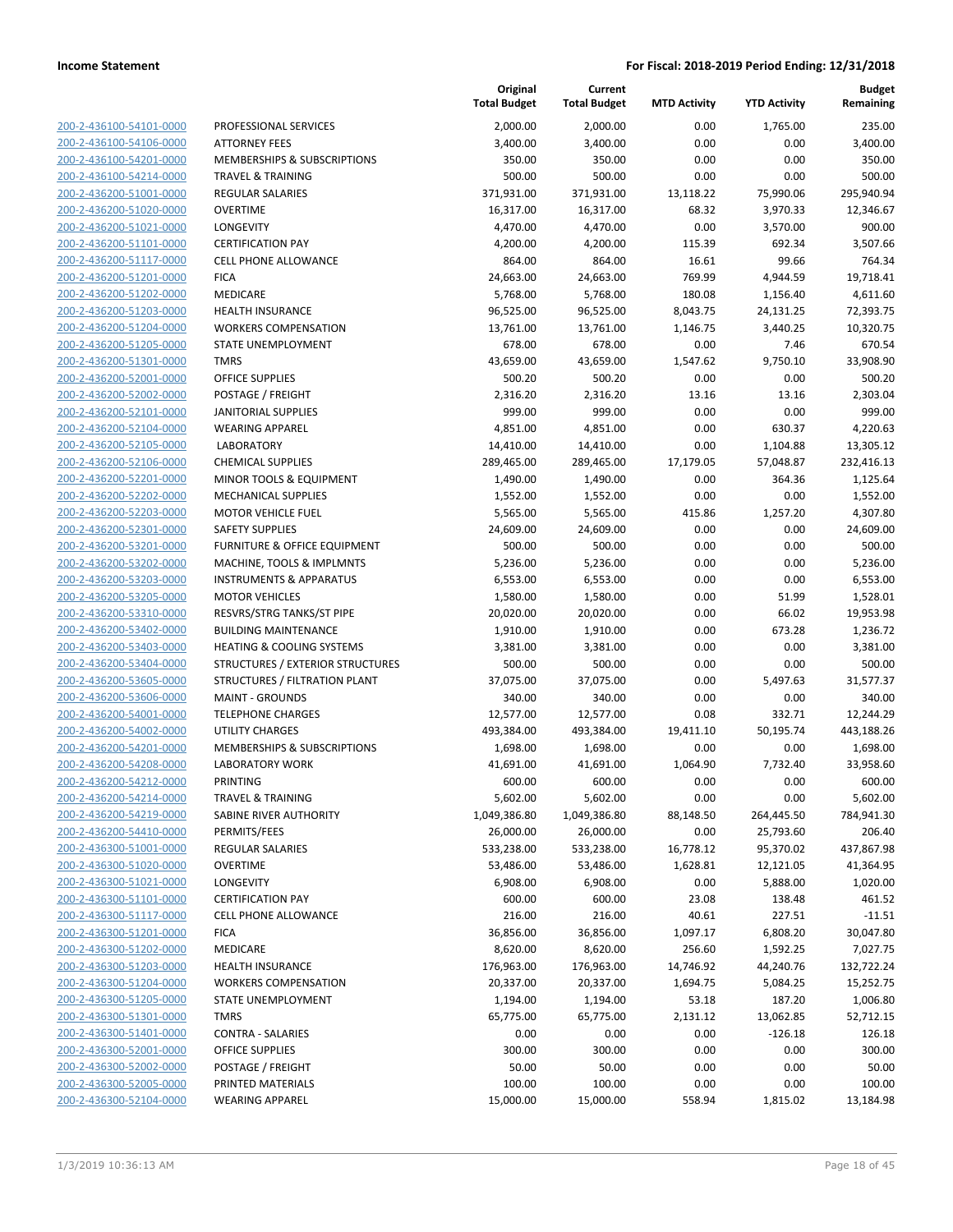**Income Statement** | **For Fiscal: 2018-2019 Period Ending: 12/31/2018**

| | | Original Total Budget | Current Total Budget | MTD Activity | YTD Activity | Budget Remaining |
|---|---|---|---|---|---|---|
| 200-2-436100-54101-0000 | PROFESSIONAL SERVICES | 2,000.00 | 2,000.00 | 0.00 | 1,765.00 | 235.00 |
| 200-2-436100-54106-0000 | ATTORNEY FEES | 3,400.00 | 3,400.00 | 0.00 | 0.00 | 3,400.00 |
| 200-2-436100-54201-0000 | MEMBERSHIPS & SUBSCRIPTIONS | 350.00 | 350.00 | 0.00 | 0.00 | 350.00 |
| 200-2-436100-54214-0000 | TRAVEL & TRAINING | 500.00 | 500.00 | 0.00 | 0.00 | 500.00 |
| 200-2-436200-51001-0000 | REGULAR SALARIES | 371,931.00 | 371,931.00 | 13,118.22 | 75,990.06 | 295,940.94 |
| 200-2-436200-51020-0000 | OVERTIME | 16,317.00 | 16,317.00 | 68.32 | 3,970.33 | 12,346.67 |
| 200-2-436200-51021-0000 | LONGEVITY | 4,470.00 | 4,470.00 | 0.00 | 3,570.00 | 900.00 |
| 200-2-436200-51101-0000 | CERTIFICATION PAY | 4,200.00 | 4,200.00 | 115.39 | 692.34 | 3,507.66 |
| 200-2-436200-51117-0000 | CELL PHONE ALLOWANCE | 864.00 | 864.00 | 16.61 | 99.66 | 764.34 |
| 200-2-436200-51201-0000 | FICA | 24,663.00 | 24,663.00 | 769.99 | 4,944.59 | 19,718.41 |
| 200-2-436200-51202-0000 | MEDICARE | 5,768.00 | 5,768.00 | 180.08 | 1,156.40 | 4,611.60 |
| 200-2-436200-51203-0000 | HEALTH INSURANCE | 96,525.00 | 96,525.00 | 8,043.75 | 24,131.25 | 72,393.75 |
| 200-2-436200-51204-0000 | WORKERS COMPENSATION | 13,761.00 | 13,761.00 | 1,146.75 | 3,440.25 | 10,320.75 |
| 200-2-436200-51205-0000 | STATE UNEMPLOYMENT | 678.00 | 678.00 | 0.00 | 7.46 | 670.54 |
| 200-2-436200-51301-0000 | TMRS | 43,659.00 | 43,659.00 | 1,547.62 | 9,750.10 | 33,908.90 |
| 200-2-436200-52001-0000 | OFFICE SUPPLIES | 500.20 | 500.20 | 0.00 | 0.00 | 500.20 |
| 200-2-436200-52002-0000 | POSTAGE / FREIGHT | 2,316.20 | 2,316.20 | 13.16 | 13.16 | 2,303.04 |
| 200-2-436200-52101-0000 | JANITORIAL SUPPLIES | 999.00 | 999.00 | 0.00 | 0.00 | 999.00 |
| 200-2-436200-52104-0000 | WEARING APPAREL | 4,851.00 | 4,851.00 | 0.00 | 630.37 | 4,220.63 |
| 200-2-436200-52105-0000 | LABORATORY | 14,410.00 | 14,410.00 | 0.00 | 1,104.88 | 13,305.12 |
| 200-2-436200-52106-0000 | CHEMICAL SUPPLIES | 289,465.00 | 289,465.00 | 17,179.05 | 57,048.87 | 232,416.13 |
| 200-2-436200-52201-0000 | MINOR TOOLS & EQUIPMENT | 1,490.00 | 1,490.00 | 0.00 | 364.36 | 1,125.64 |
| 200-2-436200-52202-0000 | MECHANICAL SUPPLIES | 1,552.00 | 1,552.00 | 0.00 | 0.00 | 1,552.00 |
| 200-2-436200-52203-0000 | MOTOR VEHICLE FUEL | 5,565.00 | 5,565.00 | 415.86 | 1,257.20 | 4,307.80 |
| 200-2-436200-52301-0000 | SAFETY SUPPLIES | 24,609.00 | 24,609.00 | 0.00 | 0.00 | 24,609.00 |
| 200-2-436200-53201-0000 | FURNITURE & OFFICE EQUIPMENT | 500.00 | 500.00 | 0.00 | 0.00 | 500.00 |
| 200-2-436200-53202-0000 | MACHINE, TOOLS & IMPLMNTS | 5,236.00 | 5,236.00 | 0.00 | 0.00 | 5,236.00 |
| 200-2-436200-53203-0000 | INSTRUMENTS & APPARATUS | 6,553.00 | 6,553.00 | 0.00 | 0.00 | 6,553.00 |
| 200-2-436200-53205-0000 | MOTOR VEHICLES | 1,580.00 | 1,580.00 | 0.00 | 51.99 | 1,528.01 |
| 200-2-436200-53310-0000 | RESVRS/STRG TANKS/ST PIPE | 20,020.00 | 20,020.00 | 0.00 | 66.02 | 19,953.98 |
| 200-2-436200-53402-0000 | BUILDING MAINTENANCE | 1,910.00 | 1,910.00 | 0.00 | 673.28 | 1,236.72 |
| 200-2-436200-53403-0000 | HEATING & COOLING SYSTEMS | 3,381.00 | 3,381.00 | 0.00 | 0.00 | 3,381.00 |
| 200-2-436200-53404-0000 | STRUCTURES / EXTERIOR STRUCTURES | 500.00 | 500.00 | 0.00 | 0.00 | 500.00 |
| 200-2-436200-53605-0000 | STRUCTURES / FILTRATION PLANT | 37,075.00 | 37,075.00 | 0.00 | 5,497.63 | 31,577.37 |
| 200-2-436200-53606-0000 | MAINT - GROUNDS | 340.00 | 340.00 | 0.00 | 0.00 | 340.00 |
| 200-2-436200-54001-0000 | TELEPHONE CHARGES | 12,577.00 | 12,577.00 | 0.08 | 332.71 | 12,244.29 |
| 200-2-436200-54002-0000 | UTILITY CHARGES | 493,384.00 | 493,384.00 | 19,411.10 | 50,195.74 | 443,188.26 |
| 200-2-436200-54201-0000 | MEMBERSHIPS & SUBSCRIPTIONS | 1,698.00 | 1,698.00 | 0.00 | 0.00 | 1,698.00 |
| 200-2-436200-54208-0000 | LABORATORY WORK | 41,691.00 | 41,691.00 | 1,064.90 | 7,732.40 | 33,958.60 |
| 200-2-436200-54212-0000 | PRINTING | 600.00 | 600.00 | 0.00 | 0.00 | 600.00 |
| 200-2-436200-54214-0000 | TRAVEL & TRAINING | 5,602.00 | 5,602.00 | 0.00 | 0.00 | 5,602.00 |
| 200-2-436200-54219-0000 | SABINE RIVER AUTHORITY | 1,049,386.80 | 1,049,386.80 | 88,148.50 | 264,445.50 | 784,941.30 |
| 200-2-436200-54410-0000 | PERMITS/FEES | 26,000.00 | 26,000.00 | 0.00 | 25,793.60 | 206.40 |
| 200-2-436300-51001-0000 | REGULAR SALARIES | 533,238.00 | 533,238.00 | 16,778.12 | 95,370.02 | 437,867.98 |
| 200-2-436300-51020-0000 | OVERTIME | 53,486.00 | 53,486.00 | 1,628.81 | 12,121.05 | 41,364.95 |
| 200-2-436300-51021-0000 | LONGEVITY | 6,908.00 | 6,908.00 | 0.00 | 5,888.00 | 1,020.00 |
| 200-2-436300-51101-0000 | CERTIFICATION PAY | 600.00 | 600.00 | 23.08 | 138.48 | 461.52 |
| 200-2-436300-51117-0000 | CELL PHONE ALLOWANCE | 216.00 | 216.00 | 40.61 | 227.51 | -11.51 |
| 200-2-436300-51201-0000 | FICA | 36,856.00 | 36,856.00 | 1,097.17 | 6,808.20 | 30,047.80 |
| 200-2-436300-51202-0000 | MEDICARE | 8,620.00 | 8,620.00 | 256.60 | 1,592.25 | 7,027.75 |
| 200-2-436300-51203-0000 | HEALTH INSURANCE | 176,963.00 | 176,963.00 | 14,746.92 | 44,240.76 | 132,722.24 |
| 200-2-436300-51204-0000 | WORKERS COMPENSATION | 20,337.00 | 20,337.00 | 1,694.75 | 5,084.25 | 15,252.75 |
| 200-2-436300-51205-0000 | STATE UNEMPLOYMENT | 1,194.00 | 1,194.00 | 53.18 | 187.20 | 1,006.80 |
| 200-2-436300-51301-0000 | TMRS | 65,775.00 | 65,775.00 | 2,131.12 | 13,062.85 | 52,712.15 |
| 200-2-436300-51401-0000 | CONTRA - SALARIES | 0.00 | 0.00 | 0.00 | -126.18 | 126.18 |
| 200-2-436300-52001-0000 | OFFICE SUPPLIES | 300.00 | 300.00 | 0.00 | 0.00 | 300.00 |
| 200-2-436300-52002-0000 | POSTAGE / FREIGHT | 50.00 | 50.00 | 0.00 | 0.00 | 50.00 |
| 200-2-436300-52005-0000 | PRINTED MATERIALS | 100.00 | 100.00 | 0.00 | 0.00 | 100.00 |
| 200-2-436300-52104-0000 | WEARING APPAREL | 15,000.00 | 15,000.00 | 558.94 | 1,815.02 | 13,184.98 |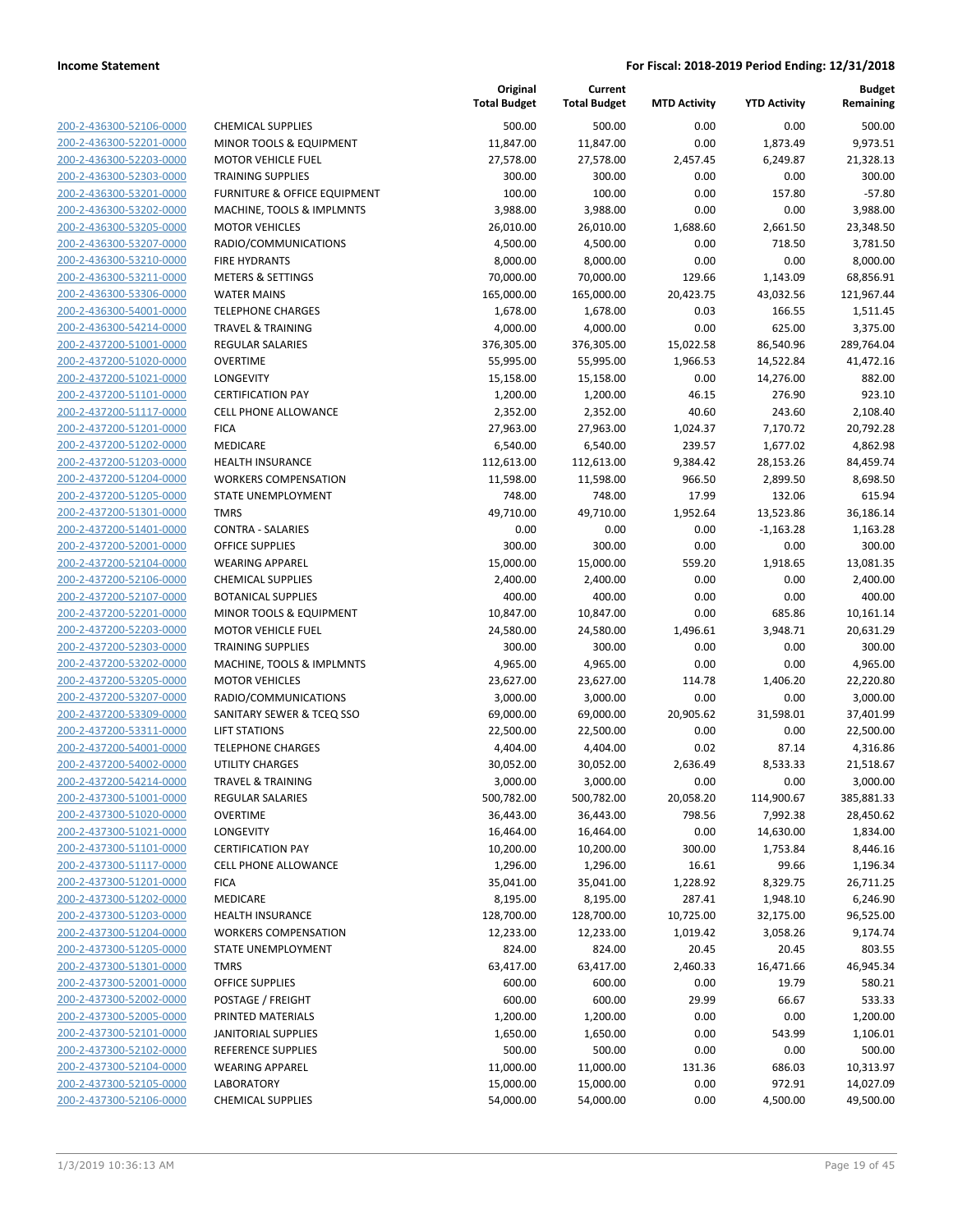**Income Statement** **For Fiscal: 2018-2019 Period Ending: 12/31/2018**

| | | Original Total Budget | Current Total Budget | MTD Activity | YTD Activity | Budget Remaining |
|---|---|---|---|---|---|---|
| 200-2-436300-52106-0000 | CHEMICAL SUPPLIES | 500.00 | 500.00 | 0.00 | 0.00 | 500.00 |
| 200-2-436300-52201-0000 | MINOR TOOLS & EQUIPMENT | 11,847.00 | 11,847.00 | 0.00 | 1,873.49 | 9,973.51 |
| 200-2-436300-52203-0000 | MOTOR VEHICLE FUEL | 27,578.00 | 27,578.00 | 2,457.45 | 6,249.87 | 21,328.13 |
| 200-2-436300-52303-0000 | TRAINING SUPPLIES | 300.00 | 300.00 | 0.00 | 0.00 | 300.00 |
| 200-2-436300-53201-0000 | FURNITURE & OFFICE EQUIPMENT | 100.00 | 100.00 | 0.00 | 157.80 | -57.80 |
| 200-2-436300-53202-0000 | MACHINE, TOOLS & IMPLMNTS | 3,988.00 | 3,988.00 | 0.00 | 0.00 | 3,988.00 |
| 200-2-436300-53205-0000 | MOTOR VEHICLES | 26,010.00 | 26,010.00 | 1,688.60 | 2,661.50 | 23,348.50 |
| 200-2-436300-53207-0000 | RADIO/COMMUNICATIONS | 4,500.00 | 4,500.00 | 0.00 | 718.50 | 3,781.50 |
| 200-2-436300-53210-0000 | FIRE HYDRANTS | 8,000.00 | 8,000.00 | 0.00 | 0.00 | 8,000.00 |
| 200-2-436300-53211-0000 | METERS & SETTINGS | 70,000.00 | 70,000.00 | 129.66 | 1,143.09 | 68,856.91 |
| 200-2-436300-53306-0000 | WATER MAINS | 165,000.00 | 165,000.00 | 20,423.75 | 43,032.56 | 121,967.44 |
| 200-2-436300-54001-0000 | TELEPHONE CHARGES | 1,678.00 | 1,678.00 | 0.03 | 166.55 | 1,511.45 |
| 200-2-436300-54214-0000 | TRAVEL & TRAINING | 4,000.00 | 4,000.00 | 0.00 | 625.00 | 3,375.00 |
| 200-2-437200-51001-0000 | REGULAR SALARIES | 376,305.00 | 376,305.00 | 15,022.58 | 86,540.96 | 289,764.04 |
| 200-2-437200-51020-0000 | OVERTIME | 55,995.00 | 55,995.00 | 1,966.53 | 14,522.84 | 41,472.16 |
| 200-2-437200-51021-0000 | LONGEVITY | 15,158.00 | 15,158.00 | 0.00 | 14,276.00 | 882.00 |
| 200-2-437200-51101-0000 | CERTIFICATION PAY | 1,200.00 | 1,200.00 | 46.15 | 276.90 | 923.10 |
| 200-2-437200-51117-0000 | CELL PHONE ALLOWANCE | 2,352.00 | 2,352.00 | 40.60 | 243.60 | 2,108.40 |
| 200-2-437200-51201-0000 | FICA | 27,963.00 | 27,963.00 | 1,024.37 | 7,170.72 | 20,792.28 |
| 200-2-437200-51202-0000 | MEDICARE | 6,540.00 | 6,540.00 | 239.57 | 1,677.02 | 4,862.98 |
| 200-2-437200-51203-0000 | HEALTH INSURANCE | 112,613.00 | 112,613.00 | 9,384.42 | 28,153.26 | 84,459.74 |
| 200-2-437200-51204-0000 | WORKERS COMPENSATION | 11,598.00 | 11,598.00 | 966.50 | 2,899.50 | 8,698.50 |
| 200-2-437200-51205-0000 | STATE UNEMPLOYMENT | 748.00 | 748.00 | 17.99 | 132.06 | 615.94 |
| 200-2-437200-51301-0000 | TMRS | 49,710.00 | 49,710.00 | 1,952.64 | 13,523.86 | 36,186.14 |
| 200-2-437200-51401-0000 | CONTRA - SALARIES | 0.00 | 0.00 | 0.00 | -1,163.28 | 1,163.28 |
| 200-2-437200-52001-0000 | OFFICE SUPPLIES | 300.00 | 300.00 | 0.00 | 0.00 | 300.00 |
| 200-2-437200-52104-0000 | WEARING APPAREL | 15,000.00 | 15,000.00 | 559.20 | 1,918.65 | 13,081.35 |
| 200-2-437200-52106-0000 | CHEMICAL SUPPLIES | 2,400.00 | 2,400.00 | 0.00 | 0.00 | 2,400.00 |
| 200-2-437200-52107-0000 | BOTANICAL SUPPLIES | 400.00 | 400.00 | 0.00 | 0.00 | 400.00 |
| 200-2-437200-52201-0000 | MINOR TOOLS & EQUIPMENT | 10,847.00 | 10,847.00 | 0.00 | 685.86 | 10,161.14 |
| 200-2-437200-52203-0000 | MOTOR VEHICLE FUEL | 24,580.00 | 24,580.00 | 1,496.61 | 3,948.71 | 20,631.29 |
| 200-2-437200-52303-0000 | TRAINING SUPPLIES | 300.00 | 300.00 | 0.00 | 0.00 | 300.00 |
| 200-2-437200-53202-0000 | MACHINE, TOOLS & IMPLMNTS | 4,965.00 | 4,965.00 | 0.00 | 0.00 | 4,965.00 |
| 200-2-437200-53205-0000 | MOTOR VEHICLES | 23,627.00 | 23,627.00 | 114.78 | 1,406.20 | 22,220.80 |
| 200-2-437200-53207-0000 | RADIO/COMMUNICATIONS | 3,000.00 | 3,000.00 | 0.00 | 0.00 | 3,000.00 |
| 200-2-437200-53309-0000 | SANITARY SEWER & TCEQ SSO | 69,000.00 | 69,000.00 | 20,905.62 | 31,598.01 | 37,401.99 |
| 200-2-437200-53311-0000 | LIFT STATIONS | 22,500.00 | 22,500.00 | 0.00 | 0.00 | 22,500.00 |
| 200-2-437200-54001-0000 | TELEPHONE CHARGES | 4,404.00 | 4,404.00 | 0.02 | 87.14 | 4,316.86 |
| 200-2-437200-54002-0000 | UTILITY CHARGES | 30,052.00 | 30,052.00 | 2,636.49 | 8,533.33 | 21,518.67 |
| 200-2-437200-54214-0000 | TRAVEL & TRAINING | 3,000.00 | 3,000.00 | 0.00 | 0.00 | 3,000.00 |
| 200-2-437300-51001-0000 | REGULAR SALARIES | 500,782.00 | 500,782.00 | 20,058.20 | 114,900.67 | 385,881.33 |
| 200-2-437300-51020-0000 | OVERTIME | 36,443.00 | 36,443.00 | 798.56 | 7,992.38 | 28,450.62 |
| 200-2-437300-51021-0000 | LONGEVITY | 16,464.00 | 16,464.00 | 0.00 | 14,630.00 | 1,834.00 |
| 200-2-437300-51101-0000 | CERTIFICATION PAY | 10,200.00 | 10,200.00 | 300.00 | 1,753.84 | 8,446.16 |
| 200-2-437300-51117-0000 | CELL PHONE ALLOWANCE | 1,296.00 | 1,296.00 | 16.61 | 99.66 | 1,196.34 |
| 200-2-437300-51201-0000 | FICA | 35,041.00 | 35,041.00 | 1,228.92 | 8,329.75 | 26,711.25 |
| 200-2-437300-51202-0000 | MEDICARE | 8,195.00 | 8,195.00 | 287.41 | 1,948.10 | 6,246.90 |
| 200-2-437300-51203-0000 | HEALTH INSURANCE | 128,700.00 | 128,700.00 | 10,725.00 | 32,175.00 | 96,525.00 |
| 200-2-437300-51204-0000 | WORKERS COMPENSATION | 12,233.00 | 12,233.00 | 1,019.42 | 3,058.26 | 9,174.74 |
| 200-2-437300-51205-0000 | STATE UNEMPLOYMENT | 824.00 | 824.00 | 20.45 | 20.45 | 803.55 |
| 200-2-437300-51301-0000 | TMRS | 63,417.00 | 63,417.00 | 2,460.33 | 16,471.66 | 46,945.34 |
| 200-2-437300-52001-0000 | OFFICE SUPPLIES | 600.00 | 600.00 | 0.00 | 19.79 | 580.21 |
| 200-2-437300-52002-0000 | POSTAGE / FREIGHT | 600.00 | 600.00 | 29.99 | 66.67 | 533.33 |
| 200-2-437300-52005-0000 | PRINTED MATERIALS | 1,200.00 | 1,200.00 | 0.00 | 0.00 | 1,200.00 |
| 200-2-437300-52101-0000 | JANITORIAL SUPPLIES | 1,650.00 | 1,650.00 | 0.00 | 543.99 | 1,106.01 |
| 200-2-437300-52102-0000 | REFERENCE SUPPLIES | 500.00 | 500.00 | 0.00 | 0.00 | 500.00 |
| 200-2-437300-52104-0000 | WEARING APPAREL | 11,000.00 | 11,000.00 | 131.36 | 686.03 | 10,313.97 |
| 200-2-437300-52105-0000 | LABORATORY | 15,000.00 | 15,000.00 | 0.00 | 972.91 | 14,027.09 |
| 200-2-437300-52106-0000 | CHEMICAL SUPPLIES | 54,000.00 | 54,000.00 | 0.00 | 4,500.00 | 49,500.00 |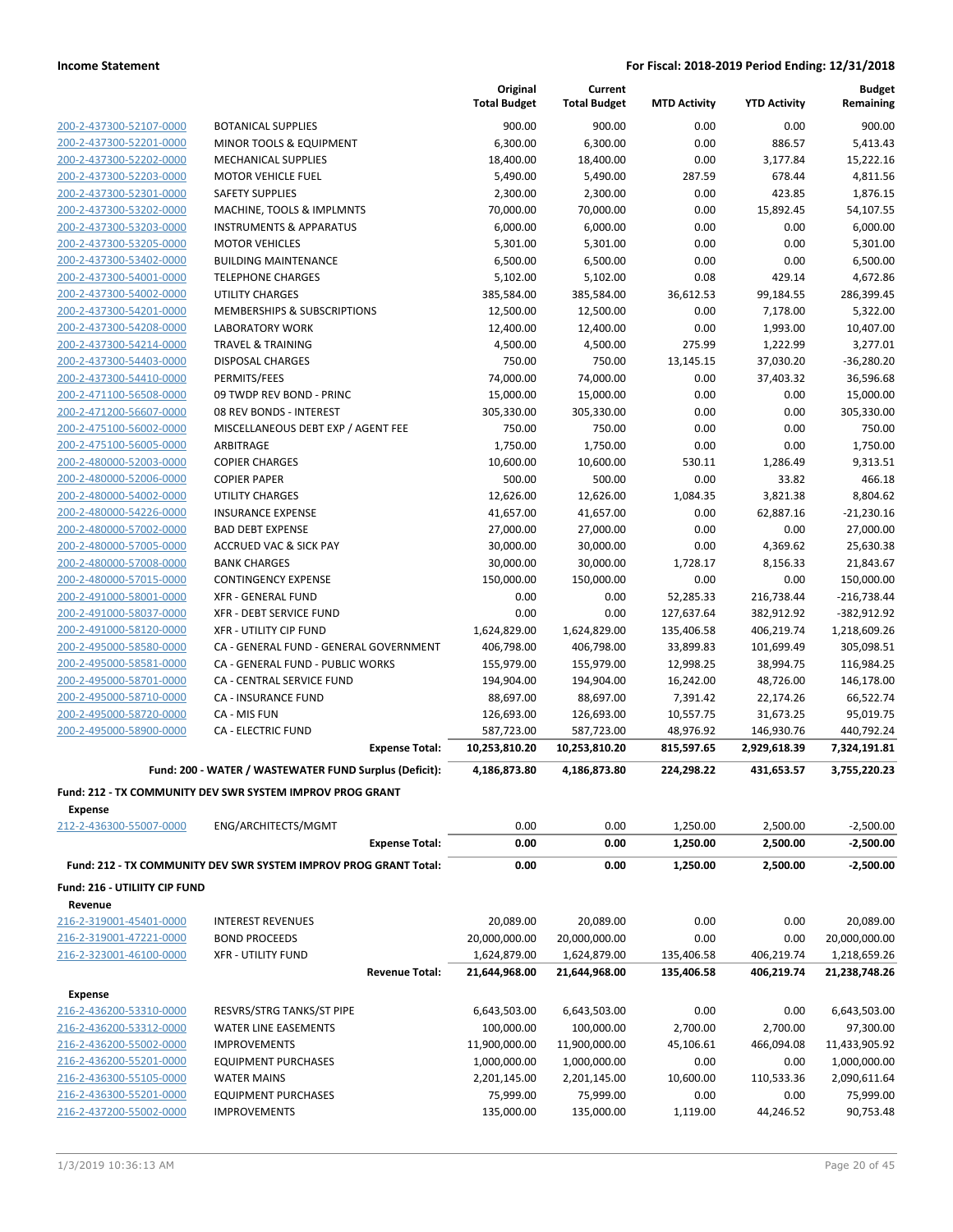| | | Original Total Budget | Current Total Budget | MTD Activity | YTD Activity | Budget Remaining |
|---|---|---|---|---|---|---|
| 200-2-437300-52107-0000 | BOTANICAL SUPPLIES | 900.00 | 900.00 | 0.00 | 0.00 | 900.00 |
| 200-2-437300-52201-0000 | MINOR TOOLS & EQUIPMENT | 6,300.00 | 6,300.00 | 0.00 | 886.57 | 5,413.43 |
| 200-2-437300-52202-0000 | MECHANICAL SUPPLIES | 18,400.00 | 18,400.00 | 0.00 | 3,177.84 | 15,222.16 |
| 200-2-437300-52203-0000 | MOTOR VEHICLE FUEL | 5,490.00 | 5,490.00 | 287.59 | 678.44 | 4,811.56 |
| 200-2-437300-52301-0000 | SAFETY SUPPLIES | 2,300.00 | 2,300.00 | 0.00 | 423.85 | 1,876.15 |
| 200-2-437300-53202-0000 | MACHINE, TOOLS & IMPLMNTS | 70,000.00 | 70,000.00 | 0.00 | 15,892.45 | 54,107.55 |
| 200-2-437300-53203-0000 | INSTRUMENTS & APPARATUS | 6,000.00 | 6,000.00 | 0.00 | 0.00 | 6,000.00 |
| 200-2-437300-53205-0000 | MOTOR VEHICLES | 5,301.00 | 5,301.00 | 0.00 | 0.00 | 5,301.00 |
| 200-2-437300-53402-0000 | BUILDING MAINTENANCE | 6,500.00 | 6,500.00 | 0.00 | 0.00 | 6,500.00 |
| 200-2-437300-54001-0000 | TELEPHONE CHARGES | 5,102.00 | 5,102.00 | 0.08 | 429.14 | 4,672.86 |
| 200-2-437300-54002-0000 | UTILITY CHARGES | 385,584.00 | 385,584.00 | 36,612.53 | 99,184.55 | 286,399.45 |
| 200-2-437300-54201-0000 | MEMBERSHIPS & SUBSCRIPTIONS | 12,500.00 | 12,500.00 | 0.00 | 7,178.00 | 5,322.00 |
| 200-2-437300-54208-0000 | LABORATORY WORK | 12,400.00 | 12,400.00 | 0.00 | 1,993.00 | 10,407.00 |
| 200-2-437300-54214-0000 | TRAVEL & TRAINING | 4,500.00 | 4,500.00 | 275.99 | 1,222.99 | 3,277.01 |
| 200-2-437300-54403-0000 | DISPOSAL CHARGES | 750.00 | 750.00 | 13,145.15 | 37,030.20 | -36,280.20 |
| 200-2-437300-54410-0000 | PERMITS/FEES | 74,000.00 | 74,000.00 | 0.00 | 37,403.32 | 36,596.68 |
| 200-2-471100-56508-0000 | 09 TWDP REV BOND - PRINC | 15,000.00 | 15,000.00 | 0.00 | 0.00 | 15,000.00 |
| 200-2-471200-56607-0000 | 08 REV BONDS - INTEREST | 305,330.00 | 305,330.00 | 0.00 | 0.00 | 305,330.00 |
| 200-2-475100-56002-0000 | MISCELLANEOUS DEBT EXP / AGENT FEE | 750.00 | 750.00 | 0.00 | 0.00 | 750.00 |
| 200-2-475100-56005-0000 | ARBITRAGE | 1,750.00 | 1,750.00 | 0.00 | 0.00 | 1,750.00 |
| 200-2-480000-52003-0000 | COPIER CHARGES | 10,600.00 | 10,600.00 | 530.11 | 1,286.49 | 9,313.51 |
| 200-2-480000-52006-0000 | COPIER PAPER | 500.00 | 500.00 | 0.00 | 33.82 | 466.18 |
| 200-2-480000-54002-0000 | UTILITY CHARGES | 12,626.00 | 12,626.00 | 1,084.35 | 3,821.38 | 8,804.62 |
| 200-2-480000-54226-0000 | INSURANCE EXPENSE | 41,657.00 | 41,657.00 | 0.00 | 62,887.16 | -21,230.16 |
| 200-2-480000-57002-0000 | BAD DEBT EXPENSE | 27,000.00 | 27,000.00 | 0.00 | 0.00 | 27,000.00 |
| 200-2-480000-57005-0000 | ACCRUED VAC & SICK PAY | 30,000.00 | 30,000.00 | 0.00 | 4,369.62 | 25,630.38 |
| 200-2-480000-57008-0000 | BANK CHARGES | 30,000.00 | 30,000.00 | 1,728.17 | 8,156.33 | 21,843.67 |
| 200-2-480000-57015-0000 | CONTINGENCY EXPENSE | 150,000.00 | 150,000.00 | 0.00 | 0.00 | 150,000.00 |
| 200-2-491000-58001-0000 | XFR - GENERAL FUND | 0.00 | 0.00 | 52,285.33 | 216,738.44 | -216,738.44 |
| 200-2-491000-58037-0000 | XFR - DEBT SERVICE FUND | 0.00 | 0.00 | 127,637.64 | 382,912.92 | -382,912.92 |
| 200-2-491000-58120-0000 | XFR - UTILITY CIP FUND | 1,624,829.00 | 1,624,829.00 | 135,406.58 | 406,219.74 | 1,218,609.26 |
| 200-2-495000-58580-0000 | CA - GENERAL FUND - GENERAL GOVERNMENT | 406,798.00 | 406,798.00 | 33,899.83 | 101,699.49 | 305,098.51 |
| 200-2-495000-58581-0000 | CA - GENERAL FUND - PUBLIC WORKS | 155,979.00 | 155,979.00 | 12,998.25 | 38,994.75 | 116,984.25 |
| 200-2-495000-58701-0000 | CA - CENTRAL SERVICE FUND | 194,904.00 | 194,904.00 | 16,242.00 | 48,726.00 | 146,178.00 |
| 200-2-495000-58710-0000 | CA - INSURANCE FUND | 88,697.00 | 88,697.00 | 7,391.42 | 22,174.26 | 66,522.74 |
| 200-2-495000-58720-0000 | CA - MIS FUN | 126,693.00 | 126,693.00 | 10,557.75 | 31,673.25 | 95,019.75 |
| 200-2-495000-58900-0000 | CA - ELECTRIC FUND | 587,723.00 | 587,723.00 | 48,976.92 | 146,930.76 | 440,792.24 |
| | **Expense Total:** | **10,253,810.20** | **10,253,810.20** | **815,597.65** | **2,929,618.39** | **7,324,191.81** |
| | **Fund: 200 - WATER / WASTEWATER FUND Surplus (Deficit):** | **4,186,873.80** | **4,186,873.80** | **224,298.22** | **431,653.57** | **3,755,220.23** |

**Fund: 212 - TX COMMUNITY DEV SWR SYSTEM IMPROV PROG GRANT**

**Expense**

| | | Original Total Budget | Current Total Budget | MTD Activity | YTD Activity | Budget Remaining |
|---|---|---|---|---|---|---|
| 212-2-436300-55007-0000 | ENG/ARCHITECTS/MGMT | 0.00 | 0.00 | 1,250.00 | 2,500.00 | -2,500.00 |
| | **Expense Total:** | **0.00** | **0.00** | **1,250.00** | **2,500.00** | **-2,500.00** |
| | **Fund: 212 - TX COMMUNITY DEV SWR SYSTEM IMPROV PROG GRANT Total:** | **0.00** | **0.00** | **1,250.00** | **2,500.00** | **-2,500.00** |

**Fund: 216 - UTILIITY CIP FUND**

**Revenue**

| | | Original Total Budget | Current Total Budget | MTD Activity | YTD Activity | Budget Remaining |
|---|---|---|---|---|---|---|
| 216-2-319001-45401-0000 | INTEREST REVENUES | 20,089.00 | 20,089.00 | 0.00 | 0.00 | 20,089.00 |
| 216-2-319001-47221-0000 | BOND PROCEEDS | 20,000,000.00 | 20,000,000.00 | 0.00 | 0.00 | 20,000,000.00 |
| 216-2-323001-46100-0000 | XFR - UTILITY FUND | 1,624,879.00 | 1,624,879.00 | 135,406.58 | 406,219.74 | 1,218,659.26 |
| | **Revenue Total:** | **21,644,968.00** | **21,644,968.00** | **135,406.58** | **406,219.74** | **21,238,748.26** |

**Expense**

| | | Original Total Budget | Current Total Budget | MTD Activity | YTD Activity | Budget Remaining |
|---|---|---|---|---|---|---|
| 216-2-436200-53310-0000 | RESVRS/STRG TANKS/ST PIPE | 6,643,503.00 | 6,643,503.00 | 0.00 | 0.00 | 6,643,503.00 |
| 216-2-436200-53312-0000 | WATER LINE EASEMENTS | 100,000.00 | 100,000.00 | 2,700.00 | 2,700.00 | 97,300.00 |
| 216-2-436200-55002-0000 | IMPROVEMENTS | 11,900,000.00 | 11,900,000.00 | 45,106.61 | 466,094.08 | 11,433,905.92 |
| 216-2-436200-55201-0000 | EQUIPMENT PURCHASES | 1,000,000.00 | 1,000,000.00 | 0.00 | 0.00 | 1,000,000.00 |
| 216-2-436300-55105-0000 | WATER MAINS | 2,201,145.00 | 2,201,145.00 | 10,600.00 | 110,533.36 | 2,090,611.64 |
| 216-2-436300-55201-0000 | EQUIPMENT PURCHASES | 75,999.00 | 75,999.00 | 0.00 | 0.00 | 75,999.00 |
| 216-2-437200-55002-0000 | IMPROVEMENTS | 135,000.00 | 135,000.00 | 1,119.00 | 44,246.52 | 90,753.48 |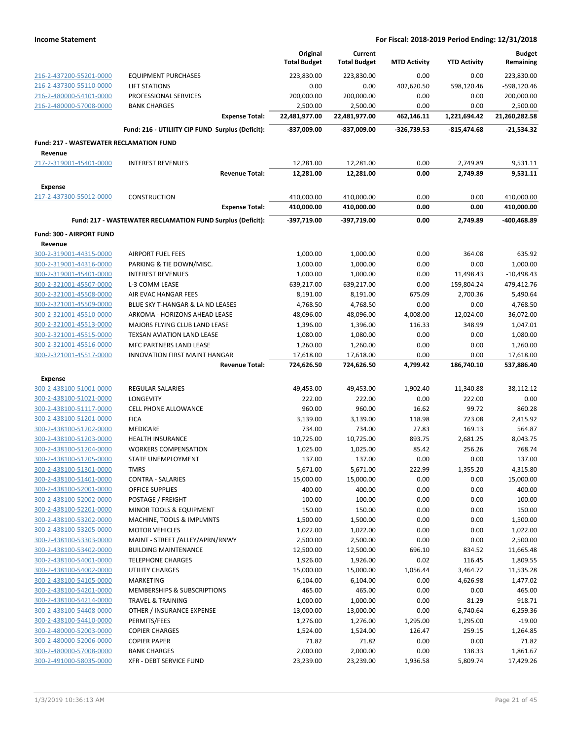**Income Statement** — **For Fiscal: 2018-2019 Period Ending: 12/31/2018**

| | | Original Total Budget | Current Total Budget | MTD Activity | YTD Activity | Budget Remaining |
|---|---|---|---|---|---|---|
| 216-2-437200-55201-0000 | EQUIPMENT PURCHASES | 223,830.00 | 223,830.00 | 0.00 | 0.00 | 223,830.00 |
| 216-2-437300-55110-0000 | LIFT STATIONS | 0.00 | 0.00 | 402,620.50 | 598,120.46 | -598,120.46 |
| 216-2-480000-54101-0000 | PROFESSIONAL SERVICES | 200,000.00 | 200,000.00 | 0.00 | 0.00 | 200,000.00 |
| 216-2-480000-57008-0000 | BANK CHARGES | 2,500.00 | 2,500.00 | 0.00 | 0.00 | 2,500.00 |
| | **Expense Total:** | **22,481,977.00** | **22,481,977.00** | **462,146.11** | **1,221,694.42** | **21,260,282.58** |
| | **Fund: 216 - UTILIITY CIP FUND Surplus (Deficit):** | **-837,009.00** | **-837,009.00** | **-326,739.53** | **-815,474.68** | **-21,534.32** |
| **Fund: 217 - WASTEWATER RECLAMATION FUND** | | | | | | |
| **Revenue** | | | | | | |
| 217-2-319001-45401-0000 | INTEREST REVENUES | 12,281.00 | 12,281.00 | 0.00 | 2,749.89 | 9,531.11 |
| | **Revenue Total:** | **12,281.00** | **12,281.00** | **0.00** | **2,749.89** | **9,531.11** |
| **Expense** | | | | | | |
| 217-2-437300-55012-0000 | CONSTRUCTION | 410,000.00 | 410,000.00 | 0.00 | 0.00 | 410,000.00 |
| | **Expense Total:** | **410,000.00** | **410,000.00** | **0.00** | **0.00** | **410,000.00** |
| | **Fund: 217 - WASTEWATER RECLAMATION FUND Surplus (Deficit):** | **-397,719.00** | **-397,719.00** | **0.00** | **2,749.89** | **-400,468.89** |
| **Fund: 300 - AIRPORT FUND** | | | | | | |
| **Revenue** | | | | | | |
| 300-2-319001-44315-0000 | AIRPORT FUEL FEES | 1,000.00 | 1,000.00 | 0.00 | 364.08 | 635.92 |
| 300-2-319001-44316-0000 | PARKING & TIE DOWN/MISC. | 1,000.00 | 1,000.00 | 0.00 | 0.00 | 1,000.00 |
| 300-2-319001-45401-0000 | INTEREST REVENUES | 1,000.00 | 1,000.00 | 0.00 | 11,498.43 | -10,498.43 |
| 300-2-321001-45507-0000 | L-3 COMM LEASE | 639,217.00 | 639,217.00 | 0.00 | 159,804.24 | 479,412.76 |
| 300-2-321001-45508-0000 | AIR EVAC HANGAR FEES | 8,191.00 | 8,191.00 | 675.09 | 2,700.36 | 5,490.64 |
| 300-2-321001-45509-0000 | BLUE SKY T-HANGAR & LA ND LEASES | 4,768.50 | 4,768.50 | 0.00 | 0.00 | 4,768.50 |
| 300-2-321001-45510-0000 | ARKOMA - HORIZONS AHEAD LEASE | 48,096.00 | 48,096.00 | 4,008.00 | 12,024.00 | 36,072.00 |
| 300-2-321001-45513-0000 | MAJORS FLYING CLUB LAND LEASE | 1,396.00 | 1,396.00 | 116.33 | 348.99 | 1,047.01 |
| 300-2-321001-45515-0000 | TEXSAN AVIATION LAND LEASE | 1,080.00 | 1,080.00 | 0.00 | 0.00 | 1,080.00 |
| 300-2-321001-45516-0000 | MFC PARTNERS LAND LEASE | 1,260.00 | 1,260.00 | 0.00 | 0.00 | 1,260.00 |
| 300-2-321001-45517-0000 | INNOVATION FIRST MAINT HANGAR | 17,618.00 | 17,618.00 | 0.00 | 0.00 | 17,618.00 |
| | **Revenue Total:** | **724,626.50** | **724,626.50** | **4,799.42** | **186,740.10** | **537,886.40** |
| **Expense** | | | | | | |
| 300-2-438100-51001-0000 | REGULAR SALARIES | 49,453.00 | 49,453.00 | 1,902.40 | 11,340.88 | 38,112.12 |
| 300-2-438100-51021-0000 | LONGEVITY | 222.00 | 222.00 | 0.00 | 222.00 | 0.00 |
| 300-2-438100-51117-0000 | CELL PHONE ALLOWANCE | 960.00 | 960.00 | 16.62 | 99.72 | 860.28 |
| 300-2-438100-51201-0000 | FICA | 3,139.00 | 3,139.00 | 118.98 | 723.08 | 2,415.92 |
| 300-2-438100-51202-0000 | MEDICARE | 734.00 | 734.00 | 27.83 | 169.13 | 564.87 |
| 300-2-438100-51203-0000 | HEALTH INSURANCE | 10,725.00 | 10,725.00 | 893.75 | 2,681.25 | 8,043.75 |
| 300-2-438100-51204-0000 | WORKERS COMPENSATION | 1,025.00 | 1,025.00 | 85.42 | 256.26 | 768.74 |
| 300-2-438100-51205-0000 | STATE UNEMPLOYMENT | 137.00 | 137.00 | 0.00 | 0.00 | 137.00 |
| 300-2-438100-51301-0000 | TMRS | 5,671.00 | 5,671.00 | 222.99 | 1,355.20 | 4,315.80 |
| 300-2-438100-51401-0000 | CONTRA - SALARIES | 15,000.00 | 15,000.00 | 0.00 | 0.00 | 15,000.00 |
| 300-2-438100-52001-0000 | OFFICE SUPPLIES | 400.00 | 400.00 | 0.00 | 0.00 | 400.00 |
| 300-2-438100-52002-0000 | POSTAGE / FREIGHT | 100.00 | 100.00 | 0.00 | 0.00 | 100.00 |
| 300-2-438100-52201-0000 | MINOR TOOLS & EQUIPMENT | 150.00 | 150.00 | 0.00 | 0.00 | 150.00 |
| 300-2-438100-53202-0000 | MACHINE, TOOLS & IMPLMNTS | 1,500.00 | 1,500.00 | 0.00 | 0.00 | 1,500.00 |
| 300-2-438100-53205-0000 | MOTOR VEHICLES | 1,022.00 | 1,022.00 | 0.00 | 0.00 | 1,022.00 |
| 300-2-438100-53303-0000 | MAINT - STREET /ALLEY/APRN/RNWY | 2,500.00 | 2,500.00 | 0.00 | 0.00 | 2,500.00 |
| 300-2-438100-53402-0000 | BUILDING MAINTENANCE | 12,500.00 | 12,500.00 | 696.10 | 834.52 | 11,665.48 |
| 300-2-438100-54001-0000 | TELEPHONE CHARGES | 1,926.00 | 1,926.00 | 0.02 | 116.45 | 1,809.55 |
| 300-2-438100-54002-0000 | UTILITY CHARGES | 15,000.00 | 15,000.00 | 1,056.44 | 3,464.72 | 11,535.28 |
| 300-2-438100-54105-0000 | MARKETING | 6,104.00 | 6,104.00 | 0.00 | 4,626.98 | 1,477.02 |
| 300-2-438100-54201-0000 | MEMBERSHIPS & SUBSCRIPTIONS | 465.00 | 465.00 | 0.00 | 0.00 | 465.00 |
| 300-2-438100-54214-0000 | TRAVEL & TRAINING | 1,000.00 | 1,000.00 | 0.00 | 81.29 | 918.71 |
| 300-2-438100-54408-0000 | OTHER / INSURANCE EXPENSE | 13,000.00 | 13,000.00 | 0.00 | 6,740.64 | 6,259.36 |
| 300-2-438100-54410-0000 | PERMITS/FEES | 1,276.00 | 1,276.00 | 1,295.00 | 1,295.00 | -19.00 |
| 300-2-480000-52003-0000 | COPIER CHARGES | 1,524.00 | 1,524.00 | 126.47 | 259.15 | 1,264.85 |
| 300-2-480000-52006-0000 | COPIER PAPER | 71.82 | 71.82 | 0.00 | 0.00 | 71.82 |
| 300-2-480000-57008-0000 | BANK CHARGES | 2,000.00 | 2,000.00 | 0.00 | 138.33 | 1,861.67 |
| 300-2-491000-58035-0000 | XFR - DEBT SERVICE FUND | 23,239.00 | 23,239.00 | 1,936.58 | 5,809.74 | 17,429.26 |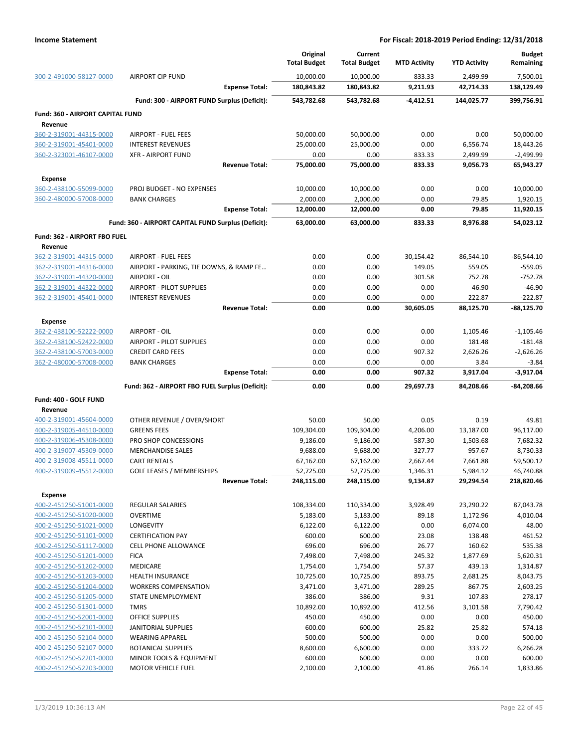**Income Statement** | **For Fiscal: 2018-2019 Period Ending: 12/31/2018**

| | | Original Total Budget | Current Total Budget | MTD Activity | YTD Activity | Budget Remaining |
|---|---|---|---|---|---|---|
| 300-2-491000-58127-0000 | AIRPORT CIP FUND | 10,000.00 | 10,000.00 | 833.33 | 2,499.99 | 7,500.01 |
| | **Expense Total:** | **180,843.82** | **180,843.82** | **9,211.93** | **42,714.33** | **138,129.49** |
| | **Fund: 300 - AIRPORT FUND Surplus (Deficit):** | **543,782.68** | **543,782.68** | **-4,412.51** | **144,025.77** | **399,756.91** |
| **Fund: 360 - AIRPORT CAPITAL FUND** | | | | | | |
| **Revenue** | | | | | | |
| 360-2-319001-44315-0000 | AIRPORT - FUEL FEES | 50,000.00 | 50,000.00 | 0.00 | 0.00 | 50,000.00 |
| 360-2-319001-45401-0000 | INTEREST REVENUES | 25,000.00 | 25,000.00 | 0.00 | 6,556.74 | 18,443.26 |
| 360-2-323001-46107-0000 | XFR - AIRPORT FUND | 0.00 | 0.00 | 833.33 | 2,499.99 | -2,499.99 |
| | **Revenue Total:** | **75,000.00** | **75,000.00** | **833.33** | **9,056.73** | **65,943.27** |
| **Expense** | | | | | | |
| 360-2-438100-55099-0000 | PROJ BUDGET - NO EXPENSES | 10,000.00 | 10,000.00 | 0.00 | 0.00 | 10,000.00 |
| 360-2-480000-57008-0000 | BANK CHARGES | 2,000.00 | 2,000.00 | 0.00 | 79.85 | 1,920.15 |
| | **Expense Total:** | **12,000.00** | **12,000.00** | **0.00** | **79.85** | **11,920.15** |
| | **Fund: 360 - AIRPORT CAPITAL FUND Surplus (Deficit):** | **63,000.00** | **63,000.00** | **833.33** | **8,976.88** | **54,023.12** |
| **Fund: 362 - AIRPORT FBO FUEL** | | | | | | |
| **Revenue** | | | | | | |
| 362-2-319001-44315-0000 | AIRPORT - FUEL FEES | 0.00 | 0.00 | 30,154.42 | 86,544.10 | -86,544.10 |
| 362-2-319001-44316-0000 | AIRPORT - PARKING, TIE DOWNS, & RAMP FE... | 0.00 | 0.00 | 149.05 | 559.05 | -559.05 |
| 362-2-319001-44320-0000 | AIRPORT - OIL | 0.00 | 0.00 | 301.58 | 752.78 | -752.78 |
| 362-2-319001-44322-0000 | AIRPORT - PILOT SUPPLIES | 0.00 | 0.00 | 0.00 | 46.90 | -46.90 |
| 362-2-319001-45401-0000 | INTEREST REVENUES | 0.00 | 0.00 | 0.00 | 222.87 | -222.87 |
| | **Revenue Total:** | **0.00** | **0.00** | **30,605.05** | **88,125.70** | **-88,125.70** |
| **Expense** | | | | | | |
| 362-2-438100-52222-0000 | AIRPORT - OIL | 0.00 | 0.00 | 0.00 | 1,105.46 | -1,105.46 |
| 362-2-438100-52422-0000 | AIRPORT - PILOT SUPPLIES | 0.00 | 0.00 | 0.00 | 181.48 | -181.48 |
| 362-2-438100-57003-0000 | CREDIT CARD FEES | 0.00 | 0.00 | 907.32 | 2,626.26 | -2,626.26 |
| 362-2-480000-57008-0000 | BANK CHARGES | 0.00 | 0.00 | 0.00 | 3.84 | -3.84 |
| | **Expense Total:** | **0.00** | **0.00** | **907.32** | **3,917.04** | **-3,917.04** |
| | **Fund: 362 - AIRPORT FBO FUEL Surplus (Deficit):** | **0.00** | **0.00** | **29,697.73** | **84,208.66** | **-84,208.66** |
| **Fund: 400 - GOLF FUND** | | | | | | |
| **Revenue** | | | | | | |
| 400-2-319001-45604-0000 | OTHER REVENUE / OVER/SHORT | 50.00 | 50.00 | 0.05 | 0.19 | 49.81 |
| 400-2-319005-44510-0000 | GREENS FEES | 109,304.00 | 109,304.00 | 4,206.00 | 13,187.00 | 96,117.00 |
| 400-2-319006-45308-0000 | PRO SHOP CONCESSIONS | 9,186.00 | 9,186.00 | 587.30 | 1,503.68 | 7,682.32 |
| 400-2-319007-45309-0000 | MERCHANDISE SALES | 9,688.00 | 9,688.00 | 327.77 | 957.67 | 8,730.33 |
| 400-2-319008-45511-0000 | CART RENTALS | 67,162.00 | 67,162.00 | 2,667.44 | 7,661.88 | 59,500.12 |
| 400-2-319009-45512-0000 | GOLF LEASES / MEMBERSHIPS | 52,725.00 | 52,725.00 | 1,346.31 | 5,984.12 | 46,740.88 |
| | **Revenue Total:** | **248,115.00** | **248,115.00** | **9,134.87** | **29,294.54** | **218,820.46** |
| **Expense** | | | | | | |
| 400-2-451250-51001-0000 | REGULAR SALARIES | 108,334.00 | 110,334.00 | 3,928.49 | 23,290.22 | 87,043.78 |
| 400-2-451250-51020-0000 | OVERTIME | 5,183.00 | 5,183.00 | 89.18 | 1,172.96 | 4,010.04 |
| 400-2-451250-51021-0000 | LONGEVITY | 6,122.00 | 6,122.00 | 0.00 | 6,074.00 | 48.00 |
| 400-2-451250-51101-0000 | CERTIFICATION PAY | 600.00 | 600.00 | 23.08 | 138.48 | 461.52 |
| 400-2-451250-51117-0000 | CELL PHONE ALLOWANCE | 696.00 | 696.00 | 26.77 | 160.62 | 535.38 |
| 400-2-451250-51201-0000 | FICA | 7,498.00 | 7,498.00 | 245.32 | 1,877.69 | 5,620.31 |
| 400-2-451250-51202-0000 | MEDICARE | 1,754.00 | 1,754.00 | 57.37 | 439.13 | 1,314.87 |
| 400-2-451250-51203-0000 | HEALTH INSURANCE | 10,725.00 | 10,725.00 | 893.75 | 2,681.25 | 8,043.75 |
| 400-2-451250-51204-0000 | WORKERS COMPENSATION | 3,471.00 | 3,471.00 | 289.25 | 867.75 | 2,603.25 |
| 400-2-451250-51205-0000 | STATE UNEMPLOYMENT | 386.00 | 386.00 | 9.31 | 107.83 | 278.17 |
| 400-2-451250-51301-0000 | TMRS | 10,892.00 | 10,892.00 | 412.56 | 3,101.58 | 7,790.42 |
| 400-2-451250-52001-0000 | OFFICE SUPPLIES | 450.00 | 450.00 | 0.00 | 0.00 | 450.00 |
| 400-2-451250-52101-0000 | JANITORIAL SUPPLIES | 600.00 | 600.00 | 25.82 | 25.82 | 574.18 |
| 400-2-451250-52104-0000 | WEARING APPAREL | 500.00 | 500.00 | 0.00 | 0.00 | 500.00 |
| 400-2-451250-52107-0000 | BOTANICAL SUPPLIES | 8,600.00 | 6,600.00 | 0.00 | 333.72 | 6,266.28 |
| 400-2-451250-52201-0000 | MINOR TOOLS & EQUIPMENT | 600.00 | 600.00 | 0.00 | 0.00 | 600.00 |
| 400-2-451250-52203-0000 | MOTOR VEHICLE FUEL | 2,100.00 | 2,100.00 | 41.86 | 266.14 | 1,833.86 |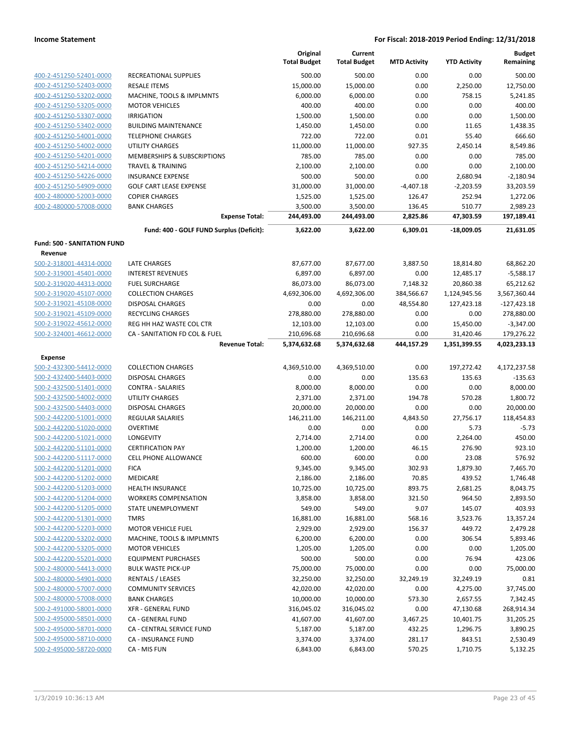| | | Original Total Budget | Current Total Budget | MTD Activity | YTD Activity | Budget Remaining |
|---|---|---|---|---|---|---|
| 400-2-451250-52401-0000 | RECREATIONAL SUPPLIES | 500.00 | 500.00 | 0.00 | 0.00 | 500.00 |
| 400-2-451250-52403-0000 | RESALE ITEMS | 15,000.00 | 15,000.00 | 0.00 | 2,250.00 | 12,750.00 |
| 400-2-451250-53202-0000 | MACHINE, TOOLS & IMPLMNTS | 6,000.00 | 6,000.00 | 0.00 | 758.15 | 5,241.85 |
| 400-2-451250-53205-0000 | MOTOR VEHICLES | 400.00 | 400.00 | 0.00 | 0.00 | 400.00 |
| 400-2-451250-53307-0000 | IRRIGATION | 1,500.00 | 1,500.00 | 0.00 | 0.00 | 1,500.00 |
| 400-2-451250-53402-0000 | BUILDING MAINTENANCE | 1,450.00 | 1,450.00 | 0.00 | 11.65 | 1,438.35 |
| 400-2-451250-54001-0000 | TELEPHONE CHARGES | 722.00 | 722.00 | 0.01 | 55.40 | 666.60 |
| 400-2-451250-54002-0000 | UTILITY CHARGES | 11,000.00 | 11,000.00 | 927.35 | 2,450.14 | 8,549.86 |
| 400-2-451250-54201-0000 | MEMBERSHIPS & SUBSCRIPTIONS | 785.00 | 785.00 | 0.00 | 0.00 | 785.00 |
| 400-2-451250-54214-0000 | TRAVEL & TRAINING | 2,100.00 | 2,100.00 | 0.00 | 0.00 | 2,100.00 |
| 400-2-451250-54226-0000 | INSURANCE EXPENSE | 500.00 | 500.00 | 0.00 | 2,680.94 | -2,180.94 |
| 400-2-451250-54909-0000 | GOLF CART LEASE EXPENSE | 31,000.00 | 31,000.00 | -4,407.18 | -2,203.59 | 33,203.59 |
| 400-2-480000-52003-0000 | COPIER CHARGES | 1,525.00 | 1,525.00 | 126.47 | 252.94 | 1,272.06 |
| 400-2-480000-57008-0000 | BANK CHARGES | 3,500.00 | 3,500.00 | 136.45 | 510.77 | 2,989.23 |
| | **Expense Total:** | **244,493.00** | **244,493.00** | **2,825.86** | **47,303.59** | **197,189.41** |
| | **Fund: 400 - GOLF FUND Surplus (Deficit):** | **3,622.00** | **3,622.00** | **6,309.01** | **-18,009.05** | **21,631.05** |
| **Fund: 500 - SANITATION FUND** | | | | | | |
| **Revenue** | | | | | | |
| 500-2-318001-44314-0000 | LATE CHARGES | 87,677.00 | 87,677.00 | 3,887.50 | 18,814.80 | 68,862.20 |
| 500-2-319001-45401-0000 | INTEREST REVENUES | 6,897.00 | 6,897.00 | 0.00 | 12,485.17 | -5,588.17 |
| 500-2-319020-44313-0000 | FUEL SURCHARGE | 86,073.00 | 86,073.00 | 7,148.32 | 20,860.38 | 65,212.62 |
| 500-2-319020-45107-0000 | COLLECTION CHARGES | 4,692,306.00 | 4,692,306.00 | 384,566.67 | 1,124,945.56 | 3,567,360.44 |
| 500-2-319021-45108-0000 | DISPOSAL CHARGES | 0.00 | 0.00 | 48,554.80 | 127,423.18 | -127,423.18 |
| 500-2-319021-45109-0000 | RECYCLING CHARGES | 278,880.00 | 278,880.00 | 0.00 | 0.00 | 278,880.00 |
| 500-2-319022-45612-0000 | REG HH HAZ WASTE COL CTR | 12,103.00 | 12,103.00 | 0.00 | 15,450.00 | -3,347.00 |
| 500-2-324001-46612-0000 | CA - SANITATION FD COL & FUEL | 210,696.68 | 210,696.68 | 0.00 | 31,420.46 | 179,276.22 |
| | **Revenue Total:** | **5,374,632.68** | **5,374,632.68** | **444,157.29** | **1,351,399.55** | **4,023,233.13** |
| **Expense** | | | | | | |
| 500-2-432300-54412-0000 | COLLECTION CHARGES | 4,369,510.00 | 4,369,510.00 | 0.00 | 197,272.42 | 4,172,237.58 |
| 500-2-432400-54403-0000 | DISPOSAL CHARGES | 0.00 | 0.00 | 135.63 | 135.63 | -135.63 |
| 500-2-432500-51401-0000 | CONTRA - SALARIES | 8,000.00 | 8,000.00 | 0.00 | 0.00 | 8,000.00 |
| 500-2-432500-54002-0000 | UTILITY CHARGES | 2,371.00 | 2,371.00 | 194.78 | 570.28 | 1,800.72 |
| 500-2-432500-54403-0000 | DISPOSAL CHARGES | 20,000.00 | 20,000.00 | 0.00 | 0.00 | 20,000.00 |
| 500-2-442200-51001-0000 | REGULAR SALARIES | 146,211.00 | 146,211.00 | 4,843.50 | 27,756.17 | 118,454.83 |
| 500-2-442200-51020-0000 | OVERTIME | 0.00 | 0.00 | 0.00 | 5.73 | -5.73 |
| 500-2-442200-51021-0000 | LONGEVITY | 2,714.00 | 2,714.00 | 0.00 | 2,264.00 | 450.00 |
| 500-2-442200-51101-0000 | CERTIFICATION PAY | 1,200.00 | 1,200.00 | 46.15 | 276.90 | 923.10 |
| 500-2-442200-51117-0000 | CELL PHONE ALLOWANCE | 600.00 | 600.00 | 0.00 | 23.08 | 576.92 |
| 500-2-442200-51201-0000 | FICA | 9,345.00 | 9,345.00 | 302.93 | 1,879.30 | 7,465.70 |
| 500-2-442200-51202-0000 | MEDICARE | 2,186.00 | 2,186.00 | 70.85 | 439.52 | 1,746.48 |
| 500-2-442200-51203-0000 | HEALTH INSURANCE | 10,725.00 | 10,725.00 | 893.75 | 2,681.25 | 8,043.75 |
| 500-2-442200-51204-0000 | WORKERS COMPENSATION | 3,858.00 | 3,858.00 | 321.50 | 964.50 | 2,893.50 |
| 500-2-442200-51205-0000 | STATE UNEMPLOYMENT | 549.00 | 549.00 | 9.07 | 145.07 | 403.93 |
| 500-2-442200-51301-0000 | TMRS | 16,881.00 | 16,881.00 | 568.16 | 3,523.76 | 13,357.24 |
| 500-2-442200-52203-0000 | MOTOR VEHICLE FUEL | 2,929.00 | 2,929.00 | 156.37 | 449.72 | 2,479.28 |
| 500-2-442200-53202-0000 | MACHINE, TOOLS & IMPLMNTS | 6,200.00 | 6,200.00 | 0.00 | 306.54 | 5,893.46 |
| 500-2-442200-53205-0000 | MOTOR VEHICLES | 1,205.00 | 1,205.00 | 0.00 | 0.00 | 1,205.00 |
| 500-2-442200-55201-0000 | EQUIPMENT PURCHASES | 500.00 | 500.00 | 0.00 | 76.94 | 423.06 |
| 500-2-480000-54413-0000 | BULK WASTE PICK-UP | 75,000.00 | 75,000.00 | 0.00 | 0.00 | 75,000.00 |
| 500-2-480000-54901-0000 | RENTALS / LEASES | 32,250.00 | 32,250.00 | 32,249.19 | 32,249.19 | 0.81 |
| 500-2-480000-57007-0000 | COMMUNITY SERVICES | 42,020.00 | 42,020.00 | 0.00 | 4,275.00 | 37,745.00 |
| 500-2-480000-57008-0000 | BANK CHARGES | 10,000.00 | 10,000.00 | 573.30 | 2,657.55 | 7,342.45 |
| 500-2-491000-58001-0000 | XFR - GENERAL FUND | 316,045.02 | 316,045.02 | 0.00 | 47,130.68 | 268,914.34 |
| 500-2-495000-58501-0000 | CA - GENERAL FUND | 41,607.00 | 41,607.00 | 3,467.25 | 10,401.75 | 31,205.25 |
| 500-2-495000-58701-0000 | CA - CENTRAL SERVICE FUND | 5,187.00 | 5,187.00 | 432.25 | 1,296.75 | 3,890.25 |
| 500-2-495000-58710-0000 | CA - INSURANCE FUND | 3,374.00 | 3,374.00 | 281.17 | 843.51 | 2,530.49 |
| 500-2-495000-58720-0000 | CA - MIS FUN | 6,843.00 | 6,843.00 | 570.25 | 1,710.75 | 5,132.25 |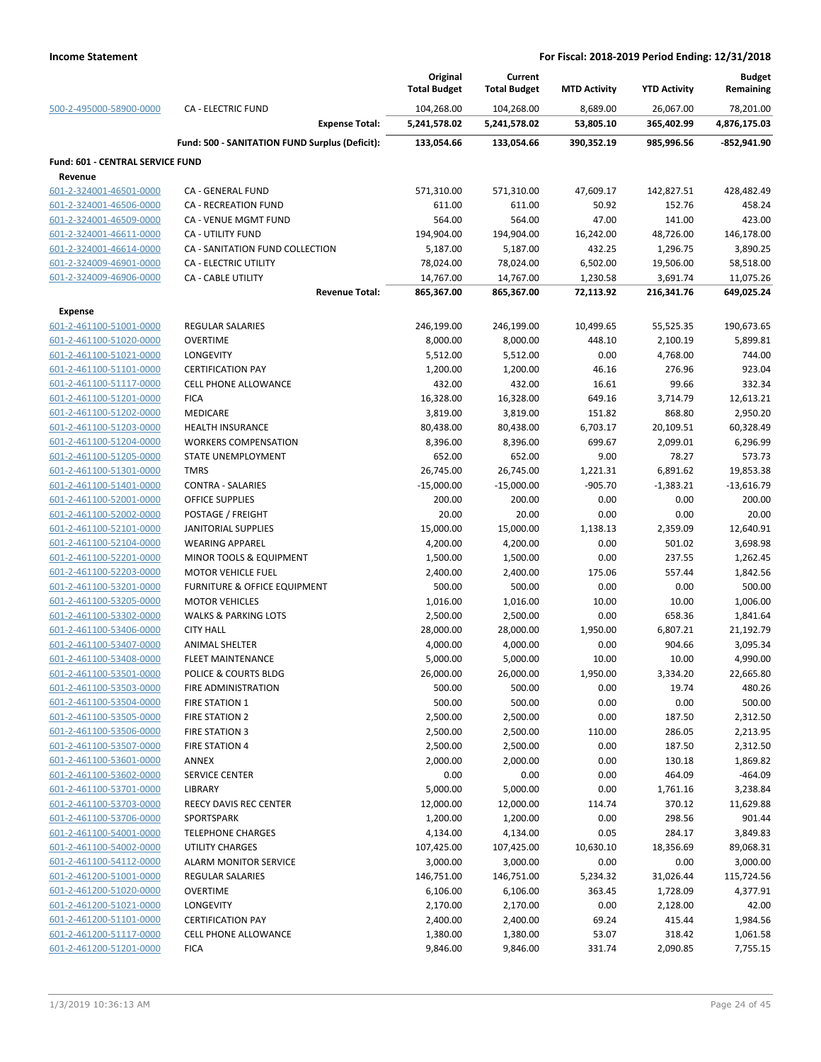| | | Original Total Budget | Current Total Budget | MTD Activity | YTD Activity | Budget Remaining |
|---|---|---|---|---|---|---|
| 500-2-495000-58900-0000 | CA - ELECTRIC FUND | 104,268.00 | 104,268.00 | 8,689.00 | 26,067.00 | 78,201.00 |
| | **Expense Total:** | **5,241,578.02** | **5,241,578.02** | **53,805.10** | **365,402.99** | **4,876,175.03** |
| | **Fund: 500 - SANITATION FUND Surplus (Deficit):** | **133,054.66** | **133,054.66** | **390,352.19** | **985,996.56** | **-852,941.90** |
| **Fund: 601 - CENTRAL SERVICE FUND** | | | | | | |
| **Revenue** | | | | | | |
| 601-2-324001-46501-0000 | CA - GENERAL FUND | 571,310.00 | 571,310.00 | 47,609.17 | 142,827.51 | 428,482.49 |
| 601-2-324001-46506-0000 | CA - RECREATION FUND | 611.00 | 611.00 | 50.92 | 152.76 | 458.24 |
| 601-2-324001-46509-0000 | CA - VENUE MGMT FUND | 564.00 | 564.00 | 47.00 | 141.00 | 423.00 |
| 601-2-324001-46611-0000 | CA - UTILITY FUND | 194,904.00 | 194,904.00 | 16,242.00 | 48,726.00 | 146,178.00 |
| 601-2-324001-46614-0000 | CA - SANITATION FUND COLLECTION | 5,187.00 | 5,187.00 | 432.25 | 1,296.75 | 3,890.25 |
| 601-2-324009-46901-0000 | CA - ELECTRIC UTILITY | 78,024.00 | 78,024.00 | 6,502.00 | 19,506.00 | 58,518.00 |
| 601-2-324009-46906-0000 | CA - CABLE UTILITY | 14,767.00 | 14,767.00 | 1,230.58 | 3,691.74 | 11,075.26 |
| | **Revenue Total:** | **865,367.00** | **865,367.00** | **72,113.92** | **216,341.76** | **649,025.24** |
| **Expense** | | | | | | |
| 601-2-461100-51001-0000 | REGULAR SALARIES | 246,199.00 | 246,199.00 | 10,499.65 | 55,525.35 | 190,673.65 |
| 601-2-461100-51020-0000 | OVERTIME | 8,000.00 | 8,000.00 | 448.10 | 2,100.19 | 5,899.81 |
| 601-2-461100-51021-0000 | LONGEVITY | 5,512.00 | 5,512.00 | 0.00 | 4,768.00 | 744.00 |
| 601-2-461100-51101-0000 | CERTIFICATION PAY | 1,200.00 | 1,200.00 | 46.16 | 276.96 | 923.04 |
| 601-2-461100-51117-0000 | CELL PHONE ALLOWANCE | 432.00 | 432.00 | 16.61 | 99.66 | 332.34 |
| 601-2-461100-51201-0000 | FICA | 16,328.00 | 16,328.00 | 649.16 | 3,714.79 | 12,613.21 |
| 601-2-461100-51202-0000 | MEDICARE | 3,819.00 | 3,819.00 | 151.82 | 868.80 | 2,950.20 |
| 601-2-461100-51203-0000 | HEALTH INSURANCE | 80,438.00 | 80,438.00 | 6,703.17 | 20,109.51 | 60,328.49 |
| 601-2-461100-51204-0000 | WORKERS COMPENSATION | 8,396.00 | 8,396.00 | 699.67 | 2,099.01 | 6,296.99 |
| 601-2-461100-51205-0000 | STATE UNEMPLOYMENT | 652.00 | 652.00 | 9.00 | 78.27 | 573.73 |
| 601-2-461100-51301-0000 | TMRS | 26,745.00 | 26,745.00 | 1,221.31 | 6,891.62 | 19,853.38 |
| 601-2-461100-51401-0000 | CONTRA - SALARIES | -15,000.00 | -15,000.00 | -905.70 | -1,383.21 | -13,616.79 |
| 601-2-461100-52001-0000 | OFFICE SUPPLIES | 200.00 | 200.00 | 0.00 | 0.00 | 200.00 |
| 601-2-461100-52002-0000 | POSTAGE / FREIGHT | 20.00 | 20.00 | 0.00 | 0.00 | 20.00 |
| 601-2-461100-52101-0000 | JANITORIAL SUPPLIES | 15,000.00 | 15,000.00 | 1,138.13 | 2,359.09 | 12,640.91 |
| 601-2-461100-52104-0000 | WEARING APPAREL | 4,200.00 | 4,200.00 | 0.00 | 501.02 | 3,698.98 |
| 601-2-461100-52201-0000 | MINOR TOOLS & EQUIPMENT | 1,500.00 | 1,500.00 | 0.00 | 237.55 | 1,262.45 |
| 601-2-461100-52203-0000 | MOTOR VEHICLE FUEL | 2,400.00 | 2,400.00 | 175.06 | 557.44 | 1,842.56 |
| 601-2-461100-53201-0000 | FURNITURE & OFFICE EQUIPMENT | 500.00 | 500.00 | 0.00 | 0.00 | 500.00 |
| 601-2-461100-53205-0000 | MOTOR VEHICLES | 1,016.00 | 1,016.00 | 10.00 | 10.00 | 1,006.00 |
| 601-2-461100-53302-0000 | WALKS & PARKING LOTS | 2,500.00 | 2,500.00 | 0.00 | 658.36 | 1,841.64 |
| 601-2-461100-53406-0000 | CITY HALL | 28,000.00 | 28,000.00 | 1,950.00 | 6,807.21 | 21,192.79 |
| 601-2-461100-53407-0000 | ANIMAL SHELTER | 4,000.00 | 4,000.00 | 0.00 | 904.66 | 3,095.34 |
| 601-2-461100-53408-0000 | FLEET MAINTENANCE | 5,000.00 | 5,000.00 | 10.00 | 10.00 | 4,990.00 |
| 601-2-461100-53501-0000 | POLICE & COURTS BLDG | 26,000.00 | 26,000.00 | 1,950.00 | 3,334.20 | 22,665.80 |
| 601-2-461100-53503-0000 | FIRE ADMINISTRATION | 500.00 | 500.00 | 0.00 | 19.74 | 480.26 |
| 601-2-461100-53504-0000 | FIRE STATION 1 | 500.00 | 500.00 | 0.00 | 0.00 | 500.00 |
| 601-2-461100-53505-0000 | FIRE STATION 2 | 2,500.00 | 2,500.00 | 0.00 | 187.50 | 2,312.50 |
| 601-2-461100-53506-0000 | FIRE STATION 3 | 2,500.00 | 2,500.00 | 110.00 | 286.05 | 2,213.95 |
| 601-2-461100-53507-0000 | FIRE STATION 4 | 2,500.00 | 2,500.00 | 0.00 | 187.50 | 2,312.50 |
| 601-2-461100-53601-0000 | ANNEX | 2,000.00 | 2,000.00 | 0.00 | 130.18 | 1,869.82 |
| 601-2-461100-53602-0000 | SERVICE CENTER | 0.00 | 0.00 | 0.00 | 464.09 | -464.09 |
| 601-2-461100-53701-0000 | LIBRARY | 5,000.00 | 5,000.00 | 0.00 | 1,761.16 | 3,238.84 |
| 601-2-461100-53703-0000 | REECY DAVIS REC CENTER | 12,000.00 | 12,000.00 | 114.74 | 370.12 | 11,629.88 |
| 601-2-461100-53706-0000 | SPORTSPARK | 1,200.00 | 1,200.00 | 0.00 | 298.56 | 901.44 |
| 601-2-461100-54001-0000 | TELEPHONE CHARGES | 4,134.00 | 4,134.00 | 0.05 | 284.17 | 3,849.83 |
| 601-2-461100-54002-0000 | UTILITY CHARGES | 107,425.00 | 107,425.00 | 10,630.10 | 18,356.69 | 89,068.31 |
| 601-2-461100-54112-0000 | ALARM MONITOR SERVICE | 3,000.00 | 3,000.00 | 0.00 | 0.00 | 3,000.00 |
| 601-2-461200-51001-0000 | REGULAR SALARIES | 146,751.00 | 146,751.00 | 5,234.32 | 31,026.44 | 115,724.56 |
| 601-2-461200-51020-0000 | OVERTIME | 6,106.00 | 6,106.00 | 363.45 | 1,728.09 | 4,377.91 |
| 601-2-461200-51021-0000 | LONGEVITY | 2,170.00 | 2,170.00 | 0.00 | 2,128.00 | 42.00 |
| 601-2-461200-51101-0000 | CERTIFICATION PAY | 2,400.00 | 2,400.00 | 69.24 | 415.44 | 1,984.56 |
| 601-2-461200-51117-0000 | CELL PHONE ALLOWANCE | 1,380.00 | 1,380.00 | 53.07 | 318.42 | 1,061.58 |
| 601-2-461200-51201-0000 | FICA | 9,846.00 | 9,846.00 | 331.74 | 2,090.85 | 7,755.15 |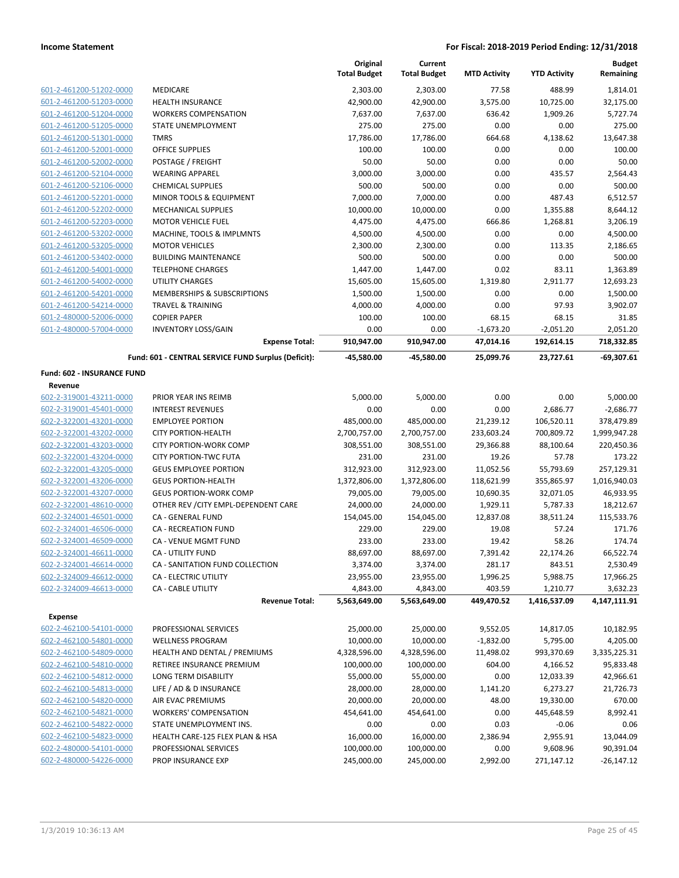| | | Original Total Budget | Current Total Budget | MTD Activity | YTD Activity | Budget Remaining |
|---|---|---|---|---|---|---|
| 601-2-461200-51202-0000 | MEDICARE | 2,303.00 | 2,303.00 | 77.58 | 488.99 | 1,814.01 |
| 601-2-461200-51203-0000 | HEALTH INSURANCE | 42,900.00 | 42,900.00 | 3,575.00 | 10,725.00 | 32,175.00 |
| 601-2-461200-51204-0000 | WORKERS COMPENSATION | 7,637.00 | 7,637.00 | 636.42 | 1,909.26 | 5,727.74 |
| 601-2-461200-51205-0000 | STATE UNEMPLOYMENT | 275.00 | 275.00 | 0.00 | 0.00 | 275.00 |
| 601-2-461200-51301-0000 | TMRS | 17,786.00 | 17,786.00 | 664.68 | 4,138.62 | 13,647.38 |
| 601-2-461200-52001-0000 | OFFICE SUPPLIES | 100.00 | 100.00 | 0.00 | 0.00 | 100.00 |
| 601-2-461200-52002-0000 | POSTAGE / FREIGHT | 50.00 | 50.00 | 0.00 | 0.00 | 50.00 |
| 601-2-461200-52104-0000 | WEARING APPAREL | 3,000.00 | 3,000.00 | 0.00 | 435.57 | 2,564.43 |
| 601-2-461200-52106-0000 | CHEMICAL SUPPLIES | 500.00 | 500.00 | 0.00 | 0.00 | 500.00 |
| 601-2-461200-52201-0000 | MINOR TOOLS & EQUIPMENT | 7,000.00 | 7,000.00 | 0.00 | 487.43 | 6,512.57 |
| 601-2-461200-52202-0000 | MECHANICAL SUPPLIES | 10,000.00 | 10,000.00 | 0.00 | 1,355.88 | 8,644.12 |
| 601-2-461200-52203-0000 | MOTOR VEHICLE FUEL | 4,475.00 | 4,475.00 | 666.86 | 1,268.81 | 3,206.19 |
| 601-2-461200-53202-0000 | MACHINE, TOOLS & IMPLMNTS | 4,500.00 | 4,500.00 | 0.00 | 0.00 | 4,500.00 |
| 601-2-461200-53205-0000 | MOTOR VEHICLES | 2,300.00 | 2,300.00 | 0.00 | 113.35 | 2,186.65 |
| 601-2-461200-53402-0000 | BUILDING MAINTENANCE | 500.00 | 500.00 | 0.00 | 0.00 | 500.00 |
| 601-2-461200-54001-0000 | TELEPHONE CHARGES | 1,447.00 | 1,447.00 | 0.02 | 83.11 | 1,363.89 |
| 601-2-461200-54002-0000 | UTILITY CHARGES | 15,605.00 | 15,605.00 | 1,319.80 | 2,911.77 | 12,693.23 |
| 601-2-461200-54201-0000 | MEMBERSHIPS & SUBSCRIPTIONS | 1,500.00 | 1,500.00 | 0.00 | 0.00 | 1,500.00 |
| 601-2-461200-54214-0000 | TRAVEL & TRAINING | 4,000.00 | 4,000.00 | 0.00 | 97.93 | 3,902.07 |
| 601-2-480000-52006-0000 | COPIER PAPER | 100.00 | 100.00 | 68.15 | 68.15 | 31.85 |
| 601-2-480000-57004-0000 | INVENTORY LOSS/GAIN | 0.00 | 0.00 | -1,673.20 | -2,051.20 | 2,051.20 |
| | **Expense Total:** | **910,947.00** | **910,947.00** | **47,014.16** | **192,614.15** | **718,332.85** |
| | **Fund: 601 - CENTRAL SERVICE FUND Surplus (Deficit):** | **-45,580.00** | **-45,580.00** | **25,099.76** | **23,727.61** | **-69,307.61** |

**Fund: 602 - INSURANCE FUND**

**Revenue**

| | | Original Total Budget | Current Total Budget | MTD Activity | YTD Activity | Budget Remaining |
|---|---|---|---|---|---|---|
| 602-2-319001-43211-0000 | PRIOR YEAR INS REIMB | 5,000.00 | 5,000.00 | 0.00 | 0.00 | 5,000.00 |
| 602-2-319001-45401-0000 | INTEREST REVENUES | 0.00 | 0.00 | 0.00 | 2,686.77 | -2,686.77 |
| 602-2-322001-43201-0000 | EMPLOYEE PORTION | 485,000.00 | 485,000.00 | 21,239.12 | 106,520.11 | 378,479.89 |
| 602-2-322001-43202-0000 | CITY PORTION-HEALTH | 2,700,757.00 | 2,700,757.00 | 233,603.24 | 700,809.72 | 1,999,947.28 |
| 602-2-322001-43203-0000 | CITY PORTION-WORK COMP | 308,551.00 | 308,551.00 | 29,366.88 | 88,100.64 | 220,450.36 |
| 602-2-322001-43204-0000 | CITY PORTION-TWC FUTA | 231.00 | 231.00 | 19.26 | 57.78 | 173.22 |
| 602-2-322001-43205-0000 | GEUS EMPLOYEE PORTION | 312,923.00 | 312,923.00 | 11,052.56 | 55,793.69 | 257,129.31 |
| 602-2-322001-43206-0000 | GEUS PORTION-HEALTH | 1,372,806.00 | 1,372,806.00 | 118,621.99 | 355,865.97 | 1,016,940.03 |
| 602-2-322001-43207-0000 | GEUS PORTION-WORK COMP | 79,005.00 | 79,005.00 | 10,690.35 | 32,071.05 | 46,933.95 |
| 602-2-322001-48610-0000 | OTHER REV /CITY EMPL-DEPENDENT CARE | 24,000.00 | 24,000.00 | 1,929.11 | 5,787.33 | 18,212.67 |
| 602-2-324001-46501-0000 | CA - GENERAL FUND | 154,045.00 | 154,045.00 | 12,837.08 | 38,511.24 | 115,533.76 |
| 602-2-324001-46506-0000 | CA - RECREATION FUND | 229.00 | 229.00 | 19.08 | 57.24 | 171.76 |
| 602-2-324001-46509-0000 | CA - VENUE MGMT FUND | 233.00 | 233.00 | 19.42 | 58.26 | 174.74 |
| 602-2-324001-46611-0000 | CA - UTILITY FUND | 88,697.00 | 88,697.00 | 7,391.42 | 22,174.26 | 66,522.74 |
| 602-2-324001-46614-0000 | CA - SANITATION FUND COLLECTION | 3,374.00 | 3,374.00 | 281.17 | 843.51 | 2,530.49 |
| 602-2-324009-46612-0000 | CA - ELECTRIC UTILITY | 23,955.00 | 23,955.00 | 1,996.25 | 5,988.75 | 17,966.25 |
| 602-2-324009-46613-0000 | CA - CABLE UTILITY | 4,843.00 | 4,843.00 | 403.59 | 1,210.77 | 3,632.23 |
| | **Revenue Total:** | **5,563,649.00** | **5,563,649.00** | **449,470.52** | **1,416,537.09** | **4,147,111.91** |

**Expense**

| | | Original Total Budget | Current Total Budget | MTD Activity | YTD Activity | Budget Remaining |
|---|---|---|---|---|---|---|
| 602-2-462100-54101-0000 | PROFESSIONAL SERVICES | 25,000.00 | 25,000.00 | 9,552.05 | 14,817.05 | 10,182.95 |
| 602-2-462100-54801-0000 | WELLNESS PROGRAM | 10,000.00 | 10,000.00 | -1,832.00 | 5,795.00 | 4,205.00 |
| 602-2-462100-54809-0000 | HEALTH AND DENTAL / PREMIUMS | 4,328,596.00 | 4,328,596.00 | 11,498.02 | 993,370.69 | 3,335,225.31 |
| 602-2-462100-54810-0000 | RETIREE INSURANCE PREMIUM | 100,000.00 | 100,000.00 | 604.00 | 4,166.52 | 95,833.48 |
| 602-2-462100-54812-0000 | LONG TERM DISABILITY | 55,000.00 | 55,000.00 | 0.00 | 12,033.39 | 42,966.61 |
| 602-2-462100-54813-0000 | LIFE / AD & D INSURANCE | 28,000.00 | 28,000.00 | 1,141.20 | 6,273.27 | 21,726.73 |
| 602-2-462100-54820-0000 | AIR EVAC PREMIUMS | 20,000.00 | 20,000.00 | 48.00 | 19,330.00 | 670.00 |
| 602-2-462100-54821-0000 | WORKERS' COMPENSATION | 454,641.00 | 454,641.00 | 0.00 | 445,648.59 | 8,992.41 |
| 602-2-462100-54822-0000 | STATE UNEMPLOYMENT INS. | 0.00 | 0.00 | 0.03 | -0.06 | 0.06 |
| 602-2-462100-54823-0000 | HEALTH CARE-125 FLEX PLAN & HSA | 16,000.00 | 16,000.00 | 2,386.94 | 2,955.91 | 13,044.09 |
| 602-2-480000-54101-0000 | PROFESSIONAL SERVICES | 100,000.00 | 100,000.00 | 0.00 | 9,608.96 | 90,391.04 |
| 602-2-480000-54226-0000 | PROP INSURANCE EXP | 245,000.00 | 245,000.00 | 2,992.00 | 271,147.12 | -26,147.12 |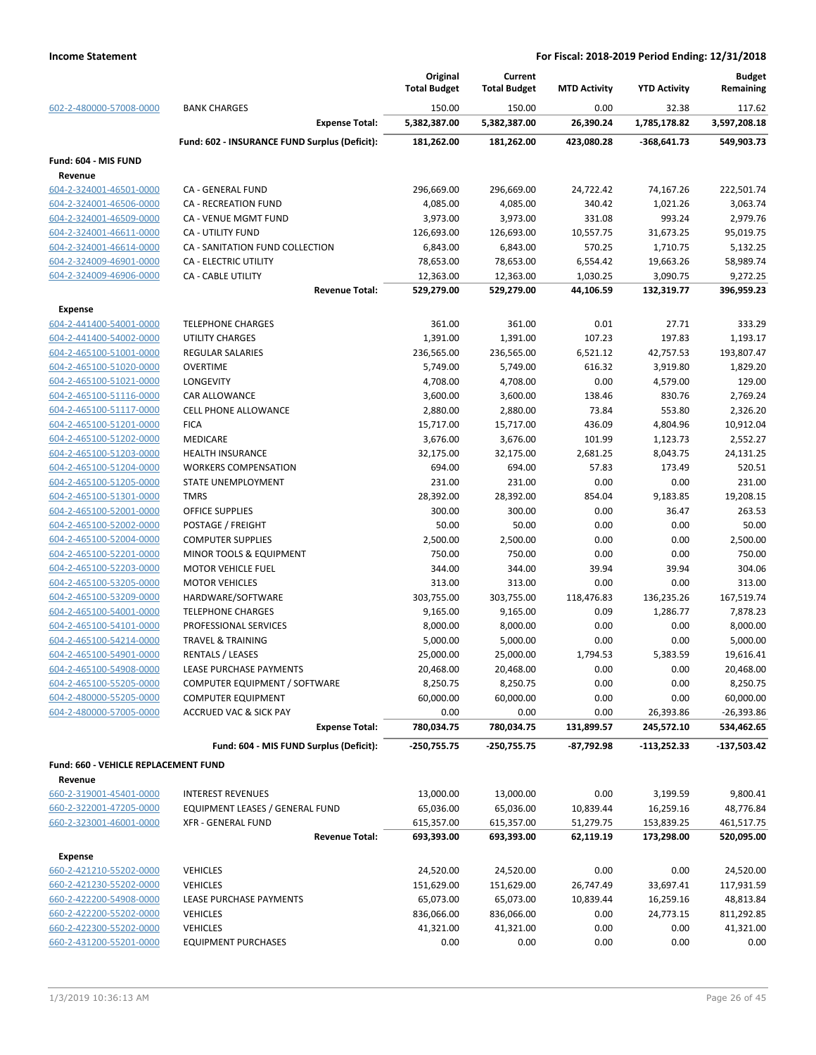| | | Original Total Budget | Current Total Budget | MTD Activity | YTD Activity | Budget Remaining |
|---|---|---|---|---|---|---|
| 602-2-480000-57008-0000 | BANK CHARGES | 150.00 | 150.00 | 0.00 | 32.38 | 117.62 |
| | **Expense Total:** | **5,382,387.00** | **5,382,387.00** | **26,390.24** | **1,785,178.82** | **3,597,208.18** |
| | **Fund: 602 - INSURANCE FUND Surplus (Deficit):** | **181,262.00** | **181,262.00** | **423,080.28** | **-368,641.73** | **549,903.73** |
| **Fund: 604 - MIS FUND** | | | | | | |
| **Revenue** | | | | | | |
| 604-2-324001-46501-0000 | CA - GENERAL FUND | 296,669.00 | 296,669.00 | 24,722.42 | 74,167.26 | 222,501.74 |
| 604-2-324001-46506-0000 | CA - RECREATION FUND | 4,085.00 | 4,085.00 | 340.42 | 1,021.26 | 3,063.74 |
| 604-2-324001-46509-0000 | CA - VENUE MGMT FUND | 3,973.00 | 3,973.00 | 331.08 | 993.24 | 2,979.76 |
| 604-2-324001-46611-0000 | CA - UTILITY FUND | 126,693.00 | 126,693.00 | 10,557.75 | 31,673.25 | 95,019.75 |
| 604-2-324001-46614-0000 | CA - SANITATION FUND COLLECTION | 6,843.00 | 6,843.00 | 570.25 | 1,710.75 | 5,132.25 |
| 604-2-324009-46901-0000 | CA - ELECTRIC UTILITY | 78,653.00 | 78,653.00 | 6,554.42 | 19,663.26 | 58,989.74 |
| 604-2-324009-46906-0000 | CA - CABLE UTILITY | 12,363.00 | 12,363.00 | 1,030.25 | 3,090.75 | 9,272.25 |
| | **Revenue Total:** | **529,279.00** | **529,279.00** | **44,106.59** | **132,319.77** | **396,959.23** |
| **Expense** | | | | | | |
| 604-2-441400-54001-0000 | TELEPHONE CHARGES | 361.00 | 361.00 | 0.01 | 27.71 | 333.29 |
| 604-2-441400-54002-0000 | UTILITY CHARGES | 1,391.00 | 1,391.00 | 107.23 | 197.83 | 1,193.17 |
| 604-2-465100-51001-0000 | REGULAR SALARIES | 236,565.00 | 236,565.00 | 6,521.12 | 42,757.53 | 193,807.47 |
| 604-2-465100-51020-0000 | OVERTIME | 5,749.00 | 5,749.00 | 616.32 | 3,919.80 | 1,829.20 |
| 604-2-465100-51021-0000 | LONGEVITY | 4,708.00 | 4,708.00 | 0.00 | 4,579.00 | 129.00 |
| 604-2-465100-51116-0000 | CAR ALLOWANCE | 3,600.00 | 3,600.00 | 138.46 | 830.76 | 2,769.24 |
| 604-2-465100-51117-0000 | CELL PHONE ALLOWANCE | 2,880.00 | 2,880.00 | 73.84 | 553.80 | 2,326.20 |
| 604-2-465100-51201-0000 | FICA | 15,717.00 | 15,717.00 | 436.09 | 4,804.96 | 10,912.04 |
| 604-2-465100-51202-0000 | MEDICARE | 3,676.00 | 3,676.00 | 101.99 | 1,123.73 | 2,552.27 |
| 604-2-465100-51203-0000 | HEALTH INSURANCE | 32,175.00 | 32,175.00 | 2,681.25 | 8,043.75 | 24,131.25 |
| 604-2-465100-51204-0000 | WORKERS COMPENSATION | 694.00 | 694.00 | 57.83 | 173.49 | 520.51 |
| 604-2-465100-51205-0000 | STATE UNEMPLOYMENT | 231.00 | 231.00 | 0.00 | 0.00 | 231.00 |
| 604-2-465100-51301-0000 | TMRS | 28,392.00 | 28,392.00 | 854.04 | 9,183.85 | 19,208.15 |
| 604-2-465100-52001-0000 | OFFICE SUPPLIES | 300.00 | 300.00 | 0.00 | 36.47 | 263.53 |
| 604-2-465100-52002-0000 | POSTAGE / FREIGHT | 50.00 | 50.00 | 0.00 | 0.00 | 50.00 |
| 604-2-465100-52004-0000 | COMPUTER SUPPLIES | 2,500.00 | 2,500.00 | 0.00 | 0.00 | 2,500.00 |
| 604-2-465100-52201-0000 | MINOR TOOLS & EQUIPMENT | 750.00 | 750.00 | 0.00 | 0.00 | 750.00 |
| 604-2-465100-52203-0000 | MOTOR VEHICLE FUEL | 344.00 | 344.00 | 39.94 | 39.94 | 304.06 |
| 604-2-465100-53205-0000 | MOTOR VEHICLES | 313.00 | 313.00 | 0.00 | 0.00 | 313.00 |
| 604-2-465100-53209-0000 | HARDWARE/SOFTWARE | 303,755.00 | 303,755.00 | 118,476.83 | 136,235.26 | 167,519.74 |
| 604-2-465100-54001-0000 | TELEPHONE CHARGES | 9,165.00 | 9,165.00 | 0.09 | 1,286.77 | 7,878.23 |
| 604-2-465100-54101-0000 | PROFESSIONAL SERVICES | 8,000.00 | 8,000.00 | 0.00 | 0.00 | 8,000.00 |
| 604-2-465100-54214-0000 | TRAVEL & TRAINING | 5,000.00 | 5,000.00 | 0.00 | 0.00 | 5,000.00 |
| 604-2-465100-54901-0000 | RENTALS / LEASES | 25,000.00 | 25,000.00 | 1,794.53 | 5,383.59 | 19,616.41 |
| 604-2-465100-54908-0000 | LEASE PURCHASE PAYMENTS | 20,468.00 | 20,468.00 | 0.00 | 0.00 | 20,468.00 |
| 604-2-465100-55205-0000 | COMPUTER EQUIPMENT / SOFTWARE | 8,250.75 | 8,250.75 | 0.00 | 0.00 | 8,250.75 |
| 604-2-480000-55205-0000 | COMPUTER EQUIPMENT | 60,000.00 | 60,000.00 | 0.00 | 0.00 | 60,000.00 |
| 604-2-480000-57005-0000 | ACCRUED VAC & SICK PAY | 0.00 | 0.00 | 0.00 | 26,393.86 | -26,393.86 |
| | **Expense Total:** | **780,034.75** | **780,034.75** | **131,899.57** | **245,572.10** | **534,462.65** |
| | **Fund: 604 - MIS FUND Surplus (Deficit):** | **-250,755.75** | **-250,755.75** | **-87,792.98** | **-113,252.33** | **-137,503.42** |
| **Fund: 660 - VEHICLE REPLACEMENT FUND** | | | | | | |
| **Revenue** | | | | | | |
| 660-2-319001-45401-0000 | INTEREST REVENUES | 13,000.00 | 13,000.00 | 0.00 | 3,199.59 | 9,800.41 |
| 660-2-322001-47205-0000 | EQUIPMENT LEASES / GENERAL FUND | 65,036.00 | 65,036.00 | 10,839.44 | 16,259.16 | 48,776.84 |
| 660-2-323001-46001-0000 | XFR - GENERAL FUND | 615,357.00 | 615,357.00 | 51,279.75 | 153,839.25 | 461,517.75 |
| | **Revenue Total:** | **693,393.00** | **693,393.00** | **62,119.19** | **173,298.00** | **520,095.00** |
| **Expense** | | | | | | |
| 660-2-421210-55202-0000 | VEHICLES | 24,520.00 | 24,520.00 | 0.00 | 0.00 | 24,520.00 |
| 660-2-421230-55202-0000 | VEHICLES | 151,629.00 | 151,629.00 | 26,747.49 | 33,697.41 | 117,931.59 |
| 660-2-422200-54908-0000 | LEASE PURCHASE PAYMENTS | 65,073.00 | 65,073.00 | 10,839.44 | 16,259.16 | 48,813.84 |
| 660-2-422200-55202-0000 | VEHICLES | 836,066.00 | 836,066.00 | 0.00 | 24,773.15 | 811,292.85 |
| 660-2-422300-55202-0000 | VEHICLES | 41,321.00 | 41,321.00 | 0.00 | 0.00 | 41,321.00 |
| 660-2-431200-55201-0000 | EQUIPMENT PURCHASES | 0.00 | 0.00 | 0.00 | 0.00 | 0.00 |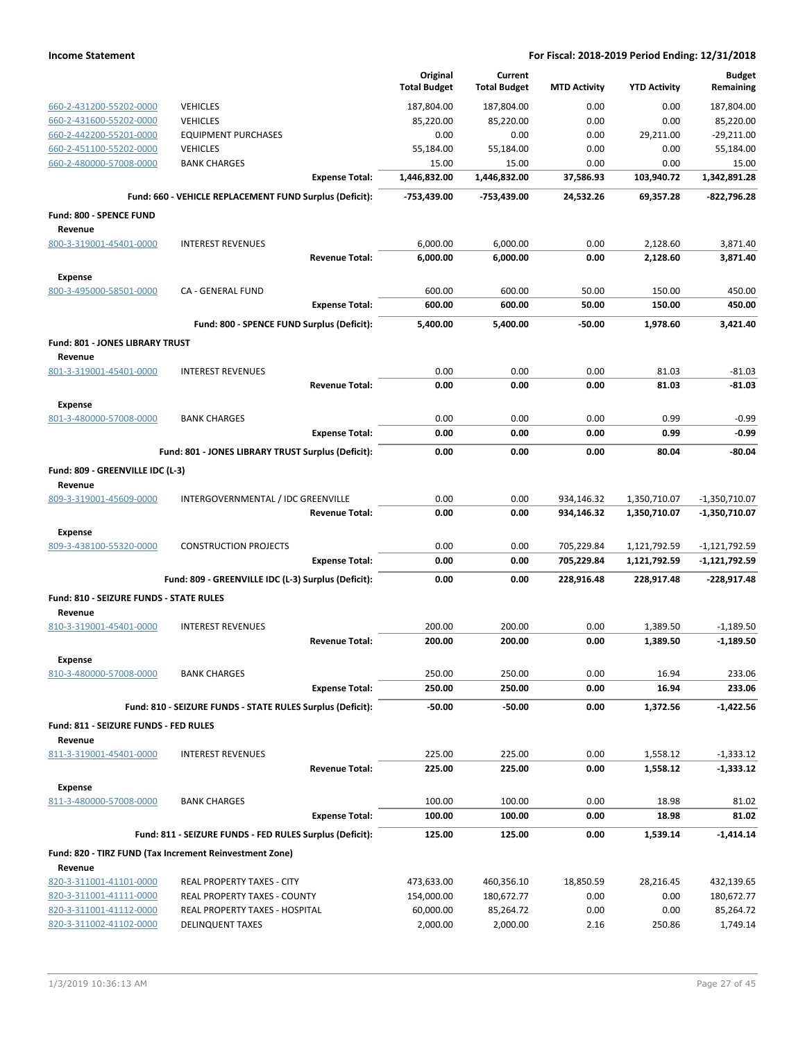| | | Original Total Budget | Current Total Budget | MTD Activity | YTD Activity | Budget Remaining |
|---|---|---|---|---|---|---|
| 660-2-431200-55202-0000 | VEHICLES | 187,804.00 | 187,804.00 | 0.00 | 0.00 | 187,804.00 |
| 660-2-431600-55202-0000 | VEHICLES | 85,220.00 | 85,220.00 | 0.00 | 0.00 | 85,220.00 |
| 660-2-442200-55201-0000 | EQUIPMENT PURCHASES | 0.00 | 0.00 | 0.00 | 29,211.00 | -29,211.00 |
| 660-2-451100-55202-0000 | VEHICLES | 55,184.00 | 55,184.00 | 0.00 | 0.00 | 55,184.00 |
| 660-2-480000-57008-0000 | BANK CHARGES | 15.00 | 15.00 | 0.00 | 0.00 | 15.00 |
| | **Expense Total:** | **1,446,832.00** | **1,446,832.00** | **37,586.93** | **103,940.72** | **1,342,891.28** |
| | **Fund: 660 - VEHICLE REPLACEMENT FUND Surplus (Deficit):** | **-753,439.00** | **-753,439.00** | **24,532.26** | **69,357.28** | **-822,796.28** |
| **Fund: 800 - SPENCE FUND** | | | | | | |
| **Revenue** | | | | | | |
| 800-3-319001-45401-0000 | INTEREST REVENUES | 6,000.00 | 6,000.00 | 0.00 | 2,128.60 | 3,871.40 |
| | **Revenue Total:** | **6,000.00** | **6,000.00** | **0.00** | **2,128.60** | **3,871.40** |
| **Expense** | | | | | | |
| 800-3-495000-58501-0000 | CA - GENERAL FUND | 600.00 | 600.00 | 50.00 | 150.00 | 450.00 |
| | **Expense Total:** | **600.00** | **600.00** | **50.00** | **150.00** | **450.00** |
| | **Fund: 800 - SPENCE FUND Surplus (Deficit):** | **5,400.00** | **5,400.00** | **-50.00** | **1,978.60** | **3,421.40** |
| **Fund: 801 - JONES LIBRARY TRUST** | | | | | | |
| **Revenue** | | | | | | |
| 801-3-319001-45401-0000 | INTEREST REVENUES | 0.00 | 0.00 | 0.00 | 81.03 | -81.03 |
| | **Revenue Total:** | **0.00** | **0.00** | **0.00** | **81.03** | **-81.03** |
| **Expense** | | | | | | |
| 801-3-480000-57008-0000 | BANK CHARGES | 0.00 | 0.00 | 0.00 | 0.99 | -0.99 |
| | **Expense Total:** | **0.00** | **0.00** | **0.00** | **0.99** | **-0.99** |
| | **Fund: 801 - JONES LIBRARY TRUST Surplus (Deficit):** | **0.00** | **0.00** | **0.00** | **80.04** | **-80.04** |
| **Fund: 809 - GREENVILLE IDC (L-3)** | | | | | | |
| **Revenue** | | | | | | |
| 809-3-319001-45609-0000 | INTERGOVERNMENTAL / IDC GREENVILLE | 0.00 | 0.00 | 934,146.32 | 1,350,710.07 | -1,350,710.07 |
| | **Revenue Total:** | **0.00** | **0.00** | **934,146.32** | **1,350,710.07** | **-1,350,710.07** |
| **Expense** | | | | | | |
| 809-3-438100-55320-0000 | CONSTRUCTION PROJECTS | 0.00 | 0.00 | 705,229.84 | 1,121,792.59 | -1,121,792.59 |
| | **Expense Total:** | **0.00** | **0.00** | **705,229.84** | **1,121,792.59** | **-1,121,792.59** |
| | **Fund: 809 - GREENVILLE IDC (L-3) Surplus (Deficit):** | **0.00** | **0.00** | **228,916.48** | **228,917.48** | **-228,917.48** |
| **Fund: 810 - SEIZURE FUNDS - STATE RULES** | | | | | | |
| **Revenue** | | | | | | |
| 810-3-319001-45401-0000 | INTEREST REVENUES | 200.00 | 200.00 | 0.00 | 1,389.50 | -1,189.50 |
| | **Revenue Total:** | **200.00** | **200.00** | **0.00** | **1,389.50** | **-1,189.50** |
| **Expense** | | | | | | |
| 810-3-480000-57008-0000 | BANK CHARGES | 250.00 | 250.00 | 0.00 | 16.94 | 233.06 |
| | **Expense Total:** | **250.00** | **250.00** | **0.00** | **16.94** | **233.06** |
| | **Fund: 810 - SEIZURE FUNDS - STATE RULES Surplus (Deficit):** | **-50.00** | **-50.00** | **0.00** | **1,372.56** | **-1,422.56** |
| **Fund: 811 - SEIZURE FUNDS - FED RULES** | | | | | | |
| **Revenue** | | | | | | |
| 811-3-319001-45401-0000 | INTEREST REVENUES | 225.00 | 225.00 | 0.00 | 1,558.12 | -1,333.12 |
| | **Revenue Total:** | **225.00** | **225.00** | **0.00** | **1,558.12** | **-1,333.12** |
| **Expense** | | | | | | |
| 811-3-480000-57008-0000 | BANK CHARGES | 100.00 | 100.00 | 0.00 | 18.98 | 81.02 |
| | **Expense Total:** | **100.00** | **100.00** | **0.00** | **18.98** | **81.02** |
| | **Fund: 811 - SEIZURE FUNDS - FED RULES Surplus (Deficit):** | **125.00** | **125.00** | **0.00** | **1,539.14** | **-1,414.14** |
| **Fund: 820 - TIRZ FUND (Tax Increment Reinvestment Zone)** | | | | | | |
| **Revenue** | | | | | | |
| 820-3-311001-41101-0000 | REAL PROPERTY TAXES - CITY | 473,633.00 | 460,356.10 | 18,850.59 | 28,216.45 | 432,139.65 |
| 820-3-311001-41111-0000 | REAL PROPERTY TAXES - COUNTY | 154,000.00 | 180,672.77 | 0.00 | 0.00 | 180,672.77 |
| 820-3-311001-41112-0000 | REAL PROPERTY TAXES - HOSPITAL | 60,000.00 | 85,264.72 | 0.00 | 0.00 | 85,264.72 |
| 820-3-311002-41102-0000 | DELINQUENT TAXES | 2,000.00 | 2,000.00 | 2.16 | 250.86 | 1,749.14 |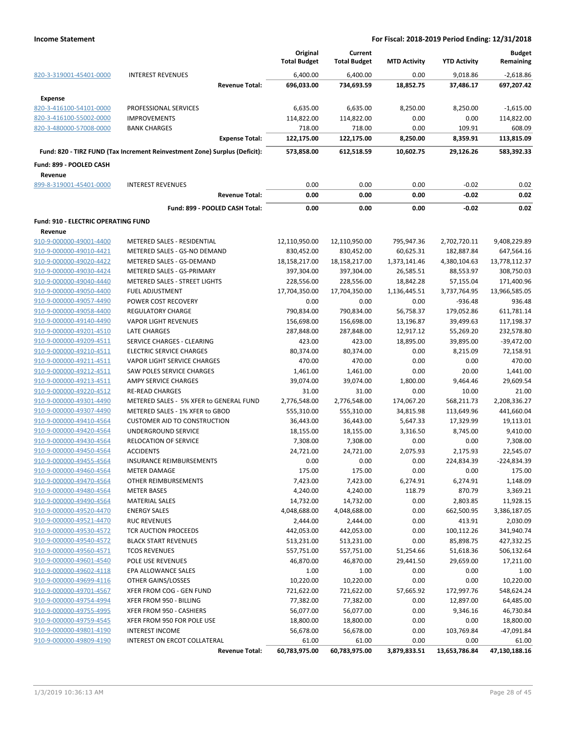**Income Statement** — **For Fiscal: 2018-2019 Period Ending: 12/31/2018**

| | | Original Total Budget | Current Total Budget | MTD Activity | YTD Activity | Budget Remaining |
|---|---|---|---|---|---|---|
| 820-3-319001-45401-0000 | INTEREST REVENUES | 6,400.00 | 6,400.00 | 0.00 | 9,018.86 | -2,618.86 |
| | **Revenue Total:** | **696,033.00** | **734,693.59** | **18,852.75** | **37,486.17** | **697,207.42** |
| **Expense** | | | | | | |
| 820-3-416100-54101-0000 | PROFESSIONAL SERVICES | 6,635.00 | 6,635.00 | 8,250.00 | 8,250.00 | -1,615.00 |
| 820-3-416100-55002-0000 | IMPROVEMENTS | 114,822.00 | 114,822.00 | 0.00 | 0.00 | 114,822.00 |
| 820-3-480000-57008-0000 | BANK CHARGES | 718.00 | 718.00 | 0.00 | 109.91 | 608.09 |
| | **Expense Total:** | **122,175.00** | **122,175.00** | **8,250.00** | **8,359.91** | **113,815.09** |
| **Fund: 820 - TIRZ FUND (Tax Increment Reinvestment Zone) Surplus (Deficit):** | | **573,858.00** | **612,518.59** | **10,602.75** | **29,126.26** | **583,392.33** |
| **Fund: 899 - POOLED CASH** | | | | | | |
| **Revenue** | | | | | | |
| 899-8-319001-45401-0000 | INTEREST REVENUES | 0.00 | 0.00 | 0.00 | -0.02 | 0.02 |
| | **Revenue Total:** | **0.00** | **0.00** | **0.00** | **-0.02** | **0.02** |
| | **Fund: 899 - POOLED CASH Total:** | **0.00** | **0.00** | **0.00** | **-0.02** | **0.02** |
| **Fund: 910 - ELECTRIC OPERATING FUND** | | | | | | |
| **Revenue** | | | | | | |
| 910-9-000000-49001-4400 | METERED SALES - RESIDENTIAL | 12,110,950.00 | 12,110,950.00 | 795,947.36 | 2,702,720.11 | 9,408,229.89 |
| 910-9-000000-49010-4421 | METERED SALES - GS-NO DEMAND | 830,452.00 | 830,452.00 | 60,625.31 | 182,887.84 | 647,564.16 |
| 910-9-000000-49020-4422 | METERED SALES - GS-DEMAND | 18,158,217.00 | 18,158,217.00 | 1,373,141.46 | 4,380,104.63 | 13,778,112.37 |
| 910-9-000000-49030-4424 | METERED SALES - GS-PRIMARY | 397,304.00 | 397,304.00 | 26,585.51 | 88,553.97 | 308,750.03 |
| 910-9-000000-49040-4440 | METERED SALES - STREET LIGHTS | 228,556.00 | 228,556.00 | 18,842.28 | 57,155.04 | 171,400.96 |
| 910-9-000000-49050-4400 | FUEL ADJUSTMENT | 17,704,350.00 | 17,704,350.00 | 1,136,445.51 | 3,737,764.95 | 13,966,585.05 |
| 910-9-000000-49057-4490 | POWER COST RECOVERY | 0.00 | 0.00 | 0.00 | -936.48 | 936.48 |
| 910-9-000000-49058-4400 | REGULATORY CHARGE | 790,834.00 | 790,834.00 | 56,758.37 | 179,052.86 | 611,781.14 |
| 910-9-000000-49140-4490 | VAPOR LIGHT REVENUES | 156,698.00 | 156,698.00 | 13,196.87 | 39,499.63 | 117,198.37 |
| 910-9-000000-49201-4510 | LATE CHARGES | 287,848.00 | 287,848.00 | 12,917.12 | 55,269.20 | 232,578.80 |
| 910-9-000000-49209-4511 | SERVICE CHARGES - CLEARING | 423.00 | 423.00 | 18,895.00 | 39,895.00 | -39,472.00 |
| 910-9-000000-49210-4511 | ELECTRIC SERVICE CHARGES | 80,374.00 | 80,374.00 | 0.00 | 8,215.09 | 72,158.91 |
| 910-9-000000-49211-4511 | VAPOR LIGHT SERVICE CHARGES | 470.00 | 470.00 | 0.00 | 0.00 | 470.00 |
| 910-9-000000-49212-4511 | SAW POLES SERVICE CHARGES | 1,461.00 | 1,461.00 | 0.00 | 20.00 | 1,441.00 |
| 910-9-000000-49213-4511 | AMPY SERVICE CHARGES | 39,074.00 | 39,074.00 | 1,800.00 | 9,464.46 | 29,609.54 |
| 910-9-000000-49220-4512 | RE-READ CHARGES | 31.00 | 31.00 | 0.00 | 10.00 | 21.00 |
| 910-9-000000-49301-4490 | METERED SALES - 5% XFER to GENERAL FUND | 2,776,548.00 | 2,776,548.00 | 174,067.20 | 568,211.73 | 2,208,336.27 |
| 910-9-000000-49307-4490 | METERED SALES - 1% XFER to GBOD | 555,310.00 | 555,310.00 | 34,815.98 | 113,649.96 | 441,660.04 |
| 910-9-000000-49410-4564 | CUSTOMER AID TO CONSTRUCTION | 36,443.00 | 36,443.00 | 5,647.33 | 17,329.99 | 19,113.01 |
| 910-9-000000-49420-4564 | UNDERGROUND SERVICE | 18,155.00 | 18,155.00 | 3,316.50 | 8,745.00 | 9,410.00 |
| 910-9-000000-49430-4564 | RELOCATION OF SERVICE | 7,308.00 | 7,308.00 | 0.00 | 0.00 | 7,308.00 |
| 910-9-000000-49450-4564 | ACCIDENTS | 24,721.00 | 24,721.00 | 2,075.93 | 2,175.93 | 22,545.07 |
| 910-9-000000-49455-4564 | INSURANCE REIMBURSEMENTS | 0.00 | 0.00 | 0.00 | 224,834.39 | -224,834.39 |
| 910-9-000000-49460-4564 | METER DAMAGE | 175.00 | 175.00 | 0.00 | 0.00 | 175.00 |
| 910-9-000000-49470-4564 | OTHER REIMBURSEMENTS | 7,423.00 | 7,423.00 | 6,274.91 | 6,274.91 | 1,148.09 |
| 910-9-000000-49480-4564 | METER BASES | 4,240.00 | 4,240.00 | 118.79 | 870.79 | 3,369.21 |
| 910-9-000000-49490-4564 | MATERIAL SALES | 14,732.00 | 14,732.00 | 0.00 | 2,803.85 | 11,928.15 |
| 910-9-000000-49520-4470 | ENERGY SALES | 4,048,688.00 | 4,048,688.00 | 0.00 | 662,500.95 | 3,386,187.05 |
| 910-9-000000-49521-4470 | RUC REVENUES | 2,444.00 | 2,444.00 | 0.00 | 413.91 | 2,030.09 |
| 910-9-000000-49530-4572 | TCR AUCTION PROCEEDS | 442,053.00 | 442,053.00 | 0.00 | 100,112.26 | 341,940.74 |
| 910-9-000000-49540-4572 | BLACK START REVENUES | 513,231.00 | 513,231.00 | 0.00 | 85,898.75 | 427,332.25 |
| 910-9-000000-49560-4571 | TCOS REVENUES | 557,751.00 | 557,751.00 | 51,254.66 | 51,618.36 | 506,132.64 |
| 910-9-000000-49601-4540 | POLE USE REVENUES | 46,870.00 | 46,870.00 | 29,441.50 | 29,659.00 | 17,211.00 |
| 910-9-000000-49602-4118 | EPA ALLOWANCE SALES | 1.00 | 1.00 | 0.00 | 0.00 | 1.00 |
| 910-9-000000-49699-4116 | OTHER GAINS/LOSSES | 10,220.00 | 10,220.00 | 0.00 | 0.00 | 10,220.00 |
| 910-9-000000-49701-4567 | XFER FROM COG - GEN FUND | 721,622.00 | 721,622.00 | 57,665.92 | 172,997.76 | 548,624.24 |
| 910-9-000000-49754-4994 | XFER FROM 950 - BILLING | 77,382.00 | 77,382.00 | 0.00 | 12,897.00 | 64,485.00 |
| 910-9-000000-49755-4995 | XFER FROM 950 - CASHIERS | 56,077.00 | 56,077.00 | 0.00 | 9,346.16 | 46,730.84 |
| 910-9-000000-49759-4545 | XFER FROM 950 FOR POLE USE | 18,800.00 | 18,800.00 | 0.00 | 0.00 | 18,800.00 |
| 910-9-000000-49801-4190 | INTEREST INCOME | 56,678.00 | 56,678.00 | 0.00 | 103,769.84 | -47,091.84 |
| 910-9-000000-49809-4190 | INTEREST ON ERCOT COLLATERAL | 61.00 | 61.00 | 0.00 | 0.00 | 61.00 |
| | **Revenue Total:** | **60,783,975.00** | **60,783,975.00** | **3,879,833.51** | **13,653,786.84** | **47,130,188.16** |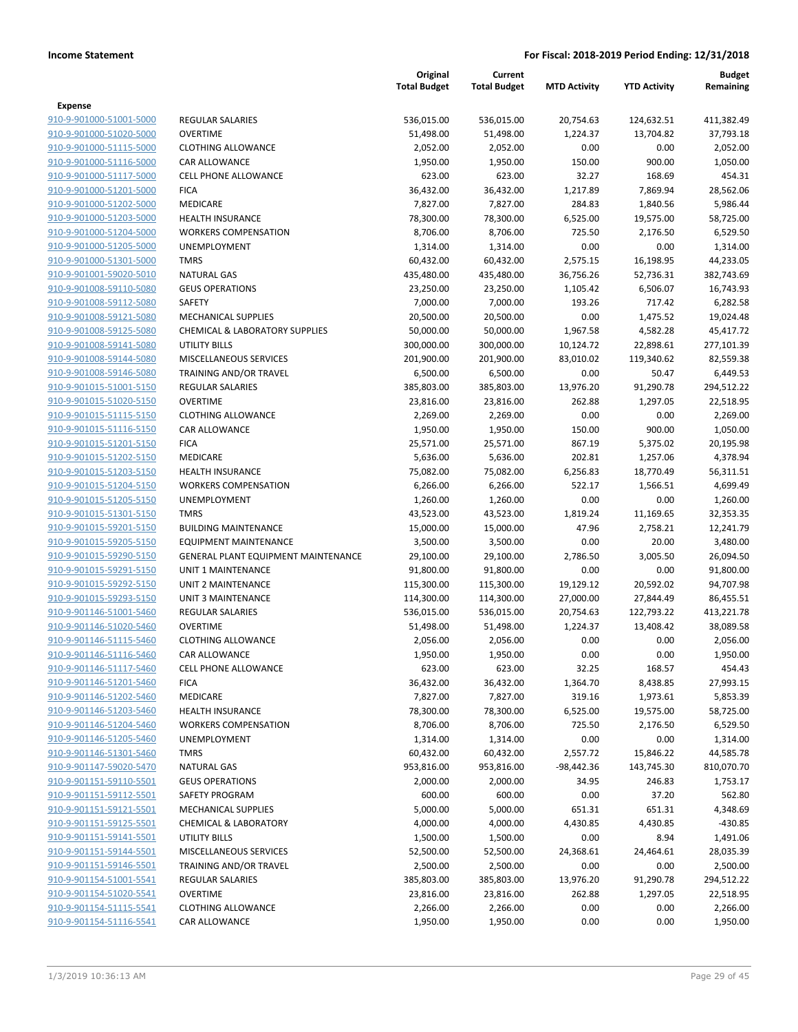**Income Statement** | **For Fiscal: 2018-2019 Period Ending: 12/31/2018**

| | | Original Total Budget | Current Total Budget | MTD Activity | YTD Activity | Budget Remaining |
|---|---|---|---|---|---|---|
| **Expense** | | | | | | |
| 910-9-901000-51001-5000 | REGULAR SALARIES | 536,015.00 | 536,015.00 | 20,754.63 | 124,632.51 | 411,382.49 |
| 910-9-901000-51020-5000 | OVERTIME | 51,498.00 | 51,498.00 | 1,224.37 | 13,704.82 | 37,793.18 |
| 910-9-901000-51115-5000 | CLOTHING ALLOWANCE | 2,052.00 | 2,052.00 | 0.00 | 0.00 | 2,052.00 |
| 910-9-901000-51116-5000 | CAR ALLOWANCE | 1,950.00 | 1,950.00 | 150.00 | 900.00 | 1,050.00 |
| 910-9-901000-51117-5000 | CELL PHONE ALLOWANCE | 623.00 | 623.00 | 32.27 | 168.69 | 454.31 |
| 910-9-901000-51201-5000 | FICA | 36,432.00 | 36,432.00 | 1,217.89 | 7,869.94 | 28,562.06 |
| 910-9-901000-51202-5000 | MEDICARE | 7,827.00 | 7,827.00 | 284.83 | 1,840.56 | 5,986.44 |
| 910-9-901000-51203-5000 | HEALTH INSURANCE | 78,300.00 | 78,300.00 | 6,525.00 | 19,575.00 | 58,725.00 |
| 910-9-901000-51204-5000 | WORKERS COMPENSATION | 8,706.00 | 8,706.00 | 725.50 | 2,176.50 | 6,529.50 |
| 910-9-901000-51205-5000 | UNEMPLOYMENT | 1,314.00 | 1,314.00 | 0.00 | 0.00 | 1,314.00 |
| 910-9-901000-51301-5000 | TMRS | 60,432.00 | 60,432.00 | 2,575.15 | 16,198.95 | 44,233.05 |
| 910-9-901001-59020-5010 | NATURAL GAS | 435,480.00 | 435,480.00 | 36,756.26 | 52,736.31 | 382,743.69 |
| 910-9-901008-59110-5080 | GEUS OPERATIONS | 23,250.00 | 23,250.00 | 1,105.42 | 6,506.07 | 16,743.93 |
| 910-9-901008-59112-5080 | SAFETY | 7,000.00 | 7,000.00 | 193.26 | 717.42 | 6,282.58 |
| 910-9-901008-59121-5080 | MECHANICAL SUPPLIES | 20,500.00 | 20,500.00 | 0.00 | 1,475.52 | 19,024.48 |
| 910-9-901008-59125-5080 | CHEMICAL & LABORATORY SUPPLIES | 50,000.00 | 50,000.00 | 1,967.58 | 4,582.28 | 45,417.72 |
| 910-9-901008-59141-5080 | UTILITY BILLS | 300,000.00 | 300,000.00 | 10,124.72 | 22,898.61 | 277,101.39 |
| 910-9-901008-59144-5080 | MISCELLANEOUS SERVICES | 201,900.00 | 201,900.00 | 83,010.02 | 119,340.62 | 82,559.38 |
| 910-9-901008-59146-5080 | TRAINING AND/OR TRAVEL | 6,500.00 | 6,500.00 | 0.00 | 50.47 | 6,449.53 |
| 910-9-901015-51001-5150 | REGULAR SALARIES | 385,803.00 | 385,803.00 | 13,976.20 | 91,290.78 | 294,512.22 |
| 910-9-901015-51020-5150 | OVERTIME | 23,816.00 | 23,816.00 | 262.88 | 1,297.05 | 22,518.95 |
| 910-9-901015-51115-5150 | CLOTHING ALLOWANCE | 2,269.00 | 2,269.00 | 0.00 | 0.00 | 2,269.00 |
| 910-9-901015-51116-5150 | CAR ALLOWANCE | 1,950.00 | 1,950.00 | 150.00 | 900.00 | 1,050.00 |
| 910-9-901015-51201-5150 | FICA | 25,571.00 | 25,571.00 | 867.19 | 5,375.02 | 20,195.98 |
| 910-9-901015-51202-5150 | MEDICARE | 5,636.00 | 5,636.00 | 202.81 | 1,257.06 | 4,378.94 |
| 910-9-901015-51203-5150 | HEALTH INSURANCE | 75,082.00 | 75,082.00 | 6,256.83 | 18,770.49 | 56,311.51 |
| 910-9-901015-51204-5150 | WORKERS COMPENSATION | 6,266.00 | 6,266.00 | 522.17 | 1,566.51 | 4,699.49 |
| 910-9-901015-51205-5150 | UNEMPLOYMENT | 1,260.00 | 1,260.00 | 0.00 | 0.00 | 1,260.00 |
| 910-9-901015-51301-5150 | TMRS | 43,523.00 | 43,523.00 | 1,819.24 | 11,169.65 | 32,353.35 |
| 910-9-901015-59201-5150 | BUILDING MAINTENANCE | 15,000.00 | 15,000.00 | 47.96 | 2,758.21 | 12,241.79 |
| 910-9-901015-59205-5150 | EQUIPMENT MAINTENANCE | 3,500.00 | 3,500.00 | 0.00 | 20.00 | 3,480.00 |
| 910-9-901015-59290-5150 | GENERAL PLANT EQUIPMENT MAINTENANCE | 29,100.00 | 29,100.00 | 2,786.50 | 3,005.50 | 26,094.50 |
| 910-9-901015-59291-5150 | UNIT 1 MAINTENANCE | 91,800.00 | 91,800.00 | 0.00 | 0.00 | 91,800.00 |
| 910-9-901015-59292-5150 | UNIT 2 MAINTENANCE | 115,300.00 | 115,300.00 | 19,129.12 | 20,592.02 | 94,707.98 |
| 910-9-901015-59293-5150 | UNIT 3 MAINTENANCE | 114,300.00 | 114,300.00 | 27,000.00 | 27,844.49 | 86,455.51 |
| 910-9-901146-51001-5460 | REGULAR SALARIES | 536,015.00 | 536,015.00 | 20,754.63 | 122,793.22 | 413,221.78 |
| 910-9-901146-51020-5460 | OVERTIME | 51,498.00 | 51,498.00 | 1,224.37 | 13,408.42 | 38,089.58 |
| 910-9-901146-51115-5460 | CLOTHING ALLOWANCE | 2,056.00 | 2,056.00 | 0.00 | 0.00 | 2,056.00 |
| 910-9-901146-51116-5460 | CAR ALLOWANCE | 1,950.00 | 1,950.00 | 0.00 | 0.00 | 1,950.00 |
| 910-9-901146-51117-5460 | CELL PHONE ALLOWANCE | 623.00 | 623.00 | 32.25 | 168.57 | 454.43 |
| 910-9-901146-51201-5460 | FICA | 36,432.00 | 36,432.00 | 1,364.70 | 8,438.85 | 27,993.15 |
| 910-9-901146-51202-5460 | MEDICARE | 7,827.00 | 7,827.00 | 319.16 | 1,973.61 | 5,853.39 |
| 910-9-901146-51203-5460 | HEALTH INSURANCE | 78,300.00 | 78,300.00 | 6,525.00 | 19,575.00 | 58,725.00 |
| 910-9-901146-51204-5460 | WORKERS COMPENSATION | 8,706.00 | 8,706.00 | 725.50 | 2,176.50 | 6,529.50 |
| 910-9-901146-51205-5460 | UNEMPLOYMENT | 1,314.00 | 1,314.00 | 0.00 | 0.00 | 1,314.00 |
| 910-9-901146-51301-5460 | TMRS | 60,432.00 | 60,432.00 | 2,557.72 | 15,846.22 | 44,585.78 |
| 910-9-901147-59020-5470 | NATURAL GAS | 953,816.00 | 953,816.00 | -98,442.36 | 143,745.30 | 810,070.70 |
| 910-9-901151-59110-5501 | GEUS OPERATIONS | 2,000.00 | 2,000.00 | 34.95 | 246.83 | 1,753.17 |
| 910-9-901151-59112-5501 | SAFETY PROGRAM | 600.00 | 600.00 | 0.00 | 37.20 | 562.80 |
| 910-9-901151-59121-5501 | MECHANICAL SUPPLIES | 5,000.00 | 5,000.00 | 651.31 | 651.31 | 4,348.69 |
| 910-9-901151-59125-5501 | CHEMICAL & LABORATORY | 4,000.00 | 4,000.00 | 4,430.85 | 4,430.85 | -430.85 |
| 910-9-901151-59141-5501 | UTILITY BILLS | 1,500.00 | 1,500.00 | 0.00 | 8.94 | 1,491.06 |
| 910-9-901151-59144-5501 | MISCELLANEOUS SERVICES | 52,500.00 | 52,500.00 | 24,368.61 | 24,464.61 | 28,035.39 |
| 910-9-901151-59146-5501 | TRAINING AND/OR TRAVEL | 2,500.00 | 2,500.00 | 0.00 | 0.00 | 2,500.00 |
| 910-9-901154-51001-5541 | REGULAR SALARIES | 385,803.00 | 385,803.00 | 13,976.20 | 91,290.78 | 294,512.22 |
| 910-9-901154-51020-5541 | OVERTIME | 23,816.00 | 23,816.00 | 262.88 | 1,297.05 | 22,518.95 |
| 910-9-901154-51115-5541 | CLOTHING ALLOWANCE | 2,266.00 | 2,266.00 | 0.00 | 0.00 | 2,266.00 |
| 910-9-901154-51116-5541 | CAR ALLOWANCE | 1,950.00 | 1,950.00 | 0.00 | 0.00 | 1,950.00 |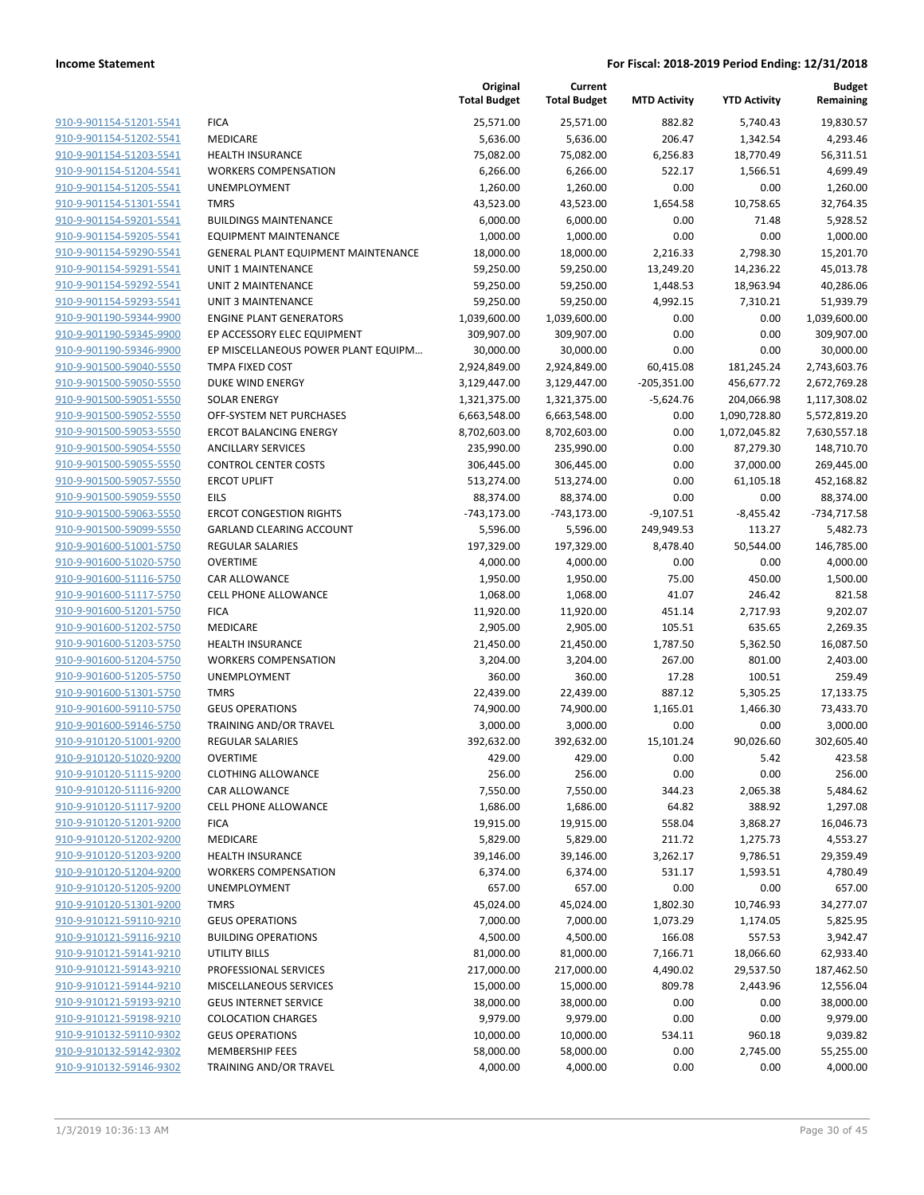| | | Original Total Budget | Current Total Budget | MTD Activity | YTD Activity | Budget Remaining |
|---|---|---|---|---|---|---|
| 910-9-901154-51201-5541 | FICA | 25,571.00 | 25,571.00 | 882.82 | 5,740.43 | 19,830.57 |
| 910-9-901154-51202-5541 | MEDICARE | 5,636.00 | 5,636.00 | 206.47 | 1,342.54 | 4,293.46 |
| 910-9-901154-51203-5541 | HEALTH INSURANCE | 75,082.00 | 75,082.00 | 6,256.83 | 18,770.49 | 56,311.51 |
| 910-9-901154-51204-5541 | WORKERS COMPENSATION | 6,266.00 | 6,266.00 | 522.17 | 1,566.51 | 4,699.49 |
| 910-9-901154-51205-5541 | UNEMPLOYMENT | 1,260.00 | 1,260.00 | 0.00 | 0.00 | 1,260.00 |
| 910-9-901154-51301-5541 | TMRS | 43,523.00 | 43,523.00 | 1,654.58 | 10,758.65 | 32,764.35 |
| 910-9-901154-59201-5541 | BUILDINGS MAINTENANCE | 6,000.00 | 6,000.00 | 0.00 | 71.48 | 5,928.52 |
| 910-9-901154-59205-5541 | EQUIPMENT MAINTENANCE | 1,000.00 | 1,000.00 | 0.00 | 0.00 | 1,000.00 |
| 910-9-901154-59290-5541 | GENERAL PLANT EQUIPMENT MAINTENANCE | 18,000.00 | 18,000.00 | 2,216.33 | 2,798.30 | 15,201.70 |
| 910-9-901154-59291-5541 | UNIT 1 MAINTENANCE | 59,250.00 | 59,250.00 | 13,249.20 | 14,236.22 | 45,013.78 |
| 910-9-901154-59292-5541 | UNIT 2 MAINTENANCE | 59,250.00 | 59,250.00 | 1,448.53 | 18,963.94 | 40,286.06 |
| 910-9-901154-59293-5541 | UNIT 3 MAINTENANCE | 59,250.00 | 59,250.00 | 4,992.15 | 7,310.21 | 51,939.79 |
| 910-9-901190-59344-9900 | ENGINE PLANT GENERATORS | 1,039,600.00 | 1,039,600.00 | 0.00 | 0.00 | 1,039,600.00 |
| 910-9-901190-59345-9900 | EP ACCESSORY ELEC EQUIPMENT | 309,907.00 | 309,907.00 | 0.00 | 0.00 | 309,907.00 |
| 910-9-901190-59346-9900 | EP MISCELLANEOUS POWER PLANT EQUIPM... | 30,000.00 | 30,000.00 | 0.00 | 0.00 | 30,000.00 |
| 910-9-901500-59040-5550 | TMPA FIXED COST | 2,924,849.00 | 2,924,849.00 | 60,415.08 | 181,245.24 | 2,743,603.76 |
| 910-9-901500-59050-5550 | DUKE WIND ENERGY | 3,129,447.00 | 3,129,447.00 | -205,351.00 | 456,677.72 | 2,672,769.28 |
| 910-9-901500-59051-5550 | SOLAR ENERGY | 1,321,375.00 | 1,321,375.00 | -5,624.76 | 204,066.98 | 1,117,308.02 |
| 910-9-901500-59052-5550 | OFF-SYSTEM NET PURCHASES | 6,663,548.00 | 6,663,548.00 | 0.00 | 1,090,728.80 | 5,572,819.20 |
| 910-9-901500-59053-5550 | ERCOT BALANCING ENERGY | 8,702,603.00 | 8,702,603.00 | 0.00 | 1,072,045.82 | 7,630,557.18 |
| 910-9-901500-59054-5550 | ANCILLARY SERVICES | 235,990.00 | 235,990.00 | 0.00 | 87,279.30 | 148,710.70 |
| 910-9-901500-59055-5550 | CONTROL CENTER COSTS | 306,445.00 | 306,445.00 | 0.00 | 37,000.00 | 269,445.00 |
| 910-9-901500-59057-5550 | ERCOT UPLIFT | 513,274.00 | 513,274.00 | 0.00 | 61,105.18 | 452,168.82 |
| 910-9-901500-59059-5550 | EILS | 88,374.00 | 88,374.00 | 0.00 | 0.00 | 88,374.00 |
| 910-9-901500-59063-5550 | ERCOT CONGESTION RIGHTS | -743,173.00 | -743,173.00 | -9,107.51 | -8,455.42 | -734,717.58 |
| 910-9-901500-59099-5550 | GARLAND CLEARING ACCOUNT | 5,596.00 | 5,596.00 | 249,949.53 | 113.27 | 5,482.73 |
| 910-9-901600-51001-5750 | REGULAR SALARIES | 197,329.00 | 197,329.00 | 8,478.40 | 50,544.00 | 146,785.00 |
| 910-9-901600-51020-5750 | OVERTIME | 4,000.00 | 4,000.00 | 0.00 | 0.00 | 4,000.00 |
| 910-9-901600-51116-5750 | CAR ALLOWANCE | 1,950.00 | 1,950.00 | 75.00 | 450.00 | 1,500.00 |
| 910-9-901600-51117-5750 | CELL PHONE ALLOWANCE | 1,068.00 | 1,068.00 | 41.07 | 246.42 | 821.58 |
| 910-9-901600-51201-5750 | FICA | 11,920.00 | 11,920.00 | 451.14 | 2,717.93 | 9,202.07 |
| 910-9-901600-51202-5750 | MEDICARE | 2,905.00 | 2,905.00 | 105.51 | 635.65 | 2,269.35 |
| 910-9-901600-51203-5750 | HEALTH INSURANCE | 21,450.00 | 21,450.00 | 1,787.50 | 5,362.50 | 16,087.50 |
| 910-9-901600-51204-5750 | WORKERS COMPENSATION | 3,204.00 | 3,204.00 | 267.00 | 801.00 | 2,403.00 |
| 910-9-901600-51205-5750 | UNEMPLOYMENT | 360.00 | 360.00 | 17.28 | 100.51 | 259.49 |
| 910-9-901600-51301-5750 | TMRS | 22,439.00 | 22,439.00 | 887.12 | 5,305.25 | 17,133.75 |
| 910-9-901600-59110-5750 | GEUS OPERATIONS | 74,900.00 | 74,900.00 | 1,165.01 | 1,466.30 | 73,433.70 |
| 910-9-901600-59146-5750 | TRAINING AND/OR TRAVEL | 3,000.00 | 3,000.00 | 0.00 | 0.00 | 3,000.00 |
| 910-9-910120-51001-9200 | REGULAR SALARIES | 392,632.00 | 392,632.00 | 15,101.24 | 90,026.60 | 302,605.40 |
| 910-9-910120-51020-9200 | OVERTIME | 429.00 | 429.00 | 0.00 | 5.42 | 423.58 |
| 910-9-910120-51115-9200 | CLOTHING ALLOWANCE | 256.00 | 256.00 | 0.00 | 0.00 | 256.00 |
| 910-9-910120-51116-9200 | CAR ALLOWANCE | 7,550.00 | 7,550.00 | 344.23 | 2,065.38 | 5,484.62 |
| 910-9-910120-51117-9200 | CELL PHONE ALLOWANCE | 1,686.00 | 1,686.00 | 64.82 | 388.92 | 1,297.08 |
| 910-9-910120-51201-9200 | FICA | 19,915.00 | 19,915.00 | 558.04 | 3,868.27 | 16,046.73 |
| 910-9-910120-51202-9200 | MEDICARE | 5,829.00 | 5,829.00 | 211.72 | 1,275.73 | 4,553.27 |
| 910-9-910120-51203-9200 | HEALTH INSURANCE | 39,146.00 | 39,146.00 | 3,262.17 | 9,786.51 | 29,359.49 |
| 910-9-910120-51204-9200 | WORKERS COMPENSATION | 6,374.00 | 6,374.00 | 531.17 | 1,593.51 | 4,780.49 |
| 910-9-910120-51205-9200 | UNEMPLOYMENT | 657.00 | 657.00 | 0.00 | 0.00 | 657.00 |
| 910-9-910120-51301-9200 | TMRS | 45,024.00 | 45,024.00 | 1,802.30 | 10,746.93 | 34,277.07 |
| 910-9-910121-59110-9210 | GEUS OPERATIONS | 7,000.00 | 7,000.00 | 1,073.29 | 1,174.05 | 5,825.95 |
| 910-9-910121-59116-9210 | BUILDING OPERATIONS | 4,500.00 | 4,500.00 | 166.08 | 557.53 | 3,942.47 |
| 910-9-910121-59141-9210 | UTILITY BILLS | 81,000.00 | 81,000.00 | 7,166.71 | 18,066.60 | 62,933.40 |
| 910-9-910121-59143-9210 | PROFESSIONAL SERVICES | 217,000.00 | 217,000.00 | 4,490.02 | 29,537.50 | 187,462.50 |
| 910-9-910121-59144-9210 | MISCELLANEOUS SERVICES | 15,000.00 | 15,000.00 | 809.78 | 2,443.96 | 12,556.04 |
| 910-9-910121-59193-9210 | GEUS INTERNET SERVICE | 38,000.00 | 38,000.00 | 0.00 | 0.00 | 38,000.00 |
| 910-9-910121-59198-9210 | COLOCATION CHARGES | 9,979.00 | 9,979.00 | 0.00 | 0.00 | 9,979.00 |
| 910-9-910132-59110-9302 | GEUS OPERATIONS | 10,000.00 | 10,000.00 | 534.11 | 960.18 | 9,039.82 |
| 910-9-910132-59142-9302 | MEMBERSHIP FEES | 58,000.00 | 58,000.00 | 0.00 | 2,745.00 | 55,255.00 |
| 910-9-910132-59146-9302 | TRAINING AND/OR TRAVEL | 4,000.00 | 4,000.00 | 0.00 | 0.00 | 4,000.00 |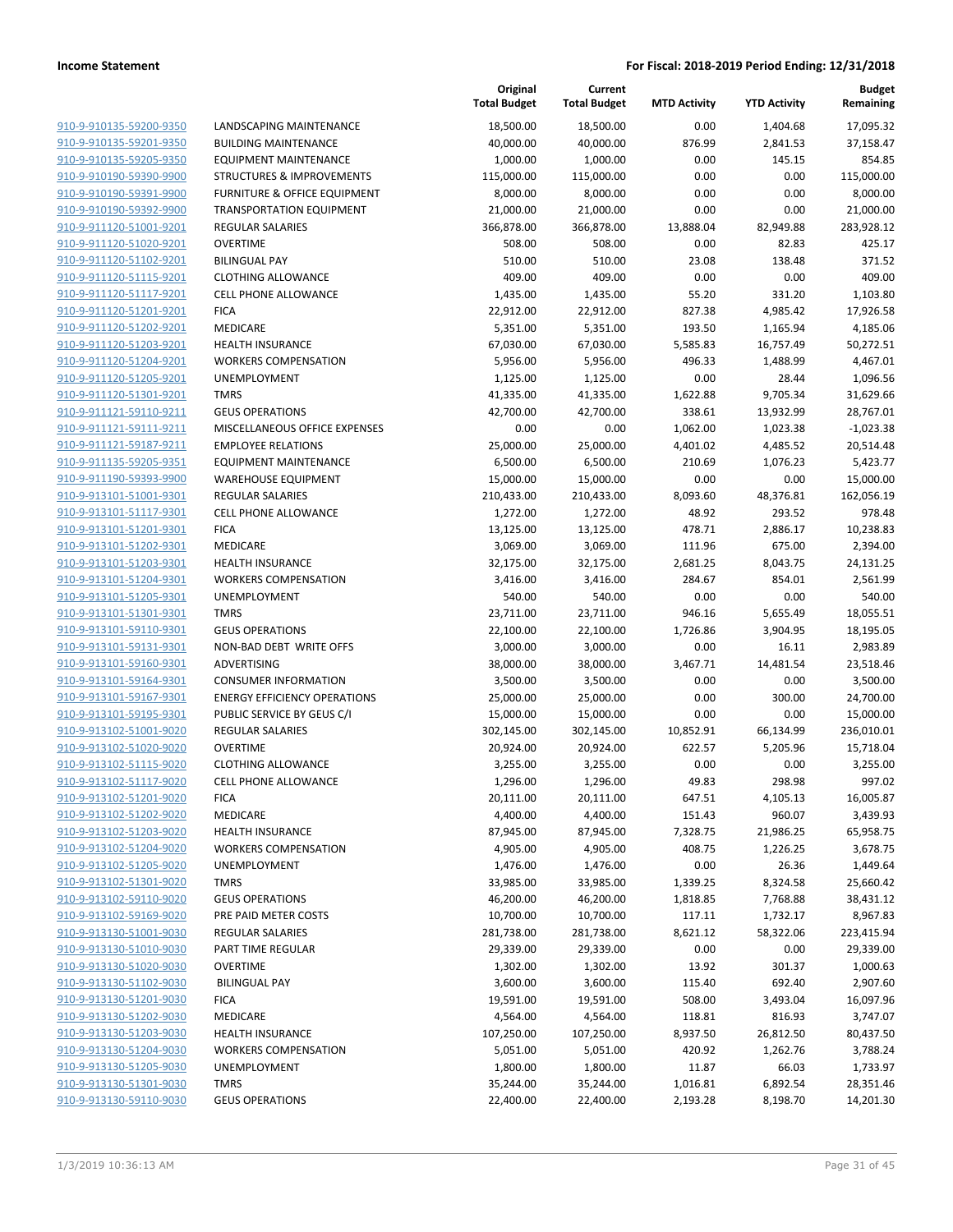**Income Statement** | **For Fiscal: 2018-2019 Period Ending: 12/31/2018**

| | | Original Total Budget | Current Total Budget | MTD Activity | YTD Activity | Budget Remaining |
|---|---|---|---|---|---|---|
| 910-9-910135-59200-9350 | LANDSCAPING MAINTENANCE | 18,500.00 | 18,500.00 | 0.00 | 1,404.68 | 17,095.32 |
| 910-9-910135-59201-9350 | BUILDING MAINTENANCE | 40,000.00 | 40,000.00 | 876.99 | 2,841.53 | 37,158.47 |
| 910-9-910135-59205-9350 | EQUIPMENT MAINTENANCE | 1,000.00 | 1,000.00 | 0.00 | 145.15 | 854.85 |
| 910-9-910190-59390-9900 | STRUCTURES & IMPROVEMENTS | 115,000.00 | 115,000.00 | 0.00 | 0.00 | 115,000.00 |
| 910-9-910190-59391-9900 | FURNITURE & OFFICE EQUIPMENT | 8,000.00 | 8,000.00 | 0.00 | 0.00 | 8,000.00 |
| 910-9-910190-59392-9900 | TRANSPORTATION EQUIPMENT | 21,000.00 | 21,000.00 | 0.00 | 0.00 | 21,000.00 |
| 910-9-911120-51001-9201 | REGULAR SALARIES | 366,878.00 | 366,878.00 | 13,888.04 | 82,949.88 | 283,928.12 |
| 910-9-911120-51020-9201 | OVERTIME | 508.00 | 508.00 | 0.00 | 82.83 | 425.17 |
| 910-9-911120-51102-9201 | BILINGUAL PAY | 510.00 | 510.00 | 23.08 | 138.48 | 371.52 |
| 910-9-911120-51115-9201 | CLOTHING ALLOWANCE | 409.00 | 409.00 | 0.00 | 0.00 | 409.00 |
| 910-9-911120-51117-9201 | CELL PHONE ALLOWANCE | 1,435.00 | 1,435.00 | 55.20 | 331.20 | 1,103.80 |
| 910-9-911120-51201-9201 | FICA | 22,912.00 | 22,912.00 | 827.38 | 4,985.42 | 17,926.58 |
| 910-9-911120-51202-9201 | MEDICARE | 5,351.00 | 5,351.00 | 193.50 | 1,165.94 | 4,185.06 |
| 910-9-911120-51203-9201 | HEALTH INSURANCE | 67,030.00 | 67,030.00 | 5,585.83 | 16,757.49 | 50,272.51 |
| 910-9-911120-51204-9201 | WORKERS COMPENSATION | 5,956.00 | 5,956.00 | 496.33 | 1,488.99 | 4,467.01 |
| 910-9-911120-51205-9201 | UNEMPLOYMENT | 1,125.00 | 1,125.00 | 0.00 | 28.44 | 1,096.56 |
| 910-9-911120-51301-9201 | TMRS | 41,335.00 | 41,335.00 | 1,622.88 | 9,705.34 | 31,629.66 |
| 910-9-911121-59110-9211 | GEUS OPERATIONS | 42,700.00 | 42,700.00 | 338.61 | 13,932.99 | 28,767.01 |
| 910-9-911121-59111-9211 | MISCELLANEOUS OFFICE EXPENSES | 0.00 | 0.00 | 1,062.00 | 1,023.38 | -1,023.38 |
| 910-9-911121-59187-9211 | EMPLOYEE RELATIONS | 25,000.00 | 25,000.00 | 4,401.02 | 4,485.52 | 20,514.48 |
| 910-9-911135-59205-9351 | EQUIPMENT MAINTENANCE | 6,500.00 | 6,500.00 | 210.69 | 1,076.23 | 5,423.77 |
| 910-9-911190-59393-9900 | WAREHOUSE EQUIPMENT | 15,000.00 | 15,000.00 | 0.00 | 0.00 | 15,000.00 |
| 910-9-913101-51001-9301 | REGULAR SALARIES | 210,433.00 | 210,433.00 | 8,093.60 | 48,376.81 | 162,056.19 |
| 910-9-913101-51117-9301 | CELL PHONE ALLOWANCE | 1,272.00 | 1,272.00 | 48.92 | 293.52 | 978.48 |
| 910-9-913101-51201-9301 | FICA | 13,125.00 | 13,125.00 | 478.71 | 2,886.17 | 10,238.83 |
| 910-9-913101-51202-9301 | MEDICARE | 3,069.00 | 3,069.00 | 111.96 | 675.00 | 2,394.00 |
| 910-9-913101-51203-9301 | HEALTH INSURANCE | 32,175.00 | 32,175.00 | 2,681.25 | 8,043.75 | 24,131.25 |
| 910-9-913101-51204-9301 | WORKERS COMPENSATION | 3,416.00 | 3,416.00 | 284.67 | 854.01 | 2,561.99 |
| 910-9-913101-51205-9301 | UNEMPLOYMENT | 540.00 | 540.00 | 0.00 | 0.00 | 540.00 |
| 910-9-913101-51301-9301 | TMRS | 23,711.00 | 23,711.00 | 946.16 | 5,655.49 | 18,055.51 |
| 910-9-913101-59110-9301 | GEUS OPERATIONS | 22,100.00 | 22,100.00 | 1,726.86 | 3,904.95 | 18,195.05 |
| 910-9-913101-59131-9301 | NON-BAD DEBT WRITE OFFS | 3,000.00 | 3,000.00 | 0.00 | 16.11 | 2,983.89 |
| 910-9-913101-59160-9301 | ADVERTISING | 38,000.00 | 38,000.00 | 3,467.71 | 14,481.54 | 23,518.46 |
| 910-9-913101-59164-9301 | CONSUMER INFORMATION | 3,500.00 | 3,500.00 | 0.00 | 0.00 | 3,500.00 |
| 910-9-913101-59167-9301 | ENERGY EFFICIENCY OPERATIONS | 25,000.00 | 25,000.00 | 0.00 | 300.00 | 24,700.00 |
| 910-9-913101-59195-9301 | PUBLIC SERVICE BY GEUS C/I | 15,000.00 | 15,000.00 | 0.00 | 0.00 | 15,000.00 |
| 910-9-913102-51001-9020 | REGULAR SALARIES | 302,145.00 | 302,145.00 | 10,852.91 | 66,134.99 | 236,010.01 |
| 910-9-913102-51020-9020 | OVERTIME | 20,924.00 | 20,924.00 | 622.57 | 5,205.96 | 15,718.04 |
| 910-9-913102-51115-9020 | CLOTHING ALLOWANCE | 3,255.00 | 3,255.00 | 0.00 | 0.00 | 3,255.00 |
| 910-9-913102-51117-9020 | CELL PHONE ALLOWANCE | 1,296.00 | 1,296.00 | 49.83 | 298.98 | 997.02 |
| 910-9-913102-51201-9020 | FICA | 20,111.00 | 20,111.00 | 647.51 | 4,105.13 | 16,005.87 |
| 910-9-913102-51202-9020 | MEDICARE | 4,400.00 | 4,400.00 | 151.43 | 960.07 | 3,439.93 |
| 910-9-913102-51203-9020 | HEALTH INSURANCE | 87,945.00 | 87,945.00 | 7,328.75 | 21,986.25 | 65,958.75 |
| 910-9-913102-51204-9020 | WORKERS COMPENSATION | 4,905.00 | 4,905.00 | 408.75 | 1,226.25 | 3,678.75 |
| 910-9-913102-51205-9020 | UNEMPLOYMENT | 1,476.00 | 1,476.00 | 0.00 | 26.36 | 1,449.64 |
| 910-9-913102-51301-9020 | TMRS | 33,985.00 | 33,985.00 | 1,339.25 | 8,324.58 | 25,660.42 |
| 910-9-913102-59110-9020 | GEUS OPERATIONS | 46,200.00 | 46,200.00 | 1,818.85 | 7,768.88 | 38,431.12 |
| 910-9-913102-59169-9020 | PRE PAID METER COSTS | 10,700.00 | 10,700.00 | 117.11 | 1,732.17 | 8,967.83 |
| 910-9-913130-51001-9030 | REGULAR SALARIES | 281,738.00 | 281,738.00 | 8,621.12 | 58,322.06 | 223,415.94 |
| 910-9-913130-51010-9030 | PART TIME REGULAR | 29,339.00 | 29,339.00 | 0.00 | 0.00 | 29,339.00 |
| 910-9-913130-51020-9030 | OVERTIME | 1,302.00 | 1,302.00 | 13.92 | 301.37 | 1,000.63 |
| 910-9-913130-51102-9030 | BILINGUAL PAY | 3,600.00 | 3,600.00 | 115.40 | 692.40 | 2,907.60 |
| 910-9-913130-51201-9030 | FICA | 19,591.00 | 19,591.00 | 508.00 | 3,493.04 | 16,097.96 |
| 910-9-913130-51202-9030 | MEDICARE | 4,564.00 | 4,564.00 | 118.81 | 816.93 | 3,747.07 |
| 910-9-913130-51203-9030 | HEALTH INSURANCE | 107,250.00 | 107,250.00 | 8,937.50 | 26,812.50 | 80,437.50 |
| 910-9-913130-51204-9030 | WORKERS COMPENSATION | 5,051.00 | 5,051.00 | 420.92 | 1,262.76 | 3,788.24 |
| 910-9-913130-51205-9030 | UNEMPLOYMENT | 1,800.00 | 1,800.00 | 11.87 | 66.03 | 1,733.97 |
| 910-9-913130-51301-9030 | TMRS | 35,244.00 | 35,244.00 | 1,016.81 | 6,892.54 | 28,351.46 |
| 910-9-913130-59110-9030 | GEUS OPERATIONS | 22,400.00 | 22,400.00 | 2,193.28 | 8,198.70 | 14,201.30 |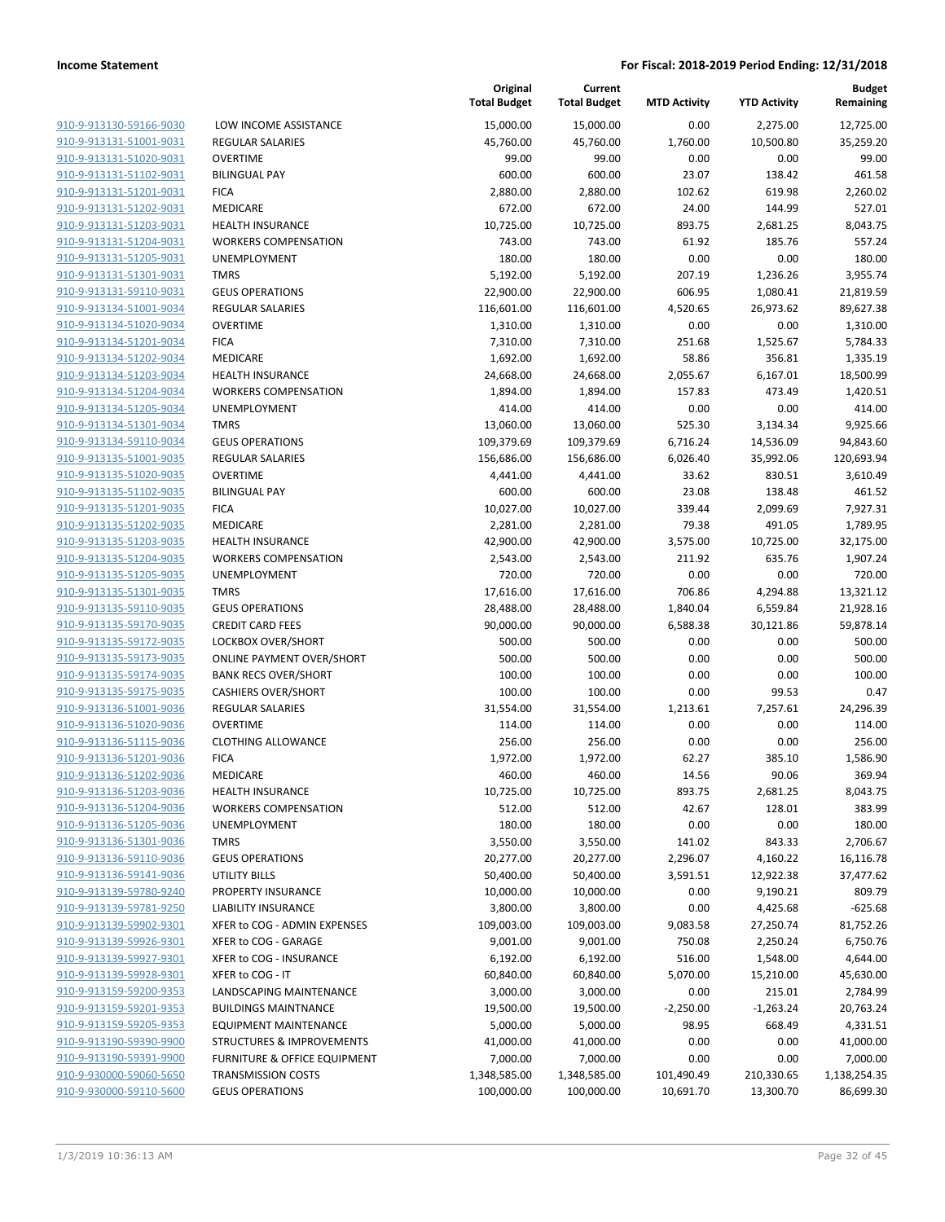**Income Statement** **For Fiscal: 2018-2019 Period Ending: 12/31/2018**

| | | Original Total Budget | Current Total Budget | MTD Activity | YTD Activity | Budget Remaining |
|---|---|---|---|---|---|---|
| 910-9-913130-59166-9030 | LOW INCOME ASSISTANCE | 15,000.00 | 15,000.00 | 0.00 | 2,275.00 | 12,725.00 |
| 910-9-913131-51001-9031 | REGULAR SALARIES | 45,760.00 | 45,760.00 | 1,760.00 | 10,500.80 | 35,259.20 |
| 910-9-913131-51020-9031 | OVERTIME | 99.00 | 99.00 | 0.00 | 0.00 | 99.00 |
| 910-9-913131-51102-9031 | BILINGUAL PAY | 600.00 | 600.00 | 23.07 | 138.42 | 461.58 |
| 910-9-913131-51201-9031 | FICA | 2,880.00 | 2,880.00 | 102.62 | 619.98 | 2,260.02 |
| 910-9-913131-51202-9031 | MEDICARE | 672.00 | 672.00 | 24.00 | 144.99 | 527.01 |
| 910-9-913131-51203-9031 | HEALTH INSURANCE | 10,725.00 | 10,725.00 | 893.75 | 2,681.25 | 8,043.75 |
| 910-9-913131-51204-9031 | WORKERS COMPENSATION | 743.00 | 743.00 | 61.92 | 185.76 | 557.24 |
| 910-9-913131-51205-9031 | UNEMPLOYMENT | 180.00 | 180.00 | 0.00 | 0.00 | 180.00 |
| 910-9-913131-51301-9031 | TMRS | 5,192.00 | 5,192.00 | 207.19 | 1,236.26 | 3,955.74 |
| 910-9-913131-59110-9031 | GEUS OPERATIONS | 22,900.00 | 22,900.00 | 606.95 | 1,080.41 | 21,819.59 |
| 910-9-913134-51001-9034 | REGULAR SALARIES | 116,601.00 | 116,601.00 | 4,520.65 | 26,973.62 | 89,627.38 |
| 910-9-913134-51020-9034 | OVERTIME | 1,310.00 | 1,310.00 | 0.00 | 0.00 | 1,310.00 |
| 910-9-913134-51201-9034 | FICA | 7,310.00 | 7,310.00 | 251.68 | 1,525.67 | 5,784.33 |
| 910-9-913134-51202-9034 | MEDICARE | 1,692.00 | 1,692.00 | 58.86 | 356.81 | 1,335.19 |
| 910-9-913134-51203-9034 | HEALTH INSURANCE | 24,668.00 | 24,668.00 | 2,055.67 | 6,167.01 | 18,500.99 |
| 910-9-913134-51204-9034 | WORKERS COMPENSATION | 1,894.00 | 1,894.00 | 157.83 | 473.49 | 1,420.51 |
| 910-9-913134-51205-9034 | UNEMPLOYMENT | 414.00 | 414.00 | 0.00 | 0.00 | 414.00 |
| 910-9-913134-51301-9034 | TMRS | 13,060.00 | 13,060.00 | 525.30 | 3,134.34 | 9,925.66 |
| 910-9-913134-59110-9034 | GEUS OPERATIONS | 109,379.69 | 109,379.69 | 6,716.24 | 14,536.09 | 94,843.60 |
| 910-9-913135-51001-9035 | REGULAR SALARIES | 156,686.00 | 156,686.00 | 6,026.40 | 35,992.06 | 120,693.94 |
| 910-9-913135-51020-9035 | OVERTIME | 4,441.00 | 4,441.00 | 33.62 | 830.51 | 3,610.49 |
| 910-9-913135-51102-9035 | BILINGUAL PAY | 600.00 | 600.00 | 23.08 | 138.48 | 461.52 |
| 910-9-913135-51201-9035 | FICA | 10,027.00 | 10,027.00 | 339.44 | 2,099.69 | 7,927.31 |
| 910-9-913135-51202-9035 | MEDICARE | 2,281.00 | 2,281.00 | 79.38 | 491.05 | 1,789.95 |
| 910-9-913135-51203-9035 | HEALTH INSURANCE | 42,900.00 | 42,900.00 | 3,575.00 | 10,725.00 | 32,175.00 |
| 910-9-913135-51204-9035 | WORKERS COMPENSATION | 2,543.00 | 2,543.00 | 211.92 | 635.76 | 1,907.24 |
| 910-9-913135-51205-9035 | UNEMPLOYMENT | 720.00 | 720.00 | 0.00 | 0.00 | 720.00 |
| 910-9-913135-51301-9035 | TMRS | 17,616.00 | 17,616.00 | 706.86 | 4,294.88 | 13,321.12 |
| 910-9-913135-59110-9035 | GEUS OPERATIONS | 28,488.00 | 28,488.00 | 1,840.04 | 6,559.84 | 21,928.16 |
| 910-9-913135-59170-9035 | CREDIT CARD FEES | 90,000.00 | 90,000.00 | 6,588.38 | 30,121.86 | 59,878.14 |
| 910-9-913135-59172-9035 | LOCKBOX OVER/SHORT | 500.00 | 500.00 | 0.00 | 0.00 | 500.00 |
| 910-9-913135-59173-9035 | ONLINE PAYMENT OVER/SHORT | 500.00 | 500.00 | 0.00 | 0.00 | 500.00 |
| 910-9-913135-59174-9035 | BANK RECS OVER/SHORT | 100.00 | 100.00 | 0.00 | 0.00 | 100.00 |
| 910-9-913135-59175-9035 | CASHIERS OVER/SHORT | 100.00 | 100.00 | 0.00 | 99.53 | 0.47 |
| 910-9-913136-51001-9036 | REGULAR SALARIES | 31,554.00 | 31,554.00 | 1,213.61 | 7,257.61 | 24,296.39 |
| 910-9-913136-51020-9036 | OVERTIME | 114.00 | 114.00 | 0.00 | 0.00 | 114.00 |
| 910-9-913136-51115-9036 | CLOTHING ALLOWANCE | 256.00 | 256.00 | 0.00 | 0.00 | 256.00 |
| 910-9-913136-51201-9036 | FICA | 1,972.00 | 1,972.00 | 62.27 | 385.10 | 1,586.90 |
| 910-9-913136-51202-9036 | MEDICARE | 460.00 | 460.00 | 14.56 | 90.06 | 369.94 |
| 910-9-913136-51203-9036 | HEALTH INSURANCE | 10,725.00 | 10,725.00 | 893.75 | 2,681.25 | 8,043.75 |
| 910-9-913136-51204-9036 | WORKERS COMPENSATION | 512.00 | 512.00 | 42.67 | 128.01 | 383.99 |
| 910-9-913136-51205-9036 | UNEMPLOYMENT | 180.00 | 180.00 | 0.00 | 0.00 | 180.00 |
| 910-9-913136-51301-9036 | TMRS | 3,550.00 | 3,550.00 | 141.02 | 843.33 | 2,706.67 |
| 910-9-913136-59110-9036 | GEUS OPERATIONS | 20,277.00 | 20,277.00 | 2,296.07 | 4,160.22 | 16,116.78 |
| 910-9-913136-59141-9036 | UTILITY BILLS | 50,400.00 | 50,400.00 | 3,591.51 | 12,922.38 | 37,477.62 |
| 910-9-913139-59780-9240 | PROPERTY INSURANCE | 10,000.00 | 10,000.00 | 0.00 | 9,190.21 | 809.79 |
| 910-9-913139-59781-9250 | LIABILITY INSURANCE | 3,800.00 | 3,800.00 | 0.00 | 4,425.68 | -625.68 |
| 910-9-913139-59902-9301 | XFER to COG - ADMIN EXPENSES | 109,003.00 | 109,003.00 | 9,083.58 | 27,250.74 | 81,752.26 |
| 910-9-913139-59926-9301 | XFER to COG - GARAGE | 9,001.00 | 9,001.00 | 750.08 | 2,250.24 | 6,750.76 |
| 910-9-913139-59927-9301 | XFER to COG - INSURANCE | 6,192.00 | 6,192.00 | 516.00 | 1,548.00 | 4,644.00 |
| 910-9-913139-59928-9301 | XFER to COG - IT | 60,840.00 | 60,840.00 | 5,070.00 | 15,210.00 | 45,630.00 |
| 910-9-913159-59200-9353 | LANDSCAPING MAINTENANCE | 3,000.00 | 3,000.00 | 0.00 | 215.01 | 2,784.99 |
| 910-9-913159-59201-9353 | BUILDINGS MAINTNANCE | 19,500.00 | 19,500.00 | -2,250.00 | -1,263.24 | 20,763.24 |
| 910-9-913159-59205-9353 | EQUIPMENT MAINTENANCE | 5,000.00 | 5,000.00 | 98.95 | 668.49 | 4,331.51 |
| 910-9-913190-59390-9900 | STRUCTURES & IMPROVEMENTS | 41,000.00 | 41,000.00 | 0.00 | 0.00 | 41,000.00 |
| 910-9-913190-59391-9900 | FURNITURE & OFFICE EQUIPMENT | 7,000.00 | 7,000.00 | 0.00 | 0.00 | 7,000.00 |
| 910-9-930000-59060-5650 | TRANSMISSION COSTS | 1,348,585.00 | 1,348,585.00 | 101,490.49 | 210,330.65 | 1,138,254.35 |
| 910-9-930000-59110-5600 | GEUS OPERATIONS | 100,000.00 | 100,000.00 | 10,691.70 | 13,300.70 | 86,699.30 |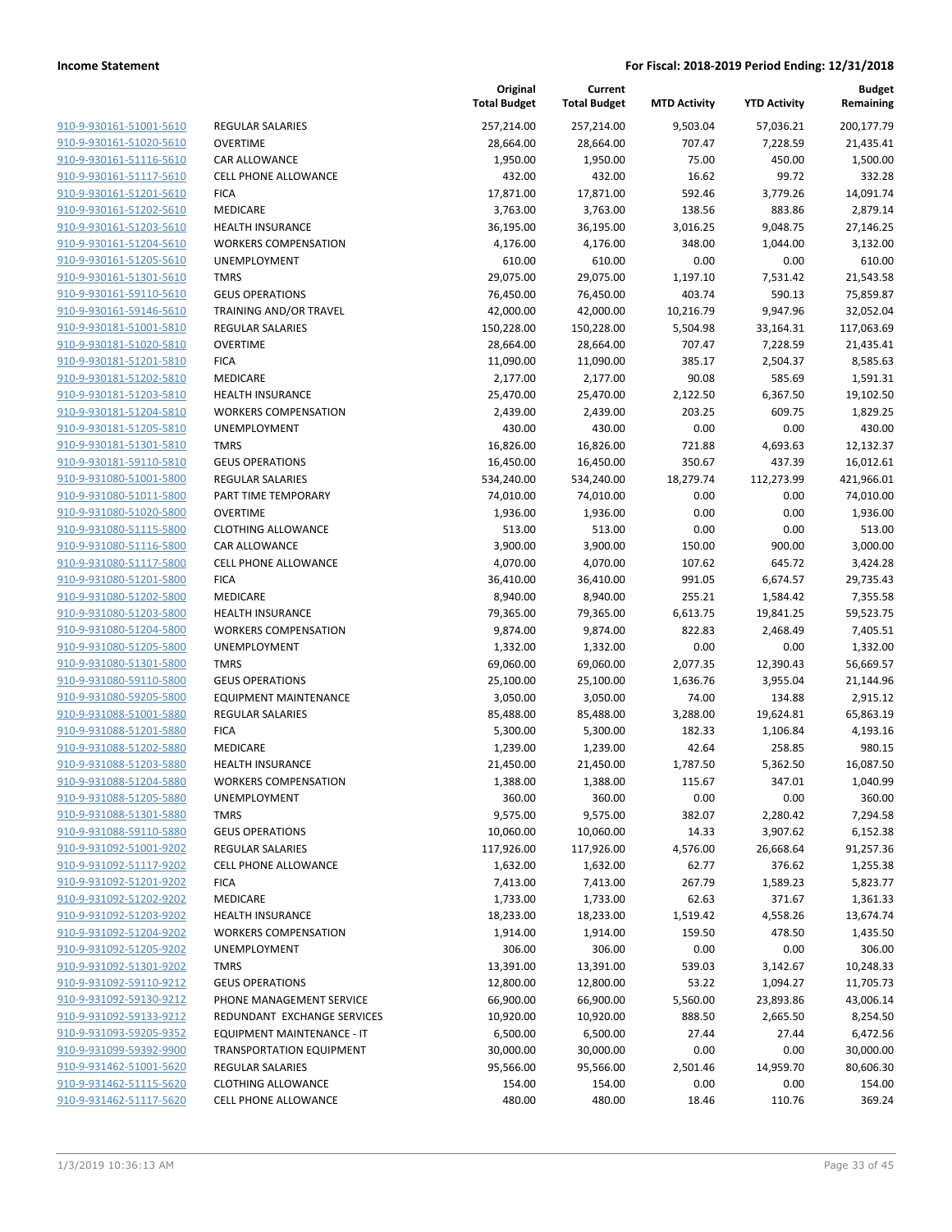**Income Statement** **For Fiscal: 2018-2019 Period Ending: 12/31/2018**

| | | Original Total Budget | Current Total Budget | MTD Activity | YTD Activity | Budget Remaining |
|---|---|---|---|---|---|---|
| 910-9-930161-51001-5610 | REGULAR SALARIES | 257,214.00 | 257,214.00 | 9,503.04 | 57,036.21 | 200,177.79 |
| 910-9-930161-51020-5610 | OVERTIME | 28,664.00 | 28,664.00 | 707.47 | 7,228.59 | 21,435.41 |
| 910-9-930161-51116-5610 | CAR ALLOWANCE | 1,950.00 | 1,950.00 | 75.00 | 450.00 | 1,500.00 |
| 910-9-930161-51117-5610 | CELL PHONE ALLOWANCE | 432.00 | 432.00 | 16.62 | 99.72 | 332.28 |
| 910-9-930161-51201-5610 | FICA | 17,871.00 | 17,871.00 | 592.46 | 3,779.26 | 14,091.74 |
| 910-9-930161-51202-5610 | MEDICARE | 3,763.00 | 3,763.00 | 138.56 | 883.86 | 2,879.14 |
| 910-9-930161-51203-5610 | HEALTH INSURANCE | 36,195.00 | 36,195.00 | 3,016.25 | 9,048.75 | 27,146.25 |
| 910-9-930161-51204-5610 | WORKERS COMPENSATION | 4,176.00 | 4,176.00 | 348.00 | 1,044.00 | 3,132.00 |
| 910-9-930161-51205-5610 | UNEMPLOYMENT | 610.00 | 610.00 | 0.00 | 0.00 | 610.00 |
| 910-9-930161-51301-5610 | TMRS | 29,075.00 | 29,075.00 | 1,197.10 | 7,531.42 | 21,543.58 |
| 910-9-930161-59110-5610 | GEUS OPERATIONS | 76,450.00 | 76,450.00 | 403.74 | 590.13 | 75,859.87 |
| 910-9-930161-59146-5610 | TRAINING AND/OR TRAVEL | 42,000.00 | 42,000.00 | 10,216.79 | 9,947.96 | 32,052.04 |
| 910-9-930181-51001-5810 | REGULAR SALARIES | 150,228.00 | 150,228.00 | 5,504.98 | 33,164.31 | 117,063.69 |
| 910-9-930181-51020-5810 | OVERTIME | 28,664.00 | 28,664.00 | 707.47 | 7,228.59 | 21,435.41 |
| 910-9-930181-51201-5810 | FICA | 11,090.00 | 11,090.00 | 385.17 | 2,504.37 | 8,585.63 |
| 910-9-930181-51202-5810 | MEDICARE | 2,177.00 | 2,177.00 | 90.08 | 585.69 | 1,591.31 |
| 910-9-930181-51203-5810 | HEALTH INSURANCE | 25,470.00 | 25,470.00 | 2,122.50 | 6,367.50 | 19,102.50 |
| 910-9-930181-51204-5810 | WORKERS COMPENSATION | 2,439.00 | 2,439.00 | 203.25 | 609.75 | 1,829.25 |
| 910-9-930181-51205-5810 | UNEMPLOYMENT | 430.00 | 430.00 | 0.00 | 0.00 | 430.00 |
| 910-9-930181-51301-5810 | TMRS | 16,826.00 | 16,826.00 | 721.88 | 4,693.63 | 12,132.37 |
| 910-9-930181-59110-5810 | GEUS OPERATIONS | 16,450.00 | 16,450.00 | 350.67 | 437.39 | 16,012.61 |
| 910-9-931080-51001-5800 | REGULAR SALARIES | 534,240.00 | 534,240.00 | 18,279.74 | 112,273.99 | 421,966.01 |
| 910-9-931080-51011-5800 | PART TIME TEMPORARY | 74,010.00 | 74,010.00 | 0.00 | 0.00 | 74,010.00 |
| 910-9-931080-51020-5800 | OVERTIME | 1,936.00 | 1,936.00 | 0.00 | 0.00 | 1,936.00 |
| 910-9-931080-51115-5800 | CLOTHING ALLOWANCE | 513.00 | 513.00 | 0.00 | 0.00 | 513.00 |
| 910-9-931080-51116-5800 | CAR ALLOWANCE | 3,900.00 | 3,900.00 | 150.00 | 900.00 | 3,000.00 |
| 910-9-931080-51117-5800 | CELL PHONE ALLOWANCE | 4,070.00 | 4,070.00 | 107.62 | 645.72 | 3,424.28 |
| 910-9-931080-51201-5800 | FICA | 36,410.00 | 36,410.00 | 991.05 | 6,674.57 | 29,735.43 |
| 910-9-931080-51202-5800 | MEDICARE | 8,940.00 | 8,940.00 | 255.21 | 1,584.42 | 7,355.58 |
| 910-9-931080-51203-5800 | HEALTH INSURANCE | 79,365.00 | 79,365.00 | 6,613.75 | 19,841.25 | 59,523.75 |
| 910-9-931080-51204-5800 | WORKERS COMPENSATION | 9,874.00 | 9,874.00 | 822.83 | 2,468.49 | 7,405.51 |
| 910-9-931080-51205-5800 | UNEMPLOYMENT | 1,332.00 | 1,332.00 | 0.00 | 0.00 | 1,332.00 |
| 910-9-931080-51301-5800 | TMRS | 69,060.00 | 69,060.00 | 2,077.35 | 12,390.43 | 56,669.57 |
| 910-9-931080-59110-5800 | GEUS OPERATIONS | 25,100.00 | 25,100.00 | 1,636.76 | 3,955.04 | 21,144.96 |
| 910-9-931080-59205-5800 | EQUIPMENT MAINTENANCE | 3,050.00 | 3,050.00 | 74.00 | 134.88 | 2,915.12 |
| 910-9-931088-51001-5880 | REGULAR SALARIES | 85,488.00 | 85,488.00 | 3,288.00 | 19,624.81 | 65,863.19 |
| 910-9-931088-51201-5880 | FICA | 5,300.00 | 5,300.00 | 182.33 | 1,106.84 | 4,193.16 |
| 910-9-931088-51202-5880 | MEDICARE | 1,239.00 | 1,239.00 | 42.64 | 258.85 | 980.15 |
| 910-9-931088-51203-5880 | HEALTH INSURANCE | 21,450.00 | 21,450.00 | 1,787.50 | 5,362.50 | 16,087.50 |
| 910-9-931088-51204-5880 | WORKERS COMPENSATION | 1,388.00 | 1,388.00 | 115.67 | 347.01 | 1,040.99 |
| 910-9-931088-51205-5880 | UNEMPLOYMENT | 360.00 | 360.00 | 0.00 | 0.00 | 360.00 |
| 910-9-931088-51301-5880 | TMRS | 9,575.00 | 9,575.00 | 382.07 | 2,280.42 | 7,294.58 |
| 910-9-931088-59110-5880 | GEUS OPERATIONS | 10,060.00 | 10,060.00 | 14.33 | 3,907.62 | 6,152.38 |
| 910-9-931092-51001-9202 | REGULAR SALARIES | 117,926.00 | 117,926.00 | 4,576.00 | 26,668.64 | 91,257.36 |
| 910-9-931092-51117-9202 | CELL PHONE ALLOWANCE | 1,632.00 | 1,632.00 | 62.77 | 376.62 | 1,255.38 |
| 910-9-931092-51201-9202 | FICA | 7,413.00 | 7,413.00 | 267.79 | 1,589.23 | 5,823.77 |
| 910-9-931092-51202-9202 | MEDICARE | 1,733.00 | 1,733.00 | 62.63 | 371.67 | 1,361.33 |
| 910-9-931092-51203-9202 | HEALTH INSURANCE | 18,233.00 | 18,233.00 | 1,519.42 | 4,558.26 | 13,674.74 |
| 910-9-931092-51204-9202 | WORKERS COMPENSATION | 1,914.00 | 1,914.00 | 159.50 | 478.50 | 1,435.50 |
| 910-9-931092-51205-9202 | UNEMPLOYMENT | 306.00 | 306.00 | 0.00 | 0.00 | 306.00 |
| 910-9-931092-51301-9202 | TMRS | 13,391.00 | 13,391.00 | 539.03 | 3,142.67 | 10,248.33 |
| 910-9-931092-59110-9212 | GEUS OPERATIONS | 12,800.00 | 12,800.00 | 53.22 | 1,094.27 | 11,705.73 |
| 910-9-931092-59130-9212 | PHONE MANAGEMENT SERVICE | 66,900.00 | 66,900.00 | 5,560.00 | 23,893.86 | 43,006.14 |
| 910-9-931092-59133-9212 | REDUNDANT EXCHANGE SERVICES | 10,920.00 | 10,920.00 | 888.50 | 2,665.50 | 8,254.50 |
| 910-9-931093-59205-9352 | EQUIPMENT MAINTENANCE - IT | 6,500.00 | 6,500.00 | 27.44 | 27.44 | 6,472.56 |
| 910-9-931099-59392-9900 | TRANSPORTATION EQUIPMENT | 30,000.00 | 30,000.00 | 0.00 | 0.00 | 30,000.00 |
| 910-9-931462-51001-5620 | REGULAR SALARIES | 95,566.00 | 95,566.00 | 2,501.46 | 14,959.70 | 80,606.30 |
| 910-9-931462-51115-5620 | CLOTHING ALLOWANCE | 154.00 | 154.00 | 0.00 | 0.00 | 154.00 |
| 910-9-931462-51117-5620 | CELL PHONE ALLOWANCE | 480.00 | 480.00 | 18.46 | 110.76 | 369.24 |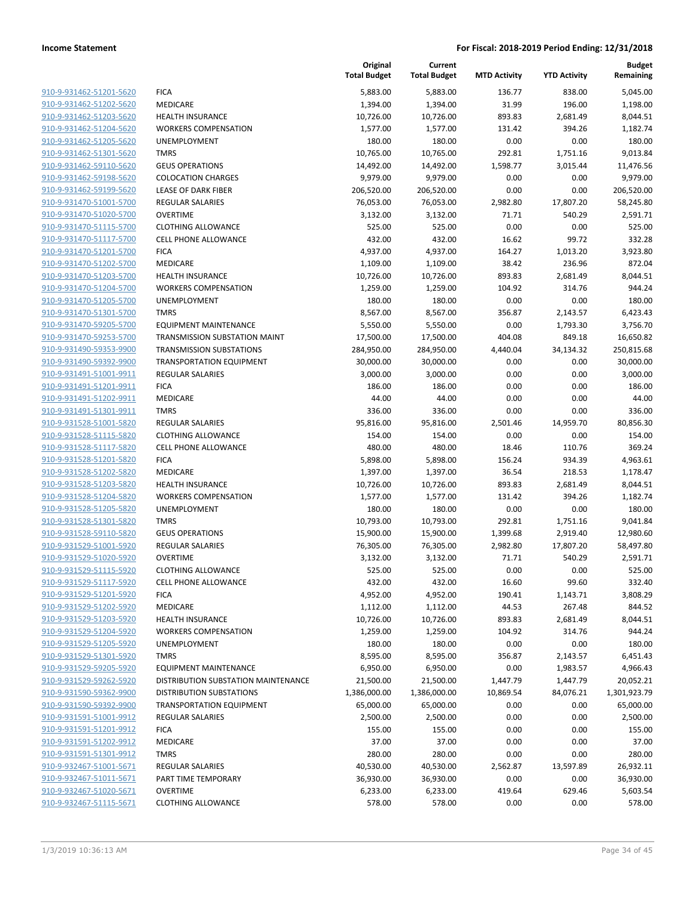| | | Original Total Budget | Current Total Budget | MTD Activity | YTD Activity | Budget Remaining |
|---|---|---|---|---|---|---|
| 910-9-931462-51201-5620 | FICA | 5,883.00 | 5,883.00 | 136.77 | 838.00 | 5,045.00 |
| 910-9-931462-51202-5620 | MEDICARE | 1,394.00 | 1,394.00 | 31.99 | 196.00 | 1,198.00 |
| 910-9-931462-51203-5620 | HEALTH INSURANCE | 10,726.00 | 10,726.00 | 893.83 | 2,681.49 | 8,044.51 |
| 910-9-931462-51204-5620 | WORKERS COMPENSATION | 1,577.00 | 1,577.00 | 131.42 | 394.26 | 1,182.74 |
| 910-9-931462-51205-5620 | UNEMPLOYMENT | 180.00 | 180.00 | 0.00 | 0.00 | 180.00 |
| 910-9-931462-51301-5620 | TMRS | 10,765.00 | 10,765.00 | 292.81 | 1,751.16 | 9,013.84 |
| 910-9-931462-59110-5620 | GEUS OPERATIONS | 14,492.00 | 14,492.00 | 1,598.77 | 3,015.44 | 11,476.56 |
| 910-9-931462-59198-5620 | COLOCATION CHARGES | 9,979.00 | 9,979.00 | 0.00 | 0.00 | 9,979.00 |
| 910-9-931462-59199-5620 | LEASE OF DARK FIBER | 206,520.00 | 206,520.00 | 0.00 | 0.00 | 206,520.00 |
| 910-9-931470-51001-5700 | REGULAR SALARIES | 76,053.00 | 76,053.00 | 2,982.80 | 17,807.20 | 58,245.80 |
| 910-9-931470-51020-5700 | OVERTIME | 3,132.00 | 3,132.00 | 71.71 | 540.29 | 2,591.71 |
| 910-9-931470-51115-5700 | CLOTHING ALLOWANCE | 525.00 | 525.00 | 0.00 | 0.00 | 525.00 |
| 910-9-931470-51117-5700 | CELL PHONE ALLOWANCE | 432.00 | 432.00 | 16.62 | 99.72 | 332.28 |
| 910-9-931470-51201-5700 | FICA | 4,937.00 | 4,937.00 | 164.27 | 1,013.20 | 3,923.80 |
| 910-9-931470-51202-5700 | MEDICARE | 1,109.00 | 1,109.00 | 38.42 | 236.96 | 872.04 |
| 910-9-931470-51203-5700 | HEALTH INSURANCE | 10,726.00 | 10,726.00 | 893.83 | 2,681.49 | 8,044.51 |
| 910-9-931470-51204-5700 | WORKERS COMPENSATION | 1,259.00 | 1,259.00 | 104.92 | 314.76 | 944.24 |
| 910-9-931470-51205-5700 | UNEMPLOYMENT | 180.00 | 180.00 | 0.00 | 0.00 | 180.00 |
| 910-9-931470-51301-5700 | TMRS | 8,567.00 | 8,567.00 | 356.87 | 2,143.57 | 6,423.43 |
| 910-9-931470-59205-5700 | EQUIPMENT MAINTENANCE | 5,550.00 | 5,550.00 | 0.00 | 1,793.30 | 3,756.70 |
| 910-9-931470-59253-5700 | TRANSMISSION SUBSTATION MAINT | 17,500.00 | 17,500.00 | 404.08 | 849.18 | 16,650.82 |
| 910-9-931490-59353-9900 | TRANSMISSION SUBSTATIONS | 284,950.00 | 284,950.00 | 4,440.04 | 34,134.32 | 250,815.68 |
| 910-9-931490-59392-9900 | TRANSPORTATION EQUIPMENT | 30,000.00 | 30,000.00 | 0.00 | 0.00 | 30,000.00 |
| 910-9-931491-51001-9911 | REGULAR SALARIES | 3,000.00 | 3,000.00 | 0.00 | 0.00 | 3,000.00 |
| 910-9-931491-51201-9911 | FICA | 186.00 | 186.00 | 0.00 | 0.00 | 186.00 |
| 910-9-931491-51202-9911 | MEDICARE | 44.00 | 44.00 | 0.00 | 0.00 | 44.00 |
| 910-9-931491-51301-9911 | TMRS | 336.00 | 336.00 | 0.00 | 0.00 | 336.00 |
| 910-9-931528-51001-5820 | REGULAR SALARIES | 95,816.00 | 95,816.00 | 2,501.46 | 14,959.70 | 80,856.30 |
| 910-9-931528-51115-5820 | CLOTHING ALLOWANCE | 154.00 | 154.00 | 0.00 | 0.00 | 154.00 |
| 910-9-931528-51117-5820 | CELL PHONE ALLOWANCE | 480.00 | 480.00 | 18.46 | 110.76 | 369.24 |
| 910-9-931528-51201-5820 | FICA | 5,898.00 | 5,898.00 | 156.24 | 934.39 | 4,963.61 |
| 910-9-931528-51202-5820 | MEDICARE | 1,397.00 | 1,397.00 | 36.54 | 218.53 | 1,178.47 |
| 910-9-931528-51203-5820 | HEALTH INSURANCE | 10,726.00 | 10,726.00 | 893.83 | 2,681.49 | 8,044.51 |
| 910-9-931528-51204-5820 | WORKERS COMPENSATION | 1,577.00 | 1,577.00 | 131.42 | 394.26 | 1,182.74 |
| 910-9-931528-51205-5820 | UNEMPLOYMENT | 180.00 | 180.00 | 0.00 | 0.00 | 180.00 |
| 910-9-931528-51301-5820 | TMRS | 10,793.00 | 10,793.00 | 292.81 | 1,751.16 | 9,041.84 |
| 910-9-931528-59110-5820 | GEUS OPERATIONS | 15,900.00 | 15,900.00 | 1,399.68 | 2,919.40 | 12,980.60 |
| 910-9-931529-51001-5920 | REGULAR SALARIES | 76,305.00 | 76,305.00 | 2,982.80 | 17,807.20 | 58,497.80 |
| 910-9-931529-51020-5920 | OVERTIME | 3,132.00 | 3,132.00 | 71.71 | 540.29 | 2,591.71 |
| 910-9-931529-51115-5920 | CLOTHING ALLOWANCE | 525.00 | 525.00 | 0.00 | 0.00 | 525.00 |
| 910-9-931529-51117-5920 | CELL PHONE ALLOWANCE | 432.00 | 432.00 | 16.60 | 99.60 | 332.40 |
| 910-9-931529-51201-5920 | FICA | 4,952.00 | 4,952.00 | 190.41 | 1,143.71 | 3,808.29 |
| 910-9-931529-51202-5920 | MEDICARE | 1,112.00 | 1,112.00 | 44.53 | 267.48 | 844.52 |
| 910-9-931529-51203-5920 | HEALTH INSURANCE | 10,726.00 | 10,726.00 | 893.83 | 2,681.49 | 8,044.51 |
| 910-9-931529-51204-5920 | WORKERS COMPENSATION | 1,259.00 | 1,259.00 | 104.92 | 314.76 | 944.24 |
| 910-9-931529-51205-5920 | UNEMPLOYMENT | 180.00 | 180.00 | 0.00 | 0.00 | 180.00 |
| 910-9-931529-51301-5920 | TMRS | 8,595.00 | 8,595.00 | 356.87 | 2,143.57 | 6,451.43 |
| 910-9-931529-59205-5920 | EQUIPMENT MAINTENANCE | 6,950.00 | 6,950.00 | 0.00 | 1,983.57 | 4,966.43 |
| 910-9-931529-59262-5920 | DISTRIBUTION SUBSTATION MAINTENANCE | 21,500.00 | 21,500.00 | 1,447.79 | 1,447.79 | 20,052.21 |
| 910-9-931590-59362-9900 | DISTRIBUTION SUBSTATIONS | 1,386,000.00 | 1,386,000.00 | 10,869.54 | 84,076.21 | 1,301,923.79 |
| 910-9-931590-59392-9900 | TRANSPORTATION EQUIPMENT | 65,000.00 | 65,000.00 | 0.00 | 0.00 | 65,000.00 |
| 910-9-931591-51001-9912 | REGULAR SALARIES | 2,500.00 | 2,500.00 | 0.00 | 0.00 | 2,500.00 |
| 910-9-931591-51201-9912 | FICA | 155.00 | 155.00 | 0.00 | 0.00 | 155.00 |
| 910-9-931591-51202-9912 | MEDICARE | 37.00 | 37.00 | 0.00 | 0.00 | 37.00 |
| 910-9-931591-51301-9912 | TMRS | 280.00 | 280.00 | 0.00 | 0.00 | 280.00 |
| 910-9-932467-51001-5671 | REGULAR SALARIES | 40,530.00 | 40,530.00 | 2,562.87 | 13,597.89 | 26,932.11 |
| 910-9-932467-51011-5671 | PART TIME TEMPORARY | 36,930.00 | 36,930.00 | 0.00 | 0.00 | 36,930.00 |
| 910-9-932467-51020-5671 | OVERTIME | 6,233.00 | 6,233.00 | 419.64 | 629.46 | 5,603.54 |
| 910-9-932467-51115-5671 | CLOTHING ALLOWANCE | 578.00 | 578.00 | 0.00 | 0.00 | 578.00 |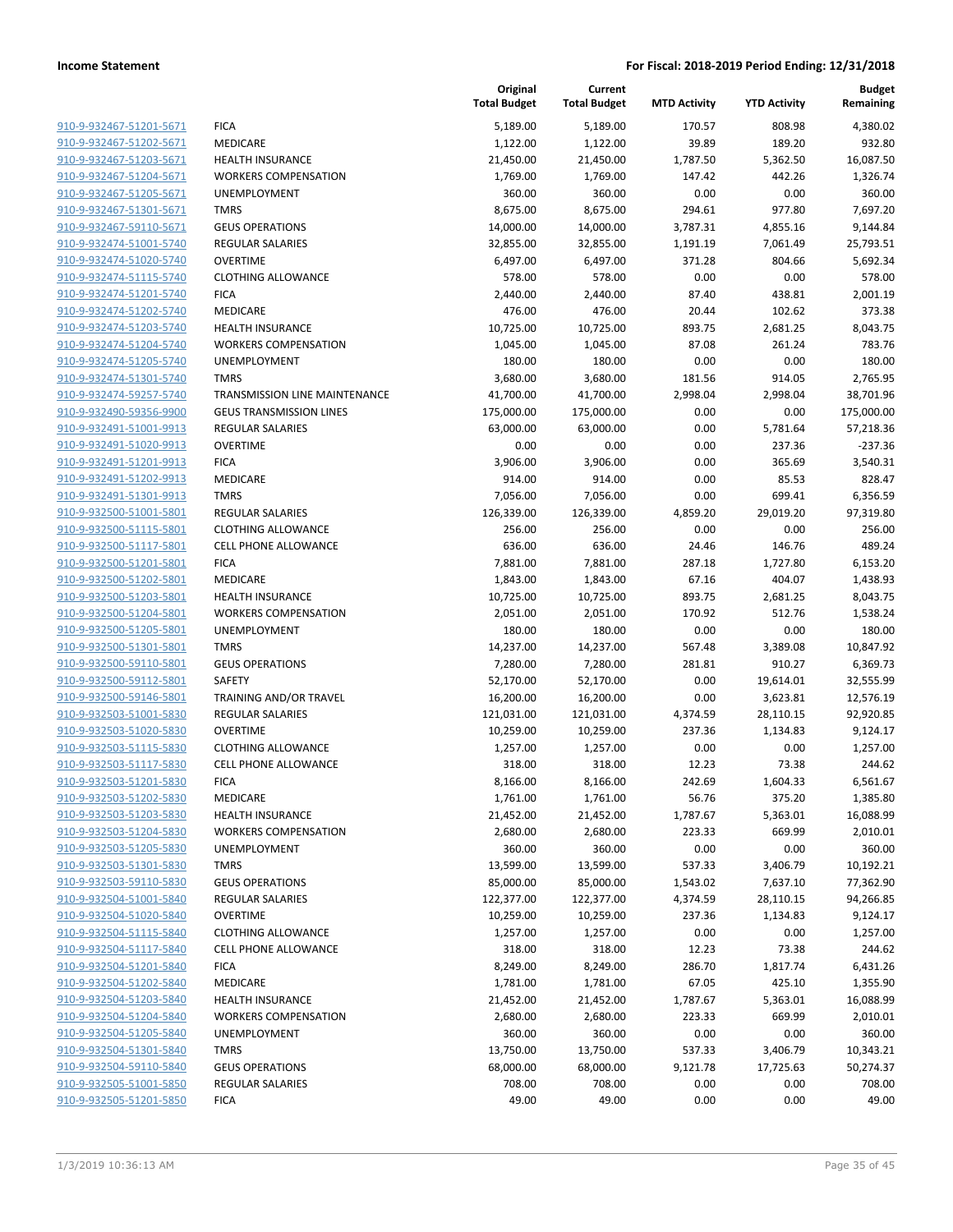| | | Original Total Budget | Current Total Budget | MTD Activity | YTD Activity | Budget Remaining |
|---|---|---|---|---|---|---|
| 910-9-932467-51201-5671 | FICA | 5,189.00 | 5,189.00 | 170.57 | 808.98 | 4,380.02 |
| 910-9-932467-51202-5671 | MEDICARE | 1,122.00 | 1,122.00 | 39.89 | 189.20 | 932.80 |
| 910-9-932467-51203-5671 | HEALTH INSURANCE | 21,450.00 | 21,450.00 | 1,787.50 | 5,362.50 | 16,087.50 |
| 910-9-932467-51204-5671 | WORKERS COMPENSATION | 1,769.00 | 1,769.00 | 147.42 | 442.26 | 1,326.74 |
| 910-9-932467-51205-5671 | UNEMPLOYMENT | 360.00 | 360.00 | 0.00 | 0.00 | 360.00 |
| 910-9-932467-51301-5671 | TMRS | 8,675.00 | 8,675.00 | 294.61 | 977.80 | 7,697.20 |
| 910-9-932467-59110-5671 | GEUS OPERATIONS | 14,000.00 | 14,000.00 | 3,787.31 | 4,855.16 | 9,144.84 |
| 910-9-932474-51001-5740 | REGULAR SALARIES | 32,855.00 | 32,855.00 | 1,191.19 | 7,061.49 | 25,793.51 |
| 910-9-932474-51020-5740 | OVERTIME | 6,497.00 | 6,497.00 | 371.28 | 804.66 | 5,692.34 |
| 910-9-932474-51115-5740 | CLOTHING ALLOWANCE | 578.00 | 578.00 | 0.00 | 0.00 | 578.00 |
| 910-9-932474-51201-5740 | FICA | 2,440.00 | 2,440.00 | 87.40 | 438.81 | 2,001.19 |
| 910-9-932474-51202-5740 | MEDICARE | 476.00 | 476.00 | 20.44 | 102.62 | 373.38 |
| 910-9-932474-51203-5740 | HEALTH INSURANCE | 10,725.00 | 10,725.00 | 893.75 | 2,681.25 | 8,043.75 |
| 910-9-932474-51204-5740 | WORKERS COMPENSATION | 1,045.00 | 1,045.00 | 87.08 | 261.24 | 783.76 |
| 910-9-932474-51205-5740 | UNEMPLOYMENT | 180.00 | 180.00 | 0.00 | 0.00 | 180.00 |
| 910-9-932474-51301-5740 | TMRS | 3,680.00 | 3,680.00 | 181.56 | 914.05 | 2,765.95 |
| 910-9-932474-59257-5740 | TRANSMISSION LINE MAINTENANCE | 41,700.00 | 41,700.00 | 2,998.04 | 2,998.04 | 38,701.96 |
| 910-9-932490-59356-9900 | GEUS TRANSMISSION LINES | 175,000.00 | 175,000.00 | 0.00 | 0.00 | 175,000.00 |
| 910-9-932491-51001-9913 | REGULAR SALARIES | 63,000.00 | 63,000.00 | 0.00 | 5,781.64 | 57,218.36 |
| 910-9-932491-51020-9913 | OVERTIME | 0.00 | 0.00 | 0.00 | 237.36 | -237.36 |
| 910-9-932491-51201-9913 | FICA | 3,906.00 | 3,906.00 | 0.00 | 365.69 | 3,540.31 |
| 910-9-932491-51202-9913 | MEDICARE | 914.00 | 914.00 | 0.00 | 85.53 | 828.47 |
| 910-9-932491-51301-9913 | TMRS | 7,056.00 | 7,056.00 | 0.00 | 699.41 | 6,356.59 |
| 910-9-932500-51001-5801 | REGULAR SALARIES | 126,339.00 | 126,339.00 | 4,859.20 | 29,019.20 | 97,319.80 |
| 910-9-932500-51115-5801 | CLOTHING ALLOWANCE | 256.00 | 256.00 | 0.00 | 0.00 | 256.00 |
| 910-9-932500-51117-5801 | CELL PHONE ALLOWANCE | 636.00 | 636.00 | 24.46 | 146.76 | 489.24 |
| 910-9-932500-51201-5801 | FICA | 7,881.00 | 7,881.00 | 287.18 | 1,727.80 | 6,153.20 |
| 910-9-932500-51202-5801 | MEDICARE | 1,843.00 | 1,843.00 | 67.16 | 404.07 | 1,438.93 |
| 910-9-932500-51203-5801 | HEALTH INSURANCE | 10,725.00 | 10,725.00 | 893.75 | 2,681.25 | 8,043.75 |
| 910-9-932500-51204-5801 | WORKERS COMPENSATION | 2,051.00 | 2,051.00 | 170.92 | 512.76 | 1,538.24 |
| 910-9-932500-51205-5801 | UNEMPLOYMENT | 180.00 | 180.00 | 0.00 | 0.00 | 180.00 |
| 910-9-932500-51301-5801 | TMRS | 14,237.00 | 14,237.00 | 567.48 | 3,389.08 | 10,847.92 |
| 910-9-932500-59110-5801 | GEUS OPERATIONS | 7,280.00 | 7,280.00 | 281.81 | 910.27 | 6,369.73 |
| 910-9-932500-59112-5801 | SAFETY | 52,170.00 | 52,170.00 | 0.00 | 19,614.01 | 32,555.99 |
| 910-9-932500-59146-5801 | TRAINING AND/OR TRAVEL | 16,200.00 | 16,200.00 | 0.00 | 3,623.81 | 12,576.19 |
| 910-9-932503-51001-5830 | REGULAR SALARIES | 121,031.00 | 121,031.00 | 4,374.59 | 28,110.15 | 92,920.85 |
| 910-9-932503-51020-5830 | OVERTIME | 10,259.00 | 10,259.00 | 237.36 | 1,134.83 | 9,124.17 |
| 910-9-932503-51115-5830 | CLOTHING ALLOWANCE | 1,257.00 | 1,257.00 | 0.00 | 0.00 | 1,257.00 |
| 910-9-932503-51117-5830 | CELL PHONE ALLOWANCE | 318.00 | 318.00 | 12.23 | 73.38 | 244.62 |
| 910-9-932503-51201-5830 | FICA | 8,166.00 | 8,166.00 | 242.69 | 1,604.33 | 6,561.67 |
| 910-9-932503-51202-5830 | MEDICARE | 1,761.00 | 1,761.00 | 56.76 | 375.20 | 1,385.80 |
| 910-9-932503-51203-5830 | HEALTH INSURANCE | 21,452.00 | 21,452.00 | 1,787.67 | 5,363.01 | 16,088.99 |
| 910-9-932503-51204-5830 | WORKERS COMPENSATION | 2,680.00 | 2,680.00 | 223.33 | 669.99 | 2,010.01 |
| 910-9-932503-51205-5830 | UNEMPLOYMENT | 360.00 | 360.00 | 0.00 | 0.00 | 360.00 |
| 910-9-932503-51301-5830 | TMRS | 13,599.00 | 13,599.00 | 537.33 | 3,406.79 | 10,192.21 |
| 910-9-932503-59110-5830 | GEUS OPERATIONS | 85,000.00 | 85,000.00 | 1,543.02 | 7,637.10 | 77,362.90 |
| 910-9-932504-51001-5840 | REGULAR SALARIES | 122,377.00 | 122,377.00 | 4,374.59 | 28,110.15 | 94,266.85 |
| 910-9-932504-51020-5840 | OVERTIME | 10,259.00 | 10,259.00 | 237.36 | 1,134.83 | 9,124.17 |
| 910-9-932504-51115-5840 | CLOTHING ALLOWANCE | 1,257.00 | 1,257.00 | 0.00 | 0.00 | 1,257.00 |
| 910-9-932504-51117-5840 | CELL PHONE ALLOWANCE | 318.00 | 318.00 | 12.23 | 73.38 | 244.62 |
| 910-9-932504-51201-5840 | FICA | 8,249.00 | 8,249.00 | 286.70 | 1,817.74 | 6,431.26 |
| 910-9-932504-51202-5840 | MEDICARE | 1,781.00 | 1,781.00 | 67.05 | 425.10 | 1,355.90 |
| 910-9-932504-51203-5840 | HEALTH INSURANCE | 21,452.00 | 21,452.00 | 1,787.67 | 5,363.01 | 16,088.99 |
| 910-9-932504-51204-5840 | WORKERS COMPENSATION | 2,680.00 | 2,680.00 | 223.33 | 669.99 | 2,010.01 |
| 910-9-932504-51205-5840 | UNEMPLOYMENT | 360.00 | 360.00 | 0.00 | 0.00 | 360.00 |
| 910-9-932504-51301-5840 | TMRS | 13,750.00 | 13,750.00 | 537.33 | 3,406.79 | 10,343.21 |
| 910-9-932504-59110-5840 | GEUS OPERATIONS | 68,000.00 | 68,000.00 | 9,121.78 | 17,725.63 | 50,274.37 |
| 910-9-932505-51001-5850 | REGULAR SALARIES | 708.00 | 708.00 | 0.00 | 0.00 | 708.00 |
| 910-9-932505-51201-5850 | FICA | 49.00 | 49.00 | 0.00 | 0.00 | 49.00 |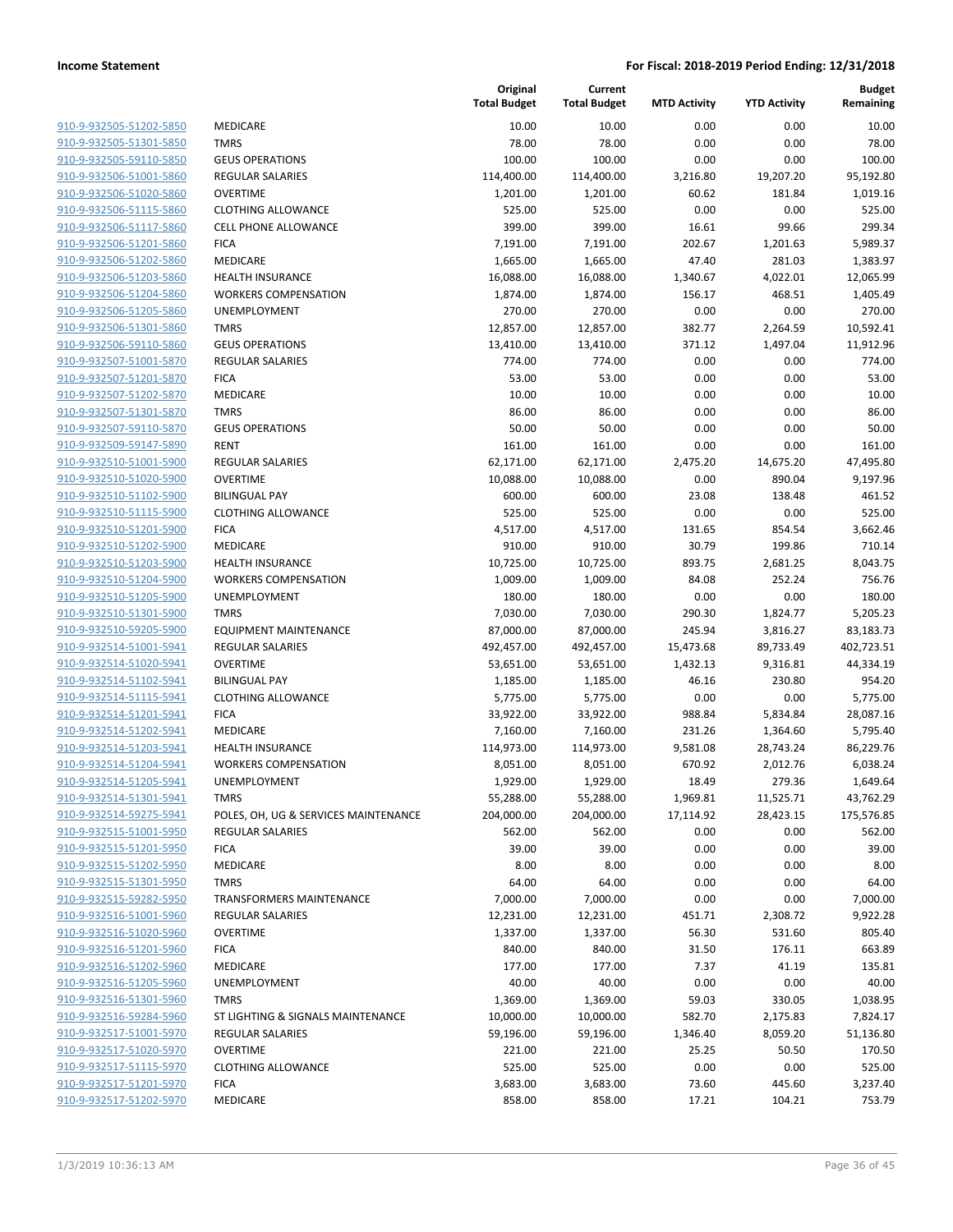|  |  | Original Total Budget | Current Total Budget | MTD Activity | YTD Activity | Budget Remaining |
|---|---|---|---|---|---|---|
| 910-9-932505-51202-5850 | MEDICARE | 10.00 | 10.00 | 0.00 | 0.00 | 10.00 |
| 910-9-932505-51301-5850 | TMRS | 78.00 | 78.00 | 0.00 | 0.00 | 78.00 |
| 910-9-932505-59110-5850 | GEUS OPERATIONS | 100.00 | 100.00 | 0.00 | 0.00 | 100.00 |
| 910-9-932506-51001-5860 | REGULAR SALARIES | 114,400.00 | 114,400.00 | 3,216.80 | 19,207.20 | 95,192.80 |
| 910-9-932506-51020-5860 | OVERTIME | 1,201.00 | 1,201.00 | 60.62 | 181.84 | 1,019.16 |
| 910-9-932506-51115-5860 | CLOTHING ALLOWANCE | 525.00 | 525.00 | 0.00 | 0.00 | 525.00 |
| 910-9-932506-51117-5860 | CELL PHONE ALLOWANCE | 399.00 | 399.00 | 16.61 | 99.66 | 299.34 |
| 910-9-932506-51201-5860 | FICA | 7,191.00 | 7,191.00 | 202.67 | 1,201.63 | 5,989.37 |
| 910-9-932506-51202-5860 | MEDICARE | 1,665.00 | 1,665.00 | 47.40 | 281.03 | 1,383.97 |
| 910-9-932506-51203-5860 | HEALTH INSURANCE | 16,088.00 | 16,088.00 | 1,340.67 | 4,022.01 | 12,065.99 |
| 910-9-932506-51204-5860 | WORKERS COMPENSATION | 1,874.00 | 1,874.00 | 156.17 | 468.51 | 1,405.49 |
| 910-9-932506-51205-5860 | UNEMPLOYMENT | 270.00 | 270.00 | 0.00 | 0.00 | 270.00 |
| 910-9-932506-51301-5860 | TMRS | 12,857.00 | 12,857.00 | 382.77 | 2,264.59 | 10,592.41 |
| 910-9-932506-59110-5860 | GEUS OPERATIONS | 13,410.00 | 13,410.00 | 371.12 | 1,497.04 | 11,912.96 |
| 910-9-932507-51001-5870 | REGULAR SALARIES | 774.00 | 774.00 | 0.00 | 0.00 | 774.00 |
| 910-9-932507-51201-5870 | FICA | 53.00 | 53.00 | 0.00 | 0.00 | 53.00 |
| 910-9-932507-51202-5870 | MEDICARE | 10.00 | 10.00 | 0.00 | 0.00 | 10.00 |
| 910-9-932507-51301-5870 | TMRS | 86.00 | 86.00 | 0.00 | 0.00 | 86.00 |
| 910-9-932507-59110-5870 | GEUS OPERATIONS | 50.00 | 50.00 | 0.00 | 0.00 | 50.00 |
| 910-9-932509-59147-5890 | RENT | 161.00 | 161.00 | 0.00 | 0.00 | 161.00 |
| 910-9-932510-51001-5900 | REGULAR SALARIES | 62,171.00 | 62,171.00 | 2,475.20 | 14,675.20 | 47,495.80 |
| 910-9-932510-51020-5900 | OVERTIME | 10,088.00 | 10,088.00 | 0.00 | 890.04 | 9,197.96 |
| 910-9-932510-51102-5900 | BILINGUAL PAY | 600.00 | 600.00 | 23.08 | 138.48 | 461.52 |
| 910-9-932510-51115-5900 | CLOTHING ALLOWANCE | 525.00 | 525.00 | 0.00 | 0.00 | 525.00 |
| 910-9-932510-51201-5900 | FICA | 4,517.00 | 4,517.00 | 131.65 | 854.54 | 3,662.46 |
| 910-9-932510-51202-5900 | MEDICARE | 910.00 | 910.00 | 30.79 | 199.86 | 710.14 |
| 910-9-932510-51203-5900 | HEALTH INSURANCE | 10,725.00 | 10,725.00 | 893.75 | 2,681.25 | 8,043.75 |
| 910-9-932510-51204-5900 | WORKERS COMPENSATION | 1,009.00 | 1,009.00 | 84.08 | 252.24 | 756.76 |
| 910-9-932510-51205-5900 | UNEMPLOYMENT | 180.00 | 180.00 | 0.00 | 0.00 | 180.00 |
| 910-9-932510-51301-5900 | TMRS | 7,030.00 | 7,030.00 | 290.30 | 1,824.77 | 5,205.23 |
| 910-9-932510-59205-5900 | EQUIPMENT MAINTENANCE | 87,000.00 | 87,000.00 | 245.94 | 3,816.27 | 83,183.73 |
| 910-9-932514-51001-5941 | REGULAR SALARIES | 492,457.00 | 492,457.00 | 15,473.68 | 89,733.49 | 402,723.51 |
| 910-9-932514-51020-5941 | OVERTIME | 53,651.00 | 53,651.00 | 1,432.13 | 9,316.81 | 44,334.19 |
| 910-9-932514-51102-5941 | BILINGUAL PAY | 1,185.00 | 1,185.00 | 46.16 | 230.80 | 954.20 |
| 910-9-932514-51115-5941 | CLOTHING ALLOWANCE | 5,775.00 | 5,775.00 | 0.00 | 0.00 | 5,775.00 |
| 910-9-932514-51201-5941 | FICA | 33,922.00 | 33,922.00 | 988.84 | 5,834.84 | 28,087.16 |
| 910-9-932514-51202-5941 | MEDICARE | 7,160.00 | 7,160.00 | 231.26 | 1,364.60 | 5,795.40 |
| 910-9-932514-51203-5941 | HEALTH INSURANCE | 114,973.00 | 114,973.00 | 9,581.08 | 28,743.24 | 86,229.76 |
| 910-9-932514-51204-5941 | WORKERS COMPENSATION | 8,051.00 | 8,051.00 | 670.92 | 2,012.76 | 6,038.24 |
| 910-9-932514-51205-5941 | UNEMPLOYMENT | 1,929.00 | 1,929.00 | 18.49 | 279.36 | 1,649.64 |
| 910-9-932514-51301-5941 | TMRS | 55,288.00 | 55,288.00 | 1,969.81 | 11,525.71 | 43,762.29 |
| 910-9-932514-59275-5941 | POLES, OH, UG & SERVICES MAINTENANCE | 204,000.00 | 204,000.00 | 17,114.92 | 28,423.15 | 175,576.85 |
| 910-9-932515-51001-5950 | REGULAR SALARIES | 562.00 | 562.00 | 0.00 | 0.00 | 562.00 |
| 910-9-932515-51201-5950 | FICA | 39.00 | 39.00 | 0.00 | 0.00 | 39.00 |
| 910-9-932515-51202-5950 | MEDICARE | 8.00 | 8.00 | 0.00 | 0.00 | 8.00 |
| 910-9-932515-51301-5950 | TMRS | 64.00 | 64.00 | 0.00 | 0.00 | 64.00 |
| 910-9-932515-59282-5950 | TRANSFORMERS MAINTENANCE | 7,000.00 | 7,000.00 | 0.00 | 0.00 | 7,000.00 |
| 910-9-932516-51001-5960 | REGULAR SALARIES | 12,231.00 | 12,231.00 | 451.71 | 2,308.72 | 9,922.28 |
| 910-9-932516-51020-5960 | OVERTIME | 1,337.00 | 1,337.00 | 56.30 | 531.60 | 805.40 |
| 910-9-932516-51201-5960 | FICA | 840.00 | 840.00 | 31.50 | 176.11 | 663.89 |
| 910-9-932516-51202-5960 | MEDICARE | 177.00 | 177.00 | 7.37 | 41.19 | 135.81 |
| 910-9-932516-51205-5960 | UNEMPLOYMENT | 40.00 | 40.00 | 0.00 | 0.00 | 40.00 |
| 910-9-932516-51301-5960 | TMRS | 1,369.00 | 1,369.00 | 59.03 | 330.05 | 1,038.95 |
| 910-9-932516-59284-5960 | ST LIGHTING & SIGNALS MAINTENANCE | 10,000.00 | 10,000.00 | 582.70 | 2,175.83 | 7,824.17 |
| 910-9-932517-51001-5970 | REGULAR SALARIES | 59,196.00 | 59,196.00 | 1,346.40 | 8,059.20 | 51,136.80 |
| 910-9-932517-51020-5970 | OVERTIME | 221.00 | 221.00 | 25.25 | 50.50 | 170.50 |
| 910-9-932517-51115-5970 | CLOTHING ALLOWANCE | 525.00 | 525.00 | 0.00 | 0.00 | 525.00 |
| 910-9-932517-51201-5970 | FICA | 3,683.00 | 3,683.00 | 73.60 | 445.60 | 3,237.40 |
| 910-9-932517-51202-5970 | MEDICARE | 858.00 | 858.00 | 17.21 | 104.21 | 753.79 |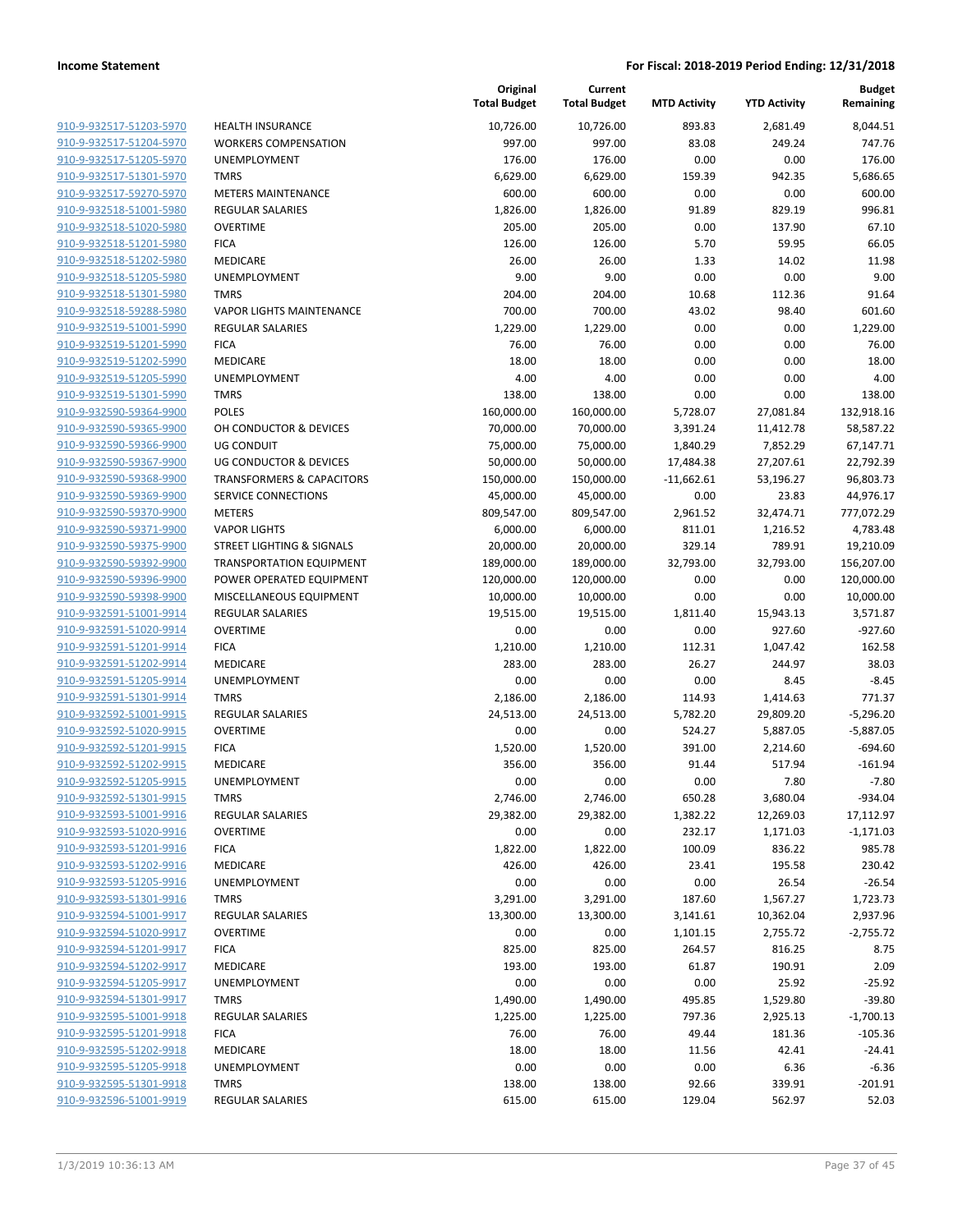| | | Original Total Budget | Current Total Budget | MTD Activity | YTD Activity | Budget Remaining |
|---|---|---|---|---|---|---|
| 910-9-932517-51203-5970 | HEALTH INSURANCE | 10,726.00 | 10,726.00 | 893.83 | 2,681.49 | 8,044.51 |
| 910-9-932517-51204-5970 | WORKERS COMPENSATION | 997.00 | 997.00 | 83.08 | 249.24 | 747.76 |
| 910-9-932517-51205-5970 | UNEMPLOYMENT | 176.00 | 176.00 | 0.00 | 0.00 | 176.00 |
| 910-9-932517-51301-5970 | TMRS | 6,629.00 | 6,629.00 | 159.39 | 942.35 | 5,686.65 |
| 910-9-932517-59270-5970 | METERS MAINTENANCE | 600.00 | 600.00 | 0.00 | 0.00 | 600.00 |
| 910-9-932518-51001-5980 | REGULAR SALARIES | 1,826.00 | 1,826.00 | 91.89 | 829.19 | 996.81 |
| 910-9-932518-51020-5980 | OVERTIME | 205.00 | 205.00 | 0.00 | 137.90 | 67.10 |
| 910-9-932518-51201-5980 | FICA | 126.00 | 126.00 | 5.70 | 59.95 | 66.05 |
| 910-9-932518-51202-5980 | MEDICARE | 26.00 | 26.00 | 1.33 | 14.02 | 11.98 |
| 910-9-932518-51205-5980 | UNEMPLOYMENT | 9.00 | 9.00 | 0.00 | 0.00 | 9.00 |
| 910-9-932518-51301-5980 | TMRS | 204.00 | 204.00 | 10.68 | 112.36 | 91.64 |
| 910-9-932518-59288-5980 | VAPOR LIGHTS MAINTENANCE | 700.00 | 700.00 | 43.02 | 98.40 | 601.60 |
| 910-9-932519-51001-5990 | REGULAR SALARIES | 1,229.00 | 1,229.00 | 0.00 | 0.00 | 1,229.00 |
| 910-9-932519-51201-5990 | FICA | 76.00 | 76.00 | 0.00 | 0.00 | 76.00 |
| 910-9-932519-51202-5990 | MEDICARE | 18.00 | 18.00 | 0.00 | 0.00 | 18.00 |
| 910-9-932519-51205-5990 | UNEMPLOYMENT | 4.00 | 4.00 | 0.00 | 0.00 | 4.00 |
| 910-9-932519-51301-5990 | TMRS | 138.00 | 138.00 | 0.00 | 0.00 | 138.00 |
| 910-9-932590-59364-9900 | POLES | 160,000.00 | 160,000.00 | 5,728.07 | 27,081.84 | 132,918.16 |
| 910-9-932590-59365-9900 | OH CONDUCTOR & DEVICES | 70,000.00 | 70,000.00 | 3,391.24 | 11,412.78 | 58,587.22 |
| 910-9-932590-59366-9900 | UG CONDUIT | 75,000.00 | 75,000.00 | 1,840.29 | 7,852.29 | 67,147.71 |
| 910-9-932590-59367-9900 | UG CONDUCTOR & DEVICES | 50,000.00 | 50,000.00 | 17,484.38 | 27,207.61 | 22,792.39 |
| 910-9-932590-59368-9900 | TRANSFORMERS & CAPACITORS | 150,000.00 | 150,000.00 | -11,662.61 | 53,196.27 | 96,803.73 |
| 910-9-932590-59369-9900 | SERVICE CONNECTIONS | 45,000.00 | 45,000.00 | 0.00 | 23.83 | 44,976.17 |
| 910-9-932590-59370-9900 | METERS | 809,547.00 | 809,547.00 | 2,961.52 | 32,474.71 | 777,072.29 |
| 910-9-932590-59371-9900 | VAPOR LIGHTS | 6,000.00 | 6,000.00 | 811.01 | 1,216.52 | 4,783.48 |
| 910-9-932590-59375-9900 | STREET LIGHTING & SIGNALS | 20,000.00 | 20,000.00 | 329.14 | 789.91 | 19,210.09 |
| 910-9-932590-59392-9900 | TRANSPORTATION EQUIPMENT | 189,000.00 | 189,000.00 | 32,793.00 | 32,793.00 | 156,207.00 |
| 910-9-932590-59396-9900 | POWER OPERATED EQUIPMENT | 120,000.00 | 120,000.00 | 0.00 | 0.00 | 120,000.00 |
| 910-9-932590-59398-9900 | MISCELLANEOUS EQUIPMENT | 10,000.00 | 10,000.00 | 0.00 | 0.00 | 10,000.00 |
| 910-9-932591-51001-9914 | REGULAR SALARIES | 19,515.00 | 19,515.00 | 1,811.40 | 15,943.13 | 3,571.87 |
| 910-9-932591-51020-9914 | OVERTIME | 0.00 | 0.00 | 0.00 | 927.60 | -927.60 |
| 910-9-932591-51201-9914 | FICA | 1,210.00 | 1,210.00 | 112.31 | 1,047.42 | 162.58 |
| 910-9-932591-51202-9914 | MEDICARE | 283.00 | 283.00 | 26.27 | 244.97 | 38.03 |
| 910-9-932591-51205-9914 | UNEMPLOYMENT | 0.00 | 0.00 | 0.00 | 8.45 | -8.45 |
| 910-9-932591-51301-9914 | TMRS | 2,186.00 | 2,186.00 | 114.93 | 1,414.63 | 771.37 |
| 910-9-932592-51001-9915 | REGULAR SALARIES | 24,513.00 | 24,513.00 | 5,782.20 | 29,809.20 | -5,296.20 |
| 910-9-932592-51020-9915 | OVERTIME | 0.00 | 0.00 | 524.27 | 5,887.05 | -5,887.05 |
| 910-9-932592-51201-9915 | FICA | 1,520.00 | 1,520.00 | 391.00 | 2,214.60 | -694.60 |
| 910-9-932592-51202-9915 | MEDICARE | 356.00 | 356.00 | 91.44 | 517.94 | -161.94 |
| 910-9-932592-51205-9915 | UNEMPLOYMENT | 0.00 | 0.00 | 0.00 | 7.80 | -7.80 |
| 910-9-932592-51301-9915 | TMRS | 2,746.00 | 2,746.00 | 650.28 | 3,680.04 | -934.04 |
| 910-9-932593-51001-9916 | REGULAR SALARIES | 29,382.00 | 29,382.00 | 1,382.22 | 12,269.03 | 17,112.97 |
| 910-9-932593-51020-9916 | OVERTIME | 0.00 | 0.00 | 232.17 | 1,171.03 | -1,171.03 |
| 910-9-932593-51201-9916 | FICA | 1,822.00 | 1,822.00 | 100.09 | 836.22 | 985.78 |
| 910-9-932593-51202-9916 | MEDICARE | 426.00 | 426.00 | 23.41 | 195.58 | 230.42 |
| 910-9-932593-51205-9916 | UNEMPLOYMENT | 0.00 | 0.00 | 0.00 | 26.54 | -26.54 |
| 910-9-932593-51301-9916 | TMRS | 3,291.00 | 3,291.00 | 187.60 | 1,567.27 | 1,723.73 |
| 910-9-932594-51001-9917 | REGULAR SALARIES | 13,300.00 | 13,300.00 | 3,141.61 | 10,362.04 | 2,937.96 |
| 910-9-932594-51020-9917 | OVERTIME | 0.00 | 0.00 | 1,101.15 | 2,755.72 | -2,755.72 |
| 910-9-932594-51201-9917 | FICA | 825.00 | 825.00 | 264.57 | 816.25 | 8.75 |
| 910-9-932594-51202-9917 | MEDICARE | 193.00 | 193.00 | 61.87 | 190.91 | 2.09 |
| 910-9-932594-51205-9917 | UNEMPLOYMENT | 0.00 | 0.00 | 0.00 | 25.92 | -25.92 |
| 910-9-932594-51301-9917 | TMRS | 1,490.00 | 1,490.00 | 495.85 | 1,529.80 | -39.80 |
| 910-9-932595-51001-9918 | REGULAR SALARIES | 1,225.00 | 1,225.00 | 797.36 | 2,925.13 | -1,700.13 |
| 910-9-932595-51201-9918 | FICA | 76.00 | 76.00 | 49.44 | 181.36 | -105.36 |
| 910-9-932595-51202-9918 | MEDICARE | 18.00 | 18.00 | 11.56 | 42.41 | -24.41 |
| 910-9-932595-51205-9918 | UNEMPLOYMENT | 0.00 | 0.00 | 0.00 | 6.36 | -6.36 |
| 910-9-932595-51301-9918 | TMRS | 138.00 | 138.00 | 92.66 | 339.91 | -201.91 |
| 910-9-932596-51001-9919 | REGULAR SALARIES | 615.00 | 615.00 | 129.04 | 562.97 | 52.03 |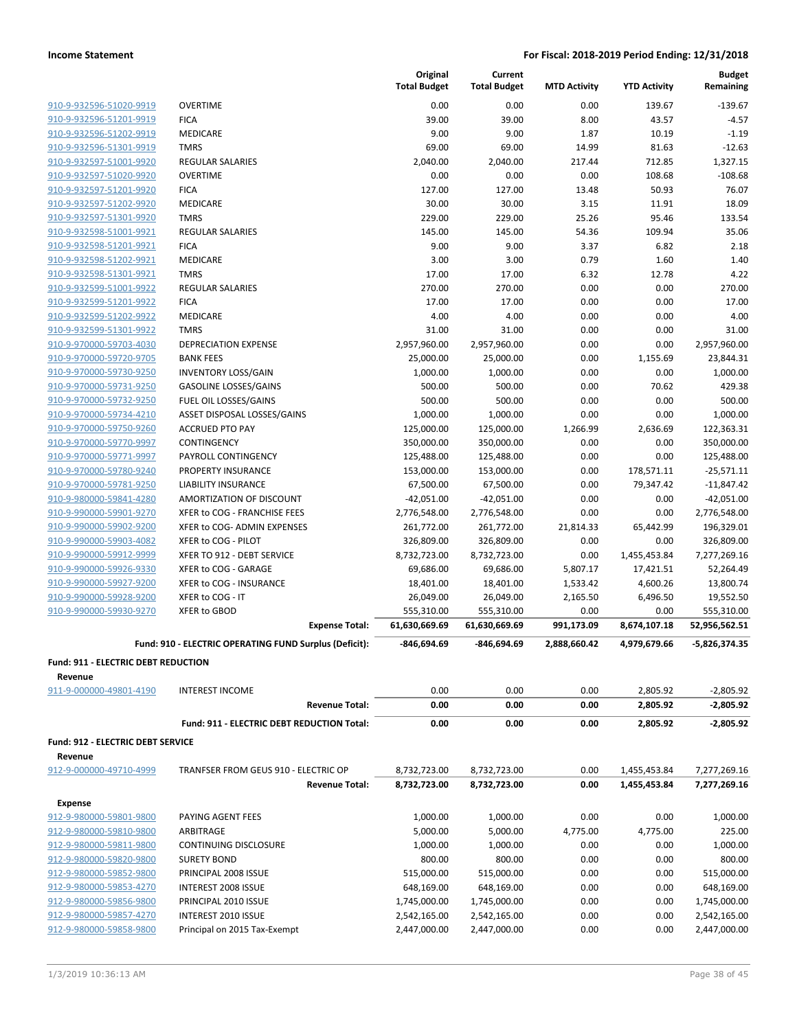| | | Original Total Budget | Current Total Budget | MTD Activity | YTD Activity | Budget Remaining |
|---|---|---|---|---|---|---|
| 910-9-932596-51020-9919 | OVERTIME | 0.00 | 0.00 | 0.00 | 139.67 | -139.67 |
| 910-9-932596-51201-9919 | FICA | 39.00 | 39.00 | 8.00 | 43.57 | -4.57 |
| 910-9-932596-51202-9919 | MEDICARE | 9.00 | 9.00 | 1.87 | 10.19 | -1.19 |
| 910-9-932596-51301-9919 | TMRS | 69.00 | 69.00 | 14.99 | 81.63 | -12.63 |
| 910-9-932597-51001-9920 | REGULAR SALARIES | 2,040.00 | 2,040.00 | 217.44 | 712.85 | 1,327.15 |
| 910-9-932597-51020-9920 | OVERTIME | 0.00 | 0.00 | 0.00 | 108.68 | -108.68 |
| 910-9-932597-51201-9920 | FICA | 127.00 | 127.00 | 13.48 | 50.93 | 76.07 |
| 910-9-932597-51202-9920 | MEDICARE | 30.00 | 30.00 | 3.15 | 11.91 | 18.09 |
| 910-9-932597-51301-9920 | TMRS | 229.00 | 229.00 | 25.26 | 95.46 | 133.54 |
| 910-9-932598-51001-9921 | REGULAR SALARIES | 145.00 | 145.00 | 54.36 | 109.94 | 35.06 |
| 910-9-932598-51201-9921 | FICA | 9.00 | 9.00 | 3.37 | 6.82 | 2.18 |
| 910-9-932598-51202-9921 | MEDICARE | 3.00 | 3.00 | 0.79 | 1.60 | 1.40 |
| 910-9-932598-51301-9921 | TMRS | 17.00 | 17.00 | 6.32 | 12.78 | 4.22 |
| 910-9-932599-51001-9922 | REGULAR SALARIES | 270.00 | 270.00 | 0.00 | 0.00 | 270.00 |
| 910-9-932599-51201-9922 | FICA | 17.00 | 17.00 | 0.00 | 0.00 | 17.00 |
| 910-9-932599-51202-9922 | MEDICARE | 4.00 | 4.00 | 0.00 | 0.00 | 4.00 |
| 910-9-932599-51301-9922 | TMRS | 31.00 | 31.00 | 0.00 | 0.00 | 31.00 |
| 910-9-970000-59703-4030 | DEPRECIATION EXPENSE | 2,957,960.00 | 2,957,960.00 | 0.00 | 0.00 | 2,957,960.00 |
| 910-9-970000-59720-9705 | BANK FEES | 25,000.00 | 25,000.00 | 0.00 | 1,155.69 | 23,844.31 |
| 910-9-970000-59730-9250 | INVENTORY LOSS/GAIN | 1,000.00 | 1,000.00 | 0.00 | 0.00 | 1,000.00 |
| 910-9-970000-59731-9250 | GASOLINE LOSSES/GAINS | 500.00 | 500.00 | 0.00 | 70.62 | 429.38 |
| 910-9-970000-59732-9250 | FUEL OIL LOSSES/GAINS | 500.00 | 500.00 | 0.00 | 0.00 | 500.00 |
| 910-9-970000-59734-4210 | ASSET DISPOSAL LOSSES/GAINS | 1,000.00 | 1,000.00 | 0.00 | 0.00 | 1,000.00 |
| 910-9-970000-59750-9260 | ACCRUED PTO PAY | 125,000.00 | 125,000.00 | 1,266.99 | 2,636.69 | 122,363.31 |
| 910-9-970000-59770-9997 | CONTINGENCY | 350,000.00 | 350,000.00 | 0.00 | 0.00 | 350,000.00 |
| 910-9-970000-59771-9997 | PAYROLL CONTINGENCY | 125,488.00 | 125,488.00 | 0.00 | 0.00 | 125,488.00 |
| 910-9-970000-59780-9240 | PROPERTY INSURANCE | 153,000.00 | 153,000.00 | 0.00 | 178,571.11 | -25,571.11 |
| 910-9-970000-59781-9250 | LIABILITY INSURANCE | 67,500.00 | 67,500.00 | 0.00 | 79,347.42 | -11,847.42 |
| 910-9-980000-59841-4280 | AMORTIZATION OF DISCOUNT | -42,051.00 | -42,051.00 | 0.00 | 0.00 | -42,051.00 |
| 910-9-990000-59901-9270 | XFER to COG - FRANCHISE FEES | 2,776,548.00 | 2,776,548.00 | 0.00 | 0.00 | 2,776,548.00 |
| 910-9-990000-59902-9200 | XFER to COG- ADMIN EXPENSES | 261,772.00 | 261,772.00 | 21,814.33 | 65,442.99 | 196,329.01 |
| 910-9-990000-59903-4082 | XFER to COG - PILOT | 326,809.00 | 326,809.00 | 0.00 | 0.00 | 326,809.00 |
| 910-9-990000-59912-9999 | XFER TO 912 - DEBT SERVICE | 8,732,723.00 | 8,732,723.00 | 0.00 | 1,455,453.84 | 7,277,269.16 |
| 910-9-990000-59926-9330 | XFER to COG - GARAGE | 69,686.00 | 69,686.00 | 5,807.17 | 17,421.51 | 52,264.49 |
| 910-9-990000-59927-9200 | XFER to COG - INSURANCE | 18,401.00 | 18,401.00 | 1,533.42 | 4,600.26 | 13,800.74 |
| 910-9-990000-59928-9200 | XFER to COG - IT | 26,049.00 | 26,049.00 | 2,165.50 | 6,496.50 | 19,552.50 |
| 910-9-990000-59930-9270 | XFER to GBOD | 555,310.00 | 555,310.00 | 0.00 | 0.00 | 555,310.00 |
| | **Expense Total:** | **61,630,669.69** | **61,630,669.69** | **991,173.09** | **8,674,107.18** | **52,956,562.51** |
| | **Fund: 910 - ELECTRIC OPERATING FUND Surplus (Deficit):** | **-846,694.69** | **-846,694.69** | **2,888,660.42** | **4,979,679.66** | **-5,826,374.35** |

**Fund: 911 - ELECTRIC DEBT REDUCTION**

**Revenue**

| | | Original Total Budget | Current Total Budget | MTD Activity | YTD Activity | Budget Remaining |
|---|---|---|---|---|---|---|
| 911-9-000000-49801-4190 | INTEREST INCOME | 0.00 | 0.00 | 0.00 | 2,805.92 | -2,805.92 |
| | **Revenue Total:** | **0.00** | **0.00** | **0.00** | **2,805.92** | **-2,805.92** |
| | **Fund: 911 - ELECTRIC DEBT REDUCTION Total:** | **0.00** | **0.00** | **0.00** | **2,805.92** | **-2,805.92** |

**Fund: 912 - ELECTRIC DEBT SERVICE**

**Revenue**

| | | Original Total Budget | Current Total Budget | MTD Activity | YTD Activity | Budget Remaining |
|---|---|---|---|---|---|---|
| 912-9-000000-49710-4999 | TRANFSER FROM GEUS 910 - ELECTRIC OP | 8,732,723.00 | 8,732,723.00 | 0.00 | 1,455,453.84 | 7,277,269.16 |
| | **Revenue Total:** | **8,732,723.00** | **8,732,723.00** | **0.00** | **1,455,453.84** | **7,277,269.16** |

**Expense**

| | | Original Total Budget | Current Total Budget | MTD Activity | YTD Activity | Budget Remaining |
|---|---|---|---|---|---|---|
| 912-9-980000-59801-9800 | PAYING AGENT FEES | 1,000.00 | 1,000.00 | 0.00 | 0.00 | 1,000.00 |
| 912-9-980000-59810-9800 | ARBITRAGE | 5,000.00 | 5,000.00 | 4,775.00 | 4,775.00 | 225.00 |
| 912-9-980000-59811-9800 | CONTINUING DISCLOSURE | 1,000.00 | 1,000.00 | 0.00 | 0.00 | 1,000.00 |
| 912-9-980000-59820-9800 | SURETY BOND | 800.00 | 800.00 | 0.00 | 0.00 | 800.00 |
| 912-9-980000-59852-9800 | PRINCIPAL 2008 ISSUE | 515,000.00 | 515,000.00 | 0.00 | 0.00 | 515,000.00 |
| 912-9-980000-59853-4270 | INTEREST 2008 ISSUE | 648,169.00 | 648,169.00 | 0.00 | 0.00 | 648,169.00 |
| 912-9-980000-59856-9800 | PRINCIPAL 2010 ISSUE | 1,745,000.00 | 1,745,000.00 | 0.00 | 0.00 | 1,745,000.00 |
| 912-9-980000-59857-4270 | INTEREST 2010 ISSUE | 2,542,165.00 | 2,542,165.00 | 0.00 | 0.00 | 2,542,165.00 |
| 912-9-980000-59858-9800 | Principal on 2015 Tax-Exempt | 2,447,000.00 | 2,447,000.00 | 0.00 | 0.00 | 2,447,000.00 |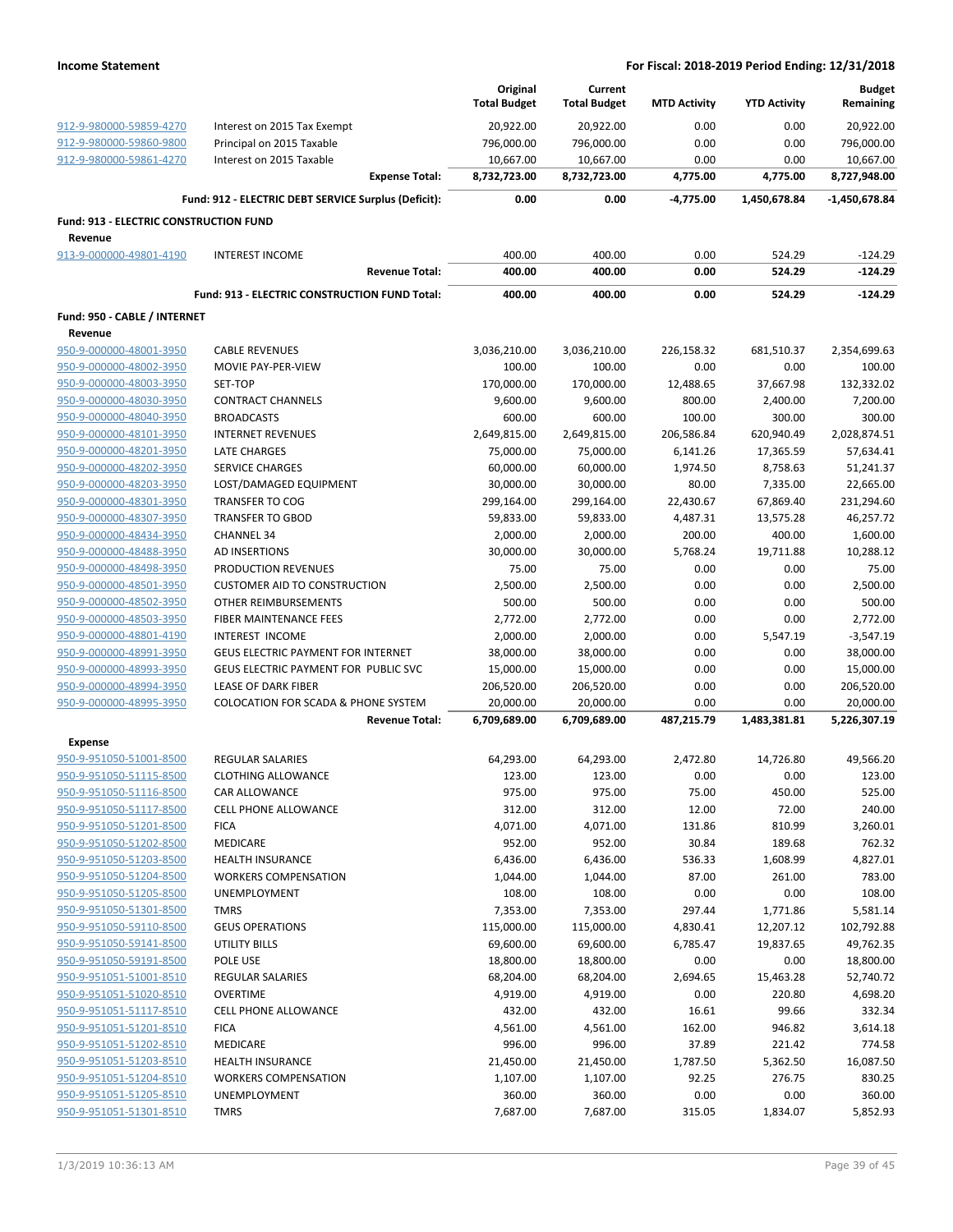| | | Original Total Budget | Current Total Budget | MTD Activity | YTD Activity | Budget Remaining |
|---|---|---|---|---|---|---|
| 912-9-980000-59859-4270 | Interest on 2015 Tax Exempt | 20,922.00 | 20,922.00 | 0.00 | 0.00 | 20,922.00 |
| 912-9-980000-59860-9800 | Principal on 2015 Taxable | 796,000.00 | 796,000.00 | 0.00 | 0.00 | 796,000.00 |
| 912-9-980000-59861-4270 | Interest on 2015 Taxable | 10,667.00 | 10,667.00 | 0.00 | 0.00 | 10,667.00 |
| | **Expense Total:** | **8,732,723.00** | **8,732,723.00** | **4,775.00** | **4,775.00** | **8,727,948.00** |
| | **Fund: 912 - ELECTRIC DEBT SERVICE Surplus (Deficit):** | **0.00** | **0.00** | **-4,775.00** | **1,450,678.84** | **-1,450,678.84** |
| **Fund: 913 - ELECTRIC CONSTRUCTION FUND** | | | | | | |
| **Revenue** | | | | | | |
| 913-9-000000-49801-4190 | INTEREST INCOME | 400.00 | 400.00 | 0.00 | 524.29 | -124.29 |
| | **Revenue Total:** | **400.00** | **400.00** | **0.00** | **524.29** | **-124.29** |
| | **Fund: 913 - ELECTRIC CONSTRUCTION FUND Total:** | **400.00** | **400.00** | **0.00** | **524.29** | **-124.29** |
| **Fund: 950 - CABLE / INTERNET** | | | | | | |
| **Revenue** | | | | | | |
| 950-9-000000-48001-3950 | CABLE REVENUES | 3,036,210.00 | 3,036,210.00 | 226,158.32 | 681,510.37 | 2,354,699.63 |
| 950-9-000000-48002-3950 | MOVIE PAY-PER-VIEW | 100.00 | 100.00 | 0.00 | 0.00 | 100.00 |
| 950-9-000000-48003-3950 | SET-TOP | 170,000.00 | 170,000.00 | 12,488.65 | 37,667.98 | 132,332.02 |
| 950-9-000000-48030-3950 | CONTRACT CHANNELS | 9,600.00 | 9,600.00 | 800.00 | 2,400.00 | 7,200.00 |
| 950-9-000000-48040-3950 | BROADCASTS | 600.00 | 600.00 | 100.00 | 300.00 | 300.00 |
| 950-9-000000-48101-3950 | INTERNET REVENUES | 2,649,815.00 | 2,649,815.00 | 206,586.84 | 620,940.49 | 2,028,874.51 |
| 950-9-000000-48201-3950 | LATE CHARGES | 75,000.00 | 75,000.00 | 6,141.26 | 17,365.59 | 57,634.41 |
| 950-9-000000-48202-3950 | SERVICE CHARGES | 60,000.00 | 60,000.00 | 1,974.50 | 8,758.63 | 51,241.37 |
| 950-9-000000-48203-3950 | LOST/DAMAGED EQUIPMENT | 30,000.00 | 30,000.00 | 80.00 | 7,335.00 | 22,665.00 |
| 950-9-000000-48301-3950 | TRANSFER TO COG | 299,164.00 | 299,164.00 | 22,430.67 | 67,869.40 | 231,294.60 |
| 950-9-000000-48307-3950 | TRANSFER TO GBOD | 59,833.00 | 59,833.00 | 4,487.31 | 13,575.28 | 46,257.72 |
| 950-9-000000-48434-3950 | CHANNEL 34 | 2,000.00 | 2,000.00 | 200.00 | 400.00 | 1,600.00 |
| 950-9-000000-48488-3950 | AD INSERTIONS | 30,000.00 | 30,000.00 | 5,768.24 | 19,711.88 | 10,288.12 |
| 950-9-000000-48498-3950 | PRODUCTION REVENUES | 75.00 | 75.00 | 0.00 | 0.00 | 75.00 |
| 950-9-000000-48501-3950 | CUSTOMER AID TO CONSTRUCTION | 2,500.00 | 2,500.00 | 0.00 | 0.00 | 2,500.00 |
| 950-9-000000-48502-3950 | OTHER REIMBURSEMENTS | 500.00 | 500.00 | 0.00 | 0.00 | 500.00 |
| 950-9-000000-48503-3950 | FIBER MAINTENANCE FEES | 2,772.00 | 2,772.00 | 0.00 | 0.00 | 2,772.00 |
| 950-9-000000-48801-4190 | INTEREST INCOME | 2,000.00 | 2,000.00 | 0.00 | 5,547.19 | -3,547.19 |
| 950-9-000000-48991-3950 | GEUS ELECTRIC PAYMENT FOR INTERNET | 38,000.00 | 38,000.00 | 0.00 | 0.00 | 38,000.00 |
| 950-9-000000-48993-3950 | GEUS ELECTRIC PAYMENT FOR PUBLIC SVC | 15,000.00 | 15,000.00 | 0.00 | 0.00 | 15,000.00 |
| 950-9-000000-48994-3950 | LEASE OF DARK FIBER | 206,520.00 | 206,520.00 | 0.00 | 0.00 | 206,520.00 |
| 950-9-000000-48995-3950 | COLOCATION FOR SCADA & PHONE SYSTEM | 20,000.00 | 20,000.00 | 0.00 | 0.00 | 20,000.00 |
| | **Revenue Total:** | **6,709,689.00** | **6,709,689.00** | **487,215.79** | **1,483,381.81** | **5,226,307.19** |
| **Expense** | | | | | | |
| 950-9-951050-51001-8500 | REGULAR SALARIES | 64,293.00 | 64,293.00 | 2,472.80 | 14,726.80 | 49,566.20 |
| 950-9-951050-51115-8500 | CLOTHING ALLOWANCE | 123.00 | 123.00 | 0.00 | 0.00 | 123.00 |
| 950-9-951050-51116-8500 | CAR ALLOWANCE | 975.00 | 975.00 | 75.00 | 450.00 | 525.00 |
| 950-9-951050-51117-8500 | CELL PHONE ALLOWANCE | 312.00 | 312.00 | 12.00 | 72.00 | 240.00 |
| 950-9-951050-51201-8500 | FICA | 4,071.00 | 4,071.00 | 131.86 | 810.99 | 3,260.01 |
| 950-9-951050-51202-8500 | MEDICARE | 952.00 | 952.00 | 30.84 | 189.68 | 762.32 |
| 950-9-951050-51203-8500 | HEALTH INSURANCE | 6,436.00 | 6,436.00 | 536.33 | 1,608.99 | 4,827.01 |
| 950-9-951050-51204-8500 | WORKERS COMPENSATION | 1,044.00 | 1,044.00 | 87.00 | 261.00 | 783.00 |
| 950-9-951050-51205-8500 | UNEMPLOYMENT | 108.00 | 108.00 | 0.00 | 0.00 | 108.00 |
| 950-9-951050-51301-8500 | TMRS | 7,353.00 | 7,353.00 | 297.44 | 1,771.86 | 5,581.14 |
| 950-9-951050-59110-8500 | GEUS OPERATIONS | 115,000.00 | 115,000.00 | 4,830.41 | 12,207.12 | 102,792.88 |
| 950-9-951050-59141-8500 | UTILITY BILLS | 69,600.00 | 69,600.00 | 6,785.47 | 19,837.65 | 49,762.35 |
| 950-9-951050-59191-8500 | POLE USE | 18,800.00 | 18,800.00 | 0.00 | 0.00 | 18,800.00 |
| 950-9-951051-51001-8510 | REGULAR SALARIES | 68,204.00 | 68,204.00 | 2,694.65 | 15,463.28 | 52,740.72 |
| 950-9-951051-51020-8510 | OVERTIME | 4,919.00 | 4,919.00 | 0.00 | 220.80 | 4,698.20 |
| 950-9-951051-51117-8510 | CELL PHONE ALLOWANCE | 432.00 | 432.00 | 16.61 | 99.66 | 332.34 |
| 950-9-951051-51201-8510 | FICA | 4,561.00 | 4,561.00 | 162.00 | 946.82 | 3,614.18 |
| 950-9-951051-51202-8510 | MEDICARE | 996.00 | 996.00 | 37.89 | 221.42 | 774.58 |
| 950-9-951051-51203-8510 | HEALTH INSURANCE | 21,450.00 | 21,450.00 | 1,787.50 | 5,362.50 | 16,087.50 |
| 950-9-951051-51204-8510 | WORKERS COMPENSATION | 1,107.00 | 1,107.00 | 92.25 | 276.75 | 830.25 |
| 950-9-951051-51205-8510 | UNEMPLOYMENT | 360.00 | 360.00 | 0.00 | 0.00 | 360.00 |
| 950-9-951051-51301-8510 | TMRS | 7,687.00 | 7,687.00 | 315.05 | 1,834.07 | 5,852.93 |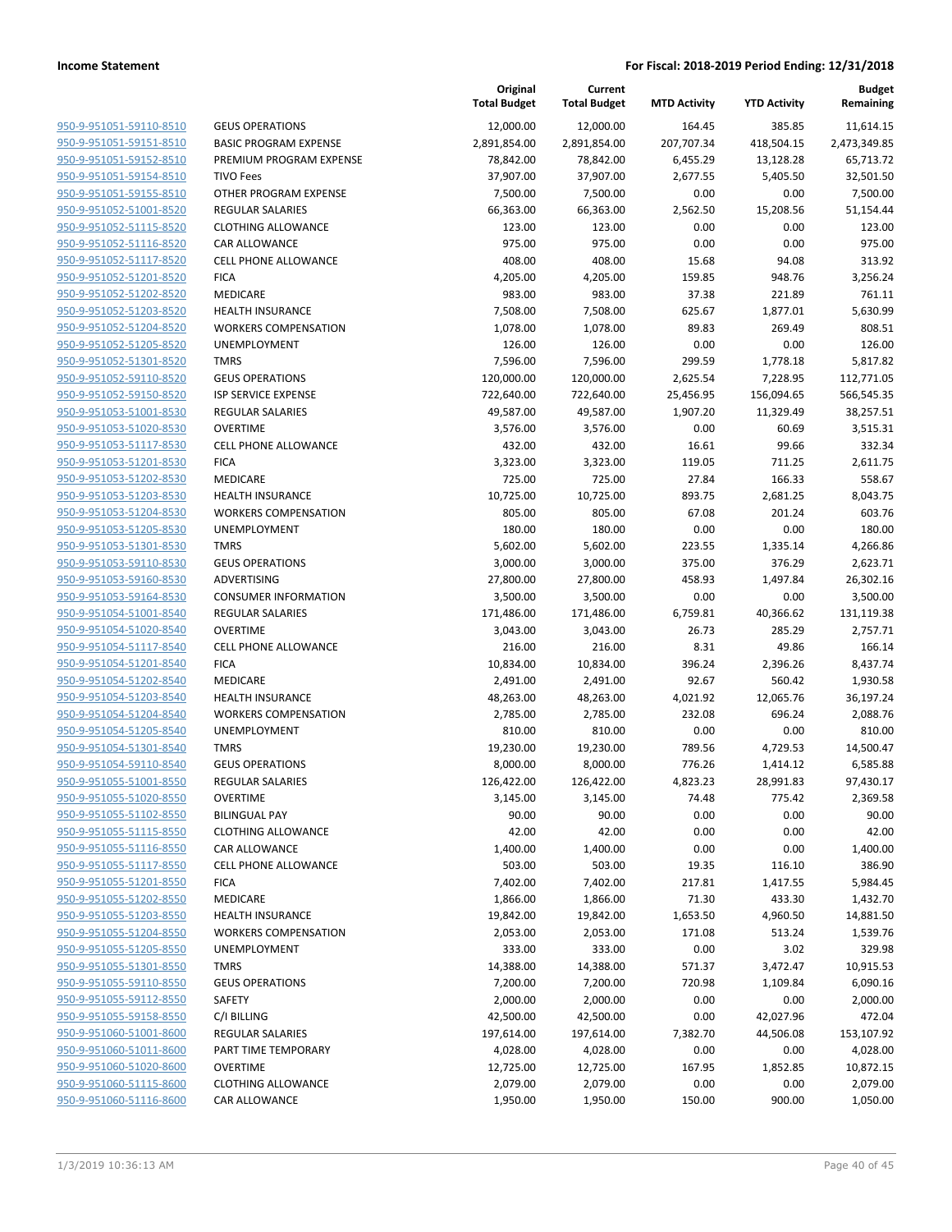| | | Original Total Budget | Current Total Budget | MTD Activity | YTD Activity | Budget Remaining |
|---|---|---|---|---|---|---|
| 950-9-951051-59110-8510 | GEUS OPERATIONS | 12,000.00 | 12,000.00 | 164.45 | 385.85 | 11,614.15 |
| 950-9-951051-59151-8510 | BASIC PROGRAM EXPENSE | 2,891,854.00 | 2,891,854.00 | 207,707.34 | 418,504.15 | 2,473,349.85 |
| 950-9-951051-59152-8510 | PREMIUM PROGRAM EXPENSE | 78,842.00 | 78,842.00 | 6,455.29 | 13,128.28 | 65,713.72 |
| 950-9-951051-59154-8510 | TIVO Fees | 37,907.00 | 37,907.00 | 2,677.55 | 5,405.50 | 32,501.50 |
| 950-9-951051-59155-8510 | OTHER PROGRAM EXPENSE | 7,500.00 | 7,500.00 | 0.00 | 0.00 | 7,500.00 |
| 950-9-951052-51001-8520 | REGULAR SALARIES | 66,363.00 | 66,363.00 | 2,562.50 | 15,208.56 | 51,154.44 |
| 950-9-951052-51115-8520 | CLOTHING ALLOWANCE | 123.00 | 123.00 | 0.00 | 0.00 | 123.00 |
| 950-9-951052-51116-8520 | CAR ALLOWANCE | 975.00 | 975.00 | 0.00 | 0.00 | 975.00 |
| 950-9-951052-51117-8520 | CELL PHONE ALLOWANCE | 408.00 | 408.00 | 15.68 | 94.08 | 313.92 |
| 950-9-951052-51201-8520 | FICA | 4,205.00 | 4,205.00 | 159.85 | 948.76 | 3,256.24 |
| 950-9-951052-51202-8520 | MEDICARE | 983.00 | 983.00 | 37.38 | 221.89 | 761.11 |
| 950-9-951052-51203-8520 | HEALTH INSURANCE | 7,508.00 | 7,508.00 | 625.67 | 1,877.01 | 5,630.99 |
| 950-9-951052-51204-8520 | WORKERS COMPENSATION | 1,078.00 | 1,078.00 | 89.83 | 269.49 | 808.51 |
| 950-9-951052-51205-8520 | UNEMPLOYMENT | 126.00 | 126.00 | 0.00 | 0.00 | 126.00 |
| 950-9-951052-51301-8520 | TMRS | 7,596.00 | 7,596.00 | 299.59 | 1,778.18 | 5,817.82 |
| 950-9-951052-59110-8520 | GEUS OPERATIONS | 120,000.00 | 120,000.00 | 2,625.54 | 7,228.95 | 112,771.05 |
| 950-9-951052-59150-8520 | ISP SERVICE EXPENSE | 722,640.00 | 722,640.00 | 25,456.95 | 156,094.65 | 566,545.35 |
| 950-9-951053-51001-8530 | REGULAR SALARIES | 49,587.00 | 49,587.00 | 1,907.20 | 11,329.49 | 38,257.51 |
| 950-9-951053-51020-8530 | OVERTIME | 3,576.00 | 3,576.00 | 0.00 | 60.69 | 3,515.31 |
| 950-9-951053-51117-8530 | CELL PHONE ALLOWANCE | 432.00 | 432.00 | 16.61 | 99.66 | 332.34 |
| 950-9-951053-51201-8530 | FICA | 3,323.00 | 3,323.00 | 119.05 | 711.25 | 2,611.75 |
| 950-9-951053-51202-8530 | MEDICARE | 725.00 | 725.00 | 27.84 | 166.33 | 558.67 |
| 950-9-951053-51203-8530 | HEALTH INSURANCE | 10,725.00 | 10,725.00 | 893.75 | 2,681.25 | 8,043.75 |
| 950-9-951053-51204-8530 | WORKERS COMPENSATION | 805.00 | 805.00 | 67.08 | 201.24 | 603.76 |
| 950-9-951053-51205-8530 | UNEMPLOYMENT | 180.00 | 180.00 | 0.00 | 0.00 | 180.00 |
| 950-9-951053-51301-8530 | TMRS | 5,602.00 | 5,602.00 | 223.55 | 1,335.14 | 4,266.86 |
| 950-9-951053-59110-8530 | GEUS OPERATIONS | 3,000.00 | 3,000.00 | 375.00 | 376.29 | 2,623.71 |
| 950-9-951053-59160-8530 | ADVERTISING | 27,800.00 | 27,800.00 | 458.93 | 1,497.84 | 26,302.16 |
| 950-9-951053-59164-8530 | CONSUMER INFORMATION | 3,500.00 | 3,500.00 | 0.00 | 0.00 | 3,500.00 |
| 950-9-951054-51001-8540 | REGULAR SALARIES | 171,486.00 | 171,486.00 | 6,759.81 | 40,366.62 | 131,119.38 |
| 950-9-951054-51020-8540 | OVERTIME | 3,043.00 | 3,043.00 | 26.73 | 285.29 | 2,757.71 |
| 950-9-951054-51117-8540 | CELL PHONE ALLOWANCE | 216.00 | 216.00 | 8.31 | 49.86 | 166.14 |
| 950-9-951054-51201-8540 | FICA | 10,834.00 | 10,834.00 | 396.24 | 2,396.26 | 8,437.74 |
| 950-9-951054-51202-8540 | MEDICARE | 2,491.00 | 2,491.00 | 92.67 | 560.42 | 1,930.58 |
| 950-9-951054-51203-8540 | HEALTH INSURANCE | 48,263.00 | 48,263.00 | 4,021.92 | 12,065.76 | 36,197.24 |
| 950-9-951054-51204-8540 | WORKERS COMPENSATION | 2,785.00 | 2,785.00 | 232.08 | 696.24 | 2,088.76 |
| 950-9-951054-51205-8540 | UNEMPLOYMENT | 810.00 | 810.00 | 0.00 | 0.00 | 810.00 |
| 950-9-951054-51301-8540 | TMRS | 19,230.00 | 19,230.00 | 789.56 | 4,729.53 | 14,500.47 |
| 950-9-951054-59110-8540 | GEUS OPERATIONS | 8,000.00 | 8,000.00 | 776.26 | 1,414.12 | 6,585.88 |
| 950-9-951055-51001-8550 | REGULAR SALARIES | 126,422.00 | 126,422.00 | 4,823.23 | 28,991.83 | 97,430.17 |
| 950-9-951055-51020-8550 | OVERTIME | 3,145.00 | 3,145.00 | 74.48 | 775.42 | 2,369.58 |
| 950-9-951055-51102-8550 | BILINGUAL PAY | 90.00 | 90.00 | 0.00 | 0.00 | 90.00 |
| 950-9-951055-51115-8550 | CLOTHING ALLOWANCE | 42.00 | 42.00 | 0.00 | 0.00 | 42.00 |
| 950-9-951055-51116-8550 | CAR ALLOWANCE | 1,400.00 | 1,400.00 | 0.00 | 0.00 | 1,400.00 |
| 950-9-951055-51117-8550 | CELL PHONE ALLOWANCE | 503.00 | 503.00 | 19.35 | 116.10 | 386.90 |
| 950-9-951055-51201-8550 | FICA | 7,402.00 | 7,402.00 | 217.81 | 1,417.55 | 5,984.45 |
| 950-9-951055-51202-8550 | MEDICARE | 1,866.00 | 1,866.00 | 71.30 | 433.30 | 1,432.70 |
| 950-9-951055-51203-8550 | HEALTH INSURANCE | 19,842.00 | 19,842.00 | 1,653.50 | 4,960.50 | 14,881.50 |
| 950-9-951055-51204-8550 | WORKERS COMPENSATION | 2,053.00 | 2,053.00 | 171.08 | 513.24 | 1,539.76 |
| 950-9-951055-51205-8550 | UNEMPLOYMENT | 333.00 | 333.00 | 0.00 | 3.02 | 329.98 |
| 950-9-951055-51301-8550 | TMRS | 14,388.00 | 14,388.00 | 571.37 | 3,472.47 | 10,915.53 |
| 950-9-951055-59110-8550 | GEUS OPERATIONS | 7,200.00 | 7,200.00 | 720.98 | 1,109.84 | 6,090.16 |
| 950-9-951055-59112-8550 | SAFETY | 2,000.00 | 2,000.00 | 0.00 | 0.00 | 2,000.00 |
| 950-9-951055-59158-8550 | C/I BILLING | 42,500.00 | 42,500.00 | 0.00 | 42,027.96 | 472.04 |
| 950-9-951060-51001-8600 | REGULAR SALARIES | 197,614.00 | 197,614.00 | 7,382.70 | 44,506.08 | 153,107.92 |
| 950-9-951060-51011-8600 | PART TIME TEMPORARY | 4,028.00 | 4,028.00 | 0.00 | 0.00 | 4,028.00 |
| 950-9-951060-51020-8600 | OVERTIME | 12,725.00 | 12,725.00 | 167.95 | 1,852.85 | 10,872.15 |
| 950-9-951060-51115-8600 | CLOTHING ALLOWANCE | 2,079.00 | 2,079.00 | 0.00 | 0.00 | 2,079.00 |
| 950-9-951060-51116-8600 | CAR ALLOWANCE | 1,950.00 | 1,950.00 | 150.00 | 900.00 | 1,050.00 |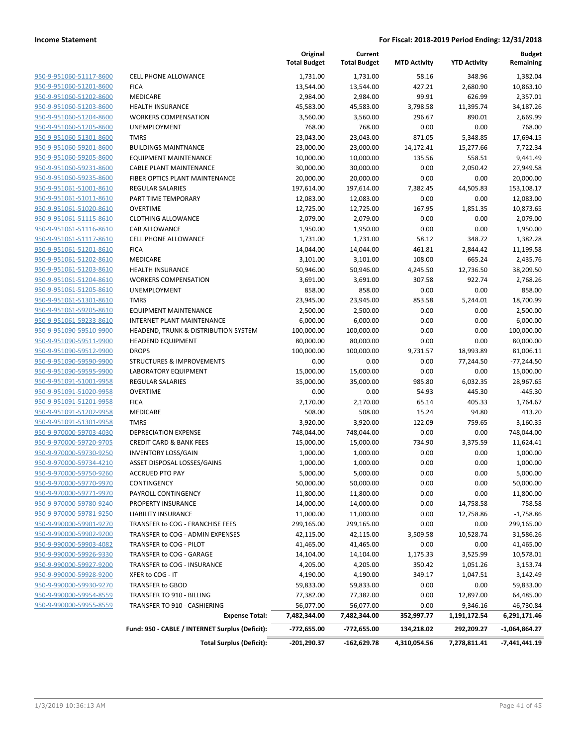|  |  | Original Total Budget | Current Total Budget | MTD Activity | YTD Activity | Budget Remaining |
|---|---|---|---|---|---|---|
| 950-9-951060-51117-8600 | CELL PHONE ALLOWANCE | 1,731.00 | 1,731.00 | 58.16 | 348.96 | 1,382.04 |
| 950-9-951060-51201-8600 | FICA | 13,544.00 | 13,544.00 | 427.21 | 2,680.90 | 10,863.10 |
| 950-9-951060-51202-8600 | MEDICARE | 2,984.00 | 2,984.00 | 99.91 | 626.99 | 2,357.01 |
| 950-9-951060-51203-8600 | HEALTH INSURANCE | 45,583.00 | 45,583.00 | 3,798.58 | 11,395.74 | 34,187.26 |
| 950-9-951060-51204-8600 | WORKERS COMPENSATION | 3,560.00 | 3,560.00 | 296.67 | 890.01 | 2,669.99 |
| 950-9-951060-51205-8600 | UNEMPLOYMENT | 768.00 | 768.00 | 0.00 | 0.00 | 768.00 |
| 950-9-951060-51301-8600 | TMRS | 23,043.00 | 23,043.00 | 871.05 | 5,348.85 | 17,694.15 |
| 950-9-951060-59201-8600 | BUILDINGS MAINTNANCE | 23,000.00 | 23,000.00 | 14,172.41 | 15,277.66 | 7,722.34 |
| 950-9-951060-59205-8600 | EQUIPMENT MAINTENANCE | 10,000.00 | 10,000.00 | 135.56 | 558.51 | 9,441.49 |
| 950-9-951060-59231-8600 | CABLE PLANT MAINTENANCE | 30,000.00 | 30,000.00 | 0.00 | 2,050.42 | 27,949.58 |
| 950-9-951060-59235-8600 | FIBER OPTICS PLANT MAINTENANCE | 20,000.00 | 20,000.00 | 0.00 | 0.00 | 20,000.00 |
| 950-9-951061-51001-8610 | REGULAR SALARIES | 197,614.00 | 197,614.00 | 7,382.45 | 44,505.83 | 153,108.17 |
| 950-9-951061-51011-8610 | PART TIME TEMPORARY | 12,083.00 | 12,083.00 | 0.00 | 0.00 | 12,083.00 |
| 950-9-951061-51020-8610 | OVERTIME | 12,725.00 | 12,725.00 | 167.95 | 1,851.35 | 10,873.65 |
| 950-9-951061-51115-8610 | CLOTHING ALLOWANCE | 2,079.00 | 2,079.00 | 0.00 | 0.00 | 2,079.00 |
| 950-9-951061-51116-8610 | CAR ALLOWANCE | 1,950.00 | 1,950.00 | 0.00 | 0.00 | 1,950.00 |
| 950-9-951061-51117-8610 | CELL PHONE ALLOWANCE | 1,731.00 | 1,731.00 | 58.12 | 348.72 | 1,382.28 |
| 950-9-951061-51201-8610 | FICA | 14,044.00 | 14,044.00 | 461.81 | 2,844.42 | 11,199.58 |
| 950-9-951061-51202-8610 | MEDICARE | 3,101.00 | 3,101.00 | 108.00 | 665.24 | 2,435.76 |
| 950-9-951061-51203-8610 | HEALTH INSURANCE | 50,946.00 | 50,946.00 | 4,245.50 | 12,736.50 | 38,209.50 |
| 950-9-951061-51204-8610 | WORKERS COMPENSATION | 3,691.00 | 3,691.00 | 307.58 | 922.74 | 2,768.26 |
| 950-9-951061-51205-8610 | UNEMPLOYMENT | 858.00 | 858.00 | 0.00 | 0.00 | 858.00 |
| 950-9-951061-51301-8610 | TMRS | 23,945.00 | 23,945.00 | 853.58 | 5,244.01 | 18,700.99 |
| 950-9-951061-59205-8610 | EQUIPMENT MAINTENANCE | 2,500.00 | 2,500.00 | 0.00 | 0.00 | 2,500.00 |
| 950-9-951061-59233-8610 | INTERNET PLANT MAINTENANCE | 6,000.00 | 6,000.00 | 0.00 | 0.00 | 6,000.00 |
| 950-9-951090-59510-9900 | HEADEND, TRUNK & DISTRIBUTION SYSTEM | 100,000.00 | 100,000.00 | 0.00 | 0.00 | 100,000.00 |
| 950-9-951090-59511-9900 | HEADEND EQUIPMENT | 80,000.00 | 80,000.00 | 0.00 | 0.00 | 80,000.00 |
| 950-9-951090-59512-9900 | DROPS | 100,000.00 | 100,000.00 | 9,731.57 | 18,993.89 | 81,006.11 |
| 950-9-951090-59590-9900 | STRUCTURES & IMPROVEMENTS | 0.00 | 0.00 | 0.00 | 77,244.50 | -77,244.50 |
| 950-9-951090-59595-9900 | LABORATORY EQUIPMENT | 15,000.00 | 15,000.00 | 0.00 | 0.00 | 15,000.00 |
| 950-9-951091-51001-9958 | REGULAR SALARIES | 35,000.00 | 35,000.00 | 985.80 | 6,032.35 | 28,967.65 |
| 950-9-951091-51020-9958 | OVERTIME | 0.00 | 0.00 | 54.93 | 445.30 | -445.30 |
| 950-9-951091-51201-9958 | FICA | 2,170.00 | 2,170.00 | 65.14 | 405.33 | 1,764.67 |
| 950-9-951091-51202-9958 | MEDICARE | 508.00 | 508.00 | 15.24 | 94.80 | 413.20 |
| 950-9-951091-51301-9958 | TMRS | 3,920.00 | 3,920.00 | 122.09 | 759.65 | 3,160.35 |
| 950-9-970000-59703-4030 | DEPRECIATION EXPENSE | 748,044.00 | 748,044.00 | 0.00 | 0.00 | 748,044.00 |
| 950-9-970000-59720-9705 | CREDIT CARD & BANK FEES | 15,000.00 | 15,000.00 | 734.90 | 3,375.59 | 11,624.41 |
| 950-9-970000-59730-9250 | INVENTORY LOSS/GAIN | 1,000.00 | 1,000.00 | 0.00 | 0.00 | 1,000.00 |
| 950-9-970000-59734-4210 | ASSET DISPOSAL LOSSES/GAINS | 1,000.00 | 1,000.00 | 0.00 | 0.00 | 1,000.00 |
| 950-9-970000-59750-9260 | ACCRUED PTO PAY | 5,000.00 | 5,000.00 | 0.00 | 0.00 | 5,000.00 |
| 950-9-970000-59770-9970 | CONTINGENCY | 50,000.00 | 50,000.00 | 0.00 | 0.00 | 50,000.00 |
| 950-9-970000-59771-9970 | PAYROLL CONTINGENCY | 11,800.00 | 11,800.00 | 0.00 | 0.00 | 11,800.00 |
| 950-9-970000-59780-9240 | PROPERTY INSURANCE | 14,000.00 | 14,000.00 | 0.00 | 14,758.58 | -758.58 |
| 950-9-970000-59781-9250 | LIABILITY INSURANCE | 11,000.00 | 11,000.00 | 0.00 | 12,758.86 | -1,758.86 |
| 950-9-990000-59901-9270 | TRANSFER to COG - FRANCHISE FEES | 299,165.00 | 299,165.00 | 0.00 | 0.00 | 299,165.00 |
| 950-9-990000-59902-9200 | TRANSFER to COG - ADMIN EXPENSES | 42,115.00 | 42,115.00 | 3,509.58 | 10,528.74 | 31,586.26 |
| 950-9-990000-59903-4082 | TRANSFER to COG - PILOT | 41,465.00 | 41,465.00 | 0.00 | 0.00 | 41,465.00 |
| 950-9-990000-59926-9330 | TRANSFER to COG - GARAGE | 14,104.00 | 14,104.00 | 1,175.33 | 3,525.99 | 10,578.01 |
| 950-9-990000-59927-9200 | TRANSFER to COG - INSURANCE | 4,205.00 | 4,205.00 | 350.42 | 1,051.26 | 3,153.74 |
| 950-9-990000-59928-9200 | XFER to COG - IT | 4,190.00 | 4,190.00 | 349.17 | 1,047.51 | 3,142.49 |
| 950-9-990000-59930-9270 | TRANSFER to GBOD | 59,833.00 | 59,833.00 | 0.00 | 0.00 | 59,833.00 |
| 950-9-990000-59954-8559 | TRANSFER TO 910 - BILLING | 77,382.00 | 77,382.00 | 0.00 | 12,897.00 | 64,485.00 |
| 950-9-990000-59955-8559 | TRANSFER TO 910 - CASHIERING | 56,077.00 | 56,077.00 | 0.00 | 9,346.16 | 46,730.84 |
|  | **Expense Total:** | **7,482,344.00** | **7,482,344.00** | **352,997.77** | **1,191,172.54** | **6,291,171.46** |
|  | **Fund: 950 - CABLE / INTERNET Surplus (Deficit):** | **-772,655.00** | **-772,655.00** | **134,218.02** | **292,209.27** | **-1,064,864.27** |
|  | **Total Surplus (Deficit):** | **-201,290.37** | **-162,629.78** | **4,310,054.56** | **7,278,811.41** | **-7,441,441.19** |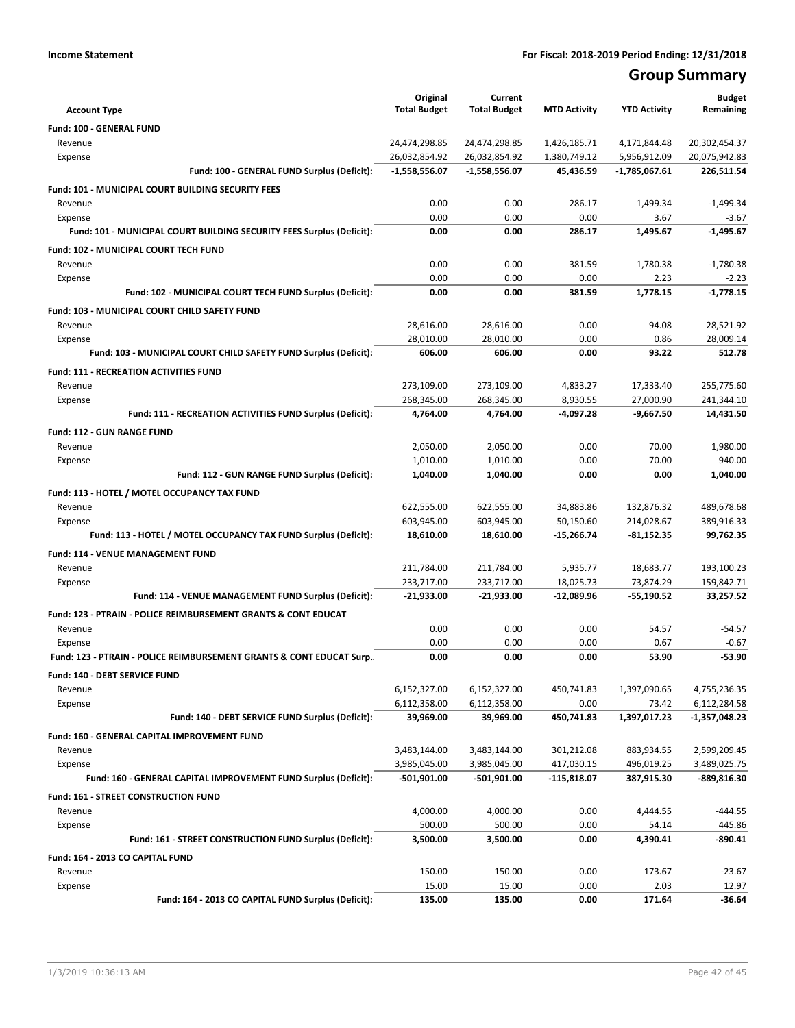**Income Statement** **For Fiscal: 2018-2019 Period Ending: 12/31/2018**

# Group Summary

| Account Type | Original Total Budget | Current Total Budget | MTD Activity | YTD Activity | Budget Remaining |
|---|---|---|---|---|---|
| **Fund: 100 - GENERAL FUND** | | | | | |
| Revenue | 24,474,298.85 | 24,474,298.85 | 1,426,185.71 | 4,171,844.48 | 20,302,454.37 |
| Expense | 26,032,854.92 | 26,032,854.92 | 1,380,749.12 | 5,956,912.09 | 20,075,942.83 |
| **Fund: 100 - GENERAL FUND Surplus (Deficit):** | **-1,558,556.07** | **-1,558,556.07** | **45,436.59** | **-1,785,067.61** | **226,511.54** |
| **Fund: 101 - MUNICIPAL COURT BUILDING SECURITY FEES** | | | | | |
| Revenue | 0.00 | 0.00 | 286.17 | 1,499.34 | -1,499.34 |
| Expense | 0.00 | 0.00 | 0.00 | 3.67 | -3.67 |
| **Fund: 101 - MUNICIPAL COURT BUILDING SECURITY FEES Surplus (Deficit):** | **0.00** | **0.00** | **286.17** | **1,495.67** | **-1,495.67** |
| **Fund: 102 - MUNICIPAL COURT TECH FUND** | | | | | |
| Revenue | 0.00 | 0.00 | 381.59 | 1,780.38 | -1,780.38 |
| Expense | 0.00 | 0.00 | 0.00 | 2.23 | -2.23 |
| **Fund: 102 - MUNICIPAL COURT TECH FUND Surplus (Deficit):** | **0.00** | **0.00** | **381.59** | **1,778.15** | **-1,778.15** |
| **Fund: 103 - MUNICIPAL COURT CHILD SAFETY FUND** | | | | | |
| Revenue | 28,616.00 | 28,616.00 | 0.00 | 94.08 | 28,521.92 |
| Expense | 28,010.00 | 28,010.00 | 0.00 | 0.86 | 28,009.14 |
| **Fund: 103 - MUNICIPAL COURT CHILD SAFETY FUND Surplus (Deficit):** | **606.00** | **606.00** | **0.00** | **93.22** | **512.78** |
| **Fund: 111 - RECREATION ACTIVITIES FUND** | | | | | |
| Revenue | 273,109.00 | 273,109.00 | 4,833.27 | 17,333.40 | 255,775.60 |
| Expense | 268,345.00 | 268,345.00 | 8,930.55 | 27,000.90 | 241,344.10 |
| **Fund: 111 - RECREATION ACTIVITIES FUND Surplus (Deficit):** | **4,764.00** | **4,764.00** | **-4,097.28** | **-9,667.50** | **14,431.50** |
| **Fund: 112 - GUN RANGE FUND** | | | | | |
| Revenue | 2,050.00 | 2,050.00 | 0.00 | 70.00 | 1,980.00 |
| Expense | 1,010.00 | 1,010.00 | 0.00 | 70.00 | 940.00 |
| **Fund: 112 - GUN RANGE FUND Surplus (Deficit):** | **1,040.00** | **1,040.00** | **0.00** | **0.00** | **1,040.00** |
| **Fund: 113 - HOTEL / MOTEL OCCUPANCY TAX FUND** | | | | | |
| Revenue | 622,555.00 | 622,555.00 | 34,883.86 | 132,876.32 | 489,678.68 |
| Expense | 603,945.00 | 603,945.00 | 50,150.60 | 214,028.67 | 389,916.33 |
| **Fund: 113 - HOTEL / MOTEL OCCUPANCY TAX FUND Surplus (Deficit):** | **18,610.00** | **18,610.00** | **-15,266.74** | **-81,152.35** | **99,762.35** |
| **Fund: 114 - VENUE MANAGEMENT FUND** | | | | | |
| Revenue | 211,784.00 | 211,784.00 | 5,935.77 | 18,683.77 | 193,100.23 |
| Expense | 233,717.00 | 233,717.00 | 18,025.73 | 73,874.29 | 159,842.71 |
| **Fund: 114 - VENUE MANAGEMENT FUND Surplus (Deficit):** | **-21,933.00** | **-21,933.00** | **-12,089.96** | **-55,190.52** | **33,257.52** |
| **Fund: 123 - PTRAIN - POLICE REIMBURSEMENT GRANTS & CONT EDUCAT** | | | | | |
| Revenue | 0.00 | 0.00 | 0.00 | 54.57 | -54.57 |
| Expense | 0.00 | 0.00 | 0.00 | 0.67 | -0.67 |
| **Fund: 123 - PTRAIN - POLICE REIMBURSEMENT GRANTS & CONT EDUCAT Surp..** | **0.00** | **0.00** | **0.00** | **53.90** | **-53.90** |
| **Fund: 140 - DEBT SERVICE FUND** | | | | | |
| Revenue | 6,152,327.00 | 6,152,327.00 | 450,741.83 | 1,397,090.65 | 4,755,236.35 |
| Expense | 6,112,358.00 | 6,112,358.00 | 0.00 | 73.42 | 6,112,284.58 |
| **Fund: 140 - DEBT SERVICE FUND Surplus (Deficit):** | **39,969.00** | **39,969.00** | **450,741.83** | **1,397,017.23** | **-1,357,048.23** |
| **Fund: 160 - GENERAL CAPITAL IMPROVEMENT FUND** | | | | | |
| Revenue | 3,483,144.00 | 3,483,144.00 | 301,212.08 | 883,934.55 | 2,599,209.45 |
| Expense | 3,985,045.00 | 3,985,045.00 | 417,030.15 | 496,019.25 | 3,489,025.75 |
| **Fund: 160 - GENERAL CAPITAL IMPROVEMENT FUND Surplus (Deficit):** | **-501,901.00** | **-501,901.00** | **-115,818.07** | **387,915.30** | **-889,816.30** |
| **Fund: 161 - STREET CONSTRUCTION FUND** | | | | | |
| Revenue | 4,000.00 | 4,000.00 | 0.00 | 4,444.55 | -444.55 |
| Expense | 500.00 | 500.00 | 0.00 | 54.14 | 445.86 |
| **Fund: 161 - STREET CONSTRUCTION FUND Surplus (Deficit):** | **3,500.00** | **3,500.00** | **0.00** | **4,390.41** | **-890.41** |
| **Fund: 164 - 2013 CO CAPITAL FUND** | | | | | |
| Revenue | 150.00 | 150.00 | 0.00 | 173.67 | -23.67 |
| Expense | 15.00 | 15.00 | 0.00 | 2.03 | 12.97 |
| **Fund: 164 - 2013 CO CAPITAL FUND Surplus (Deficit):** | **135.00** | **135.00** | **0.00** | **171.64** | **-36.64** |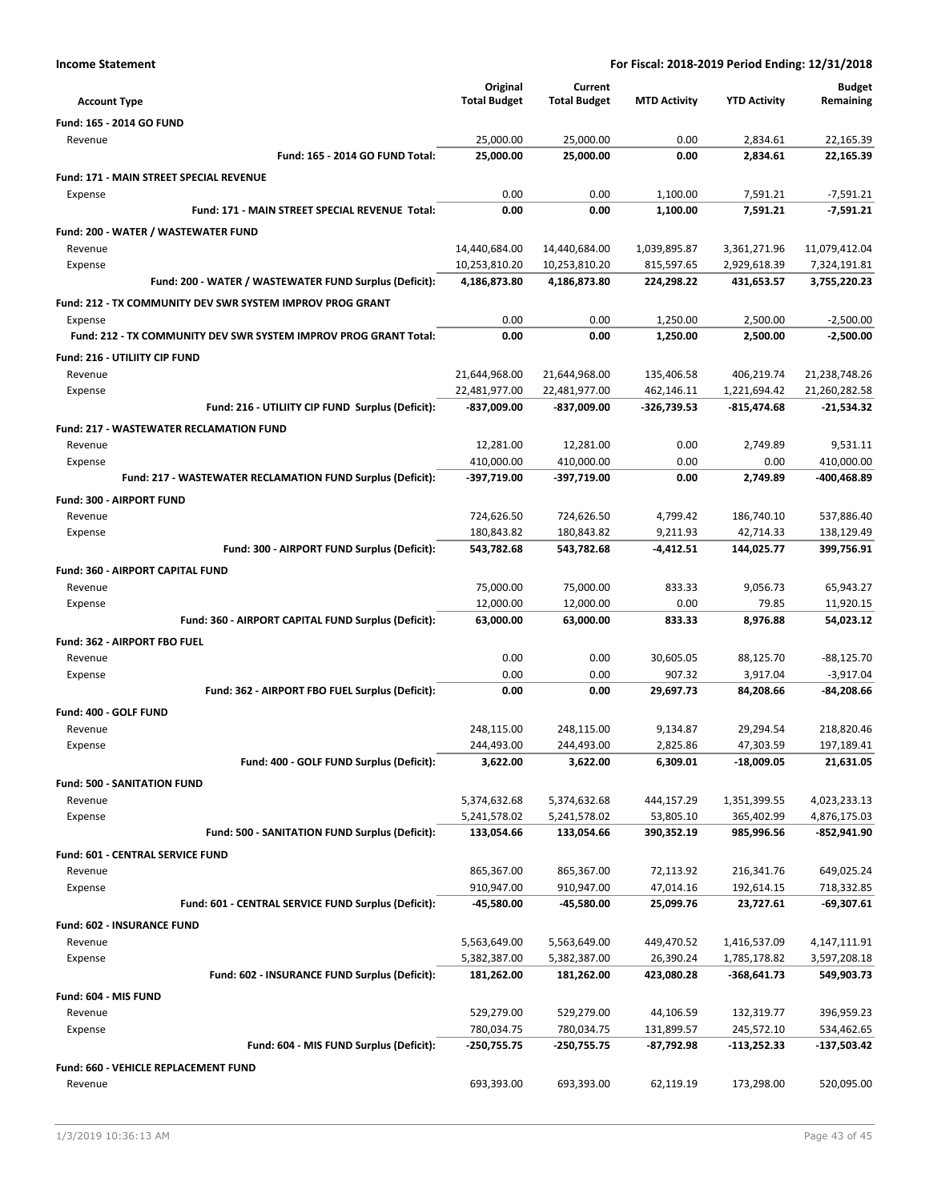**Income Statement** — For Fiscal: 2018-2019 Period Ending: 12/31/2018

| Account Type | Original Total Budget | Current Total Budget | MTD Activity | YTD Activity | Budget Remaining |
|---|---|---|---|---|---|
| **Fund: 165 - 2014 GO FUND** | | | | | |
| Revenue | 25,000.00 | 25,000.00 | 0.00 | 2,834.61 | 22,165.39 |
| **Fund: 165 - 2014 GO FUND Total:** | **25,000.00** | **25,000.00** | **0.00** | **2,834.61** | **22,165.39** |
| **Fund: 171 - MAIN STREET SPECIAL REVENUE** | | | | | |
| Expense | 0.00 | 0.00 | 1,100.00 | 7,591.21 | -7,591.21 |
| **Fund: 171 - MAIN STREET SPECIAL REVENUE Total:** | **0.00** | **0.00** | **1,100.00** | **7,591.21** | **-7,591.21** |
| **Fund: 200 - WATER / WASTEWATER FUND** | | | | | |
| Revenue | 14,440,684.00 | 14,440,684.00 | 1,039,895.87 | 3,361,271.96 | 11,079,412.04 |
| Expense | 10,253,810.20 | 10,253,810.20 | 815,597.65 | 2,929,618.39 | 7,324,191.81 |
| **Fund: 200 - WATER / WASTEWATER FUND Surplus (Deficit):** | **4,186,873.80** | **4,186,873.80** | **224,298.22** | **431,653.57** | **3,755,220.23** |
| **Fund: 212 - TX COMMUNITY DEV SWR SYSTEM IMPROV PROG GRANT** | | | | | |
| Expense | 0.00 | 0.00 | 1,250.00 | 2,500.00 | -2,500.00 |
| **Fund: 212 - TX COMMUNITY DEV SWR SYSTEM IMPROV PROG GRANT Total:** | **0.00** | **0.00** | **1,250.00** | **2,500.00** | **-2,500.00** |
| **Fund: 216 - UTILIITY CIP FUND** | | | | | |
| Revenue | 21,644,968.00 | 21,644,968.00 | 135,406.58 | 406,219.74 | 21,238,748.26 |
| Expense | 22,481,977.00 | 22,481,977.00 | 462,146.11 | 1,221,694.42 | 21,260,282.58 |
| **Fund: 216 - UTILIITY CIP FUND Surplus (Deficit):** | **-837,009.00** | **-837,009.00** | **-326,739.53** | **-815,474.68** | **-21,534.32** |
| **Fund: 217 - WASTEWATER RECLAMATION FUND** | | | | | |
| Revenue | 12,281.00 | 12,281.00 | 0.00 | 2,749.89 | 9,531.11 |
| Expense | 410,000.00 | 410,000.00 | 0.00 | 0.00 | 410,000.00 |
| **Fund: 217 - WASTEWATER RECLAMATION FUND Surplus (Deficit):** | **-397,719.00** | **-397,719.00** | **0.00** | **2,749.89** | **-400,468.89** |
| **Fund: 300 - AIRPORT FUND** | | | | | |
| Revenue | 724,626.50 | 724,626.50 | 4,799.42 | 186,740.10 | 537,886.40 |
| Expense | 180,843.82 | 180,843.82 | 9,211.93 | 42,714.33 | 138,129.49 |
| **Fund: 300 - AIRPORT FUND Surplus (Deficit):** | **543,782.68** | **543,782.68** | **-4,412.51** | **144,025.77** | **399,756.91** |
| **Fund: 360 - AIRPORT CAPITAL FUND** | | | | | |
| Revenue | 75,000.00 | 75,000.00 | 833.33 | 9,056.73 | 65,943.27 |
| Expense | 12,000.00 | 12,000.00 | 0.00 | 79.85 | 11,920.15 |
| **Fund: 360 - AIRPORT CAPITAL FUND Surplus (Deficit):** | **63,000.00** | **63,000.00** | **833.33** | **8,976.88** | **54,023.12** |
| **Fund: 362 - AIRPORT FBO FUEL** | | | | | |
| Revenue | 0.00 | 0.00 | 30,605.05 | 88,125.70 | -88,125.70 |
| Expense | 0.00 | 0.00 | 907.32 | 3,917.04 | -3,917.04 |
| **Fund: 362 - AIRPORT FBO FUEL Surplus (Deficit):** | **0.00** | **0.00** | **29,697.73** | **84,208.66** | **-84,208.66** |
| **Fund: 400 - GOLF FUND** | | | | | |
| Revenue | 248,115.00 | 248,115.00 | 9,134.87 | 29,294.54 | 218,820.46 |
| Expense | 244,493.00 | 244,493.00 | 2,825.86 | 47,303.59 | 197,189.41 |
| **Fund: 400 - GOLF FUND Surplus (Deficit):** | **3,622.00** | **3,622.00** | **6,309.01** | **-18,009.05** | **21,631.05** |
| **Fund: 500 - SANITATION FUND** | | | | | |
| Revenue | 5,374,632.68 | 5,374,632.68 | 444,157.29 | 1,351,399.55 | 4,023,233.13 |
| Expense | 5,241,578.02 | 5,241,578.02 | 53,805.10 | 365,402.99 | 4,876,175.03 |
| **Fund: 500 - SANITATION FUND Surplus (Deficit):** | **133,054.66** | **133,054.66** | **390,352.19** | **985,996.56** | **-852,941.90** |
| **Fund: 601 - CENTRAL SERVICE FUND** | | | | | |
| Revenue | 865,367.00 | 865,367.00 | 72,113.92 | 216,341.76 | 649,025.24 |
| Expense | 910,947.00 | 910,947.00 | 47,014.16 | 192,614.15 | 718,332.85 |
| **Fund: 601 - CENTRAL SERVICE FUND Surplus (Deficit):** | **-45,580.00** | **-45,580.00** | **25,099.76** | **23,727.61** | **-69,307.61** |
| **Fund: 602 - INSURANCE FUND** | | | | | |
| Revenue | 5,563,649.00 | 5,563,649.00 | 449,470.52 | 1,416,537.09 | 4,147,111.91 |
| Expense | 5,382,387.00 | 5,382,387.00 | 26,390.24 | 1,785,178.82 | 3,597,208.18 |
| **Fund: 602 - INSURANCE FUND Surplus (Deficit):** | **181,262.00** | **181,262.00** | **423,080.28** | **-368,641.73** | **549,903.73** |
| **Fund: 604 - MIS FUND** | | | | | |
| Revenue | 529,279.00 | 529,279.00 | 44,106.59 | 132,319.77 | 396,959.23 |
| Expense | 780,034.75 | 780,034.75 | 131,899.57 | 245,572.10 | 534,462.65 |
| **Fund: 604 - MIS FUND Surplus (Deficit):** | **-250,755.75** | **-250,755.75** | **-87,792.98** | **-113,252.33** | **-137,503.42** |
| **Fund: 660 - VEHICLE REPLACEMENT FUND** | | | | | |
| Revenue | 693,393.00 | 693,393.00 | 62,119.19 | 173,298.00 | 520,095.00 |

1/3/2019 10:36:13 AM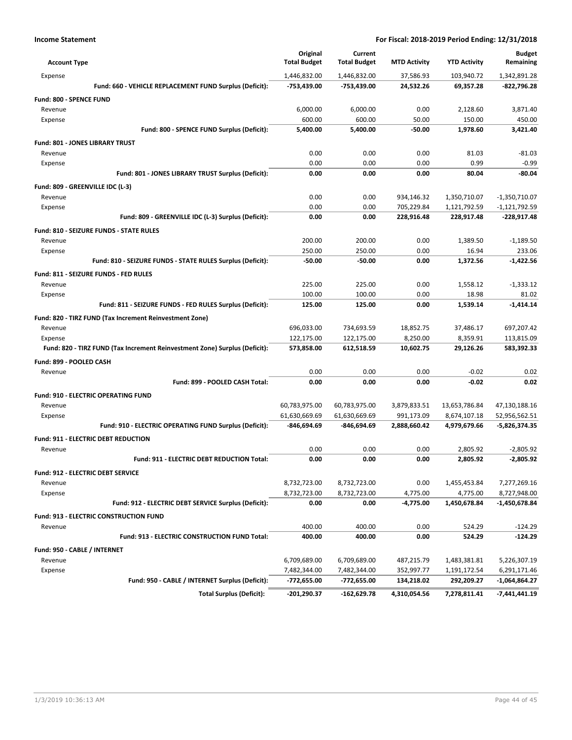**Income Statement** — For Fiscal: 2018-2019 Period Ending: 12/31/2018

| Account Type | Original Total Budget | Current Total Budget | MTD Activity | YTD Activity | Budget Remaining |
|---|---|---|---|---|---|
| Expense | 1,446,832.00 | 1,446,832.00 | 37,586.93 | 103,940.72 | 1,342,891.28 |
| **Fund: 660 - VEHICLE REPLACEMENT FUND Surplus (Deficit):** | **-753,439.00** | **-753,439.00** | **24,532.26** | **69,357.28** | **-822,796.28** |
| **Fund: 800 - SPENCE FUND** | | | | | |
| Revenue | 6,000.00 | 6,000.00 | 0.00 | 2,128.60 | 3,871.40 |
| Expense | 600.00 | 600.00 | 50.00 | 150.00 | 450.00 |
| **Fund: 800 - SPENCE FUND Surplus (Deficit):** | **5,400.00** | **5,400.00** | **-50.00** | **1,978.60** | **3,421.40** |
| **Fund: 801 - JONES LIBRARY TRUST** | | | | | |
| Revenue | 0.00 | 0.00 | 0.00 | 81.03 | -81.03 |
| Expense | 0.00 | 0.00 | 0.00 | 0.99 | -0.99 |
| **Fund: 801 - JONES LIBRARY TRUST Surplus (Deficit):** | **0.00** | **0.00** | **0.00** | **80.04** | **-80.04** |
| **Fund: 809 - GREENVILLE IDC (L-3)** | | | | | |
| Revenue | 0.00 | 0.00 | 934,146.32 | 1,350,710.07 | -1,350,710.07 |
| Expense | 0.00 | 0.00 | 705,229.84 | 1,121,792.59 | -1,121,792.59 |
| **Fund: 809 - GREENVILLE IDC (L-3) Surplus (Deficit):** | **0.00** | **0.00** | **228,916.48** | **228,917.48** | **-228,917.48** |
| **Fund: 810 - SEIZURE FUNDS - STATE RULES** | | | | | |
| Revenue | 200.00 | 200.00 | 0.00 | 1,389.50 | -1,189.50 |
| Expense | 250.00 | 250.00 | 0.00 | 16.94 | 233.06 |
| **Fund: 810 - SEIZURE FUNDS - STATE RULES Surplus (Deficit):** | **-50.00** | **-50.00** | **0.00** | **1,372.56** | **-1,422.56** |
| **Fund: 811 - SEIZURE FUNDS - FED RULES** | | | | | |
| Revenue | 225.00 | 225.00 | 0.00 | 1,558.12 | -1,333.12 |
| Expense | 100.00 | 100.00 | 0.00 | 18.98 | 81.02 |
| **Fund: 811 - SEIZURE FUNDS - FED RULES Surplus (Deficit):** | **125.00** | **125.00** | **0.00** | **1,539.14** | **-1,414.14** |
| **Fund: 820 - TIRZ FUND (Tax Increment Reinvestment Zone)** | | | | | |
| Revenue | 696,033.00 | 734,693.59 | 18,852.75 | 37,486.17 | 697,207.42 |
| Expense | 122,175.00 | 122,175.00 | 8,250.00 | 8,359.91 | 113,815.09 |
| **Fund: 820 - TIRZ FUND (Tax Increment Reinvestment Zone) Surplus (Deficit):** | **573,858.00** | **612,518.59** | **10,602.75** | **29,126.26** | **583,392.33** |
| **Fund: 899 - POOLED CASH** | | | | | |
| Revenue | 0.00 | 0.00 | 0.00 | -0.02 | 0.02 |
| **Fund: 899 - POOLED CASH Total:** | **0.00** | **0.00** | **0.00** | **-0.02** | **0.02** |
| **Fund: 910 - ELECTRIC OPERATING FUND** | | | | | |
| Revenue | 60,783,975.00 | 60,783,975.00 | 3,879,833.51 | 13,653,786.84 | 47,130,188.16 |
| Expense | 61,630,669.69 | 61,630,669.69 | 991,173.09 | 8,674,107.18 | 52,956,562.51 |
| **Fund: 910 - ELECTRIC OPERATING FUND Surplus (Deficit):** | **-846,694.69** | **-846,694.69** | **2,888,660.42** | **4,979,679.66** | **-5,826,374.35** |
| **Fund: 911 - ELECTRIC DEBT REDUCTION** | | | | | |
| Revenue | 0.00 | 0.00 | 0.00 | 2,805.92 | -2,805.92 |
| **Fund: 911 - ELECTRIC DEBT REDUCTION Total:** | **0.00** | **0.00** | **0.00** | **2,805.92** | **-2,805.92** |
| **Fund: 912 - ELECTRIC DEBT SERVICE** | | | | | |
| Revenue | 8,732,723.00 | 8,732,723.00 | 0.00 | 1,455,453.84 | 7,277,269.16 |
| Expense | 8,732,723.00 | 8,732,723.00 | 4,775.00 | 4,775.00 | 8,727,948.00 |
| **Fund: 912 - ELECTRIC DEBT SERVICE Surplus (Deficit):** | **0.00** | **0.00** | **-4,775.00** | **1,450,678.84** | **-1,450,678.84** |
| **Fund: 913 - ELECTRIC CONSTRUCTION FUND** | | | | | |
| Revenue | 400.00 | 400.00 | 0.00 | 524.29 | -124.29 |
| **Fund: 913 - ELECTRIC CONSTRUCTION FUND Total:** | **400.00** | **400.00** | **0.00** | **524.29** | **-124.29** |
| **Fund: 950 - CABLE / INTERNET** | | | | | |
| Revenue | 6,709,689.00 | 6,709,689.00 | 487,215.79 | 1,483,381.81 | 5,226,307.19 |
| Expense | 7,482,344.00 | 7,482,344.00 | 352,997.77 | 1,191,172.54 | 6,291,171.46 |
| **Fund: 950 - CABLE / INTERNET Surplus (Deficit):** | **-772,655.00** | **-772,655.00** | **134,218.02** | **292,209.27** | **-1,064,864.27** |
| **Total Surplus (Deficit):** | **-201,290.37** | **-162,629.78** | **4,310,054.56** | **7,278,811.41** | **-7,441,441.19** |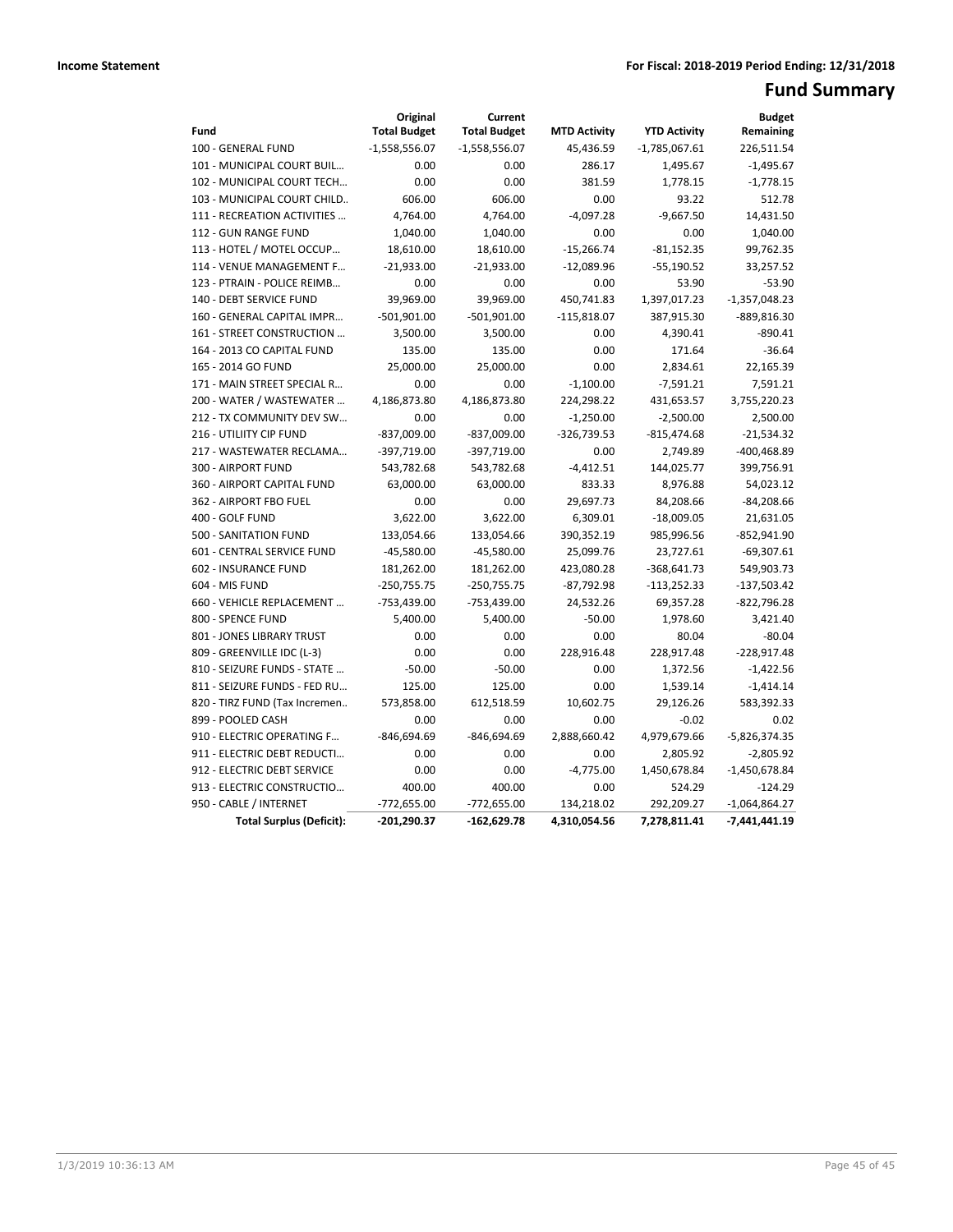**Income Statement** **For Fiscal: 2018-2019 Period Ending: 12/31/2018**

# Fund Summary

| Fund | Original Total Budget | Current Total Budget | MTD Activity | YTD Activity | Budget Remaining |
|---|---|---|---|---|---|
| 100 - GENERAL FUND | -1,558,556.07 | -1,558,556.07 | 45,436.59 | -1,785,067.61 | 226,511.54 |
| 101 - MUNICIPAL COURT BUIL… | 0.00 | 0.00 | 286.17 | 1,495.67 | -1,495.67 |
| 102 - MUNICIPAL COURT TECH… | 0.00 | 0.00 | 381.59 | 1,778.15 | -1,778.15 |
| 103 - MUNICIPAL COURT CHILD.. | 606.00 | 606.00 | 0.00 | 93.22 | 512.78 |
| 111 - RECREATION ACTIVITIES … | 4,764.00 | 4,764.00 | -4,097.28 | -9,667.50 | 14,431.50 |
| 112 - GUN RANGE FUND | 1,040.00 | 1,040.00 | 0.00 | 0.00 | 1,040.00 |
| 113 - HOTEL / MOTEL OCCUP… | 18,610.00 | 18,610.00 | -15,266.74 | -81,152.35 | 99,762.35 |
| 114 - VENUE MANAGEMENT F… | -21,933.00 | -21,933.00 | -12,089.96 | -55,190.52 | 33,257.52 |
| 123 - PTRAIN - POLICE REIMB… | 0.00 | 0.00 | 0.00 | 53.90 | -53.90 |
| 140 - DEBT SERVICE FUND | 39,969.00 | 39,969.00 | 450,741.83 | 1,397,017.23 | -1,357,048.23 |
| 160 - GENERAL CAPITAL IMPR… | -501,901.00 | -501,901.00 | -115,818.07 | 387,915.30 | -889,816.30 |
| 161 - STREET CONSTRUCTION … | 3,500.00 | 3,500.00 | 0.00 | 4,390.41 | -890.41 |
| 164 - 2013 CO CAPITAL FUND | 135.00 | 135.00 | 0.00 | 171.64 | -36.64 |
| 165 - 2014 GO FUND | 25,000.00 | 25,000.00 | 0.00 | 2,834.61 | 22,165.39 |
| 171 - MAIN STREET SPECIAL R… | 0.00 | 0.00 | -1,100.00 | -7,591.21 | 7,591.21 |
| 200 - WATER / WASTEWATER … | 4,186,873.80 | 4,186,873.80 | 224,298.22 | 431,653.57 | 3,755,220.23 |
| 212 - TX COMMUNITY DEV SW… | 0.00 | 0.00 | -1,250.00 | -2,500.00 | 2,500.00 |
| 216 - UTILIITY CIP FUND | -837,009.00 | -837,009.00 | -326,739.53 | -815,474.68 | -21,534.32 |
| 217 - WASTEWATER RECLAMA… | -397,719.00 | -397,719.00 | 0.00 | 2,749.89 | -400,468.89 |
| 300 - AIRPORT FUND | 543,782.68 | 543,782.68 | -4,412.51 | 144,025.77 | 399,756.91 |
| 360 - AIRPORT CAPITAL FUND | 63,000.00 | 63,000.00 | 833.33 | 8,976.88 | 54,023.12 |
| 362 - AIRPORT FBO FUEL | 0.00 | 0.00 | 29,697.73 | 84,208.66 | -84,208.66 |
| 400 - GOLF FUND | 3,622.00 | 3,622.00 | 6,309.01 | -18,009.05 | 21,631.05 |
| 500 - SANITATION FUND | 133,054.66 | 133,054.66 | 390,352.19 | 985,996.56 | -852,941.90 |
| 601 - CENTRAL SERVICE FUND | -45,580.00 | -45,580.00 | 25,099.76 | 23,727.61 | -69,307.61 |
| 602 - INSURANCE FUND | 181,262.00 | 181,262.00 | 423,080.28 | -368,641.73 | 549,903.73 |
| 604 - MIS FUND | -250,755.75 | -250,755.75 | -87,792.98 | -113,252.33 | -137,503.42 |
| 660 - VEHICLE REPLACEMENT … | -753,439.00 | -753,439.00 | 24,532.26 | 69,357.28 | -822,796.28 |
| 800 - SPENCE FUND | 5,400.00 | 5,400.00 | -50.00 | 1,978.60 | 3,421.40 |
| 801 - JONES LIBRARY TRUST | 0.00 | 0.00 | 0.00 | 80.04 | -80.04 |
| 809 - GREENVILLE IDC (L-3) | 0.00 | 0.00 | 228,916.48 | 228,917.48 | -228,917.48 |
| 810 - SEIZURE FUNDS - STATE … | -50.00 | -50.00 | 0.00 | 1,372.56 | -1,422.56 |
| 811 - SEIZURE FUNDS - FED RU… | 125.00 | 125.00 | 0.00 | 1,539.14 | -1,414.14 |
| 820 - TIRZ FUND (Tax Incremen.. | 573,858.00 | 612,518.59 | 10,602.75 | 29,126.26 | 583,392.33 |
| 899 - POOLED CASH | 0.00 | 0.00 | 0.00 | -0.02 | 0.02 |
| 910 - ELECTRIC OPERATING F… | -846,694.69 | -846,694.69 | 2,888,660.42 | 4,979,679.66 | -5,826,374.35 |
| 911 - ELECTRIC DEBT REDUCTI… | 0.00 | 0.00 | 0.00 | 2,805.92 | -2,805.92 |
| 912 - ELECTRIC DEBT SERVICE | 0.00 | 0.00 | -4,775.00 | 1,450,678.84 | -1,450,678.84 |
| 913 - ELECTRIC CONSTRUCTIO… | 400.00 | 400.00 | 0.00 | 524.29 | -124.29 |
| 950 - CABLE / INTERNET | -772,655.00 | -772,655.00 | 134,218.02 | 292,209.27 | -1,064,864.27 |
| **Total Surplus (Deficit):** | **-201,290.37** | **-162,629.78** | **4,310,054.56** | **7,278,811.41** | **-7,441,441.19** |